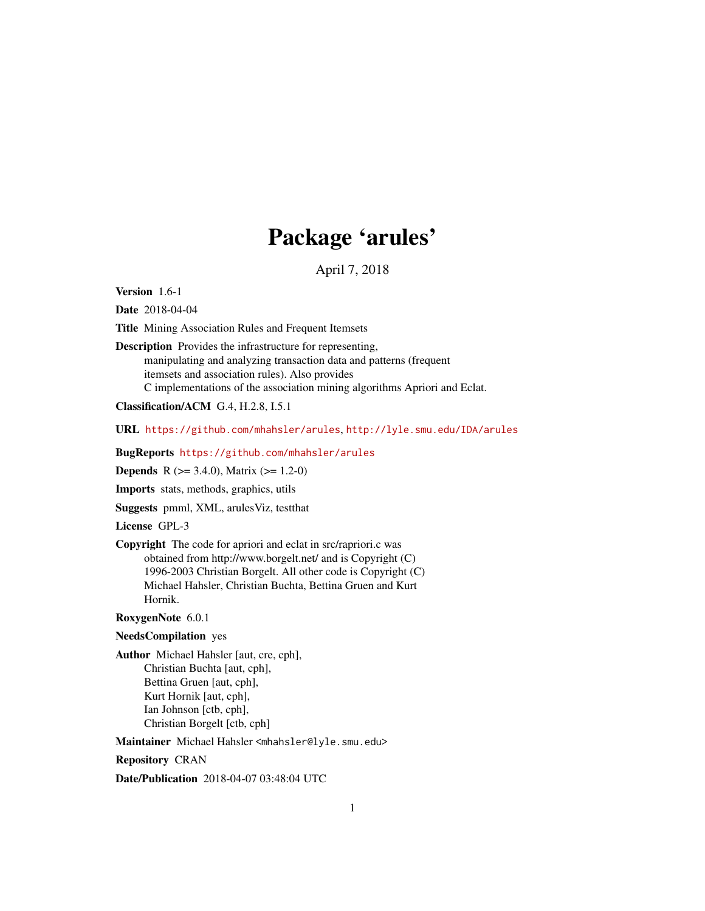# Package 'arules'

April 7, 2018

**Version** 1.6-1

**Date** 2018-04-04

**Title** Mining Association Rules and Frequent Itemsets

**Description** Provides the infrastructure for representing, manipulating and analyzing transaction data and patterns (frequent itemsets and association rules). Also provides C implementations of the association mining algorithms Apriori and Eclat.

**Classification/ACM** G.4, H.2.8, I.5.1

**URL** https://github.com/mhahsler/arules, http://lyle.smu.edu/IDA/arules

**BugReports** https://github.com/mhahsler/arules

**Depends** R (>= 3.4.0), Matrix (>= 1.2-0)

**Imports** stats, methods, graphics, utils

**Suggests** pmml, XML, arulesViz, testthat

**License** GPL-3

**Copyright** The code for apriori and eclat in src/rapriori.c was obtained from http://www.borgelt.net/ and is Copyright (C) 1996-2003 Christian Borgelt. All other code is Copyright (C) Michael Hahsler, Christian Buchta, Bettina Gruen and Kurt Hornik.

**RoxygenNote** 6.0.1

**NeedsCompilation** yes

**Author** Michael Hahsler [aut, cre, cph],
Christian Buchta [aut, cph],
Bettina Gruen [aut, cph],
Kurt Hornik [aut, cph],
Ian Johnson [ctb, cph],
Christian Borgelt [ctb, cph]

**Maintainer** Michael Hahsler <mhahsler@lyle.smu.edu>

**Repository** CRAN

**Date/Publication** 2018-04-07 03:48:04 UTC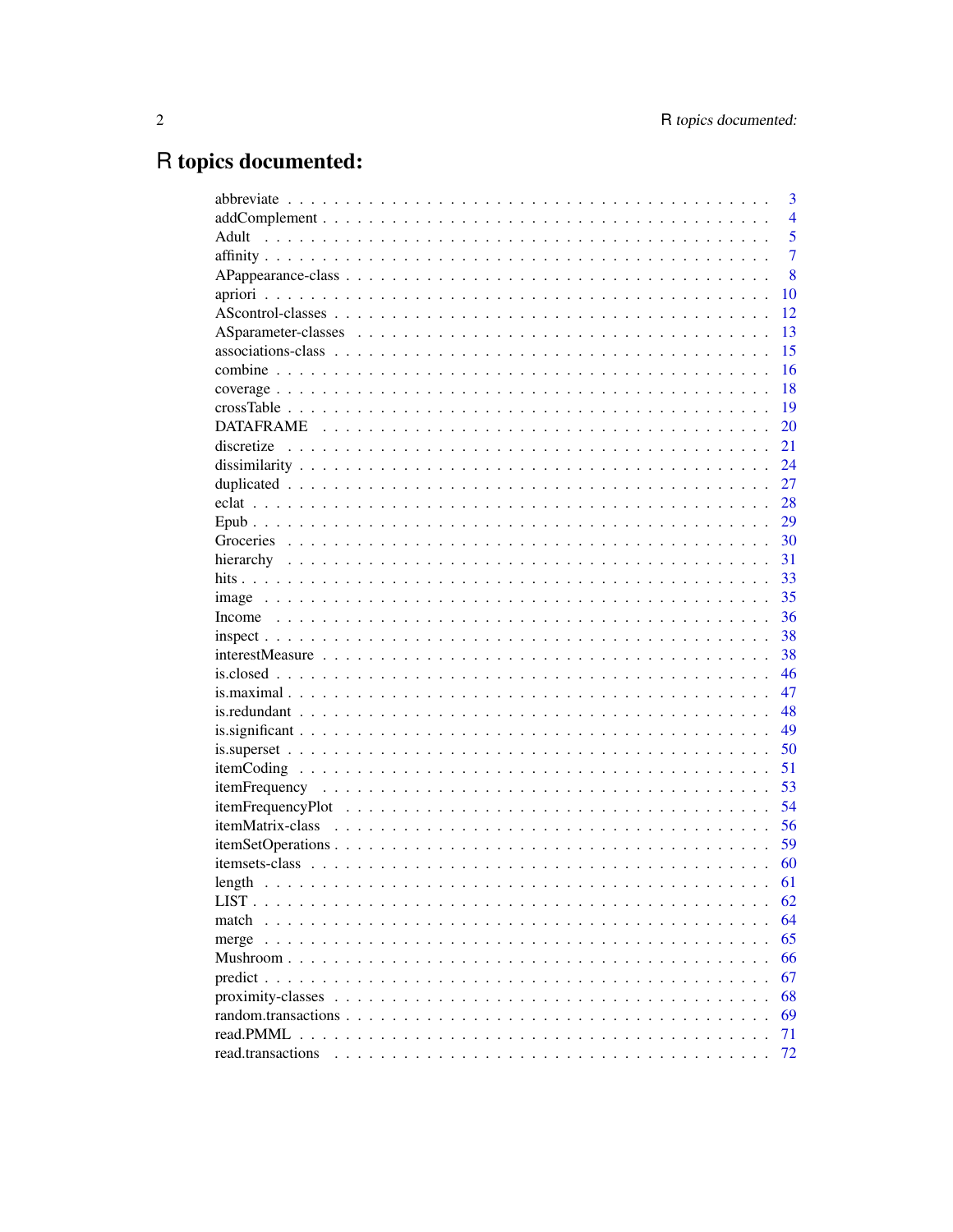# R topics documented:

| | |
|---|---|
| abbreviate | 3 |
| addComplement | 4 |
| Adult | 5 |
| affinity | 7 |
| APappearance-class | 8 |
| apriori | 10 |
| AScontrol-classes | 12 |
| ASparameter-classes | 13 |
| associations-class | 15 |
| combine | 16 |
| coverage | 18 |
| crossTable | 19 |
| DATAFRAME | 20 |
| discretize | 21 |
| dissimilarity | 24 |
| duplicated | 27 |
| eclat | 28 |
| Epub | 29 |
| Groceries | 30 |
| hierarchy | 31 |
| hits | 33 |
| image | 35 |
| Income | 36 |
| inspect | 38 |
| interestMeasure | 38 |
| is.closed | 46 |
| is.maximal | 47 |
| is.redundant | 48 |
| is.significant | 49 |
| is.superset | 50 |
| itemCoding | 51 |
| itemFrequency | 53 |
| itemFrequencyPlot | 54 |
| itemMatrix-class | 56 |
| itemSetOperations | 59 |
| itemsets-class | 60 |
| length | 61 |
| LIST | 62 |
| match | 64 |
| merge | 65 |
| Mushroom | 66 |
| predict | 67 |
| proximity-classes | 68 |
| random.transactions | 69 |
| read.PMML | 71 |
| read.transactions | 72 |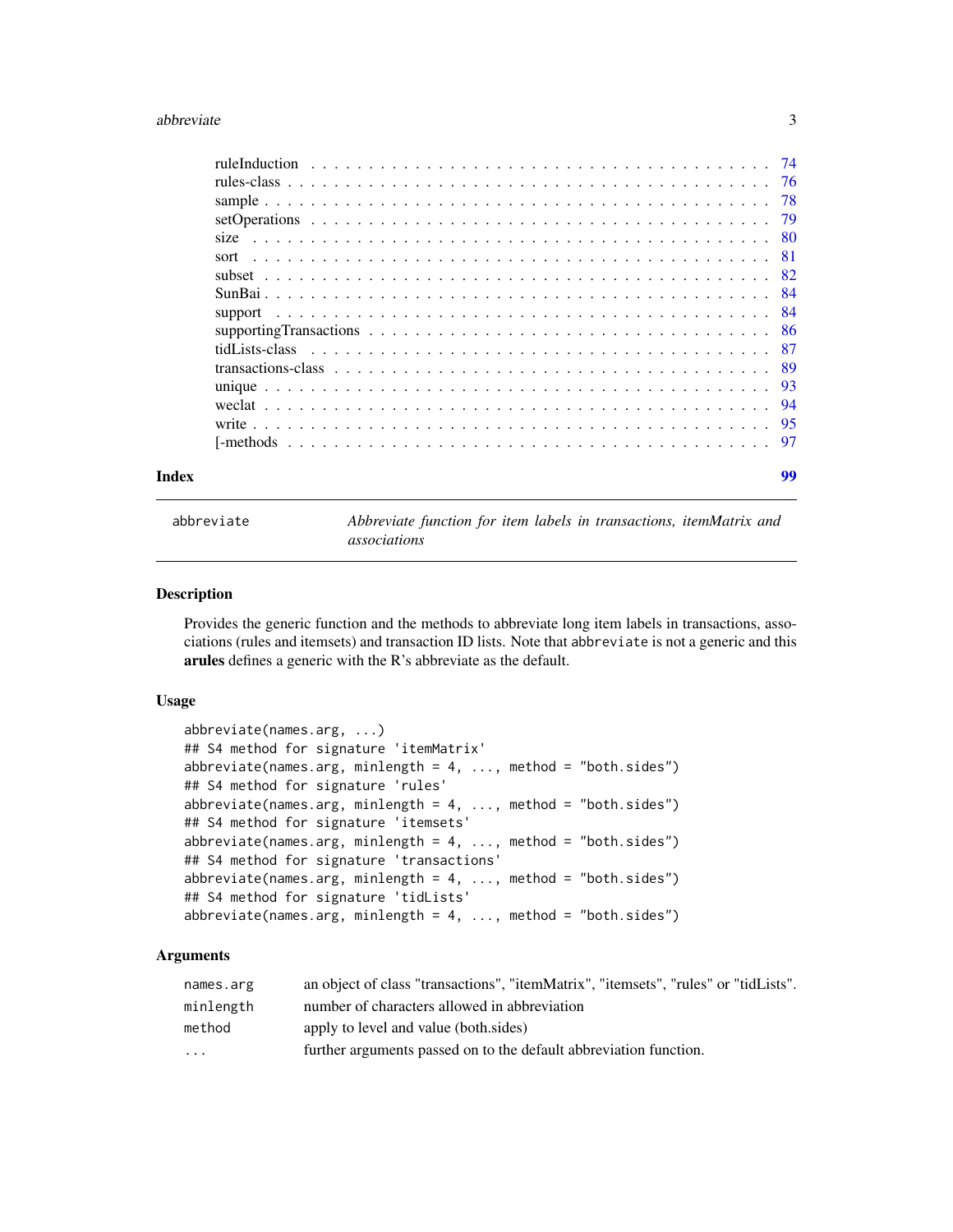| | |
|---|---|
| ruleInduction | 74 |
| rules-class | 76 |
| sample | 78 |
| setOperations | 79 |
| size | 80 |
| sort | 81 |
| subset | 82 |
| SunBai | 84 |
| support | 84 |
| supportingTransactions | 86 |
| tidLists-class | 87 |
| transactions-class | 89 |
| unique | 93 |
| weclat | 94 |
| write | 95 |
| [-methods | 97 |

**Index** **99**

---

`abbreviate` *Abbreviate function for item labels in transactions, itemMatrix and associations*

---

### Description

Provides the generic function and the methods to abbreviate long item labels in transactions, associations (rules and itemsets) and transaction ID lists. Note that `abbreviate` is not a generic and this **arules** defines a generic with the R's abbreviate as the default.

### Usage

```
abbreviate(names.arg, ...)
## S4 method for signature 'itemMatrix'
abbreviate(names.arg, minlength = 4, ..., method = "both.sides")
## S4 method for signature 'rules'
abbreviate(names.arg, minlength = 4, ..., method = "both.sides")
## S4 method for signature 'itemsets'
abbreviate(names.arg, minlength = 4, ..., method = "both.sides")
## S4 method for signature 'transactions'
abbreviate(names.arg, minlength = 4, ..., method = "both.sides")
## S4 method for signature 'tidLists'
abbreviate(names.arg, minlength = 4, ..., method = "both.sides")
```

### Arguments

| | |
|---|---|
| `names.arg` | an object of class "transactions", "itemMatrix", "itemsets", "rules" or "tidLists". |
| `minlength` | number of characters allowed in abbreviation |
| `method` | apply to level and value (both.sides) |
| `...` | further arguments passed on to the default abbreviation function. |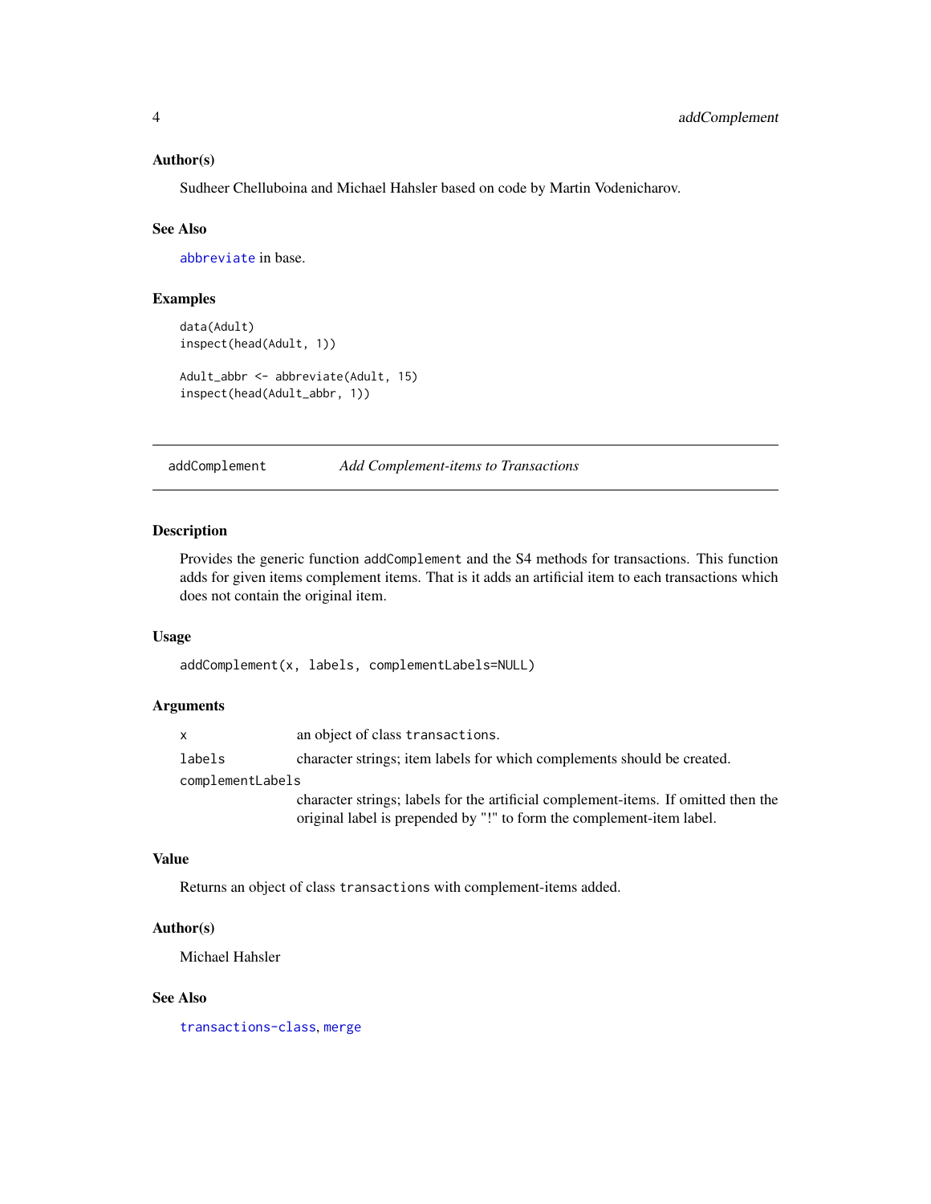### Author(s)

Sudheer Chelluboina and Michael Hahsler based on code by Martin Vodenicharov.

### See Also

`abbreviate` in base.

### Examples

```
data(Adult)
inspect(head(Adult, 1))

Adult_abbr <- abbreviate(Adult, 15)
inspect(head(Adult_abbr, 1))
```

---

## addComplement *Add Complement-items to Transactions*

---

### Description

Provides the generic function `addComplement` and the S4 methods for transactions. This function adds for given items complement items. That is it adds an artificial item to each transactions which does not contain the original item.

### Usage

```
addComplement(x, labels, complementLabels=NULL)
```

### Arguments

| | |
|---|---|
| `x` | an object of class `transactions`. |
| `labels` | character strings; item labels for which complements should be created. |
| `complementLabels` | character strings; labels for the artificial complement-items. If omitted then the original label is prepended by "!" to form the complement-item label. |

### Value

Returns an object of class `transactions` with complement-items added.

### Author(s)

Michael Hahsler

### See Also

`transactions-class`, `merge`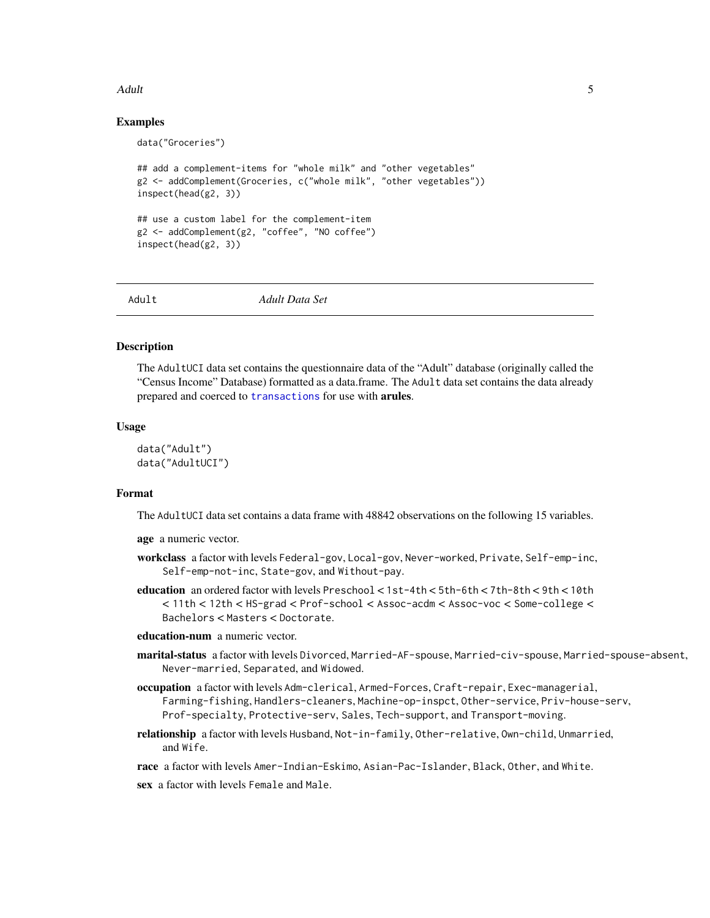### Examples

```
data("Groceries")

## add a complement-items for "whole milk" and "other vegetables"
g2 <- addComplement(Groceries, c("whole milk", "other vegetables"))
inspect(head(g2, 3))

## use a custom label for the complement-item
g2 <- addComplement(g2, "coffee", "NO coffee")
inspect(head(g2, 3))
```

---

## Adult — *Adult Data Set*

### Description

The `AdultUCI` data set contains the questionnaire data of the "Adult" database (originally called the "Census Income" Database) formatted as a data.frame. The `Adult` data set contains the data already prepared and coerced to `transactions` for use with **arules**.

### Usage

```
data("Adult")
data("AdultUCI")
```

### Format

The `AdultUCI` data set contains a data frame with 48842 observations on the following 15 variables.

**age** a numeric vector.

**workclass** a factor with levels `Federal-gov`, `Local-gov`, `Never-worked`, `Private`, `Self-emp-inc`, `Self-emp-not-inc`, `State-gov`, and `Without-pay`.

**education** an ordered factor with levels `Preschool` < `1st-4th` < `5th-6th` < `7th-8th` < `9th` < `10th` < `11th` < `12th` < `HS-grad` < `Prof-school` < `Assoc-acdm` < `Assoc-voc` < `Some-college` < `Bachelors` < `Masters` < `Doctorate`.

**education-num** a numeric vector.

**marital-status** a factor with levels `Divorced`, `Married-AF-spouse`, `Married-civ-spouse`, `Married-spouse-absent`, `Never-married`, `Separated`, and `Widowed`.

**occupation** a factor with levels `Adm-clerical`, `Armed-Forces`, `Craft-repair`, `Exec-managerial`, `Farming-fishing`, `Handlers-cleaners`, `Machine-op-inspct`, `Other-service`, `Priv-house-serv`, `Prof-specialty`, `Protective-serv`, `Sales`, `Tech-support`, and `Transport-moving`.

**relationship** a factor with levels `Husband`, `Not-in-family`, `Other-relative`, `Own-child`, `Unmarried`, and `Wife`.

**race** a factor with levels `Amer-Indian-Eskimo`, `Asian-Pac-Islander`, `Black`, `Other`, and `White`.

**sex** a factor with levels `Female` and `Male`.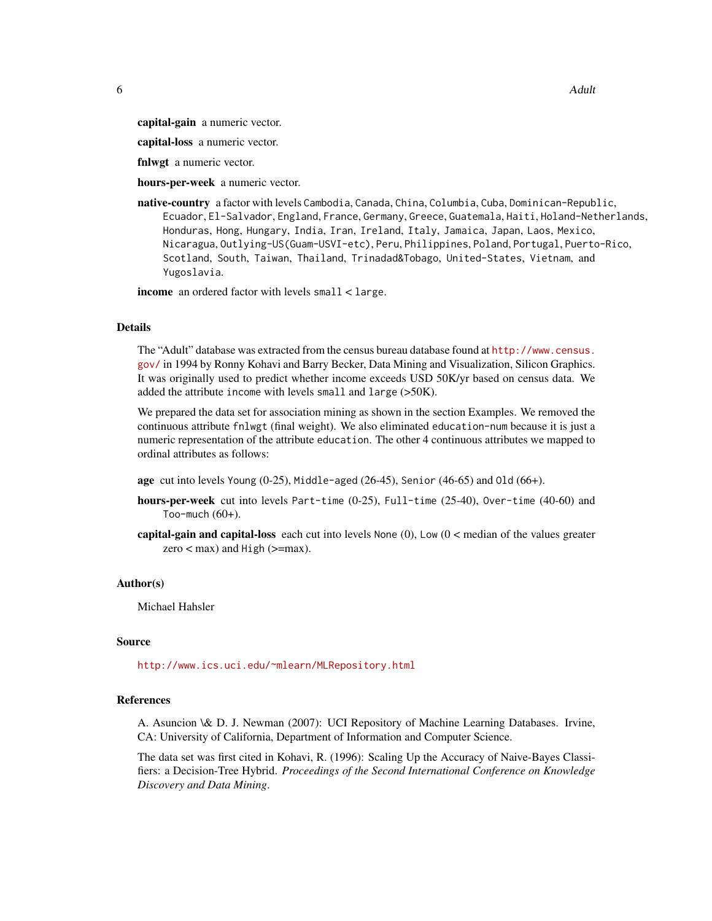**capital-gain** a numeric vector.

**capital-loss** a numeric vector.

**fnlwgt** a numeric vector.

**hours-per-week** a numeric vector.

**native-country** a factor with levels `Cambodia`, `Canada`, `China`, `Columbia`, `Cuba`, `Dominican-Republic`, `Ecuador`, `El-Salvador`, `England`, `France`, `Germany`, `Greece`, `Guatemala`, `Haiti`, `Holand-Netherlands`, `Honduras`, `Hong`, `Hungary`, `India`, `Iran`, `Ireland`, `Italy`, `Jamaica`, `Japan`, `Laos`, `Mexico`, `Nicaragua`, `Outlying-US(Guam-USVI-etc)`, `Peru`, `Philippines`, `Poland`, `Portugal`, `Puerto-Rico`, `Scotland`, `South`, `Taiwan`, `Thailand`, `Trinadad&Tobago`, `United-States`, `Vietnam`, and `Yugoslavia`.

**income** an ordered factor with levels `small` < `large`.

## Details

The "Adult" database was extracted from the census bureau database found at http://www.census.gov/ in 1994 by Ronny Kohavi and Barry Becker, Data Mining and Visualization, Silicon Graphics. It was originally used to predict whether income exceeds USD 50K/yr based on census data. We added the attribute `income` with levels `small` and `large` (>50K).

We prepared the data set for association mining as shown in the section Examples. We removed the continuous attribute `fnlwgt` (final weight). We also eliminated `education-num` because it is just a numeric representation of the attribute `education`. The other 4 continuous attributes we mapped to ordinal attributes as follows:

**age** cut into levels `Young` (0-25), `Middle-aged` (26-45), `Senior` (46-65) and `Old` (66+).

**hours-per-week** cut into levels `Part-time` (0-25), `Full-time` (25-40), `Over-time` (40-60) and `Too-much` (60+).

**capital-gain and capital-loss** each cut into levels `None` (0), `Low` (0 < median of the values greater zero < max) and `High` (>=max).

## Author(s)

Michael Hahsler

## Source

http://www.ics.uci.edu/~mlearn/MLRepository.html

## References

A. Asuncion \& D. J. Newman (2007): UCI Repository of Machine Learning Databases. Irvine, CA: University of California, Department of Information and Computer Science.

The data set was first cited in Kohavi, R. (1996): Scaling Up the Accuracy of Naive-Bayes Classifiers: a Decision-Tree Hybrid. *Proceedings of the Second International Conference on Knowledge Discovery and Data Mining*.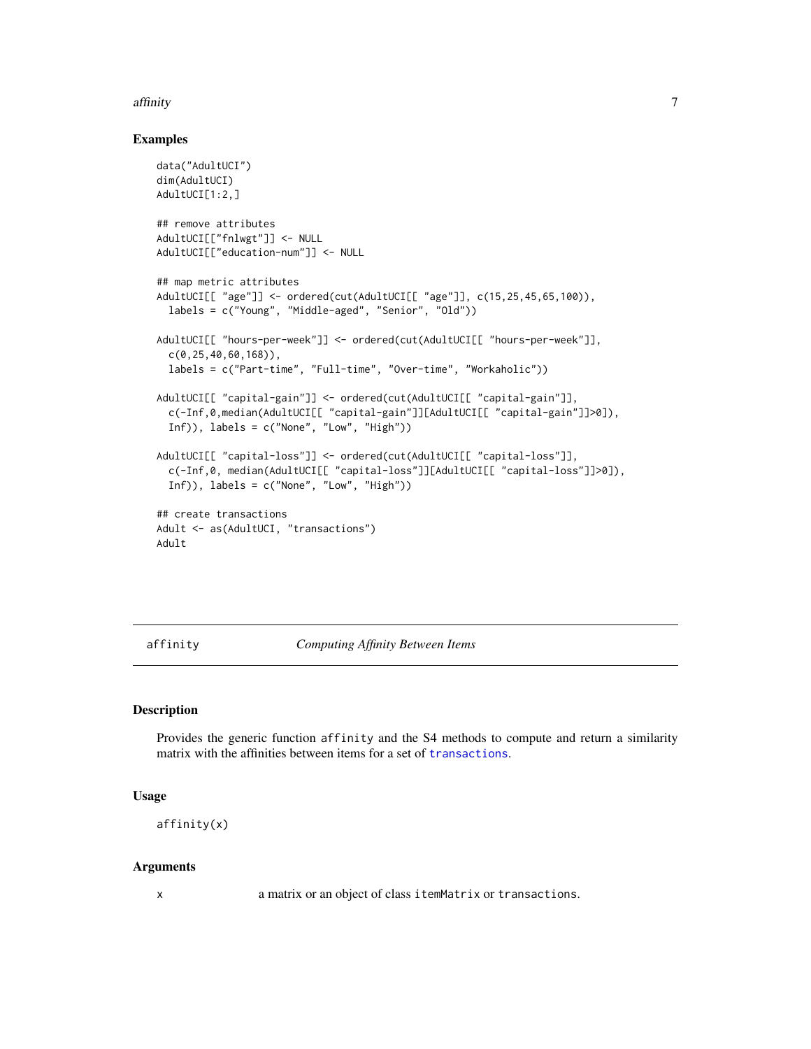## Examples

```
data("AdultUCI")
dim(AdultUCI)
AdultUCI[1:2,]

## remove attributes
AdultUCI[["fnlwgt"]] <- NULL
AdultUCI[["education-num"]] <- NULL

## map metric attributes
AdultUCI[[ "age"]] <- ordered(cut(AdultUCI[[ "age"]], c(15,25,45,65,100)),
  labels = c("Young", "Middle-aged", "Senior", "Old"))

AdultUCI[[ "hours-per-week"]] <- ordered(cut(AdultUCI[[ "hours-per-week"]],
  c(0,25,40,60,168)),
  labels = c("Part-time", "Full-time", "Over-time", "Workaholic"))

AdultUCI[[ "capital-gain"]] <- ordered(cut(AdultUCI[[ "capital-gain"]],
  c(-Inf,0,median(AdultUCI[[ "capital-gain"]][AdultUCI[[ "capital-gain"]]>0]),
  Inf)), labels = c("None", "Low", "High"))

AdultUCI[[ "capital-loss"]] <- ordered(cut(AdultUCI[[ "capital-loss"]],
  c(-Inf,0, median(AdultUCI[[ "capital-loss"]][AdultUCI[[ "capital-loss"]]>0]),
  Inf)), labels = c("None", "Low", "High"))

## create transactions
Adult <- as(AdultUCI, "transactions")
Adult
```

---

# affinity — *Computing Affinity Between Items*

## Description

Provides the generic function `affinity` and the S4 methods to compute and return a similarity matrix with the affinities between items for a set of `transactions`.

## Usage

```
affinity(x)
```

## Arguments

| | |
|---|---|
| x | a matrix or an object of class `itemMatrix` or `transactions`. |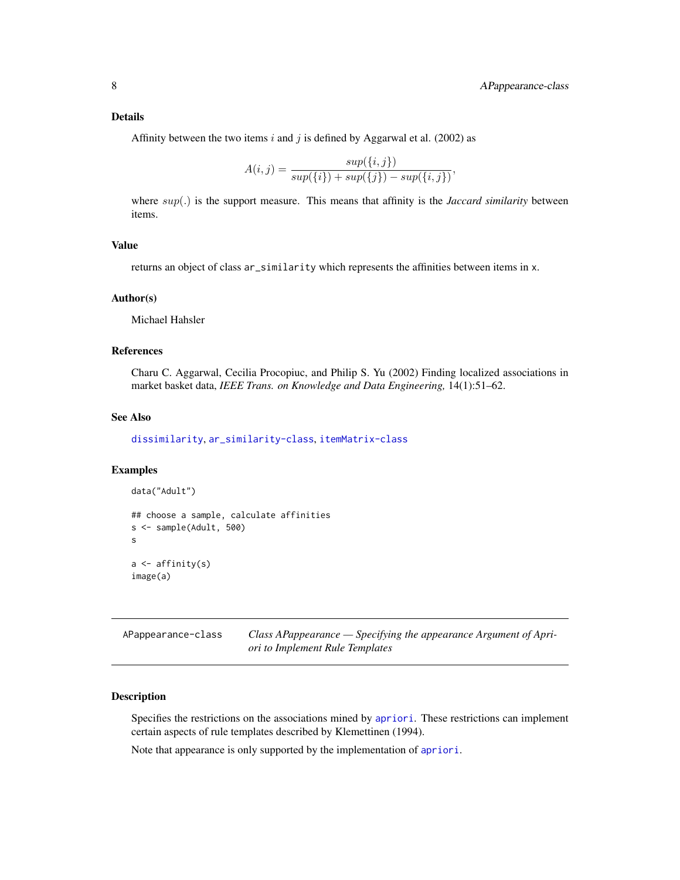### Details

Affinity between the two items $i$ and $j$ is defined by Aggarwal et al. (2002) as

$$A(i,j) = \frac{sup(\{i,j\})}{sup(\{i\}) + sup(\{j\}) - sup(\{i,j\})},$$

where $sup(.)$ is the support measure. This means that affinity is the *Jaccard similarity* between items.

### Value

returns an object of class `ar_similarity` which represents the affinities between items in `x`.

### Author(s)

Michael Hahsler

### References

Charu C. Aggarwal, Cecilia Procopiuc, and Philip S. Yu (2002) Finding localized associations in market basket data, *IEEE Trans. on Knowledge and Data Engineering,* 14(1):51–62.

### See Also

`dissimilarity`, `ar_similarity-class`, `itemMatrix-class`

### Examples

```
data("Adult")

## choose a sample, calculate affinities
s <- sample(Adult, 500)
s

a <- affinity(s)
image(a)
```

---

## APappearance-class — *Class APappearance — Specifying the appearance Argument of Apriori to Implement Rule Templates*

### Description

Specifies the restrictions on the associations mined by `apriori`. These restrictions can implement certain aspects of rule templates described by Klemettinen (1994).

Note that appearance is only supported by the implementation of `apriori`.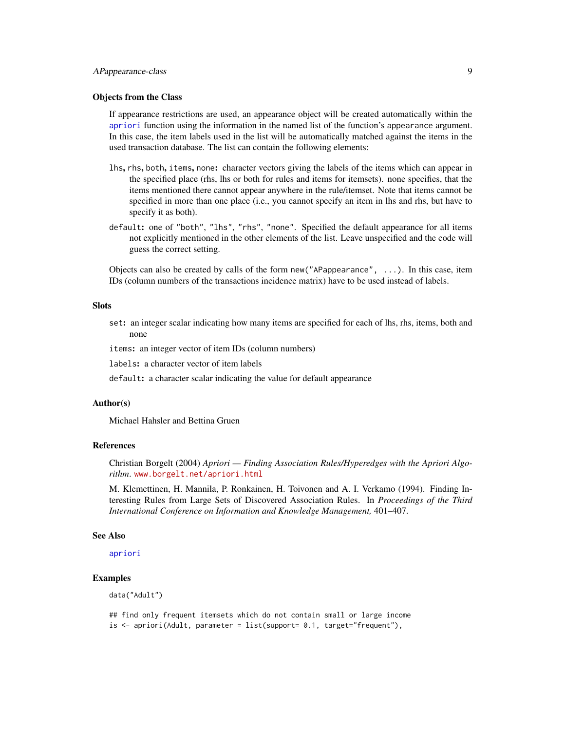### Objects from the Class

If appearance restrictions are used, an appearance object will be created automatically within the `apriori` function using the information in the named list of the function's `appearance` argument. In this case, the item labels used in the list will be automatically matched against the items in the used transaction database. The list can contain the following elements:

`lhs`, `rhs`, `both`, `items`, `none`: character vectors giving the labels of the items which can appear in the specified place (rhs, lhs or both for rules and items for itemsets). none specifies, that the items mentioned there cannot appear anywhere in the rule/itemset. Note that items cannot be specified in more than one place (i.e., you cannot specify an item in lhs and rhs, but have to specify it as both).

`default`: one of `"both"`, `"lhs"`, `"rhs"`, `"none"`. Specified the default appearance for all items not explicitly mentioned in the other elements of the list. Leave unspecified and the code will guess the correct setting.

Objects can also be created by calls of the form `new("APappearance", ...)`. In this case, item IDs (column numbers of the transactions incidence matrix) have to be used instead of labels.

### Slots

`set`: an integer scalar indicating how many items are specified for each of lhs, rhs, items, both and none

`items`: an integer vector of item IDs (column numbers)

`labels`: a character vector of item labels

`default`: a character scalar indicating the value for default appearance

### Author(s)

Michael Hahsler and Bettina Gruen

### References

Christian Borgelt (2004) *Apriori — Finding Association Rules/Hyperedges with the Apriori Algorithm*. www.borgelt.net/apriori.html

M. Klemettinen, H. Mannila, P. Ronkainen, H. Toivonen and A. I. Verkamo (1994). Finding Interesting Rules from Large Sets of Discovered Association Rules. In *Proceedings of the Third International Conference on Information and Knowledge Management,* 401–407.

### See Also

`apriori`

### Examples

```
data("Adult")

## find only frequent itemsets which do not contain small or large income
is <- apriori(Adult, parameter = list(support= 0.1, target="frequent"),
```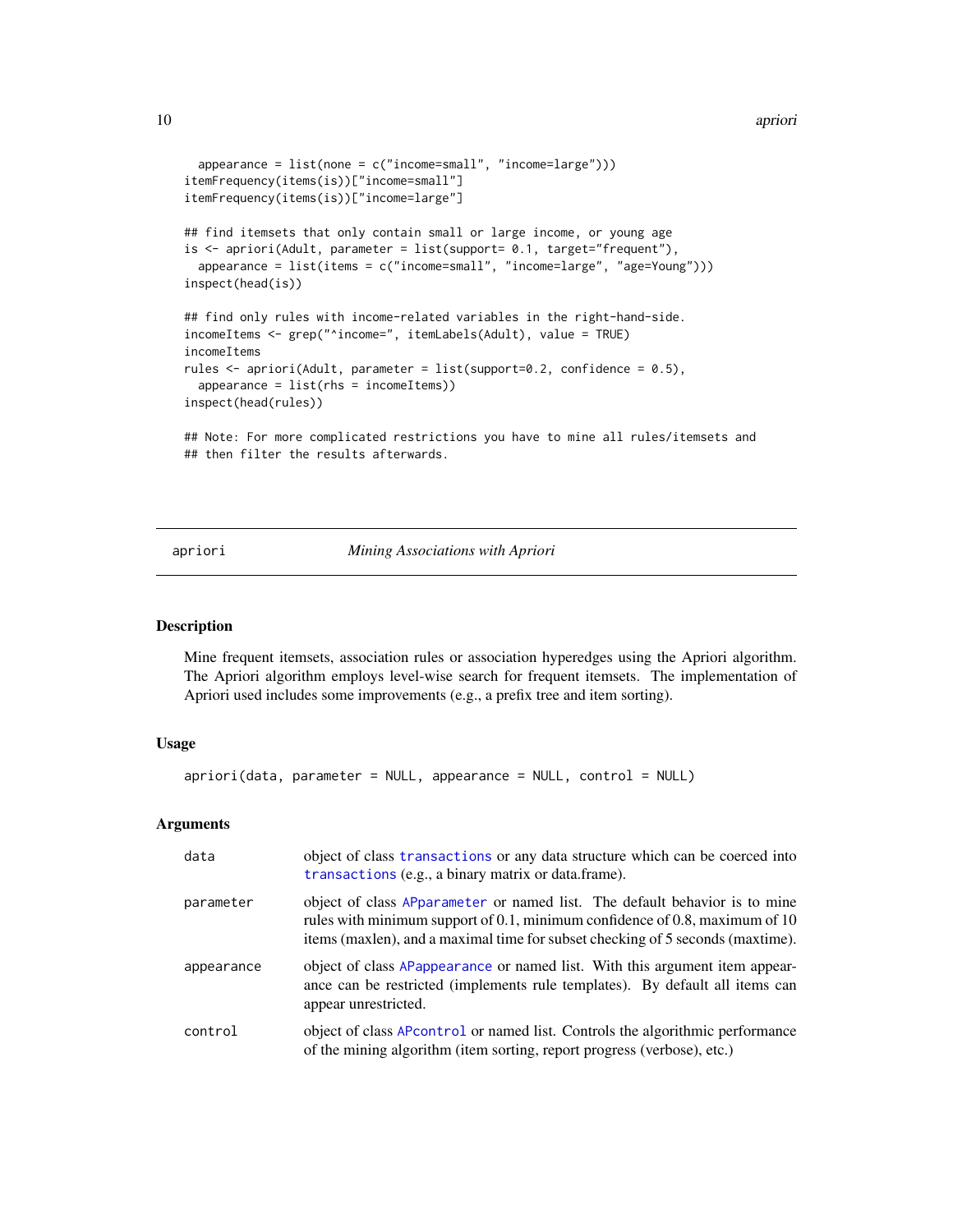```
  appearance = list(none = c("income=small", "income=large")))
itemFrequency(items(is))["income=small"]
itemFrequency(items(is))["income=large"]

## find itemsets that only contain small or large income, or young age
is <- apriori(Adult, parameter = list(support= 0.1, target="frequent"),
  appearance = list(items = c("income=small", "income=large", "age=Young")))
inspect(head(is))

## find only rules with income-related variables in the right-hand-side.
incomeItems <- grep("^income=", itemLabels(Adult), value = TRUE)
incomeItems
rules <- apriori(Adult, parameter = list(support=0.2, confidence = 0.5),
  appearance = list(rhs = incomeItems))
inspect(head(rules))

## Note: For more complicated restrictions you have to mine all rules/itemsets and
## then filter the results afterwards.
```

---

`apriori` *Mining Associations with Apriori*

---

## Description

Mine frequent itemsets, association rules or association hyperedges using the Apriori algorithm. The Apriori algorithm employs level-wise search for frequent itemsets. The implementation of Apriori used includes some improvements (e.g., a prefix tree and item sorting).

## Usage

```
apriori(data, parameter = NULL, appearance = NULL, control = NULL)
```

## Arguments

| | |
|---|---|
| `data` | object of class `transactions` or any data structure which can be coerced into `transactions` (e.g., a binary matrix or data.frame). |
| `parameter` | object of class `APparameter` or named list. The default behavior is to mine rules with minimum support of 0.1, minimum confidence of 0.8, maximum of 10 items (maxlen), and a maximal time for subset checking of 5 seconds (maxtime). |
| `appearance` | object of class `APappearance` or named list. With this argument item appearance can be restricted (implements rule templates). By default all items can appear unrestricted. |
| `control` | object of class `APcontrol` or named list. Controls the algorithmic performance of the mining algorithm (item sorting, report progress (verbose), etc.) |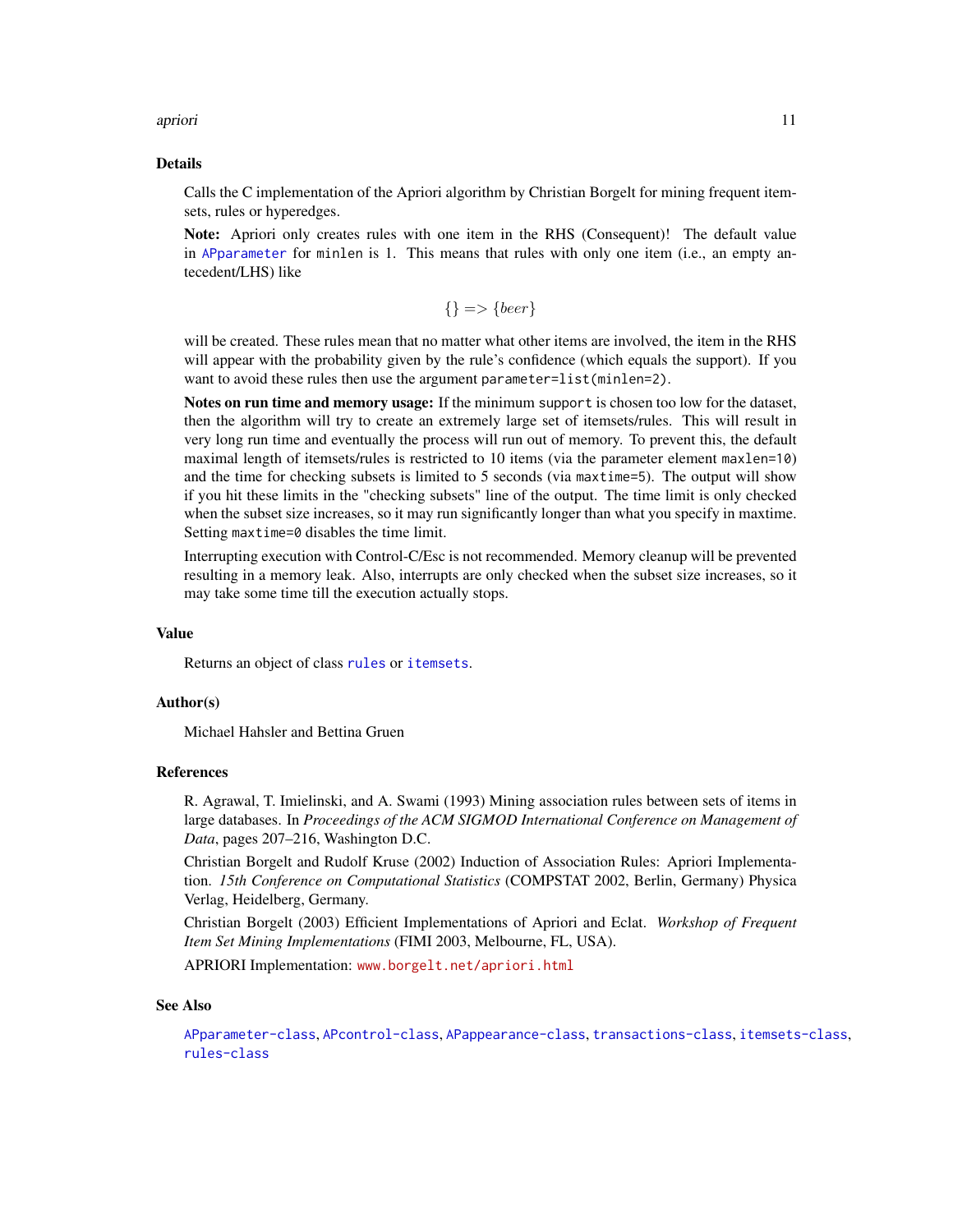## Details

Calls the C implementation of the Apriori algorithm by Christian Borgelt for mining frequent itemsets, rules or hyperedges.

**Note:** Apriori only creates rules with one item in the RHS (Consequent)! The default value in `APparameter` for `minlen` is 1. This means that rules with only one item (i.e., an empty antecedent/LHS) like

$$\{\} => \{beer\}$$

will be created. These rules mean that no matter what other items are involved, the item in the RHS will appear with the probability given by the rule's confidence (which equals the support). If you want to avoid these rules then use the argument `parameter=list(minlen=2)`.

**Notes on run time and memory usage:** If the minimum `support` is chosen too low for the dataset, then the algorithm will try to create an extremely large set of itemsets/rules. This will result in very long run time and eventually the process will run out of memory. To prevent this, the default maximal length of itemsets/rules is restricted to 10 items (via the parameter element `maxlen=10`) and the time for checking subsets is limited to 5 seconds (via `maxtime=5`). The output will show if you hit these limits in the "checking subsets" line of the output. The time limit is only checked when the subset size increases, so it may run significantly longer than what you specify in maxtime. Setting `maxtime=0` disables the time limit.

Interrupting execution with Control-C/Esc is not recommended. Memory cleanup will be prevented resulting in a memory leak. Also, interrupts are only checked when the subset size increases, so it may take some time till the execution actually stops.

## Value

Returns an object of class `rules` or `itemsets`.

## Author(s)

Michael Hahsler and Bettina Gruen

## References

R. Agrawal, T. Imielinski, and A. Swami (1993) Mining association rules between sets of items in large databases. In *Proceedings of the ACM SIGMOD International Conference on Management of Data*, pages 207–216, Washington D.C.

Christian Borgelt and Rudolf Kruse (2002) Induction of Association Rules: Apriori Implementation. *15th Conference on Computational Statistics* (COMPSTAT 2002, Berlin, Germany) Physica Verlag, Heidelberg, Germany.

Christian Borgelt (2003) Efficient Implementations of Apriori and Eclat. *Workshop of Frequent Item Set Mining Implementations* (FIMI 2003, Melbourne, FL, USA).

APRIORI Implementation: www.borgelt.net/apriori.html

## See Also

`APparameter-class`, `APcontrol-class`, `APappearance-class`, `transactions-class`, `itemsets-class`, `rules-class`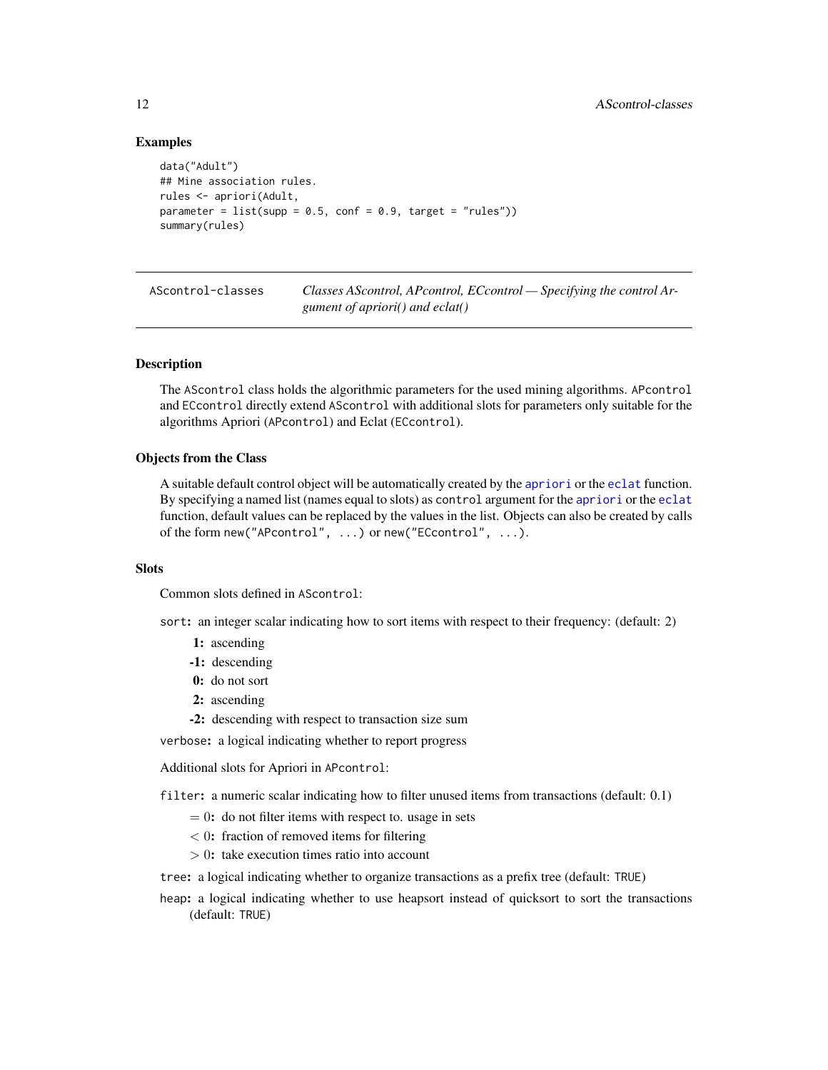### Examples

```
data("Adult")
## Mine association rules.
rules <- apriori(Adult,
parameter = list(supp = 0.5, conf = 0.9, target = "rules"))
summary(rules)
```

---

## AScontrol-classes — *Classes AScontrol, APcontrol, ECcontrol — Specifying the control Argument of apriori() and eclat()*

---

### Description

The `AScontrol` class holds the algorithmic parameters for the used mining algorithms. `APcontrol` and `ECcontrol` directly extend `AScontrol` with additional slots for parameters only suitable for the algorithms Apriori (`APcontrol`) and Eclat (`ECcontrol`).

### Objects from the Class

A suitable default control object will be automatically created by the `apriori` or the `eclat` function. By specifying a named list (names equal to slots) as `control` argument for the `apriori` or the `eclat` function, default values can be replaced by the values in the list. Objects can also be created by calls of the form `new("APcontrol", ...)` or `new("ECcontrol", ...)`.

### Slots

Common slots defined in `AScontrol`:

`sort`**:** an integer scalar indicating how to sort items with respect to their frequency: (default: 2)

- **1:** ascending
- **-1:** descending
- **0:** do not sort
- **2:** ascending
- **-2:** descending with respect to transaction size sum

`verbose`**:** a logical indicating whether to report progress

Additional slots for Apriori in `APcontrol`:

`filter`**:** a numeric scalar indicating how to filter unused items from transactions (default: 0.1)

- $= 0$**:** do not filter items with respect to. usage in sets
- $< 0$**:** fraction of removed items for filtering
- $> 0$**:** take execution times ratio into account

`tree`**:** a logical indicating whether to organize transactions as a prefix tree (default: `TRUE`)

`heap`**:** a logical indicating whether to use heapsort instead of quicksort to sort the transactions (default: `TRUE`)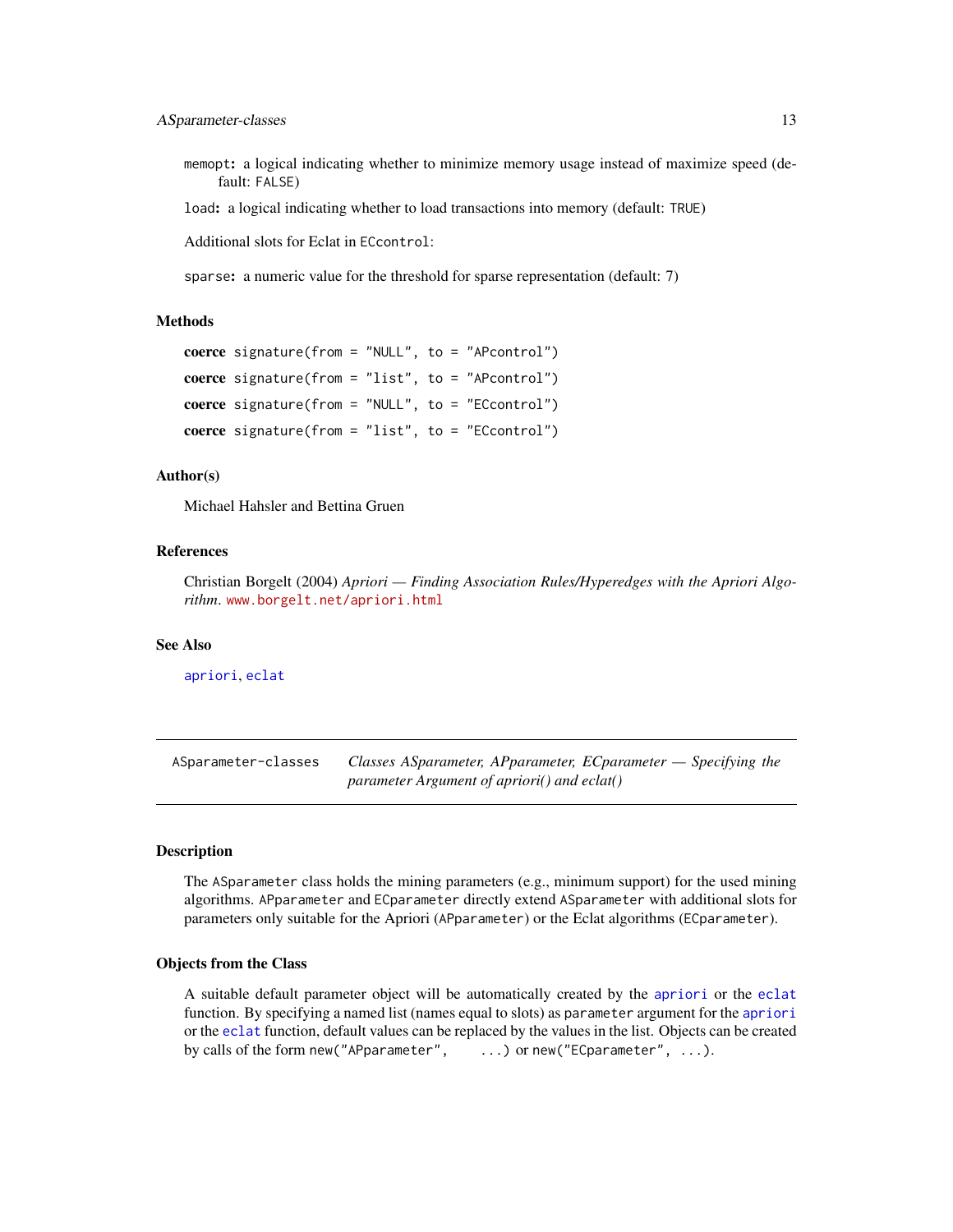**memopt:** a logical indicating whether to minimize memory usage instead of maximize speed (default: FALSE)

**load:** a logical indicating whether to load transactions into memory (default: TRUE)

Additional slots for Eclat in ECcontrol:

**sparse:** a numeric value for the threshold for sparse representation (default: 7)

### Methods

**coerce** signature(from = "NULL", to = "APcontrol")

**coerce** signature(from = "list", to = "APcontrol")

**coerce** signature(from = "NULL", to = "ECcontrol")

**coerce** signature(from = "list", to = "ECcontrol")

### Author(s)

Michael Hahsler and Bettina Gruen

### References

Christian Borgelt (2004) *Apriori — Finding Association Rules/Hyperedges with the Apriori Algorithm*. www.borgelt.net/apriori.html

### See Also

apriori, eclat

---

ASparameter-classes — *Classes ASparameter, APparameter, ECparameter — Specifying the parameter Argument of apriori() and eclat()*

---

### Description

The ASparameter class holds the mining parameters (e.g., minimum support) for the used mining algorithms. APparameter and ECparameter directly extend ASparameter with additional slots for parameters only suitable for the Apriori (APparameter) or the Eclat algorithms (ECparameter).

### Objects from the Class

A suitable default parameter object will be automatically created by the apriori or the eclat function. By specifying a named list (names equal to slots) as parameter argument for the apriori or the eclat function, default values can be replaced by the values in the list. Objects can be created by calls of the form new("APparameter", ...) or new("ECparameter", ...).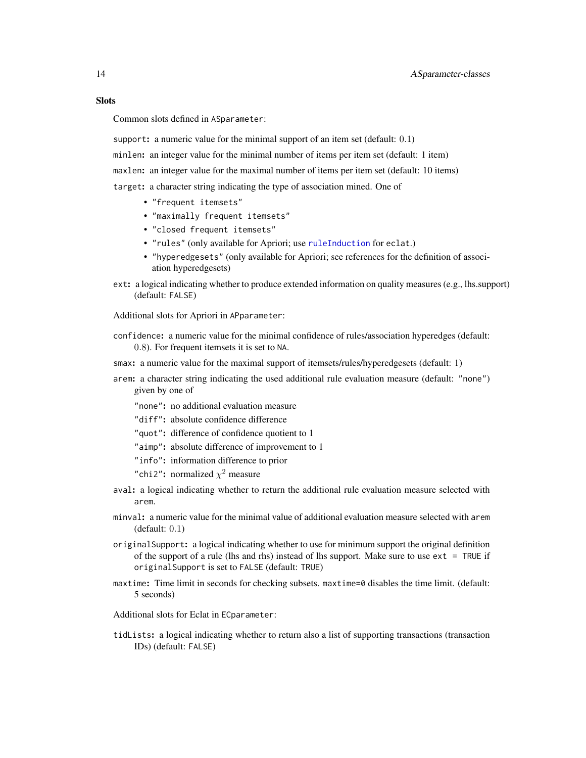### Slots

Common slots defined in `ASparameter`:

**`support`:** a numeric value for the minimal support of an item set (default: 0.1)

**`minlen`:** an integer value for the minimal number of items per item set (default: 1 item)

**`maxlen`:** an integer value for the maximal number of items per item set (default: 10 items)

**`target`:** a character string indicating the type of association mined. One of

- `"frequent itemsets"`
- `"maximally frequent itemsets"`
- `"closed frequent itemsets"`
- `"rules"` (only available for Apriori; use `ruleInduction` for `eclat`.)
- `"hyperedgesets"` (only available for Apriori; see references for the definition of association hyperedgesets)

**`ext`:** a logical indicating whether to produce extended information on quality measures (e.g., lhs.support) (default: `FALSE`)

Additional slots for Apriori in `APparameter`:

**`confidence`:** a numeric value for the minimal confidence of rules/association hyperedges (default: 0.8). For frequent itemsets it is set to `NA`.

**`smax`:** a numeric value for the maximal support of itemsets/rules/hyperedgesets (default: 1)

**`arem`:** a character string indicating the used additional rule evaluation measure (default: `"none"`) given by one of

- **`"none"`:** no additional evaluation measure
- **`"diff"`:** absolute confidence difference
- **`"quot"`:** difference of confidence quotient to 1
- **`"aimp"`:** absolute difference of improvement to 1
- **`"info"`:** information difference to prior
- **`"chi2"`:** normalized $\chi^2$ measure

**`aval`:** a logical indicating whether to return the additional rule evaluation measure selected with `arem`.

**`minval`:** a numeric value for the minimal value of additional evaluation measure selected with `arem` (default: 0.1)

**`originalSupport`:** a logical indicating whether to use for minimum support the original definition of the support of a rule (lhs and rhs) instead of lhs support. Make sure to use `ext = TRUE` if `originalSupport` is set to `FALSE` (default: `TRUE`)

**`maxtime`:** Time limit in seconds for checking subsets. `maxtime=0` disables the time limit. (default: 5 seconds)

Additional slots for Eclat in `ECparameter`:

**`tidLists`:** a logical indicating whether to return also a list of supporting transactions (transaction IDs) (default: `FALSE`)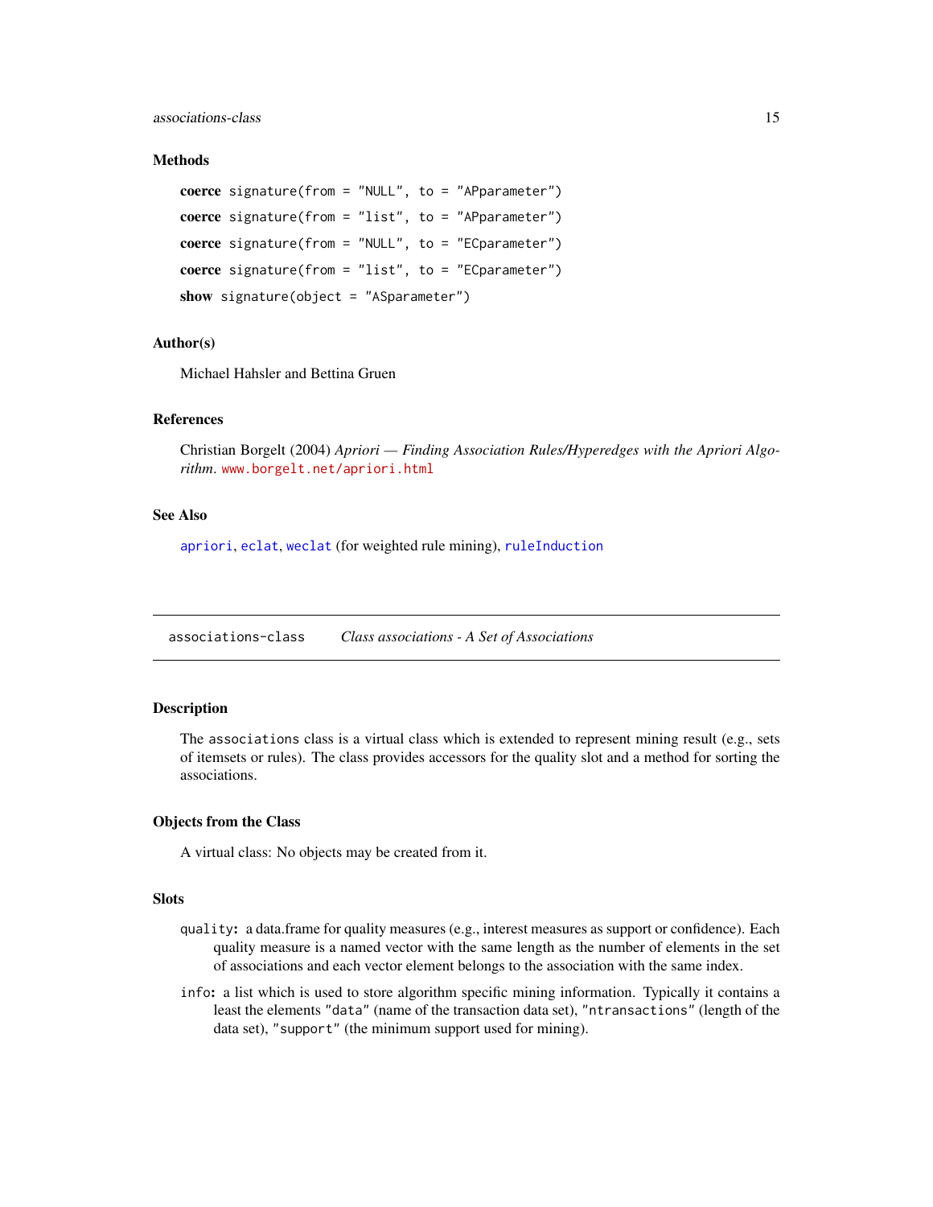### Methods

**coerce** `signature(from = "NULL", to = "APparameter")`

**coerce** `signature(from = "list", to = "APparameter")`

**coerce** `signature(from = "NULL", to = "ECparameter")`

**coerce** `signature(from = "list", to = "ECparameter")`

**show** `signature(object = "ASparameter")`

### Author(s)

Michael Hahsler and Bettina Gruen

### References

Christian Borgelt (2004) *Apriori — Finding Association Rules/Hyperedges with the Apriori Algorithm*. www.borgelt.net/apriori.html

### See Also

apriori, eclat, weclat (for weighted rule mining), ruleInduction

---

## associations-class — *Class associations - A Set of Associations*

---

### Description

The `associations` class is a virtual class which is extended to represent mining result (e.g., sets of itemsets or rules). The class provides accessors for the quality slot and a method for sorting the associations.

### Objects from the Class

A virtual class: No objects may be created from it.

### Slots

`quality`: a data.frame for quality measures (e.g., interest measures as support or confidence). Each quality measure is a named vector with the same length as the number of elements in the set of associations and each vector element belongs to the association with the same index.

`info`: a list which is used to store algorithm specific mining information. Typically it contains a least the elements `"data"` (name of the transaction data set), `"ntransactions"` (length of the data set), `"support"` (the minimum support used for mining).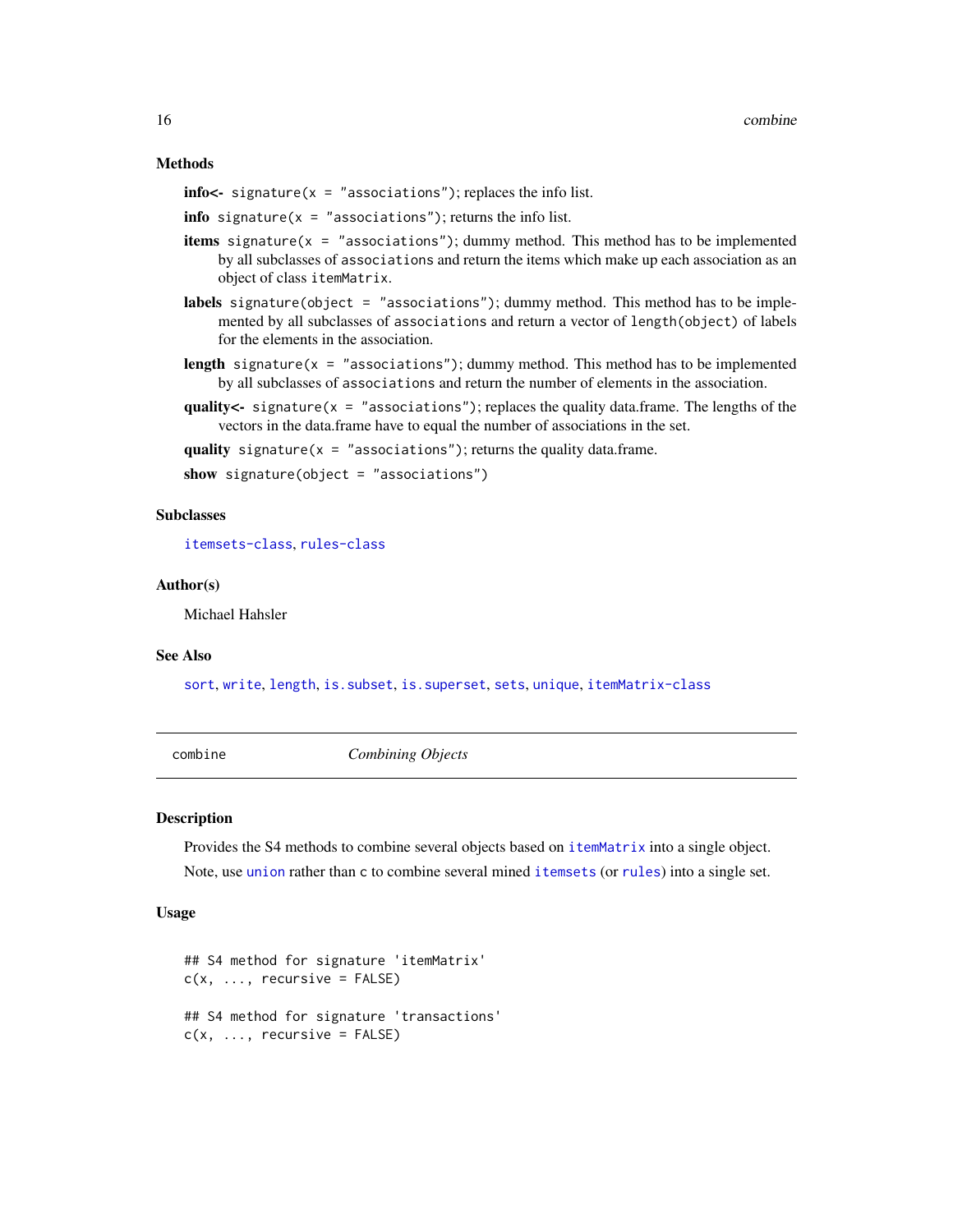### Methods

**info<-** `signature(x = "associations")`; replaces the info list.

**info** `signature(x = "associations")`; returns the info list.

**items** `signature(x = "associations")`; dummy method. This method has to be implemented by all subclasses of `associations` and return the items which make up each association as an object of class `itemMatrix`.

**labels** `signature(object = "associations")`; dummy method. This method has to be implemented by all subclasses of `associations` and return a vector of `length(object)` of labels for the elements in the association.

**length** `signature(x = "associations")`; dummy method. This method has to be implemented by all subclasses of `associations` and return the number of elements in the association.

**quality<-** `signature(x = "associations")`; replaces the quality data.frame. The lengths of the vectors in the data.frame have to equal the number of associations in the set.

**quality** `signature(x = "associations")`; returns the quality data.frame.

**show** `signature(object = "associations")`

### Subclasses

`itemsets-class`, `rules-class`

### Author(s)

Michael Hahsler

### See Also

`sort`, `write`, `length`, `is.subset`, `is.superset`, `sets`, `unique`, `itemMatrix-class`

---

## combine *Combining Objects*

---

### Description

Provides the S4 methods to combine several objects based on `itemMatrix` into a single object.

Note, use `union` rather than `c` to combine several mined `itemsets` (or `rules`) into a single set.

### Usage

```
## S4 method for signature 'itemMatrix'
c(x, ..., recursive = FALSE)

## S4 method for signature 'transactions'
c(x, ..., recursive = FALSE)
```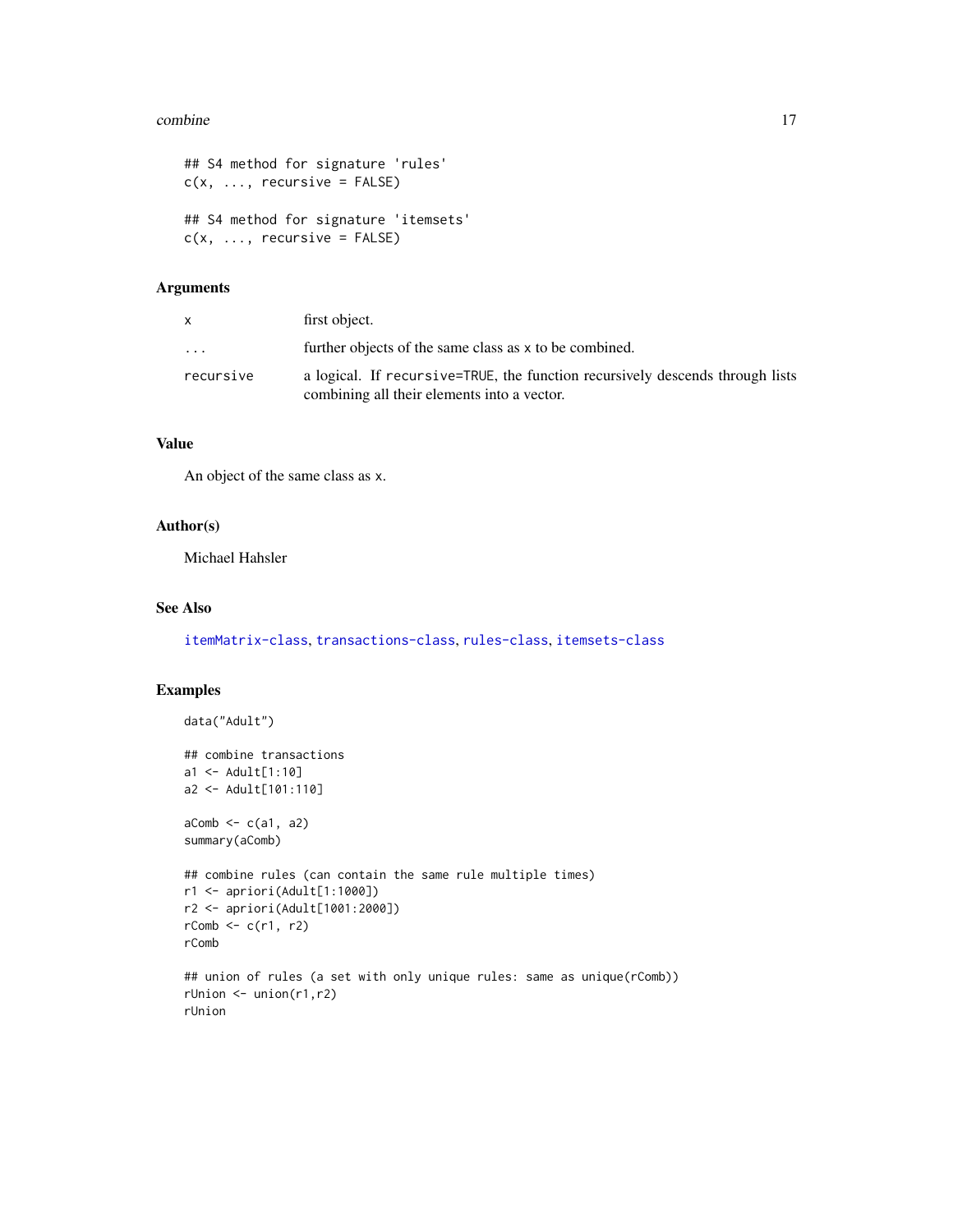```
## S4 method for signature 'rules'
c(x, ..., recursive = FALSE)

## S4 method for signature 'itemsets'
c(x, ..., recursive = FALSE)
```

## Arguments

| | |
|---|---|
| x | first object. |
| ... | further objects of the same class as x to be combined. |
| recursive | a logical. If recursive=TRUE, the function recursively descends through lists combining all their elements into a vector. |

## Value

An object of the same class as x.

## Author(s)

Michael Hahsler

## See Also

itemMatrix-class, transactions-class, rules-class, itemsets-class

## Examples

```
data("Adult")

## combine transactions
a1 <- Adult[1:10]
a2 <- Adult[101:110]

aComb <- c(a1, a2)
summary(aComb)

## combine rules (can contain the same rule multiple times)
r1 <- apriori(Adult[1:1000])
r2 <- apriori(Adult[1001:2000])
rComb <- c(r1, r2)
rComb

## union of rules (a set with only unique rules: same as unique(rComb))
rUnion <- union(r1,r2)
rUnion
```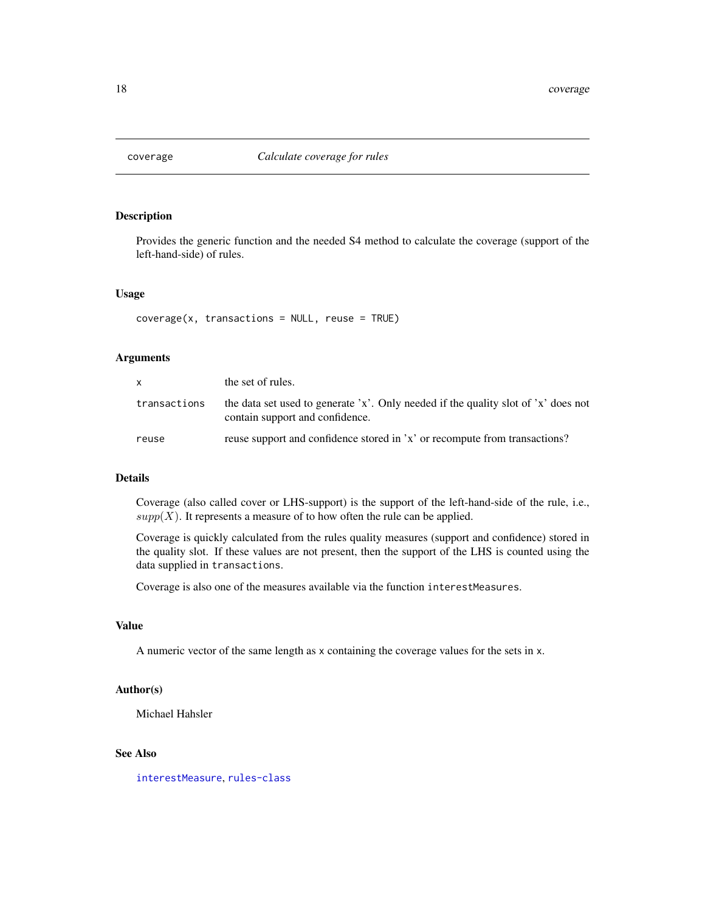# coverage *Calculate coverage for rules*

## Description

Provides the generic function and the needed S4 method to calculate the coverage (support of the left-hand-side) of rules.

## Usage

```
coverage(x, transactions = NULL, reuse = TRUE)
```

## Arguments

| | |
|---|---|
| `x` | the set of rules. |
| `transactions` | the data set used to generate 'x'. Only needed if the quality slot of 'x' does not contain support and confidence. |
| `reuse` | reuse support and confidence stored in 'x' or recompute from transactions? |

## Details

Coverage (also called cover or LHS-support) is the support of the left-hand-side of the rule, i.e., $supp(X)$. It represents a measure of to how often the rule can be applied.

Coverage is quickly calculated from the rules quality measures (support and confidence) stored in the quality slot. If these values are not present, then the support of the LHS is counted using the data supplied in `transactions`.

Coverage is also one of the measures available via the function `interestMeasures`.

## Value

A numeric vector of the same length as `x` containing the coverage values for the sets in `x`.

## Author(s)

Michael Hahsler

## See Also

`interestMeasure`, `rules-class`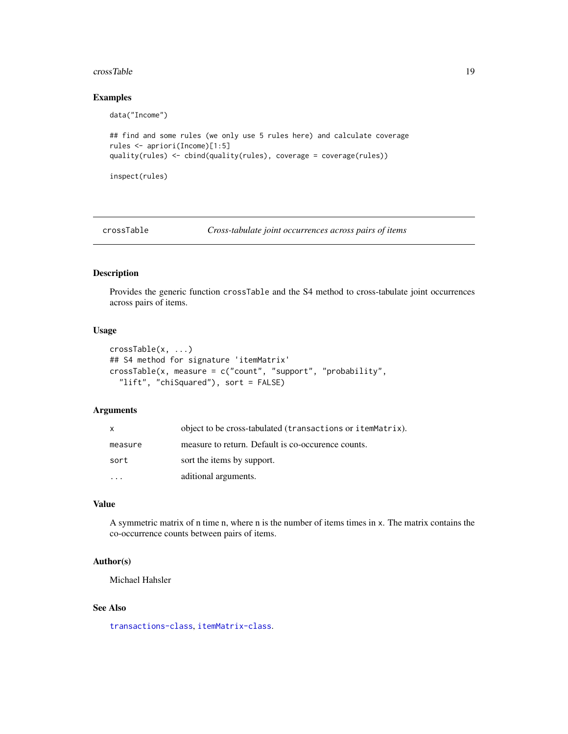## Examples

```
data("Income")

## find and some rules (we only use 5 rules here) and calculate coverage
rules <- apriori(Income)[1:5]
quality(rules) <- cbind(quality(rules), coverage = coverage(rules))

inspect(rules)
```

---

# crossTable *Cross-tabulate joint occurrences across pairs of items*

---

## Description

Provides the generic function `crossTable` and the S4 method to cross-tabulate joint occurrences across pairs of items.

## Usage

```
crossTable(x, ...)
## S4 method for signature 'itemMatrix'
crossTable(x, measure = c("count", "support", "probability",
  "lift", "chiSquared"), sort = FALSE)
```

## Arguments

| | |
|---|---|
| x | object to be cross-tabulated (`transactions` or `itemMatrix`). |
| measure | measure to return. Default is co-occurence counts. |
| sort | sort the items by support. |
| ... | aditional arguments. |

## Value

A symmetric matrix of n time n, where n is the number of items times in `x`. The matrix contains the co-occurrence counts between pairs of items.

## Author(s)

Michael Hahsler

## See Also

`transactions-class`, `itemMatrix-class`.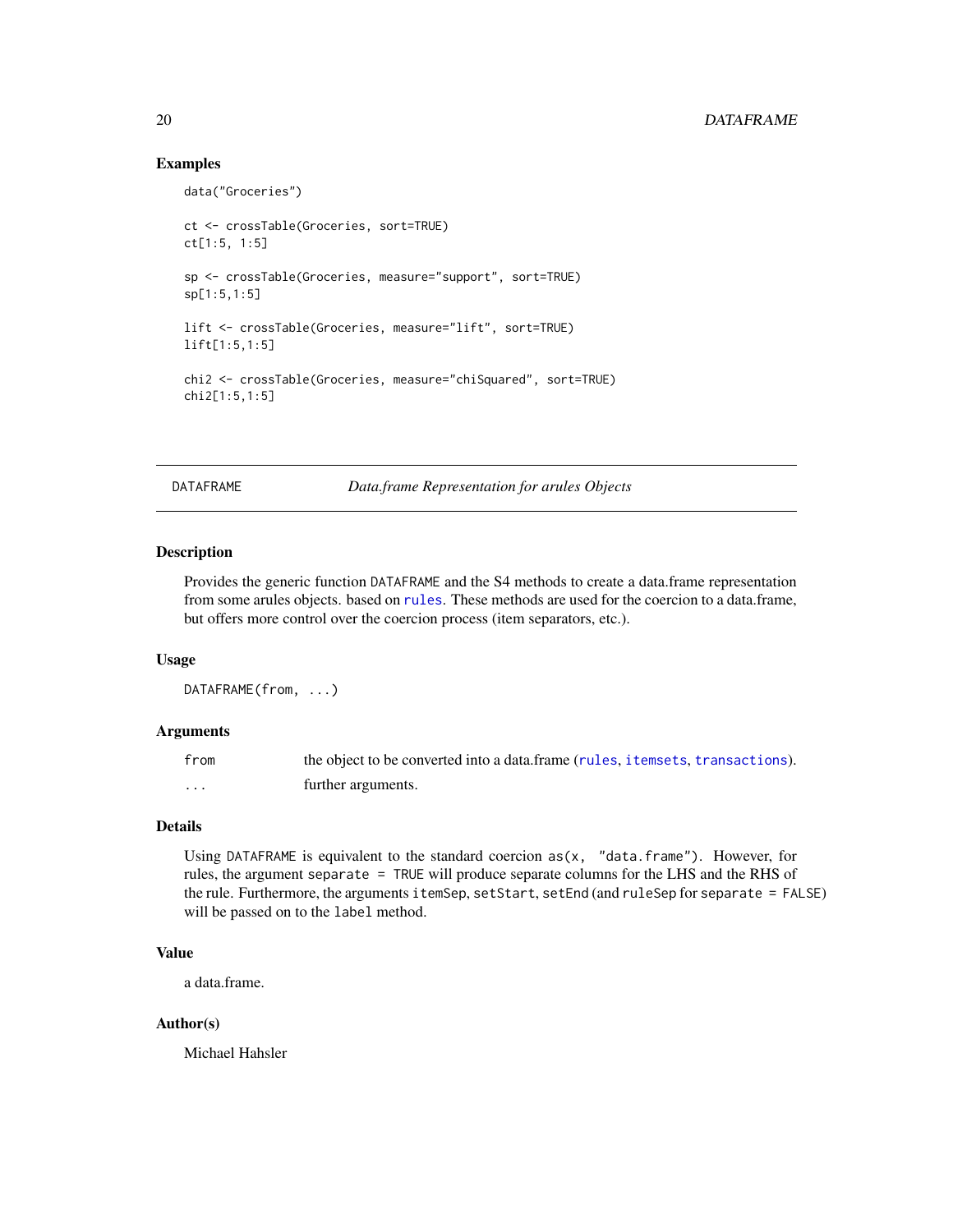## Examples

```
data("Groceries")

ct <- crossTable(Groceries, sort=TRUE)
ct[1:5, 1:5]

sp <- crossTable(Groceries, measure="support", sort=TRUE)
sp[1:5,1:5]

lift <- crossTable(Groceries, measure="lift", sort=TRUE)
lift[1:5,1:5]

chi2 <- crossTable(Groceries, measure="chiSquared", sort=TRUE)
chi2[1:5,1:5]
```

---

# DATAFRAME *Data.frame Representation for arules Objects*

---

## Description

Provides the generic function `DATAFRAME` and the S4 methods to create a data.frame representation from some arules objects. based on `rules`. These methods are used for the coercion to a data.frame, but offers more control over the coercion process (item separators, etc.).

## Usage

```
DATAFRAME(from, ...)
```

## Arguments

| | |
|---|---|
| `from` | the object to be converted into a data.frame (`rules`, `itemsets`, `transactions`). |
| `...` | further arguments. |

## Details

Using `DATAFRAME` is equivalent to the standard coercion `as(x, "data.frame")`. However, for rules, the argument `separate = TRUE` will produce separate columns for the LHS and the RHS of the rule. Furthermore, the arguments `itemSep`, `setStart`, `setEnd` (and `ruleSep` for `separate = FALSE`) will be passed on to the `label` method.

## Value

a data.frame.

## Author(s)

Michael Hahsler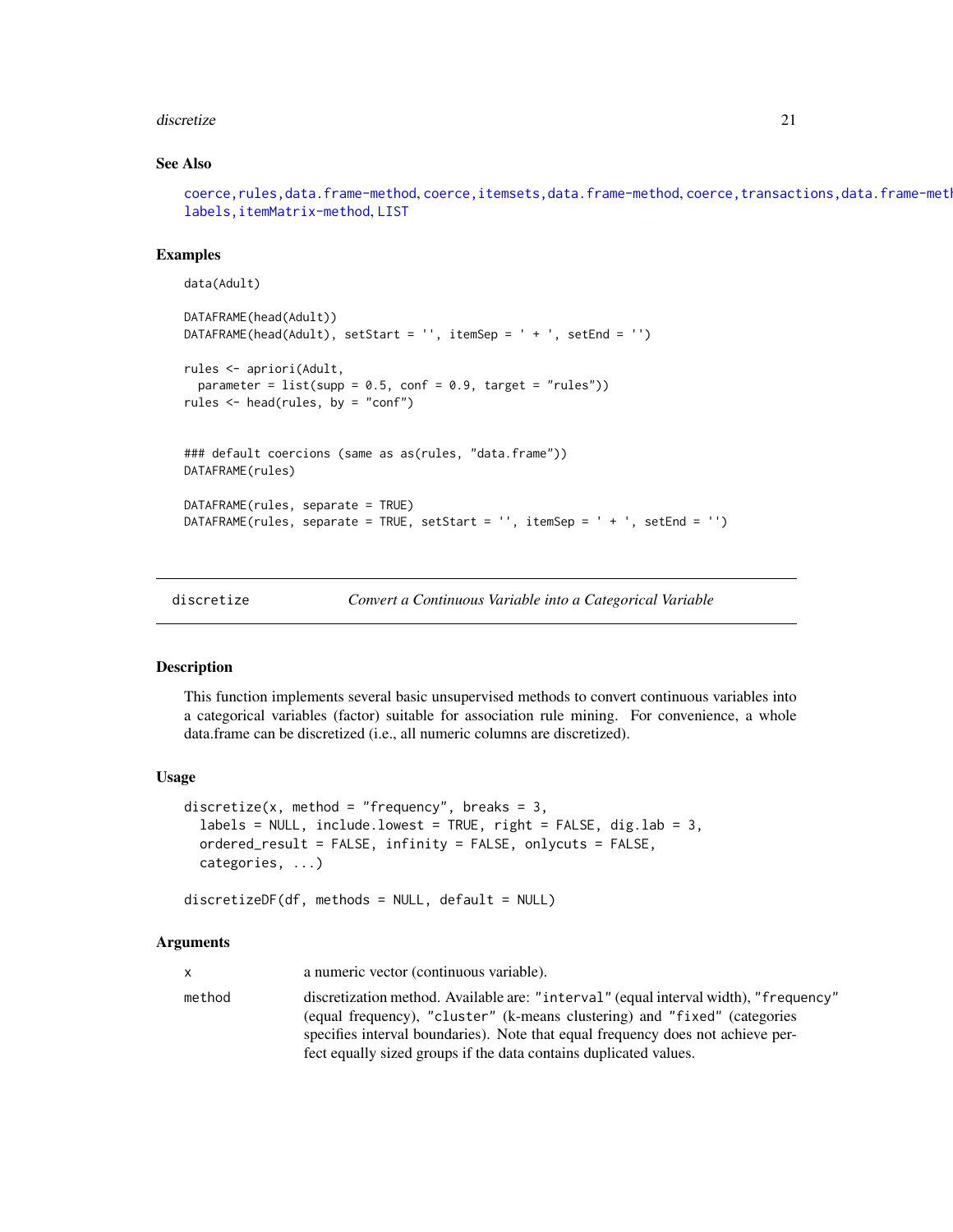### See Also

coerce,rules,data.frame-method, coerce,itemsets,data.frame-method, coerce,transactions,data.frame-meth labels,itemMatrix-method, LIST

### Examples

```
data(Adult)

DATAFRAME(head(Adult))
DATAFRAME(head(Adult), setStart = '', itemSep = ' + ', setEnd = '')

rules <- apriori(Adult,
  parameter = list(supp = 0.5, conf = 0.9, target = "rules"))
rules <- head(rules, by = "conf")


### default coercions (same as as(rules, "data.frame"))
DATAFRAME(rules)

DATAFRAME(rules, separate = TRUE)
DATAFRAME(rules, separate = TRUE, setStart = '', itemSep = ' + ', setEnd = '')
```

---

## discretize — *Convert a Continuous Variable into a Categorical Variable*

### Description

This function implements several basic unsupervised methods to convert continuous variables into a categorical variables (factor) suitable for association rule mining. For convenience, a whole data.frame can be discretized (i.e., all numeric columns are discretized).

### Usage

```
discretize(x, method = "frequency", breaks = 3,
  labels = NULL, include.lowest = TRUE, right = FALSE, dig.lab = 3,
  ordered_result = FALSE, infinity = FALSE, onlycuts = FALSE,
  categories, ...)

discretizeDF(df, methods = NULL, default = NULL)
```

### Arguments

| | |
|---|---|
| x | a numeric vector (continuous variable). |
| method | discretization method. Available are: "interval" (equal interval width), "frequency" (equal frequency), "cluster" (k-means clustering) and "fixed" (categories specifies interval boundaries). Note that equal frequency does not achieve perfect equally sized groups if the data contains duplicated values. |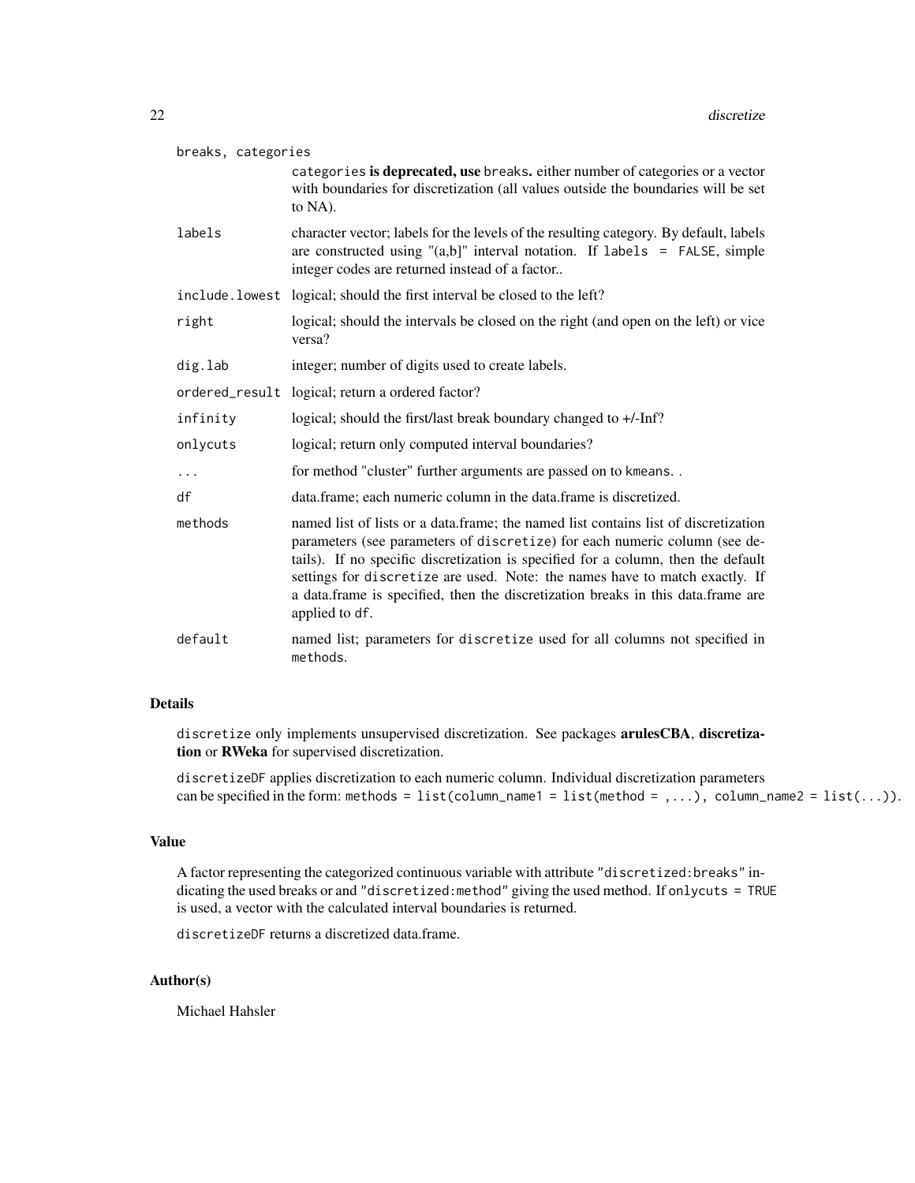| | |
|---|---|
| `breaks, categories` | `categories` **is deprecated, use** `breaks`**.** either number of categories or a vector with boundaries for discretization (all values outside the boundaries will be set to NA). |
| `labels` | character vector; labels for the levels of the resulting category. By default, labels are constructed using "(a,b]" interval notation. If `labels = FALSE`, simple integer codes are returned instead of a factor.. |
| `include.lowest` | logical; should the first interval be closed to the left? |
| `right` | logical; should the intervals be closed on the right (and open on the left) or vice versa? |
| `dig.lab` | integer; number of digits used to create labels. |
| `ordered_result` | logical; return a ordered factor? |
| `infinity` | logical; should the first/last break boundary changed to +/-Inf? |
| `onlycuts` | logical; return only computed interval boundaries? |
| `...` | for method "cluster" further arguments are passed on to `kmeans`. . |
| `df` | data.frame; each numeric column in the data.frame is discretized. |
| `methods` | named list of lists or a data.frame; the named list contains list of discretization parameters (see parameters of `discretize`) for each numeric column (see details). If no specific discretization is specified for a column, then the default settings for `discretize` are used. Note: the names have to match exactly. If a data.frame is specified, then the discretization breaks in this data.frame are applied to `df`. |
| `default` | named list; parameters for `discretize` used for all columns not specified in `methods`. |

## Details

`discretize` only implements unsupervised discretization. See packages **arulesCBA**, **discretization** or **RWeka** for supervised discretization.

`discretizeDF` applies discretization to each numeric column. Individual discretization parameters can be specified in the form: `methods = list(column_name1 = list(method = ,...), column_name2 = list(...))`.

## Value

A factor representing the categorized continuous variable with attribute `"discretized:breaks"` indicating the used breaks or and `"discretized:method"` giving the used method. If `onlycuts = TRUE` is used, a vector with the calculated interval boundaries is returned.

`discretizeDF` returns a discretized data.frame.

## Author(s)

Michael Hahsler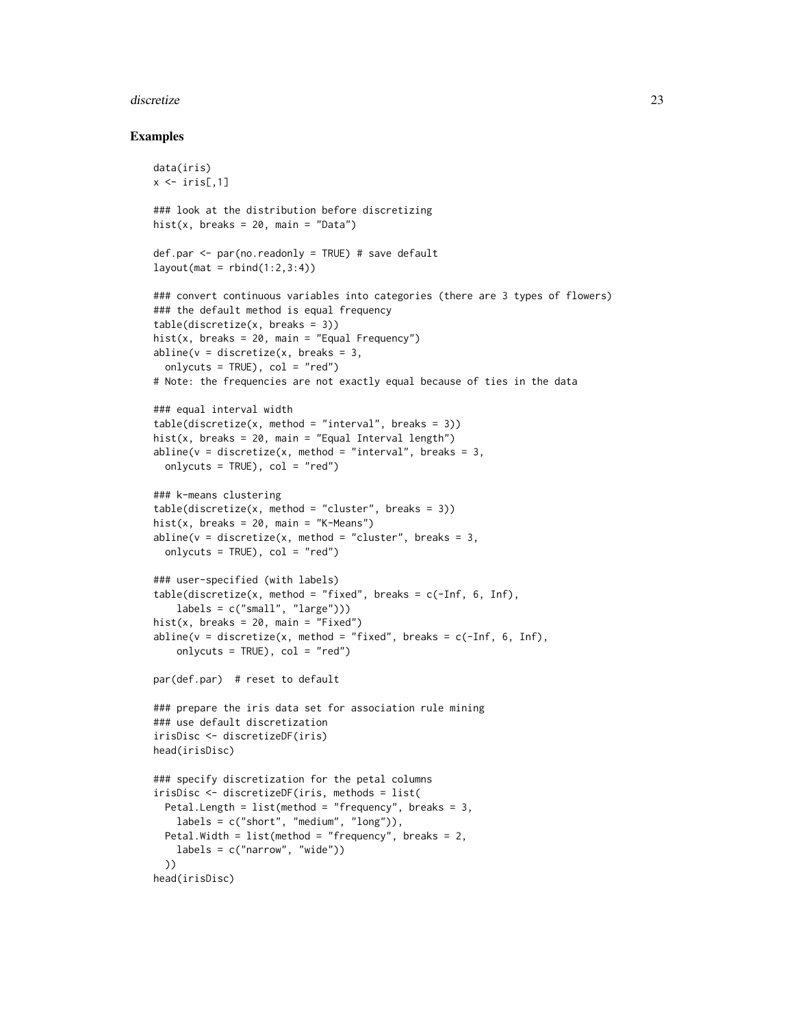## Examples

```
data(iris)
x <- iris[,1]

### look at the distribution before discretizing
hist(x, breaks = 20, main = "Data")

def.par <- par(no.readonly = TRUE) # save default
layout(mat = rbind(1:2,3:4))

### convert continuous variables into categories (there are 3 types of flowers)
### the default method is equal frequency
table(discretize(x, breaks = 3))
hist(x, breaks = 20, main = "Equal Frequency")
abline(v = discretize(x, breaks = 3,
  onlycuts = TRUE), col = "red")
# Note: the frequencies are not exactly equal because of ties in the data

### equal interval width
table(discretize(x, method = "interval", breaks = 3))
hist(x, breaks = 20, main = "Equal Interval length")
abline(v = discretize(x, method = "interval", breaks = 3,
  onlycuts = TRUE), col = "red")

### k-means clustering
table(discretize(x, method = "cluster", breaks = 3))
hist(x, breaks = 20, main = "K-Means")
abline(v = discretize(x, method = "cluster", breaks = 3,
  onlycuts = TRUE), col = "red")

### user-specified (with labels)
table(discretize(x, method = "fixed", breaks = c(-Inf, 6, Inf),
    labels = c("small", "large")))
hist(x, breaks = 20, main = "Fixed")
abline(v = discretize(x, method = "fixed", breaks = c(-Inf, 6, Inf),
    onlycuts = TRUE), col = "red")

par(def.par)  # reset to default

### prepare the iris data set for association rule mining
### use default discretization
irisDisc <- discretizeDF(iris)
head(irisDisc)

### specify discretization for the petal columns
irisDisc <- discretizeDF(iris, methods = list(
  Petal.Length = list(method = "frequency", breaks = 3,
    labels = c("short", "medium", "long")),
  Petal.Width = list(method = "frequency", breaks = 2,
    labels = c("narrow", "wide"))
  ))
head(irisDisc)
```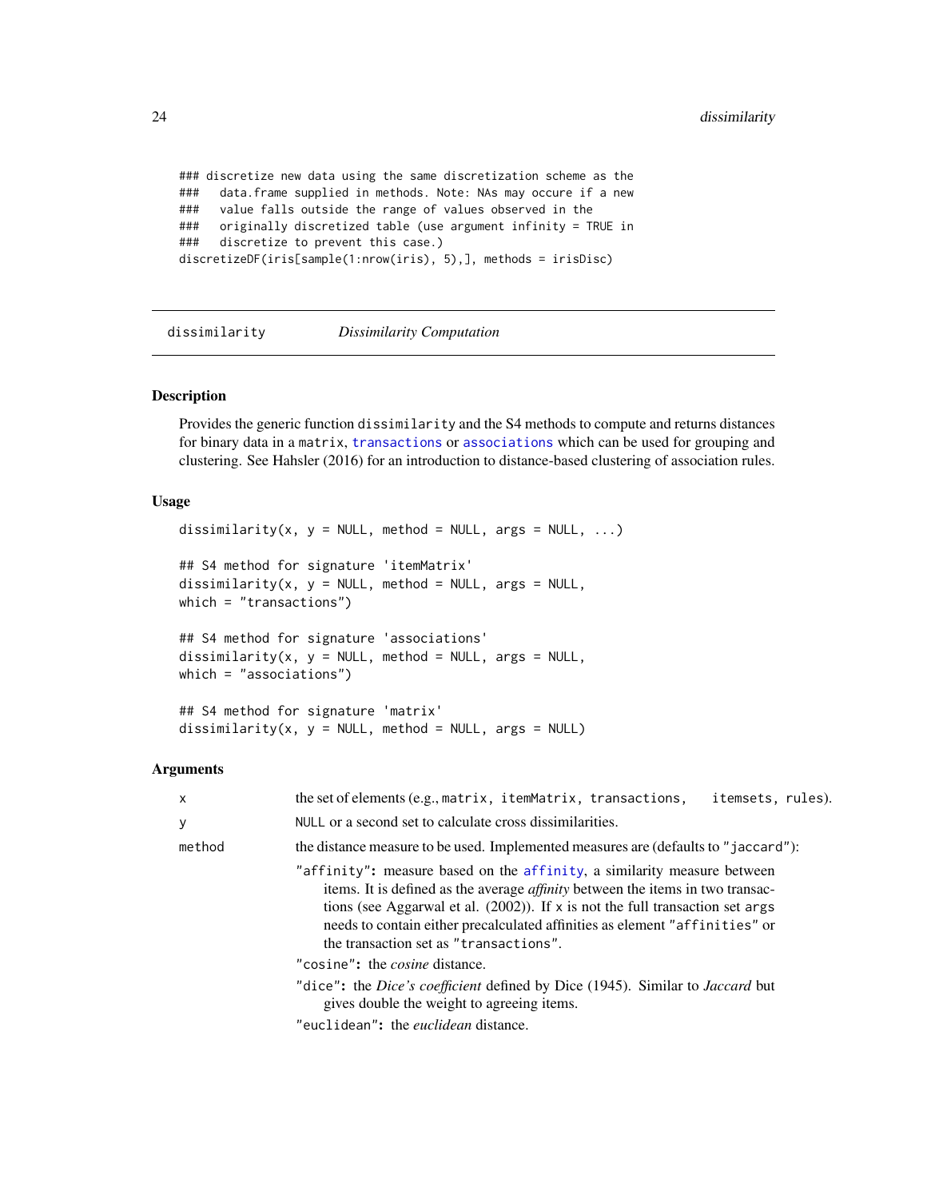```
### discretize new data using the same discretization scheme as the
###   data.frame supplied in methods. Note: NAs may occure if a new
###   value falls outside the range of values observed in the
###   originally discretized table (use argument infinity = TRUE in
###   discretize to prevent this case.)
discretizeDF(iris[sample(1:nrow(iris), 5),], methods = irisDisc)
```

## dissimilarity    *Dissimilarity Computation*

### Description

Provides the generic function `dissimilarity` and the S4 methods to compute and returns distances for binary data in a `matrix`, `transactions` or `associations` which can be used for grouping and clustering. See Hahsler (2016) for an introduction to distance-based clustering of association rules.

### Usage

```
dissimilarity(x, y = NULL, method = NULL, args = NULL, ...)

## S4 method for signature 'itemMatrix'
dissimilarity(x, y = NULL, method = NULL, args = NULL,
which = "transactions")

## S4 method for signature 'associations'
dissimilarity(x, y = NULL, method = NULL, args = NULL,
which = "associations")

## S4 method for signature 'matrix'
dissimilarity(x, y = NULL, method = NULL, args = NULL)
```

### Arguments

`x` the set of elements (e.g., `matrix`, `itemMatrix`, `transactions`, `itemsets`, `rules`).

`y` `NULL` or a second set to calculate cross dissimilarities.

`method` the distance measure to be used. Implemented measures are (defaults to `"jaccard"`):

- **`"affinity"`:** measure based on the `affinity`, a similarity measure between items. It is defined as the average *affinity* between the items in two transactions (see Aggarwal et al. (2002)). If `x` is not the full transaction set `args` needs to contain either precalculated affinities as element `"affinities"` or the transaction set as `"transactions"`.
- **`"cosine"`:** the *cosine* distance.
- **`"dice"`:** the *Dice's coefficient* defined by Dice (1945). Similar to *Jaccard* but gives double the weight to agreeing items.
- **`"euclidean"`:** the *euclidean* distance.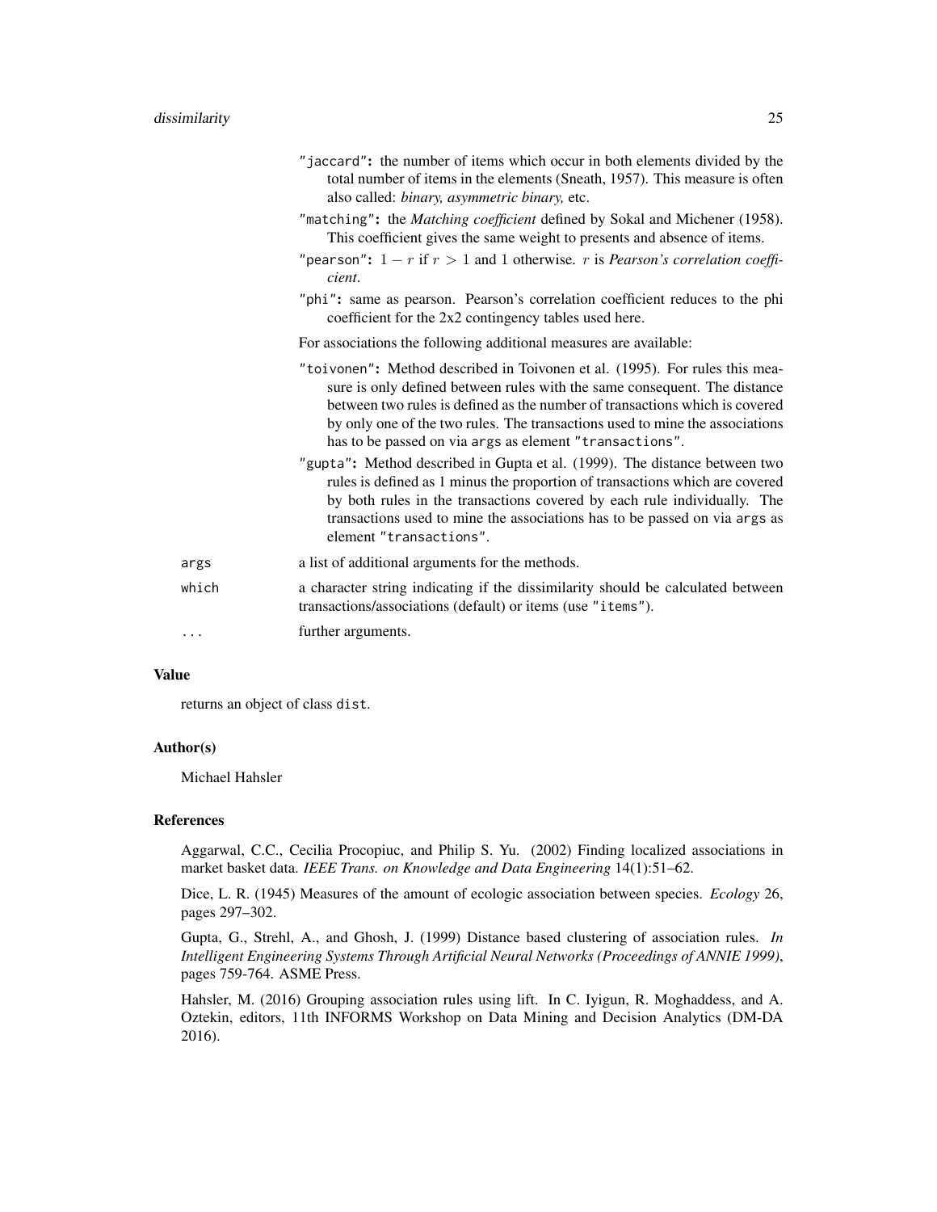"jaccard": the number of items which occur in both elements divided by the total number of items in the elements (Sneath, 1957). This measure is often also called: *binary, asymmetric binary,* etc.

"matching": the *Matching coefficient* defined by Sokal and Michener (1958). This coefficient gives the same weight to presents and absence of items.

"pearson": $1 - r$ if $r > 1$ and 1 otherwise. $r$ is *Pearson's correlation coefficient*.

"phi": same as pearson. Pearson's correlation coefficient reduces to the phi coefficient for the 2x2 contingency tables used here.

For associations the following additional measures are available:

"toivonen": Method described in Toivonen et al. (1995). For rules this measure is only defined between rules with the same consequent. The distance between two rules is defined as the number of transactions which is covered by only one of the two rules. The transactions used to mine the associations has to be passed on via `args` as element "transactions".

"gupta": Method described in Gupta et al. (1999). The distance between two rules is defined as 1 minus the proportion of transactions which are covered by both rules in the transactions covered by each rule individually. The transactions used to mine the associations has to be passed on via `args` as element "transactions".

`args` a list of additional arguments for the methods.

`which` a character string indicating if the dissimilarity should be calculated between transactions/associations (default) or items (use "items").

`...` further arguments.

## Value

returns an object of class `dist`.

## Author(s)

Michael Hahsler

## References

Aggarwal, C.C., Cecilia Procopiuc, and Philip S. Yu. (2002) Finding localized associations in market basket data. *IEEE Trans. on Knowledge and Data Engineering* 14(1):51–62.

Dice, L. R. (1945) Measures of the amount of ecologic association between species. *Ecology* 26, pages 297–302.

Gupta, G., Strehl, A., and Ghosh, J. (1999) Distance based clustering of association rules. *In Intelligent Engineering Systems Through Artificial Neural Networks (Proceedings of ANNIE 1999)*, pages 759-764. ASME Press.

Hahsler, M. (2016) Grouping association rules using lift. In C. Iyigun, R. Moghaddess, and A. Oztekin, editors, 11th INFORMS Workshop on Data Mining and Decision Analytics (DM-DA 2016).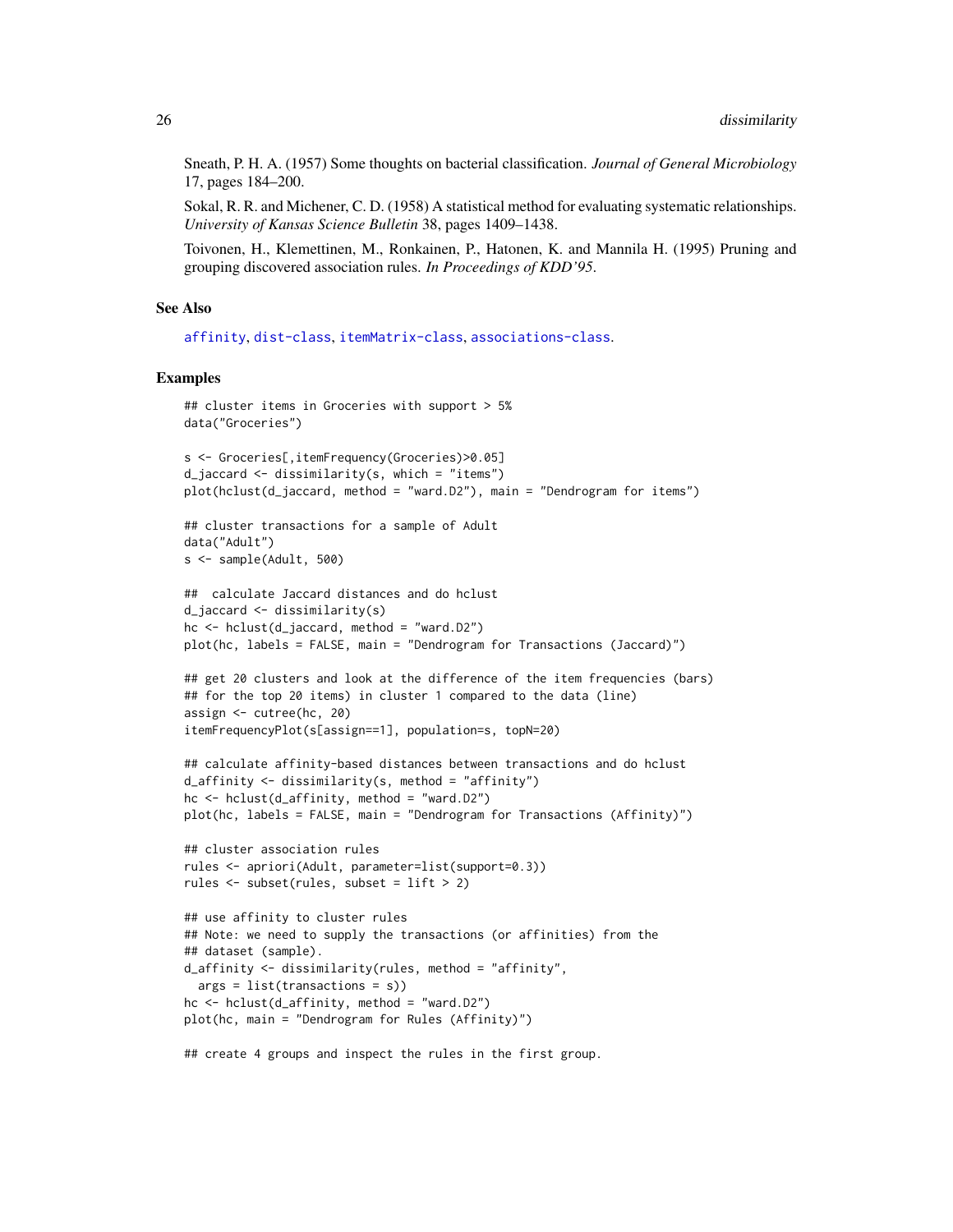Sneath, P. H. A. (1957) Some thoughts on bacterial classification. *Journal of General Microbiology* 17, pages 184–200.

Sokal, R. R. and Michener, C. D. (1958) A statistical method for evaluating systematic relationships. *University of Kansas Science Bulletin* 38, pages 1409–1438.

Toivonen, H., Klemettinen, M., Ronkainen, P., Hatonen, K. and Mannila H. (1995) Pruning and grouping discovered association rules. *In Proceedings of KDD'95*.

## See Also

affinity, dist-class, itemMatrix-class, associations-class.

## Examples

```
## cluster items in Groceries with support > 5%
data("Groceries")

s <- Groceries[,itemFrequency(Groceries)>0.05]
d_jaccard <- dissimilarity(s, which = "items")
plot(hclust(d_jaccard, method = "ward.D2"), main = "Dendrogram for items")

## cluster transactions for a sample of Adult
data("Adult")
s <- sample(Adult, 500)

##  calculate Jaccard distances and do hclust
d_jaccard <- dissimilarity(s)
hc <- hclust(d_jaccard, method = "ward.D2")
plot(hc, labels = FALSE, main = "Dendrogram for Transactions (Jaccard)")

## get 20 clusters and look at the difference of the item frequencies (bars)
## for the top 20 items) in cluster 1 compared to the data (line)
assign <- cutree(hc, 20)
itemFrequencyPlot(s[assign==1], population=s, topN=20)

## calculate affinity-based distances between transactions and do hclust
d_affinity <- dissimilarity(s, method = "affinity")
hc <- hclust(d_affinity, method = "ward.D2")
plot(hc, labels = FALSE, main = "Dendrogram for Transactions (Affinity)")

## cluster association rules
rules <- apriori(Adult, parameter=list(support=0.3))
rules <- subset(rules, subset = lift > 2)

## use affinity to cluster rules
## Note: we need to supply the transactions (or affinities) from the
## dataset (sample).
d_affinity <- dissimilarity(rules, method = "affinity",
  args = list(transactions = s))
hc <- hclust(d_affinity, method = "ward.D2")
plot(hc, main = "Dendrogram for Rules (Affinity)")

## create 4 groups and inspect the rules in the first group.
```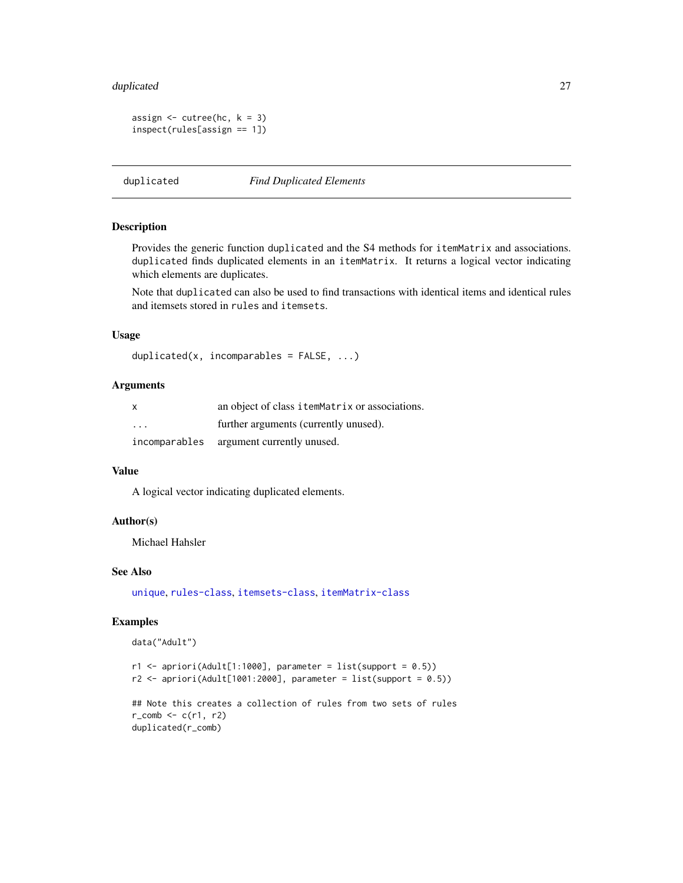```
assign <- cutree(hc, k = 3)
inspect(rules[assign == 1])
```

## duplicated *Find Duplicated Elements*

### Description

Provides the generic function duplicated and the S4 methods for itemMatrix and associations. duplicated finds duplicated elements in an itemMatrix. It returns a logical vector indicating which elements are duplicates.

Note that duplicated can also be used to find transactions with identical items and identical rules and itemsets stored in rules and itemsets.

### Usage

```
duplicated(x, incomparables = FALSE, ...)
```

### Arguments

| | |
|---|---|
| x | an object of class itemMatrix or associations. |
| ... | further arguments (currently unused). |
| incomparables | argument currently unused. |

### Value

A logical vector indicating duplicated elements.

### Author(s)

Michael Hahsler

### See Also

unique, rules-class, itemsets-class, itemMatrix-class

### Examples

```
data("Adult")

r1 <- apriori(Adult[1:1000], parameter = list(support = 0.5))
r2 <- apriori(Adult[1001:2000], parameter = list(support = 0.5))

## Note this creates a collection of rules from two sets of rules
r_comb <- c(r1, r2)
duplicated(r_comb)
```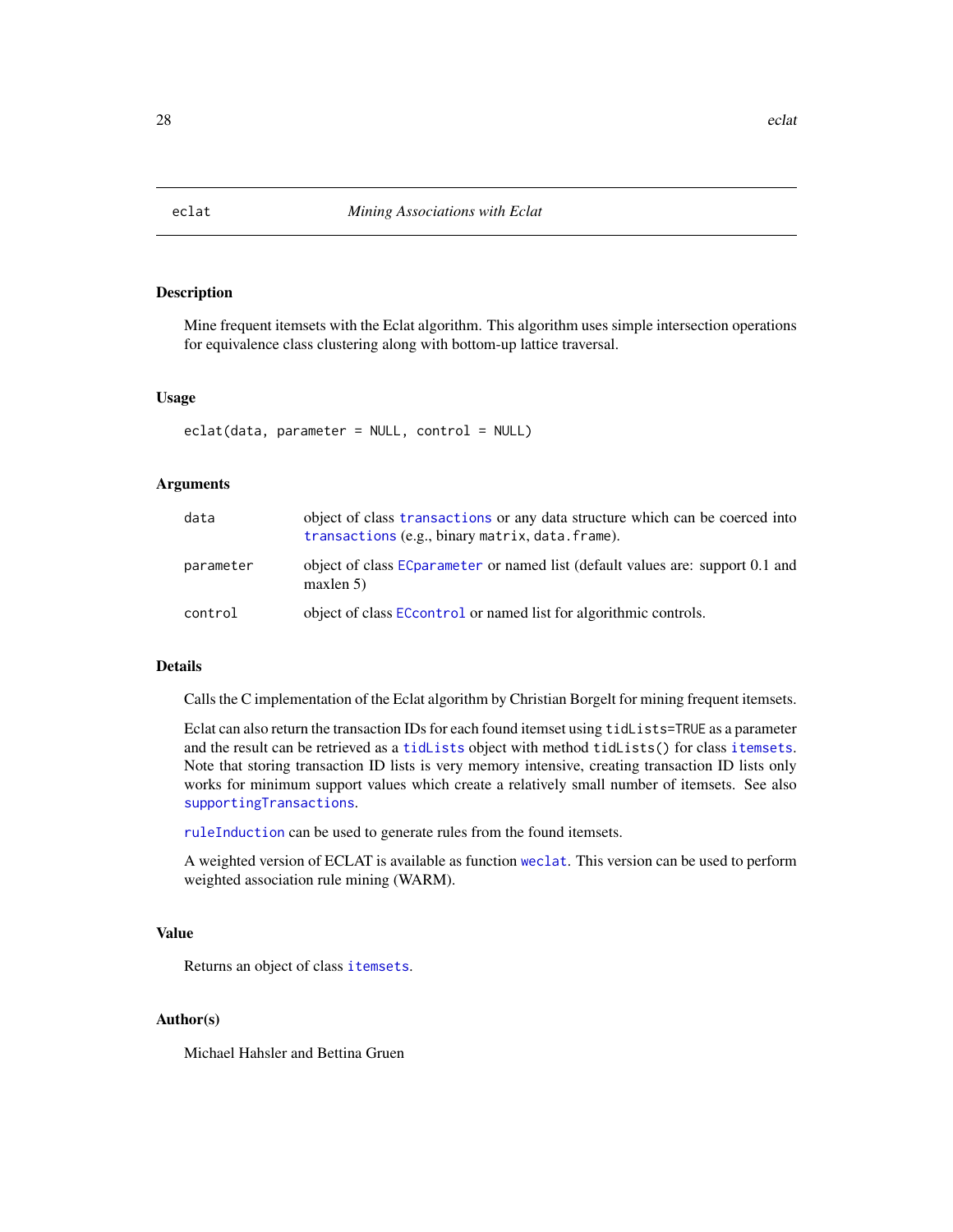## eclat — *Mining Associations with Eclat*

### Description

Mine frequent itemsets with the Eclat algorithm. This algorithm uses simple intersection operations for equivalence class clustering along with bottom-up lattice traversal.

### Usage

```
eclat(data, parameter = NULL, control = NULL)
```

### Arguments

| | |
|---|---|
| `data` | object of class `transactions` or any data structure which can be coerced into `transactions` (e.g., binary `matrix`, `data.frame`). |
| `parameter` | object of class `ECparameter` or named list (default values are: support 0.1 and maxlen 5) |
| `control` | object of class `ECcontrol` or named list for algorithmic controls. |

### Details

Calls the C implementation of the Eclat algorithm by Christian Borgelt for mining frequent itemsets.

Eclat can also return the transaction IDs for each found itemset using `tidLists=TRUE` as a parameter and the result can be retrieved as a `tidLists` object with method `tidLists()` for class `itemsets`. Note that storing transaction ID lists is very memory intensive, creating transaction ID lists only works for minimum support values which create a relatively small number of itemsets. See also `supportingTransactions`.

`ruleInduction` can be used to generate rules from the found itemsets.

A weighted version of ECLAT is available as function `weclat`. This version can be used to perform weighted association rule mining (WARM).

### Value

Returns an object of class `itemsets`.

### Author(s)

Michael Hahsler and Bettina Gruen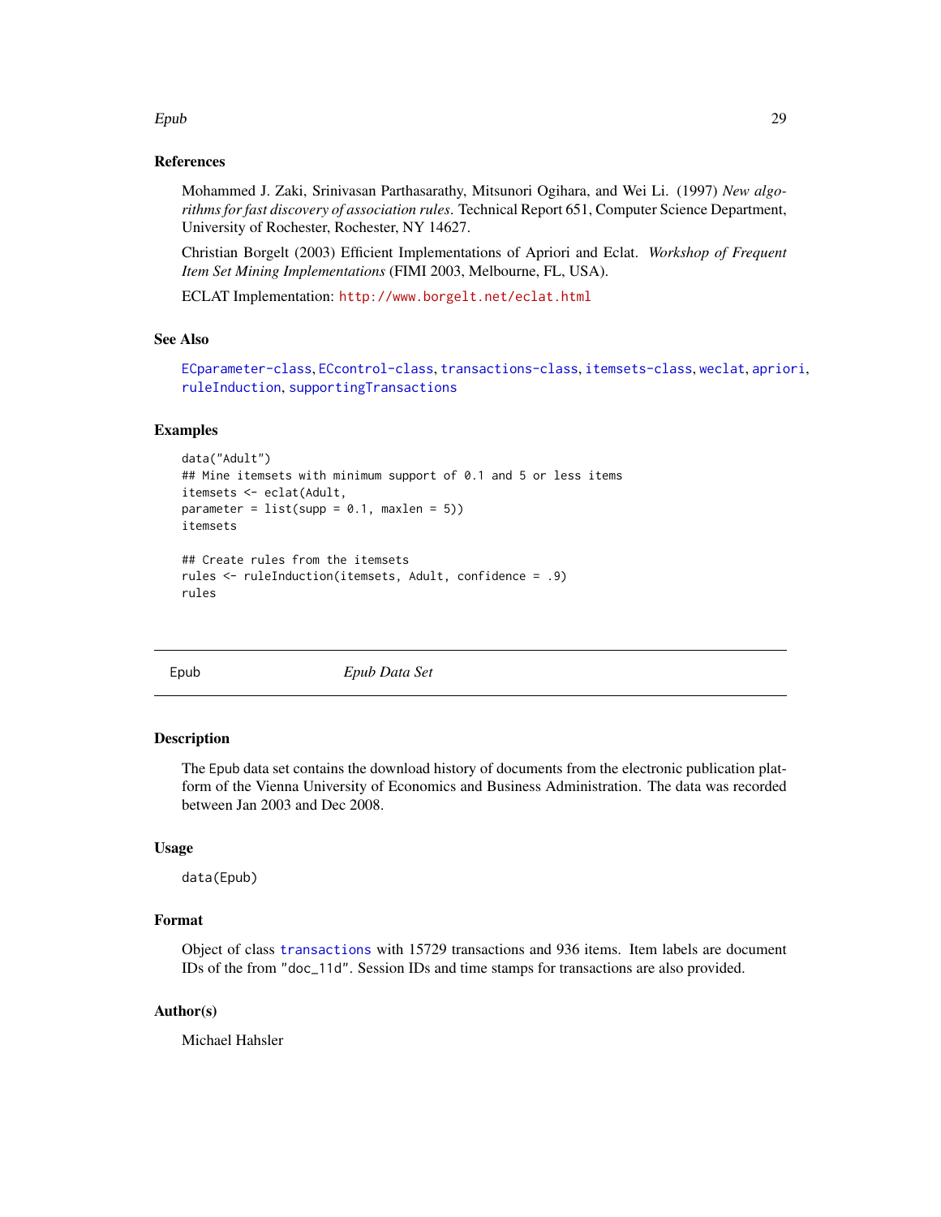### References

Mohammed J. Zaki, Srinivasan Parthasarathy, Mitsunori Ogihara, and Wei Li. (1997) *New algorithms for fast discovery of association rules*. Technical Report 651, Computer Science Department, University of Rochester, Rochester, NY 14627.

Christian Borgelt (2003) Efficient Implementations of Apriori and Eclat. *Workshop of Frequent Item Set Mining Implementations* (FIMI 2003, Melbourne, FL, USA).

ECLAT Implementation: http://www.borgelt.net/eclat.html

### See Also

ECparameter-class, ECcontrol-class, transactions-class, itemsets-class, weclat, apriori, ruleInduction, supportingTransactions

### Examples

```
data("Adult")
## Mine itemsets with minimum support of 0.1 and 5 or less items
itemsets <- eclat(Adult,
parameter = list(supp = 0.1, maxlen = 5))
itemsets

## Create rules from the itemsets
rules <- ruleInduction(itemsets, Adult, confidence = .9)
rules
```

---

## Epub *Epub Data Set*

### Description

The Epub data set contains the download history of documents from the electronic publication platform of the Vienna University of Economics and Business Administration. The data was recorded between Jan 2003 and Dec 2008.

### Usage

```
data(Epub)
```

### Format

Object of class transactions with 15729 transactions and 936 items. Item labels are document IDs of the from "doc_11d". Session IDs and time stamps for transactions are also provided.

### Author(s)

Michael Hahsler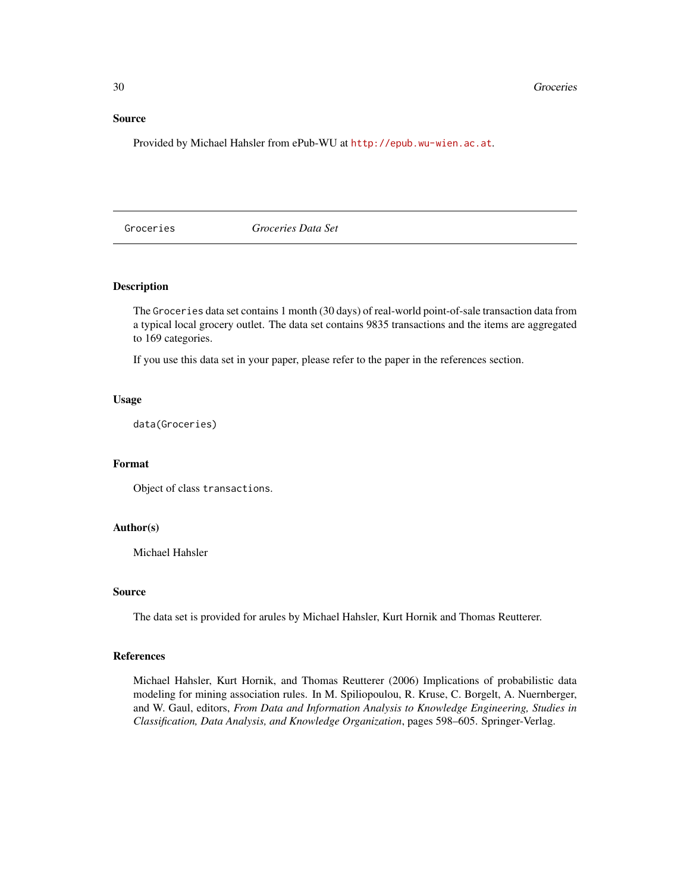### Source

Provided by Michael Hahsler from ePub-WU at http://epub.wu-wien.ac.at.

## Groceries *Groceries Data Set*

### Description

The Groceries data set contains 1 month (30 days) of real-world point-of-sale transaction data from a typical local grocery outlet. The data set contains 9835 transactions and the items are aggregated to 169 categories.

If you use this data set in your paper, please refer to the paper in the references section.

### Usage

```
data(Groceries)
```

### Format

Object of class transactions.

### Author(s)

Michael Hahsler

### Source

The data set is provided for arules by Michael Hahsler, Kurt Hornik and Thomas Reutterer.

### References

Michael Hahsler, Kurt Hornik, and Thomas Reutterer (2006) Implications of probabilistic data modeling for mining association rules. In M. Spiliopoulou, R. Kruse, C. Borgelt, A. Nuernberger, and W. Gaul, editors, *From Data and Information Analysis to Knowledge Engineering, Studies in Classification, Data Analysis, and Knowledge Organization*, pages 598–605. Springer-Verlag.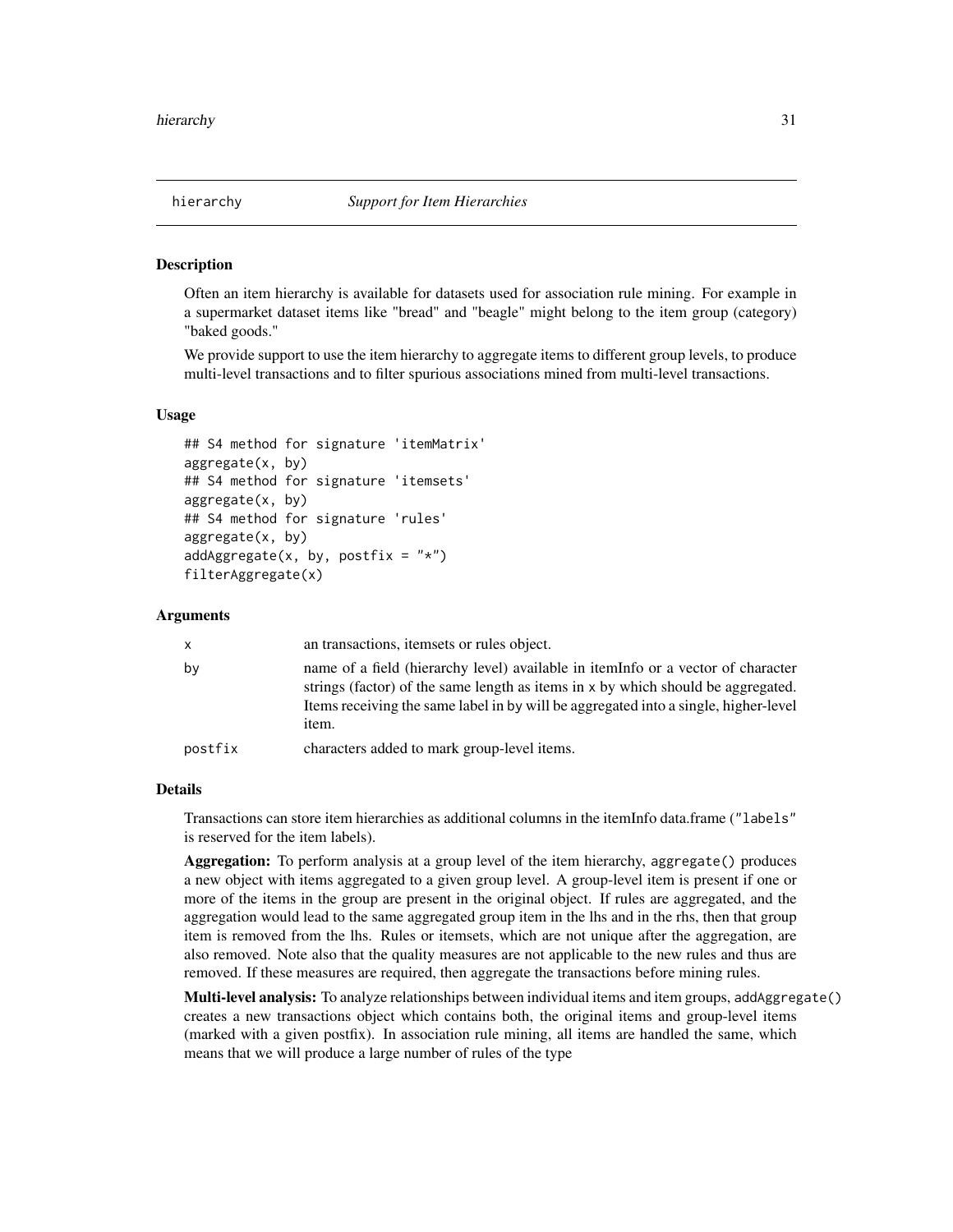hierarchy    *Support for Item Hierarchies*

## Description

Often an item hierarchy is available for datasets used for association rule mining. For example in a supermarket dataset items like "bread" and "beagle" might belong to the item group (category) "baked goods."

We provide support to use the item hierarchy to aggregate items to different group levels, to produce multi-level transactions and to filter spurious associations mined from multi-level transactions.

## Usage

```
## S4 method for signature 'itemMatrix'
aggregate(x, by)
## S4 method for signature 'itemsets'
aggregate(x, by)
## S4 method for signature 'rules'
aggregate(x, by)
addAggregate(x, by, postfix = "*")
filterAggregate(x)
```

## Arguments

| | |
|---|---|
| x | an transactions, itemsets or rules object. |
| by | name of a field (hierarchy level) available in itemInfo or a vector of character strings (factor) of the same length as items in x by which should be aggregated. Items receiving the same label in by will be aggregated into a single, higher-level item. |
| postfix | characters added to mark group-level items. |

## Details

Transactions can store item hierarchies as additional columns in the itemInfo data.frame ("labels" is reserved for the item labels).

**Aggregation:** To perform analysis at a group level of the item hierarchy, aggregate() produces a new object with items aggregated to a given group level. A group-level item is present if one or more of the items in the group are present in the original object. If rules are aggregated, and the aggregation would lead to the same aggregated group item in the lhs and in the rhs, then that group item is removed from the lhs. Rules or itemsets, which are not unique after the aggregation, are also removed. Note also that the quality measures are not applicable to the new rules and thus are removed. If these measures are required, then aggregate the transactions before mining rules.

**Multi-level analysis:** To analyze relationships between individual items and item groups, addAggregate() creates a new transactions object which contains both, the original items and group-level items (marked with a given postfix). In association rule mining, all items are handled the same, which means that we will produce a large number of rules of the type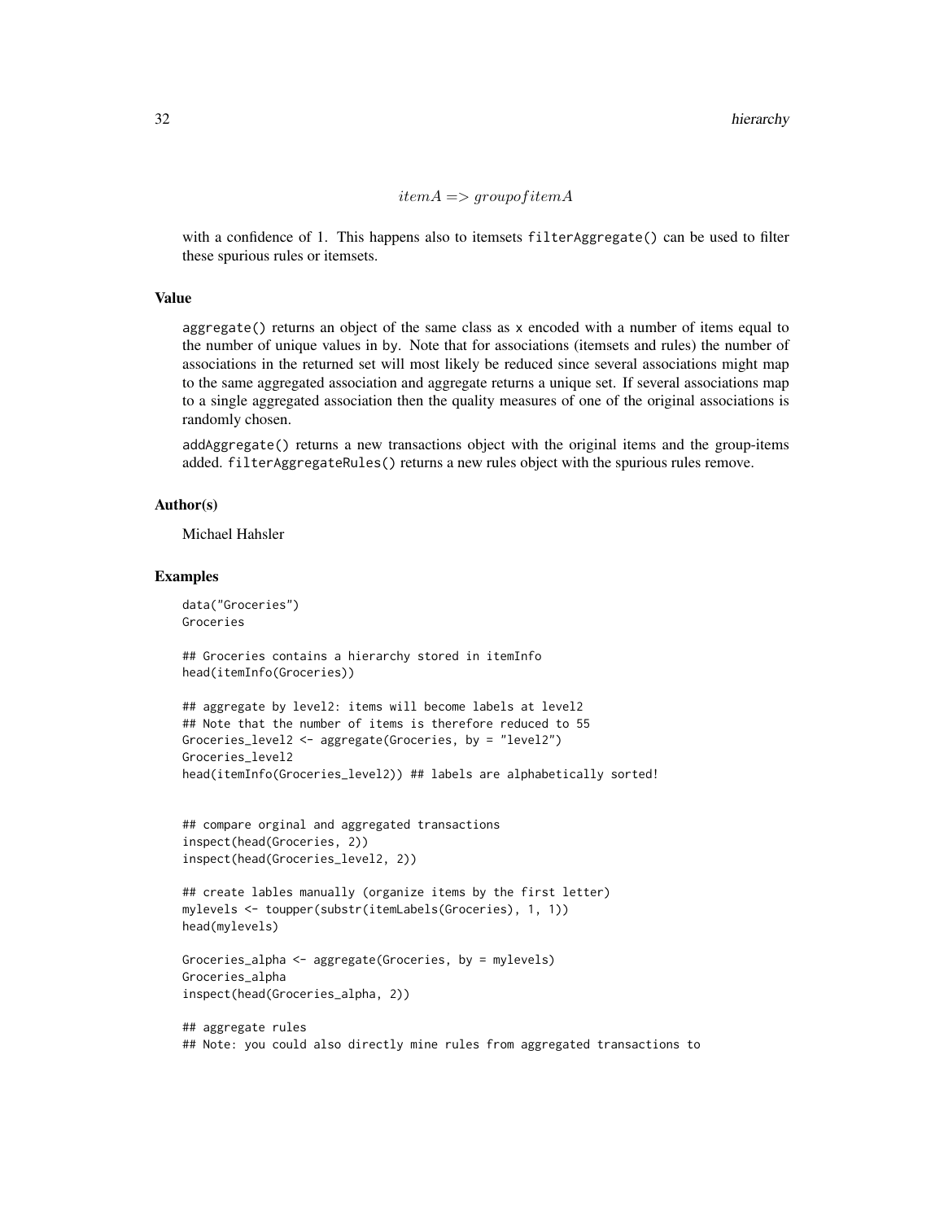$$itemA => groupofitemA$$

with a confidence of 1. This happens also to itemsets filterAggregate() can be used to filter these spurious rules or itemsets.

### Value

aggregate() returns an object of the same class as x encoded with a number of items equal to the number of unique values in by. Note that for associations (itemsets and rules) the number of associations in the returned set will most likely be reduced since several associations might map to the same aggregated association and aggregate returns a unique set. If several associations map to a single aggregated association then the quality measures of one of the original associations is randomly chosen.

addAggregate() returns a new transactions object with the original items and the group-items added. filterAggregateRules() returns a new rules object with the spurious rules remove.

### Author(s)

Michael Hahsler

### Examples

```
data("Groceries")
Groceries

## Groceries contains a hierarchy stored in itemInfo
head(itemInfo(Groceries))

## aggregate by level2: items will become labels at level2
## Note that the number of items is therefore reduced to 55
Groceries_level2 <- aggregate(Groceries, by = "level2")
Groceries_level2
head(itemInfo(Groceries_level2)) ## labels are alphabetically sorted!


## compare orginal and aggregated transactions
inspect(head(Groceries, 2))
inspect(head(Groceries_level2, 2))

## create lables manually (organize items by the first letter)
mylevels <- toupper(substr(itemLabels(Groceries), 1, 1))
head(mylevels)

Groceries_alpha <- aggregate(Groceries, by = mylevels)
Groceries_alpha
inspect(head(Groceries_alpha, 2))

## aggregate rules
## Note: you could also directly mine rules from aggregated transactions to
```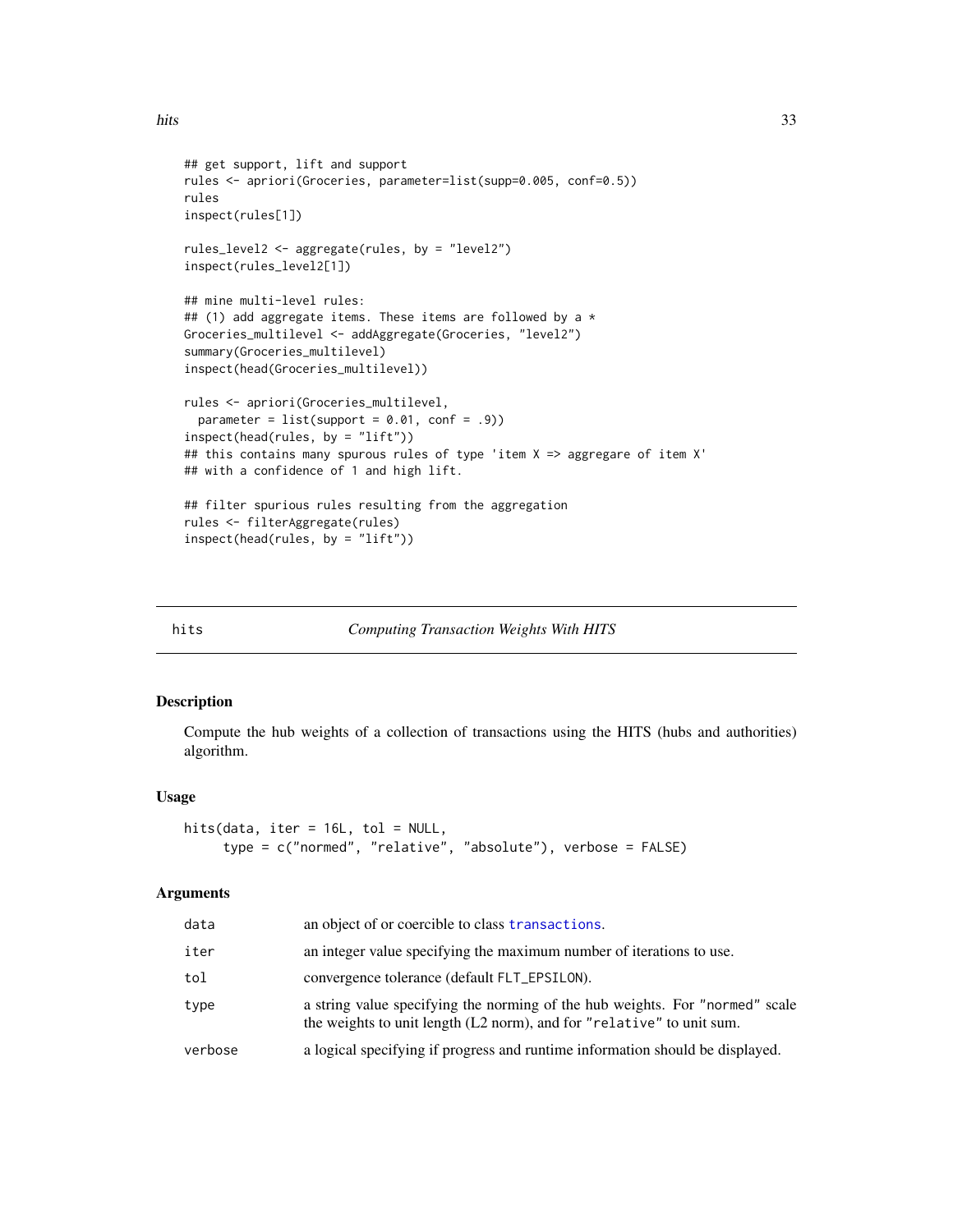```r
## get support, lift and support
rules <- apriori(Groceries, parameter=list(supp=0.005, conf=0.5))
rules
inspect(rules[1])

rules_level2 <- aggregate(rules, by = "level2")
inspect(rules_level2[1])

## mine multi-level rules:
## (1) add aggregate items. These items are followed by a *
Groceries_multilevel <- addAggregate(Groceries, "level2")
summary(Groceries_multilevel)
inspect(head(Groceries_multilevel))

rules <- apriori(Groceries_multilevel,
  parameter = list(support = 0.01, conf = .9))
inspect(head(rules, by = "lift"))
## this contains many spurous rules of type 'item X => aggregare of item X'
## with a confidence of 1 and high lift.

## filter spurious rules resulting from the aggregation
rules <- filterAggregate(rules)
inspect(head(rules, by = "lift"))
```

---

## hits — *Computing Transaction Weights With HITS*

### Description

Compute the hub weights of a collection of transactions using the HITS (hubs and authorities) algorithm.

### Usage

```r
hits(data, iter = 16L, tol = NULL,
     type = c("normed", "relative", "absolute"), verbose = FALSE)
```

### Arguments

| | |
|---|---|
| `data` | an object of or coercible to class `transactions`. |
| `iter` | an integer value specifying the maximum number of iterations to use. |
| `tol` | convergence tolerance (default `FLT_EPSILON`). |
| `type` | a string value specifying the norming of the hub weights. For `"normed"` scale the weights to unit length (L2 norm), and for `"relative"` to unit sum. |
| `verbose` | a logical specifying if progress and runtime information should be displayed. |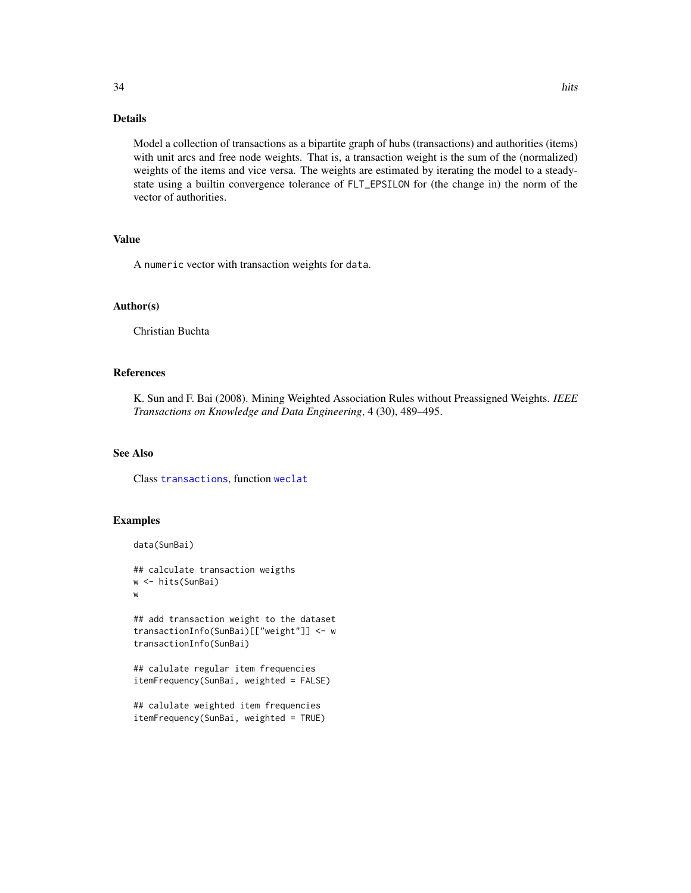## Details

Model a collection of transactions as a bipartite graph of hubs (transactions) and authorities (items) with unit arcs and free node weights. That is, a transaction weight is the sum of the (normalized) weights of the items and vice versa. The weights are estimated by iterating the model to a steady-state using a builtin convergence tolerance of FLT_EPSILON for (the change in) the norm of the vector of authorities.

## Value

A numeric vector with transaction weights for data.

## Author(s)

Christian Buchta

## References

K. Sun and F. Bai (2008). Mining Weighted Association Rules without Preassigned Weights. *IEEE Transactions on Knowledge and Data Engineering*, 4 (30), 489–495.

## See Also

Class transactions, function weclat

## Examples

```
data(SunBai)

## calculate transaction weigths
w <- hits(SunBai)
w

## add transaction weight to the dataset
transactionInfo(SunBai)[["weight"]] <- w
transactionInfo(SunBai)

## calulate regular item frequencies
itemFrequency(SunBai, weighted = FALSE)

## calulate weighted item frequencies
itemFrequency(SunBai, weighted = TRUE)
```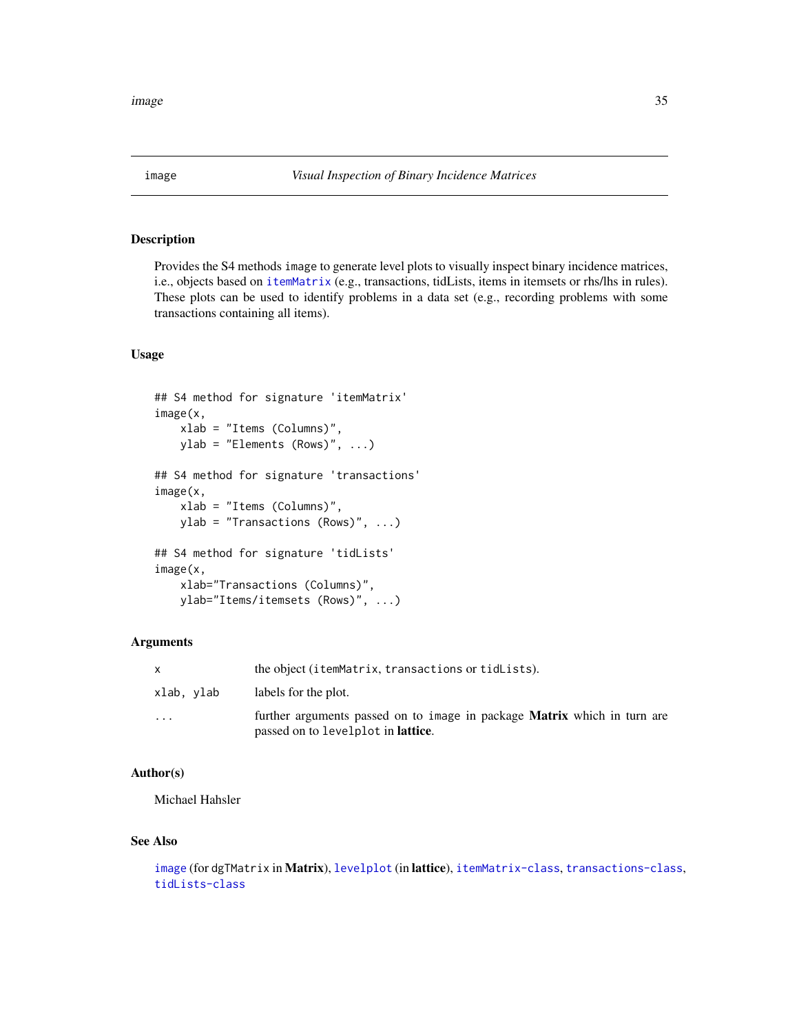# image — *Visual Inspection of Binary Incidence Matrices*

## Description

Provides the S4 methods image to generate level plots to visually inspect binary incidence matrices, i.e., objects based on itemMatrix (e.g., transactions, tidLists, items in itemsets or rhs/lhs in rules). These plots can be used to identify problems in a data set (e.g., recording problems with some transactions containing all items).

## Usage

```
## S4 method for signature 'itemMatrix'
image(x,
    xlab = "Items (Columns)",
    ylab = "Elements (Rows)", ...)

## S4 method for signature 'transactions'
image(x,
    xlab = "Items (Columns)",
    ylab = "Transactions (Rows)", ...)

## S4 method for signature 'tidLists'
image(x,
    xlab="Transactions (Columns)",
    ylab="Items/itemsets (Rows)", ...)
```

## Arguments

| | |
|---|---|
| `x` | the object (`itemMatrix`, `transactions` or `tidLists`). |
| `xlab, ylab` | labels for the plot. |
| `...` | further arguments passed on to `image` in package **Matrix** which in turn are passed on to `levelplot` in **lattice**. |

## Author(s)

Michael Hahsler

## See Also

`image` (for `dgTMatrix` in **Matrix**), `levelplot` (in **lattice**), `itemMatrix-class`, `transactions-class`, `tidLists-class`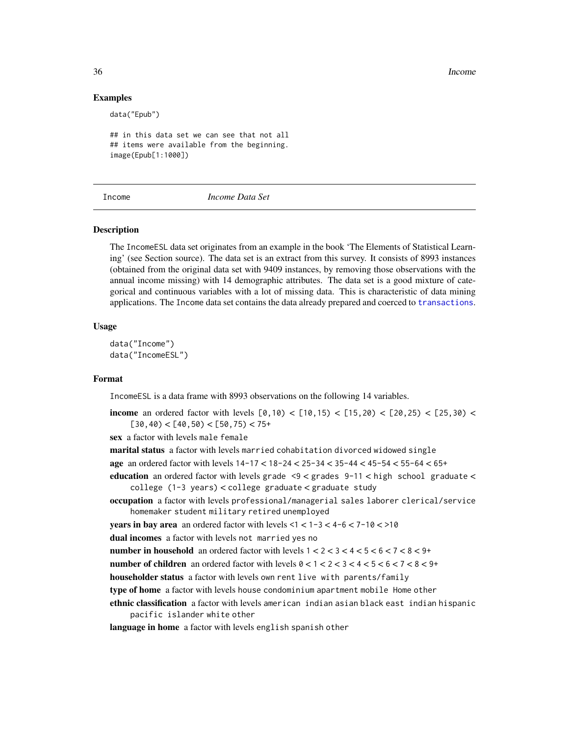## Examples

```
data("Epub")

## in this data set we can see that not all
## items were available from the beginning.
image(Epub[1:1000])
```

---

# Income — *Income Data Set*

---

## Description

The `IncomeESL` data set originates from an example in the book 'The Elements of Statistical Learning' (see Section source). The data set is an extract from this survey. It consists of 8993 instances (obtained from the original data set with 9409 instances, by removing those observations with the annual income missing) with 14 demographic attributes. The data set is a good mixture of categorical and continuous variables with a lot of missing data. This is characteristic of data mining applications. The `Income` data set contains the data already prepared and coerced to `transactions`.

## Usage

```
data("Income")
data("IncomeESL")
```

## Format

`IncomeESL` is a data frame with 8993 observations on the following 14 variables.

**income** an ordered factor with levels `[0,10)` < `[10,15)` < `[15,20)` < `[20,25)` < `[25,30)` < `[30,40)` < `[40,50)` < `[50,75)` < `75+`

**sex** a factor with levels `male` `female`

**marital status** a factor with levels `married` `cohabitation` `divorced` `widowed` `single`

**age** an ordered factor with levels `14-17` < `18-24` < `25-34` < `35-44` < `45-54` < `55-64` < `65+`

**education** an ordered factor with levels `grade <9` < `grades 9-11` < `high school graduate` < `college (1-3 years)` < `college graduate` < `graduate study`

**occupation** a factor with levels `professional/managerial` `sales` `laborer` `clerical/service` `homemaker` `student` `military` `retired` `unemployed`

**years in bay area** an ordered factor with levels `<1` < `1-3` < `4-6` < `7-10` < `>10`

**dual incomes** a factor with levels `not married` `yes` `no`

**number in household** an ordered factor with levels `1` < `2` < `3` < `4` < `5` < `6` < `7` < `8` < `9+`

**number of children** an ordered factor with levels `0` < `1` < `2` < `3` < `4` < `5` < `6` < `7` < `8` < `9+`

**householder status** a factor with levels `own` `rent` `live with parents/family`

**type of home** a factor with levels `house` `condominium` `apartment` `mobile Home` `other`

**ethnic classification** a factor with levels `american indian` `asian` `black` `east indian` `hispanic` `pacific islander` `white` `other`

**language in home** a factor with levels `english` `spanish` `other`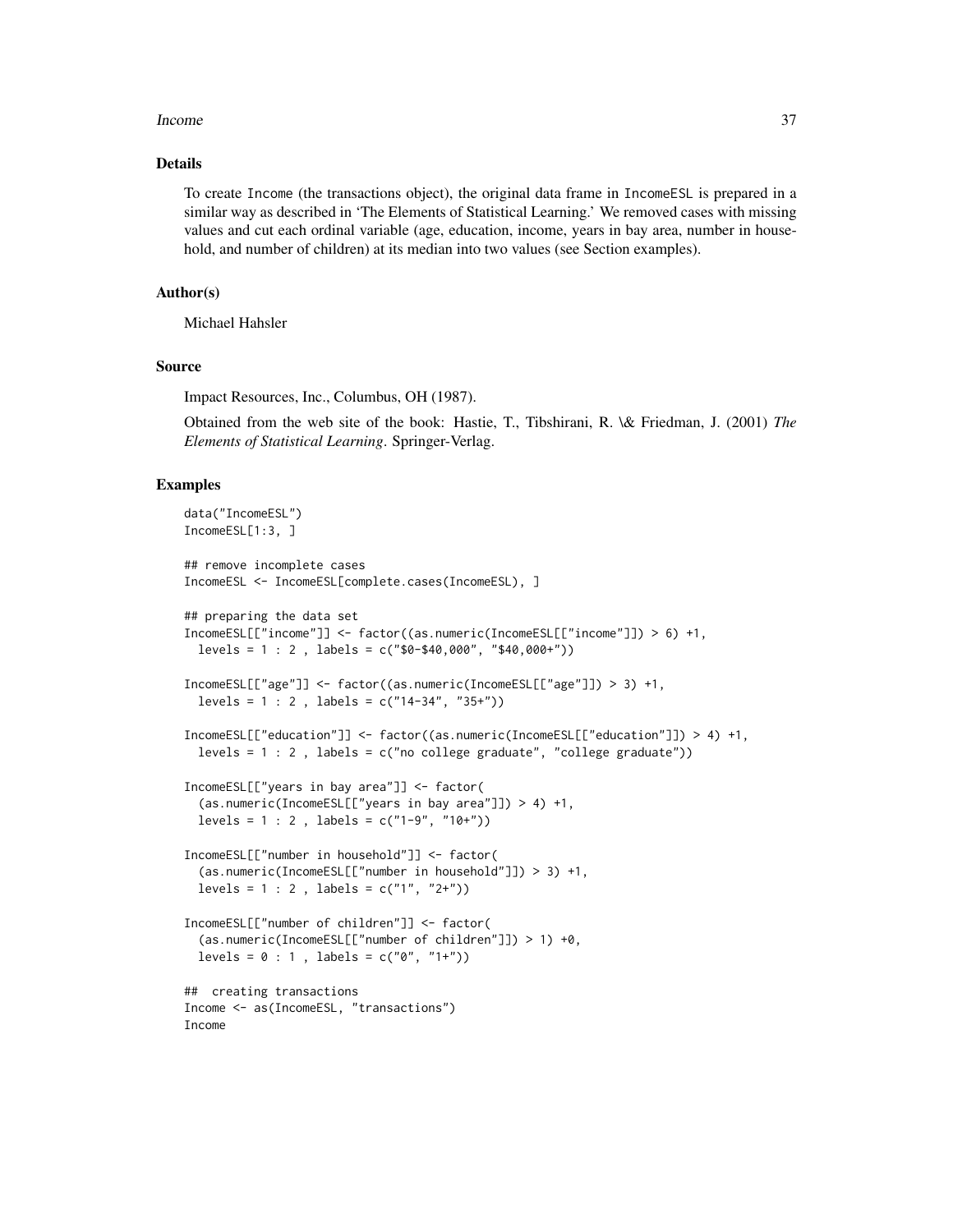## Details

To create Income (the transactions object), the original data frame in IncomeESL is prepared in a similar way as described in 'The Elements of Statistical Learning.' We removed cases with missing values and cut each ordinal variable (age, education, income, years in bay area, number in household, and number of children) at its median into two values (see Section examples).

## Author(s)

Michael Hahsler

## Source

Impact Resources, Inc., Columbus, OH (1987).

Obtained from the web site of the book: Hastie, T., Tibshirani, R. \& Friedman, J. (2001) *The Elements of Statistical Learning*. Springer-Verlag.

## Examples

```
data("IncomeESL")
IncomeESL[1:3, ]

## remove incomplete cases
IncomeESL <- IncomeESL[complete.cases(IncomeESL), ]

## preparing the data set
IncomeESL[["income"]] <- factor((as.numeric(IncomeESL[["income"]]) > 6) +1,
  levels = 1 : 2 , labels = c("$0-$40,000", "$40,000+"))

IncomeESL[["age"]] <- factor((as.numeric(IncomeESL[["age"]]) > 3) +1,
  levels = 1 : 2 , labels = c("14-34", "35+"))

IncomeESL[["education"]] <- factor((as.numeric(IncomeESL[["education"]]) > 4) +1,
  levels = 1 : 2 , labels = c("no college graduate", "college graduate"))

IncomeESL[["years in bay area"]] <- factor(
  (as.numeric(IncomeESL[["years in bay area"]]) > 4) +1,
  levels = 1 : 2 , labels = c("1-9", "10+"))

IncomeESL[["number in household"]] <- factor(
  (as.numeric(IncomeESL[["number in household"]]) > 3) +1,
  levels = 1 : 2 , labels = c("1", "2+"))

IncomeESL[["number of children"]] <- factor(
  (as.numeric(IncomeESL[["number of children"]]) > 1) +0,
  levels = 0 : 1 , labels = c("0", "1+"))

##  creating transactions
Income <- as(IncomeESL, "transactions")
Income
```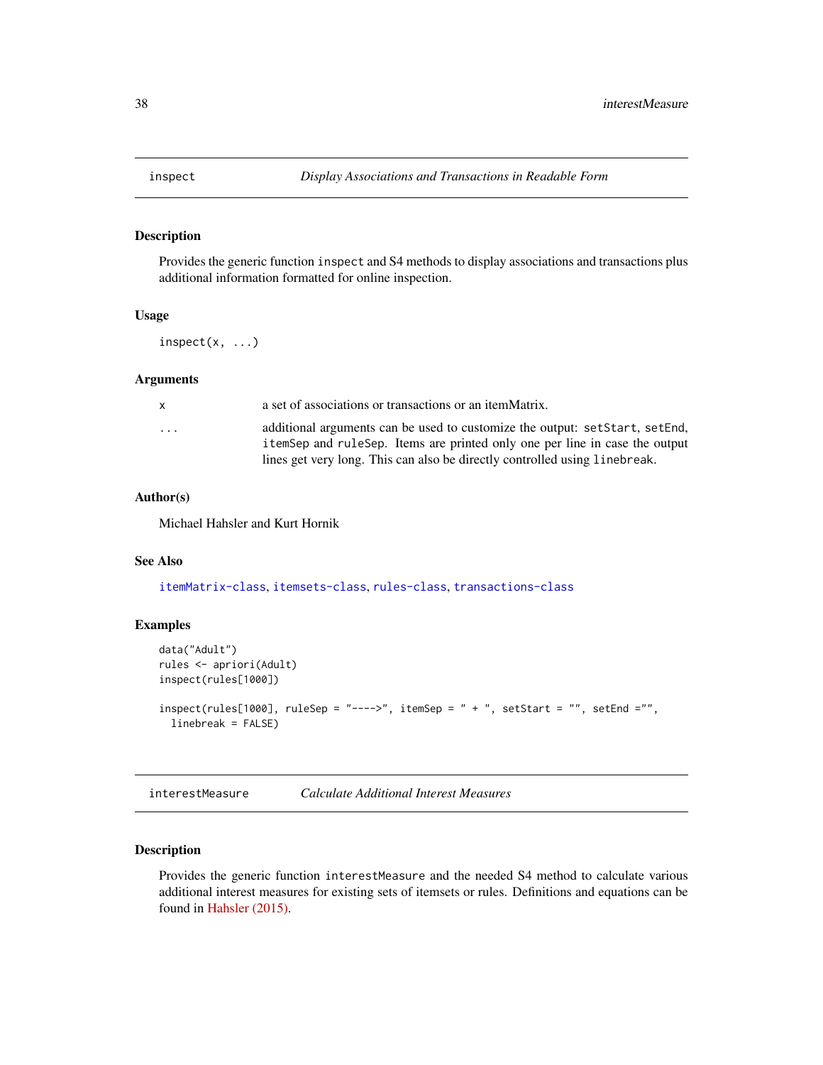## inspect — *Display Associations and Transactions in Readable Form*

### Description

Provides the generic function `inspect` and S4 methods to display associations and transactions plus additional information formatted for online inspection.

### Usage

```
inspect(x, ...)
```

### Arguments

| | |
|---|---|
| `x` | a set of associations or transactions or an itemMatrix. |
| `...` | additional arguments can be used to customize the output: `setStart`, `setEnd`, `itemSep` and `ruleSep`. Items are printed only one per line in case the output lines get very long. This can also be directly controlled using `linebreak`. |

### Author(s)

Michael Hahsler and Kurt Hornik

### See Also

itemMatrix-class, itemsets-class, rules-class, transactions-class

### Examples

```
data("Adult")
rules <- apriori(Adult)
inspect(rules[1000])

inspect(rules[1000], ruleSep = "---->", itemSep = " + ", setStart = "", setEnd ="",
  linebreak = FALSE)
```

## interestMeasure — *Calculate Additional Interest Measures*

### Description

Provides the generic function `interestMeasure` and the needed S4 method to calculate various additional interest measures for existing sets of itemsets or rules. Definitions and equations can be found in Hahsler (2015).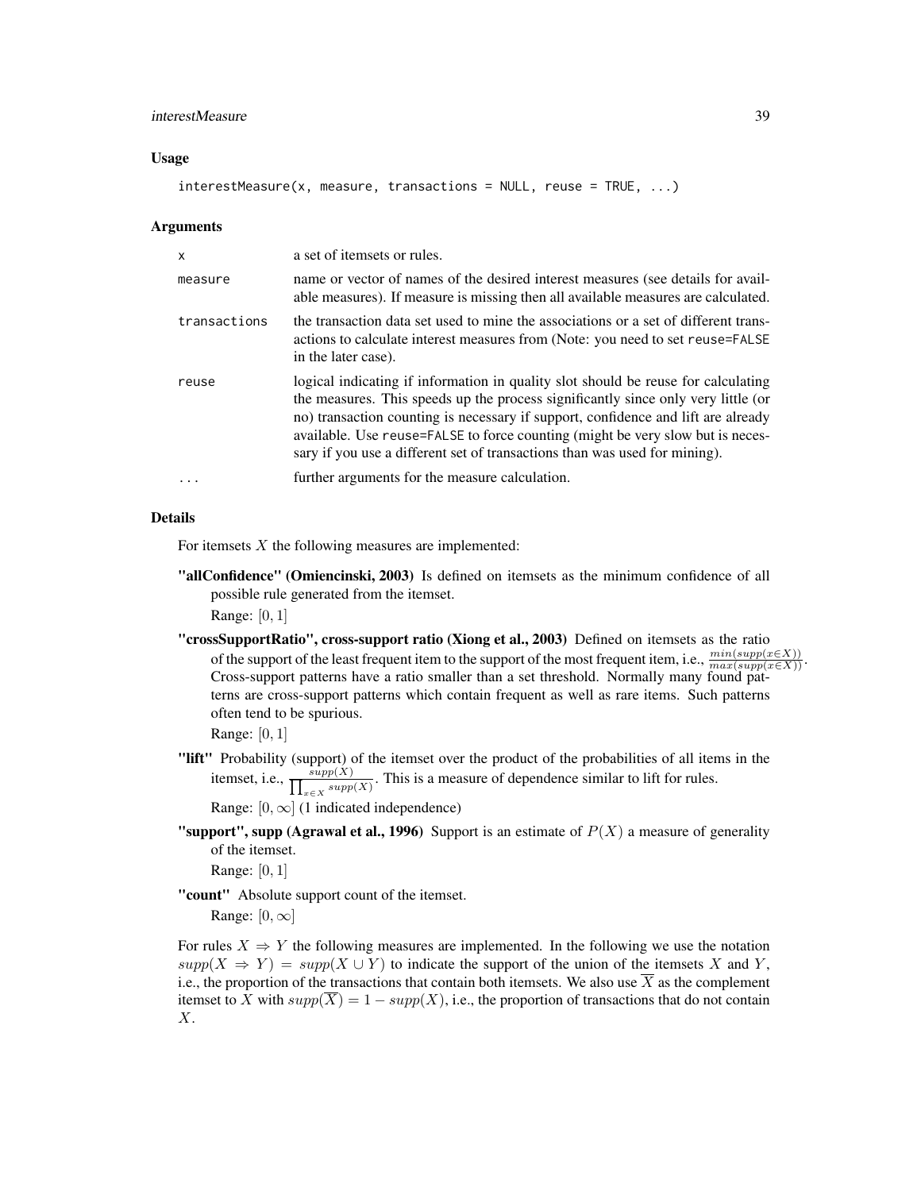### Usage

```
interestMeasure(x, measure, transactions = NULL, reuse = TRUE, ...)
```

### Arguments

| | |
|---|---|
| x | a set of itemsets or rules. |
| measure | name or vector of names of the desired interest measures (see details for available measures). If measure is missing then all available measures are calculated. |
| transactions | the transaction data set used to mine the associations or a set of different transactions to calculate interest measures from (Note: you need to set reuse=FALSE in the later case). |
| reuse | logical indicating if information in quality slot should be reuse for calculating the measures. This speeds up the process significantly since only very little (or no) transaction counting is necessary if support, confidence and lift are already available. Use reuse=FALSE to force counting (might be very slow but is necessary if you use a different set of transactions than was used for mining). |
| ... | further arguments for the measure calculation. |

### Details

For itemsets $X$ the following measures are implemented:

**"allConfidence" (Omiencinski, 2003)** Is defined on itemsets as the minimum confidence of all possible rule generated from the itemset.
Range: $[0, 1]$

**"crossSupportRatio", cross-support ratio (Xiong et al., 2003)** Defined on itemsets as the ratio of the support of the least frequent item to the support of the most frequent item, i.e., $\frac{min(supp(x \in X))}{max(supp(x \in X))}$. Cross-support patterns have a ratio smaller than a set threshold. Normally many found patterns are cross-support patterns which contain frequent as well as rare items. Such patterns often tend to be spurious.
Range: $[0, 1]$

**"lift"** Probability (support) of the itemset over the product of the probabilities of all items in the itemset, i.e., $\frac{supp(X)}{\prod_{x \in X} supp(X)}$. This is a measure of dependence similar to lift for rules.
Range: $[0, \infty]$ (1 indicated independence)

**"support", supp (Agrawal et al., 1996)** Support is an estimate of $P(X)$ a measure of generality of the itemset.
Range: $[0, 1]$

**"count"** Absolute support count of the itemset.
Range: $[0, \infty]$

For rules $X \Rightarrow Y$ the following measures are implemented. In the following we use the notation $supp(X \Rightarrow Y) = supp(X \cup Y)$ to indicate the support of the union of the itemsets $X$ and $Y$, i.e., the proportion of the transactions that contain both itemsets. We also use $\overline{X}$ as the complement itemset to $X$ with $supp(\overline{X}) = 1 - supp(X)$, i.e., the proportion of transactions that do not contain $X$.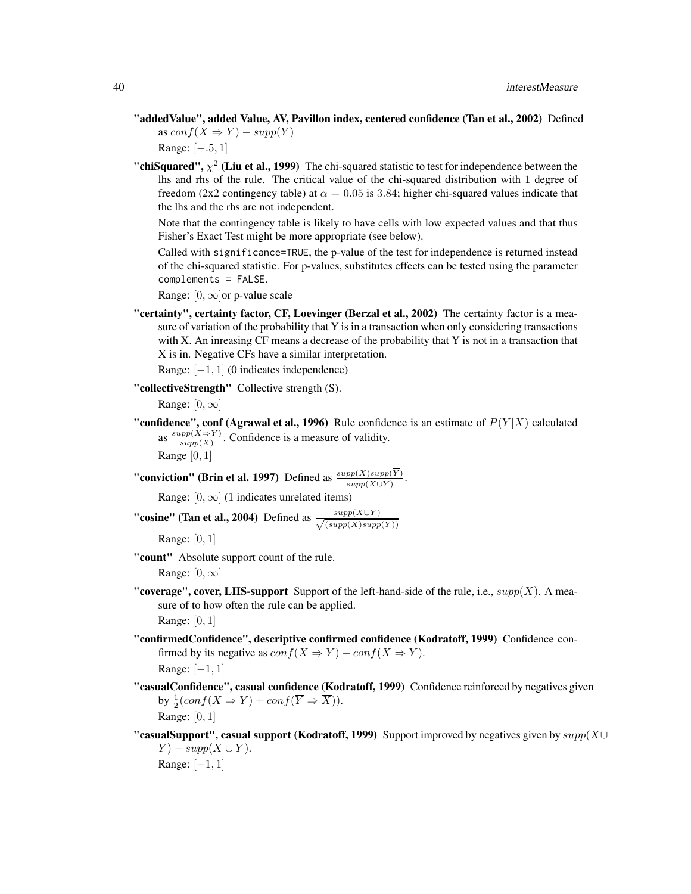**"addedValue", added Value, AV, Pavillon index, centered confidence (Tan et al., 2002)** Defined as $conf(X \Rightarrow Y) - supp(Y)$

Range: $[-.5, 1]$

**"chiSquared", $\chi^2$ (Liu et al., 1999)** The chi-squared statistic to test for independence between the lhs and rhs of the rule. The critical value of the chi-squared distribution with 1 degree of freedom (2x2 contingency table) at $\alpha = 0.05$ is 3.84; higher chi-squared values indicate that the lhs and the rhs are not independent.

Note that the contingency table is likely to have cells with low expected values and that thus Fisher's Exact Test might be more appropriate (see below).

Called with `significance=TRUE`, the p-value of the test for independence is returned instead of the chi-squared statistic. For p-values, substitutes effects can be tested using the parameter `complements = FALSE`.

Range: $[0, \infty]$or p-value scale

**"certainty", certainty factor, CF, Loevinger (Berzal et al., 2002)** The certainty factor is a measure of variation of the probability that Y is in a transaction when only considering transactions with X. An inreasing CF means a decrease of the probability that Y is not in a transaction that X is in. Negative CFs have a similar interpretation.

Range: $[-1, 1]$ (0 indicates independence)

**"collectiveStrength"** Collective strength (S).

Range: $[0, \infty]$

**"confidence", conf (Agrawal et al., 1996)** Rule confidence is an estimate of $P(Y|X)$ calculated as $\frac{supp(X \Rightarrow Y)}{supp(X)}$. Confidence is a measure of validity.

Range $[0, 1]$

**"conviction" (Brin et al. 1997)** Defined as $\frac{supp(X)supp(\overline{Y})}{supp(X \cup \overline{Y})}$.

Range: $[0, \infty]$ (1 indicates unrelated items)

**"cosine" (Tan et al., 2004)** Defined as $\frac{supp(X \cup Y)}{\sqrt{(supp(X)supp(Y))}}$

Range: $[0, 1]$

**"count"** Absolute support count of the rule.

Range: $[0, \infty]$

**"coverage", cover, LHS-support** Support of the left-hand-side of the rule, i.e., $supp(X)$. A measure of to how often the rule can be applied.

Range: $[0, 1]$

**"confirmedConfidence", descriptive confirmed confidence (Kodratoff, 1999)** Confidence confirmed by its negative as $conf(X \Rightarrow Y) - conf(X \Rightarrow \overline{Y})$.

Range: $[-1, 1]$

**"casualConfidence", casual confidence (Kodratoff, 1999)** Confidence reinforced by negatives given by $\frac{1}{2}(conf(X \Rightarrow Y) + conf(\overline{Y} \Rightarrow \overline{X}))$.

Range: $[0, 1]$

**"casualSupport", casual support (Kodratoff, 1999)** Support improved by negatives given by $supp(X \cup Y) - supp(\overline{X} \cup \overline{Y})$.

Range: $[-1, 1]$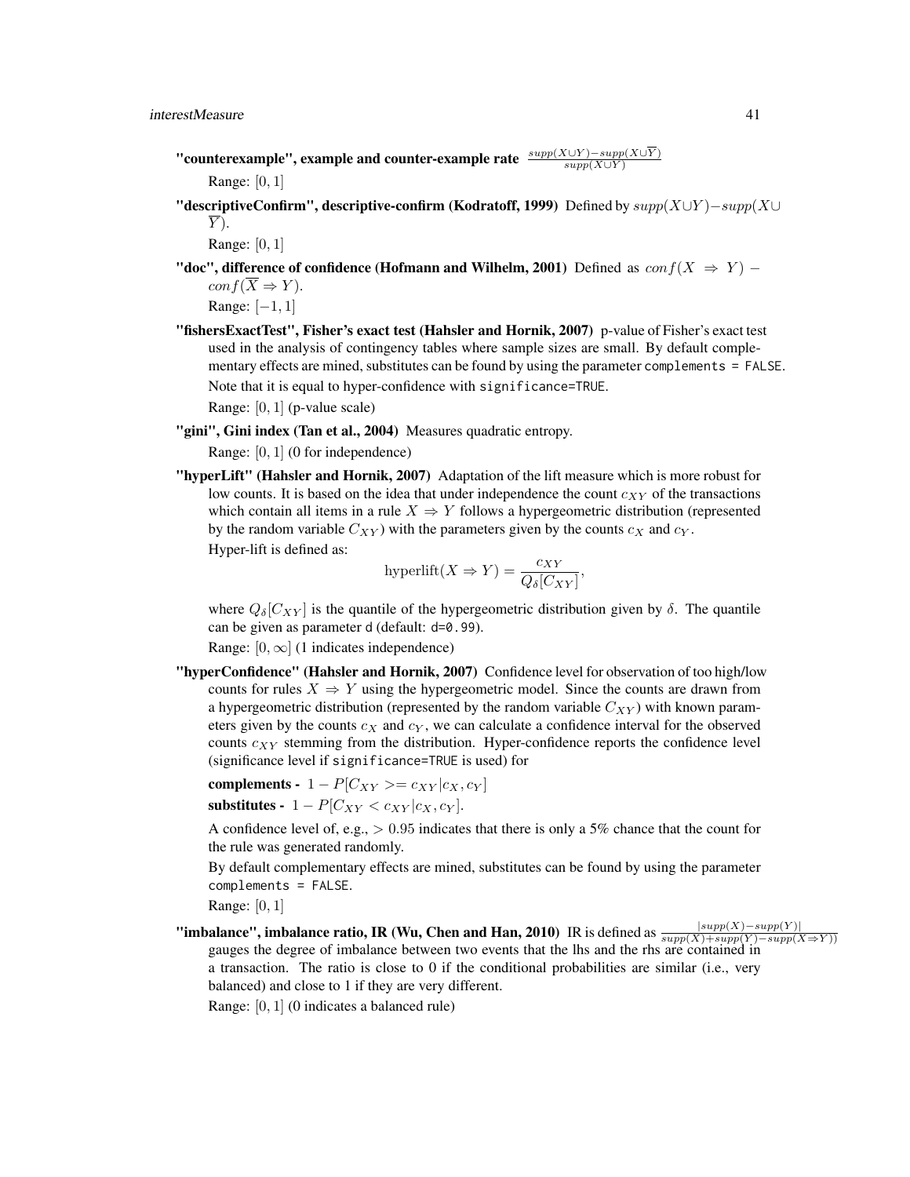**"counterexample", example and counter-example rate** $\frac{supp(X \cup Y) - supp(X \cup \overline{Y})}{supp(X \cup Y)}$

Range: $[0, 1]$

**"descriptiveConfirm", descriptive-confirm (Kodratoff, 1999)** Defined by $supp(X \cup Y) - supp(X \cup \overline{Y})$.

Range: $[0, 1]$

**"doc", difference of confidence (Hofmann and Wilhelm, 2001)** Defined as $conf(X \Rightarrow Y) - conf(\overline{X} \Rightarrow Y)$.

Range: $[-1, 1]$

**"fishersExactTest", Fisher's exact test (Hahsler and Hornik, 2007)** p-value of Fisher's exact test used in the analysis of contingency tables where sample sizes are small. By default complementary effects are mined, substitutes can be found by using the parameter `complements = FALSE`.

Note that it is equal to hyper-confidence with `significance=TRUE`.

Range: $[0, 1]$ (p-value scale)

**"gini", Gini index (Tan et al., 2004)** Measures quadratic entropy.

Range: $[0, 1]$ (0 for independence)

**"hyperLift" (Hahsler and Hornik, 2007)** Adaptation of the lift measure which is more robust for low counts. It is based on the idea that under independence the count $c_{XY}$ of the transactions which contain all items in a rule $X \Rightarrow Y$ follows a hypergeometric distribution (represented by the random variable $C_{XY}$) with the parameters given by the counts $c_X$ and $c_Y$.

Hyper-lift is defined as:

$$\text{hyperlift}(X \Rightarrow Y) = \frac{c_{XY}}{Q_\delta[C_{XY}]},$$

where $Q_\delta[C_{XY}]$ is the quantile of the hypergeometric distribution given by $\delta$. The quantile can be given as parameter `d` (default: `d=0.99`).

Range: $[0, \infty]$ (1 indicates independence)

**"hyperConfidence" (Hahsler and Hornik, 2007)** Confidence level for observation of too high/low counts for rules $X \Rightarrow Y$ using the hypergeometric model. Since the counts are drawn from a hypergeometric distribution (represented by the random variable $C_{XY}$) with known parameters given by the counts $c_X$ and $c_Y$, we can calculate a confidence interval for the observed counts $c_{XY}$ stemming from the distribution. Hyper-confidence reports the confidence level (significance level if `significance=TRUE` is used) for

**complements -** $1 - P[C_{XY} >= c_{XY} | c_X, c_Y]$

**substitutes -** $1 - P[C_{XY} < c_{XY} | c_X, c_Y]$.

A confidence level of, e.g., $> 0.95$ indicates that there is only a 5% chance that the count for the rule was generated randomly.

By default complementary effects are mined, substitutes can be found by using the parameter `complements = FALSE`.

Range: $[0, 1]$

**"imbalance", imbalance ratio, IR (Wu, Chen and Han, 2010)** IR is defined as $\frac{|supp(X) - supp(Y)|}{supp(X) + supp(Y) - supp(X \Rightarrow Y))}$ gauges the degree of imbalance between two events that the lhs and the rhs are contained in a transaction. The ratio is close to 0 if the conditional probabilities are similar (i.e., very balanced) and close to 1 if they are very different.

Range: $[0, 1]$ (0 indicates a balanced rule)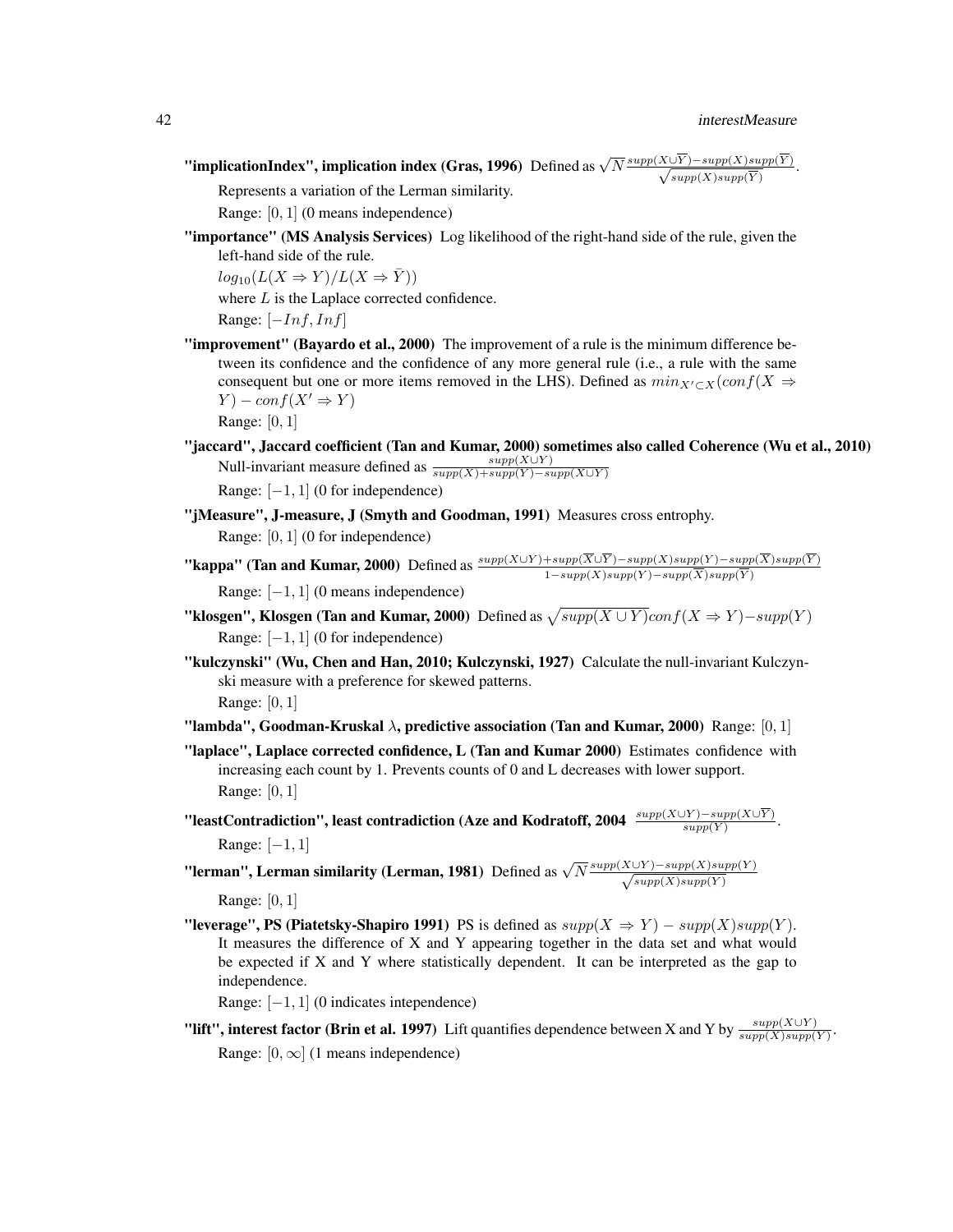**"implicationIndex", implication index (Gras, 1996)** Defined as $\sqrt{N}\frac{supp(X\cup\overline{Y})-supp(X)supp(\overline{Y})}{\sqrt{supp(X)supp(\overline{Y})}}$.

Represents a variation of the Lerman similarity.

Range: $[0, 1]$ (0 means independence)

**"importance" (MS Analysis Services)** Log likelihood of the right-hand side of the rule, given the left-hand side of the rule.

$log_{10}(L(X \Rightarrow Y)/L(X \Rightarrow \bar{Y}))$

where $L$ is the Laplace corrected confidence.

Range: $[-Inf, Inf]$

**"improvement" (Bayardo et al., 2000)** The improvement of a rule is the minimum difference between its confidence and the confidence of any more general rule (i.e., a rule with the same consequent but one or more items removed in the LHS). Defined as $min_{X' \subset X}(conf(X \Rightarrow Y) - conf(X' \Rightarrow Y)$

Range: $[0, 1]$

**"jaccard", Jaccard coefficient (Tan and Kumar, 2000) sometimes also called Coherence (Wu et al., 2010)** Null-invariant measure defined as $\frac{supp(X\cup Y)}{supp(X)+supp(Y)-supp(X\cup Y)}$

Range: $[-1, 1]$ (0 for independence)

**"jMeasure", J-measure, J (Smyth and Goodman, 1991)** Measures cross entrophy.

Range: $[0, 1]$ (0 for independence)

**"kappa" (Tan and Kumar, 2000)** Defined as $\frac{supp(X\cup Y)+supp(\overline{X}\cup\overline{Y})-supp(X)supp(Y)-supp(\overline{X})supp(\overline{Y})}{1-supp(X)supp(Y)-supp(\overline{X})supp(\overline{Y})}$

Range: $[-1, 1]$ (0 means independence)

**"klosgen", Klosgen (Tan and Kumar, 2000)** Defined as $\sqrt{supp(X \cup Y)}conf(X \Rightarrow Y) - supp(Y)$

Range: $[-1, 1]$ (0 for independence)

**"kulczynski" (Wu, Chen and Han, 2010; Kulczynski, 1927)** Calculate the null-invariant Kulczynski measure with a preference for skewed patterns.

Range: $[0, 1]$

**"lambda", Goodman-Kruskal $\lambda$, predictive association (Tan and Kumar, 2000)** Range: $[0, 1]$

**"laplace", Laplace corrected confidence, L (Tan and Kumar 2000)** Estimates confidence with increasing each count by 1. Prevents counts of 0 and L decreases with lower support.

Range: $[0, 1]$

**"leastContradiction", least contradiction (Aze and Kodratoff, 2004** $\frac{supp(X\cup Y)-supp(X\cup\overline{Y})}{supp(Y)}$.

Range: $[-1, 1]$

**"lerman", Lerman similarity (Lerman, 1981)** Defined as $\sqrt{N}\frac{supp(X\cup Y)-supp(X)supp(Y)}{\sqrt{supp(X)supp(Y)}}$

Range: $[0, 1]$

**"leverage", PS (Piatetsky-Shapiro 1991)** PS is defined as $supp(X \Rightarrow Y) - supp(X)supp(Y)$. It measures the difference of X and Y appearing together in the data set and what would be expected if X and Y where statistically dependent. It can be interpreted as the gap to independence.

Range: $[-1, 1]$ (0 indicates intependence)

**"lift", interest factor (Brin et al. 1997)** Lift quantifies dependence between X and Y by $\frac{supp(X\cup Y)}{supp(X)supp(Y)}$.

Range: $[0, \infty]$ (1 means independence)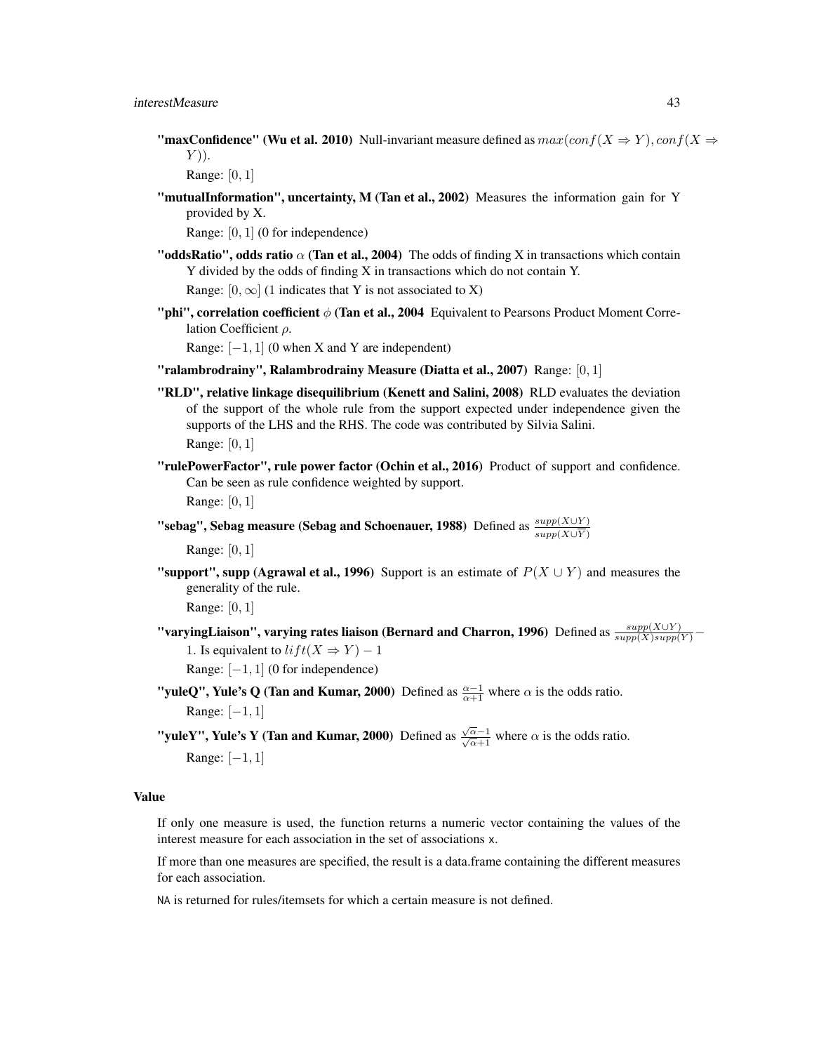**"maxConfidence" (Wu et al. 2010)** Null-invariant measure defined as $max(conf(X \Rightarrow Y), conf(X \Rightarrow Y))$.

Range: $[0, 1]$

**"mutualInformation", uncertainty, M (Tan et al., 2002)** Measures the information gain for Y provided by X.

Range: $[0, 1]$ (0 for independence)

**"oddsRatio", odds ratio $\alpha$ (Tan et al., 2004)** The odds of finding X in transactions which contain Y divided by the odds of finding X in transactions which do not contain Y.

Range: $[0, \infty]$ (1 indicates that Y is not associated to X)

**"phi", correlation coefficient $\phi$ (Tan et al., 2004** Equivalent to Pearsons Product Moment Correlation Coefficient $\rho$.

Range: $[-1, 1]$ (0 when X and Y are independent)

**"ralambrodrainy", Ralambrodrainy Measure (Diatta et al., 2007)** Range: $[0, 1]$

**"RLD", relative linkage disequilibrium (Kenett and Salini, 2008)** RLD evaluates the deviation of the support of the whole rule from the support expected under independence given the supports of the LHS and the RHS. The code was contributed by Silvia Salini.

Range: $[0, 1]$

**"rulePowerFactor", rule power factor (Ochin et al., 2016)** Product of support and confidence. Can be seen as rule confidence weighted by support.

Range: $[0, 1]$

**"sebag", Sebag measure (Sebag and Schoenauer, 1988)** Defined as $\frac{supp(X \cup Y)}{supp(X \cup \overline{Y})}$

Range: $[0, 1]$

**"support", supp (Agrawal et al., 1996)** Support is an estimate of $P(X \cup Y)$ and measures the generality of the rule.

Range: $[0, 1]$

**"varyingLiaison", varying rates liaison (Bernard and Charron, 1996)** Defined as $\frac{supp(X \cup Y)}{supp(X) supp(Y)} - 1$. Is equivalent to $lift(X \Rightarrow Y) - 1$

Range: $[-1, 1]$ (0 for independence)

**"yuleQ", Yule's Q (Tan and Kumar, 2000)** Defined as $\frac{\alpha - 1}{\alpha + 1}$ where $\alpha$ is the odds ratio.

Range: $[-1, 1]$

**"yuleY", Yule's Y (Tan and Kumar, 2000)** Defined as $\frac{\sqrt{\alpha} - 1}{\sqrt{\alpha} + 1}$ where $\alpha$ is the odds ratio.

Range: $[-1, 1]$

## Value

If only one measure is used, the function returns a numeric vector containing the values of the interest measure for each association in the set of associations x.

If more than one measures are specified, the result is a data.frame containing the different measures for each association.

NA is returned for rules/itemsets for which a certain measure is not defined.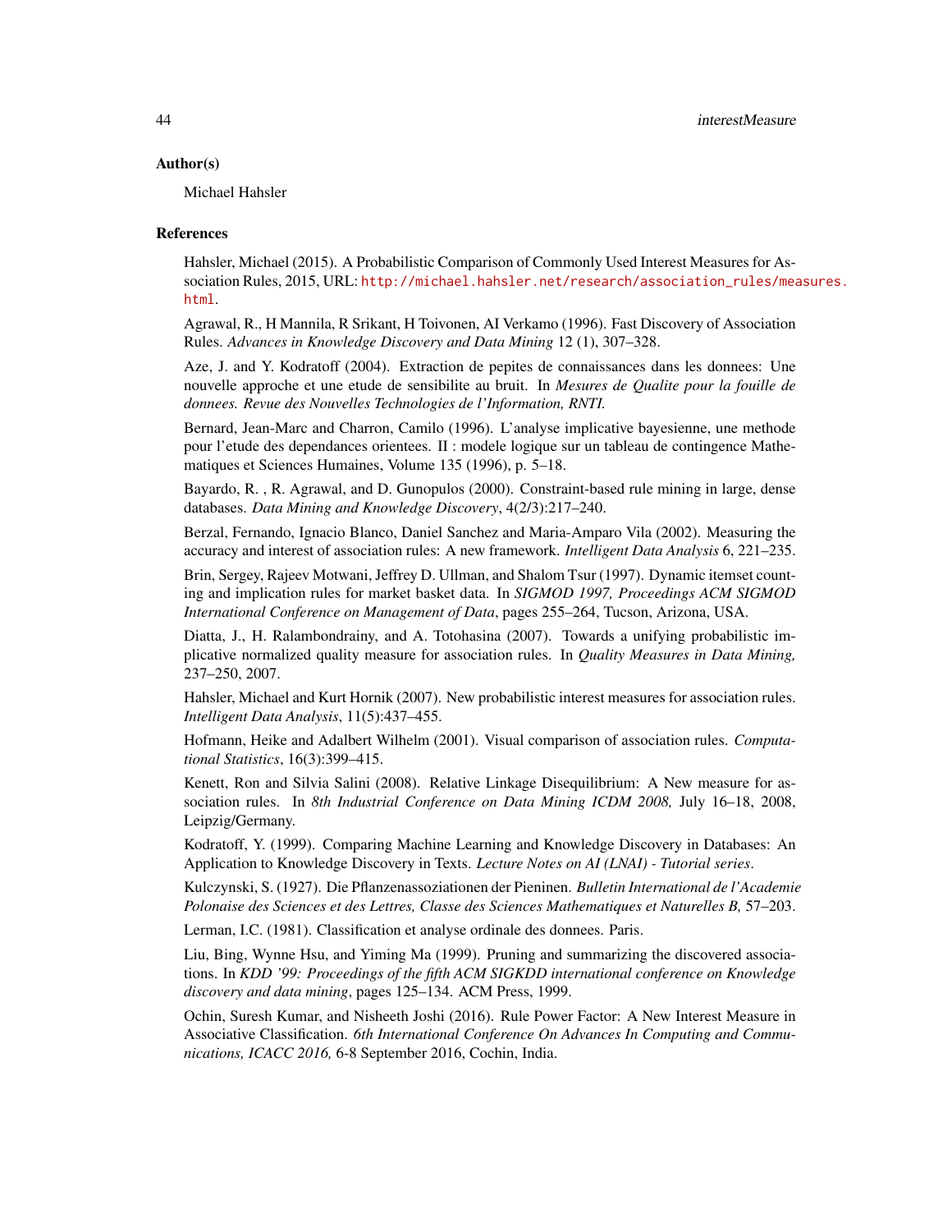### Author(s)

Michael Hahsler

### References

Hahsler, Michael (2015). A Probabilistic Comparison of Commonly Used Interest Measures for Association Rules, 2015, URL: http://michael.hahsler.net/research/association_rules/measures.html.

Agrawal, R., H Mannila, R Srikant, H Toivonen, AI Verkamo (1996). Fast Discovery of Association Rules. *Advances in Knowledge Discovery and Data Mining* 12 (1), 307–328.

Aze, J. and Y. Kodratoff (2004). Extraction de pepites de connaissances dans les donnees: Une nouvelle approche et une etude de sensibilite au bruit. In *Mesures de Qualite pour la fouille de donnees. Revue des Nouvelles Technologies de l'Information, RNTI.*

Bernard, Jean-Marc and Charron, Camilo (1996). L'analyse implicative bayesienne, une methode pour l'etude des dependances orientees. II : modele logique sur un tableau de contingence Mathematiques et Sciences Humaines, Volume 135 (1996), p. 5–18.

Bayardo, R. , R. Agrawal, and D. Gunopulos (2000). Constraint-based rule mining in large, dense databases. *Data Mining and Knowledge Discovery*, 4(2/3):217–240.

Berzal, Fernando, Ignacio Blanco, Daniel Sanchez and Maria-Amparo Vila (2002). Measuring the accuracy and interest of association rules: A new framework. *Intelligent Data Analysis* 6, 221–235.

Brin, Sergey, Rajeev Motwani, Jeffrey D. Ullman, and Shalom Tsur (1997). Dynamic itemset counting and implication rules for market basket data. In *SIGMOD 1997, Proceedings ACM SIGMOD International Conference on Management of Data*, pages 255–264, Tucson, Arizona, USA.

Diatta, J., H. Ralambondrainy, and A. Totohasina (2007). Towards a unifying probabilistic implicative normalized quality measure for association rules. In *Quality Measures in Data Mining,* 237–250, 2007.

Hahsler, Michael and Kurt Hornik (2007). New probabilistic interest measures for association rules. *Intelligent Data Analysis*, 11(5):437–455.

Hofmann, Heike and Adalbert Wilhelm (2001). Visual comparison of association rules. *Computational Statistics*, 16(3):399–415.

Kenett, Ron and Silvia Salini (2008). Relative Linkage Disequilibrium: A New measure for association rules. In *8th Industrial Conference on Data Mining ICDM 2008,* July 16–18, 2008, Leipzig/Germany.

Kodratoff, Y. (1999). Comparing Machine Learning and Knowledge Discovery in Databases: An Application to Knowledge Discovery in Texts. *Lecture Notes on AI (LNAI) - Tutorial series*.

Kulczynski, S. (1927). Die Pflanzenassoziationen der Pieninen. *Bulletin International de l'Academie Polonaise des Sciences et des Lettres, Classe des Sciences Mathematiques et Naturelles B,* 57–203.

Lerman, I.C. (1981). Classification et analyse ordinale des donnees. Paris.

Liu, Bing, Wynne Hsu, and Yiming Ma (1999). Pruning and summarizing the discovered associations. In *KDD '99: Proceedings of the fifth ACM SIGKDD international conference on Knowledge discovery and data mining*, pages 125–134. ACM Press, 1999.

Ochin, Suresh Kumar, and Nisheeth Joshi (2016). Rule Power Factor: A New Interest Measure in Associative Classification. *6th International Conference On Advances In Computing and Communications, ICACC 2016,* 6-8 September 2016, Cochin, India.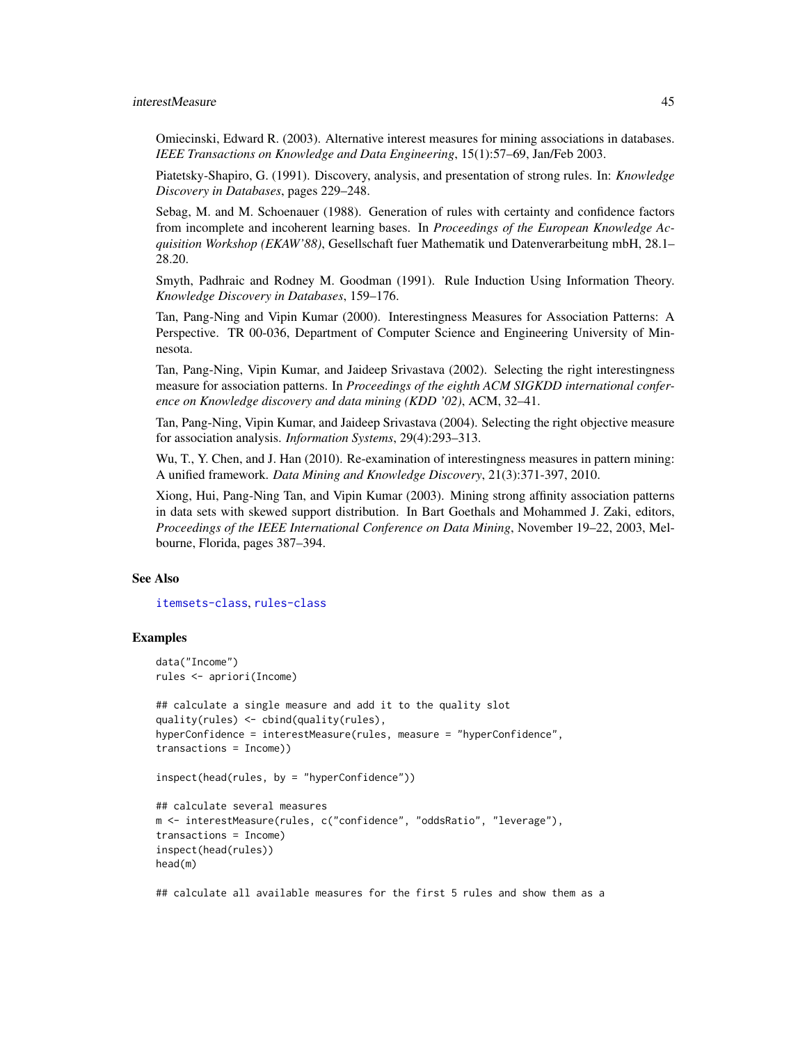Omiecinski, Edward R. (2003). Alternative interest measures for mining associations in databases. *IEEE Transactions on Knowledge and Data Engineering*, 15(1):57–69, Jan/Feb 2003.

Piatetsky-Shapiro, G. (1991). Discovery, analysis, and presentation of strong rules. In: *Knowledge Discovery in Databases*, pages 229–248.

Sebag, M. and M. Schoenauer (1988). Generation of rules with certainty and confidence factors from incomplete and incoherent learning bases. In *Proceedings of the European Knowledge Acquisition Workshop (EKAW'88)*, Gesellschaft fuer Mathematik und Datenverarbeitung mbH, 28.1–28.20.

Smyth, Padhraic and Rodney M. Goodman (1991). Rule Induction Using Information Theory. *Knowledge Discovery in Databases*, 159–176.

Tan, Pang-Ning and Vipin Kumar (2000). Interestingness Measures for Association Patterns: A Perspective. TR 00-036, Department of Computer Science and Engineering University of Minnesota.

Tan, Pang-Ning, Vipin Kumar, and Jaideep Srivastava (2002). Selecting the right interestingness measure for association patterns. In *Proceedings of the eighth ACM SIGKDD international conference on Knowledge discovery and data mining (KDD '02)*, ACM, 32–41.

Tan, Pang-Ning, Vipin Kumar, and Jaideep Srivastava (2004). Selecting the right objective measure for association analysis. *Information Systems*, 29(4):293–313.

Wu, T., Y. Chen, and J. Han (2010). Re-examination of interestingness measures in pattern mining: A unified framework. *Data Mining and Knowledge Discovery*, 21(3):371-397, 2010.

Xiong, Hui, Pang-Ning Tan, and Vipin Kumar (2003). Mining strong affinity association patterns in data sets with skewed support distribution. In Bart Goethals and Mohammed J. Zaki, editors, *Proceedings of the IEEE International Conference on Data Mining*, November 19–22, 2003, Melbourne, Florida, pages 387–394.

### See Also

itemsets-class, rules-class

### Examples

```
data("Income")
rules <- apriori(Income)

## calculate a single measure and add it to the quality slot
quality(rules) <- cbind(quality(rules),
hyperConfidence = interestMeasure(rules, measure = "hyperConfidence",
transactions = Income))

inspect(head(rules, by = "hyperConfidence"))

## calculate several measures
m <- interestMeasure(rules, c("confidence", "oddsRatio", "leverage"),
transactions = Income)
inspect(head(rules))
head(m)

## calculate all available measures for the first 5 rules and show them as a
```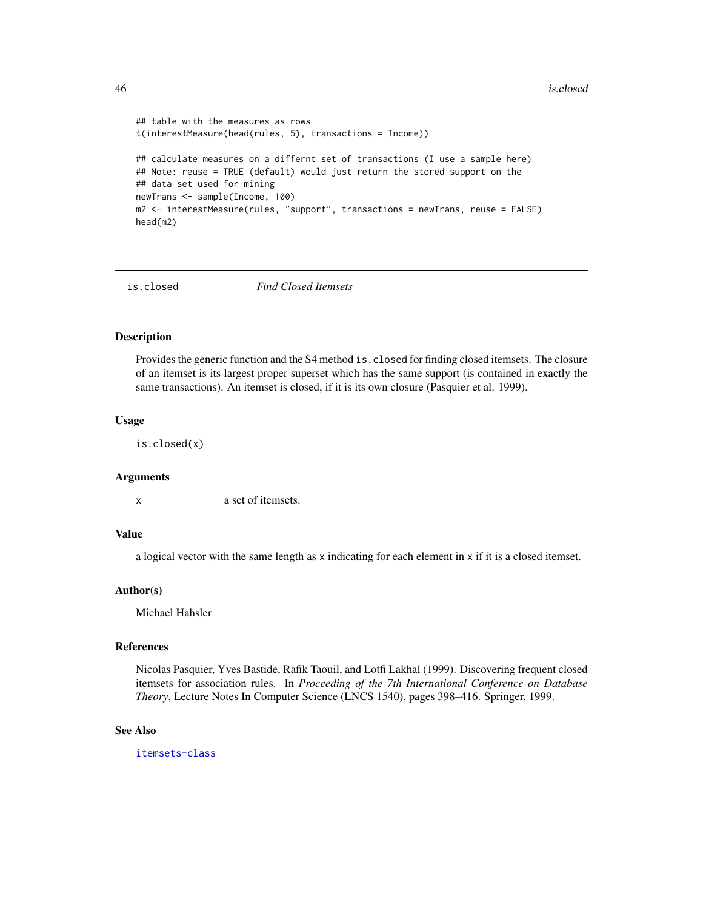```
## table with the measures as rows
t(interestMeasure(head(rules, 5), transactions = Income))

## calculate measures on a differnt set of transactions (I use a sample here)
## Note: reuse = TRUE (default) would just return the stored support on the
## data set used for mining
newTrans <- sample(Income, 100)
m2 <- interestMeasure(rules, "support", transactions = newTrans, reuse = FALSE)
head(m2)
```

---

## is.closed — *Find Closed Itemsets*

### Description

Provides the generic function and the S4 method `is.closed` for finding closed itemsets. The closure of an itemset is its largest proper superset which has the same support (is contained in exactly the same transactions). An itemset is closed, if it is its own closure (Pasquier et al. 1999).

### Usage

```
is.closed(x)
```

### Arguments

| | |
|---|---|
| `x` | a set of itemsets. |

### Value

a logical vector with the same length as `x` indicating for each element in `x` if it is a closed itemset.

### Author(s)

Michael Hahsler

### References

Nicolas Pasquier, Yves Bastide, Rafik Taouil, and Lotfi Lakhal (1999). Discovering frequent closed itemsets for association rules. In *Proceeding of the 7th International Conference on Database Theory*, Lecture Notes In Computer Science (LNCS 1540), pages 398–416. Springer, 1999.

### See Also

`itemsets-class`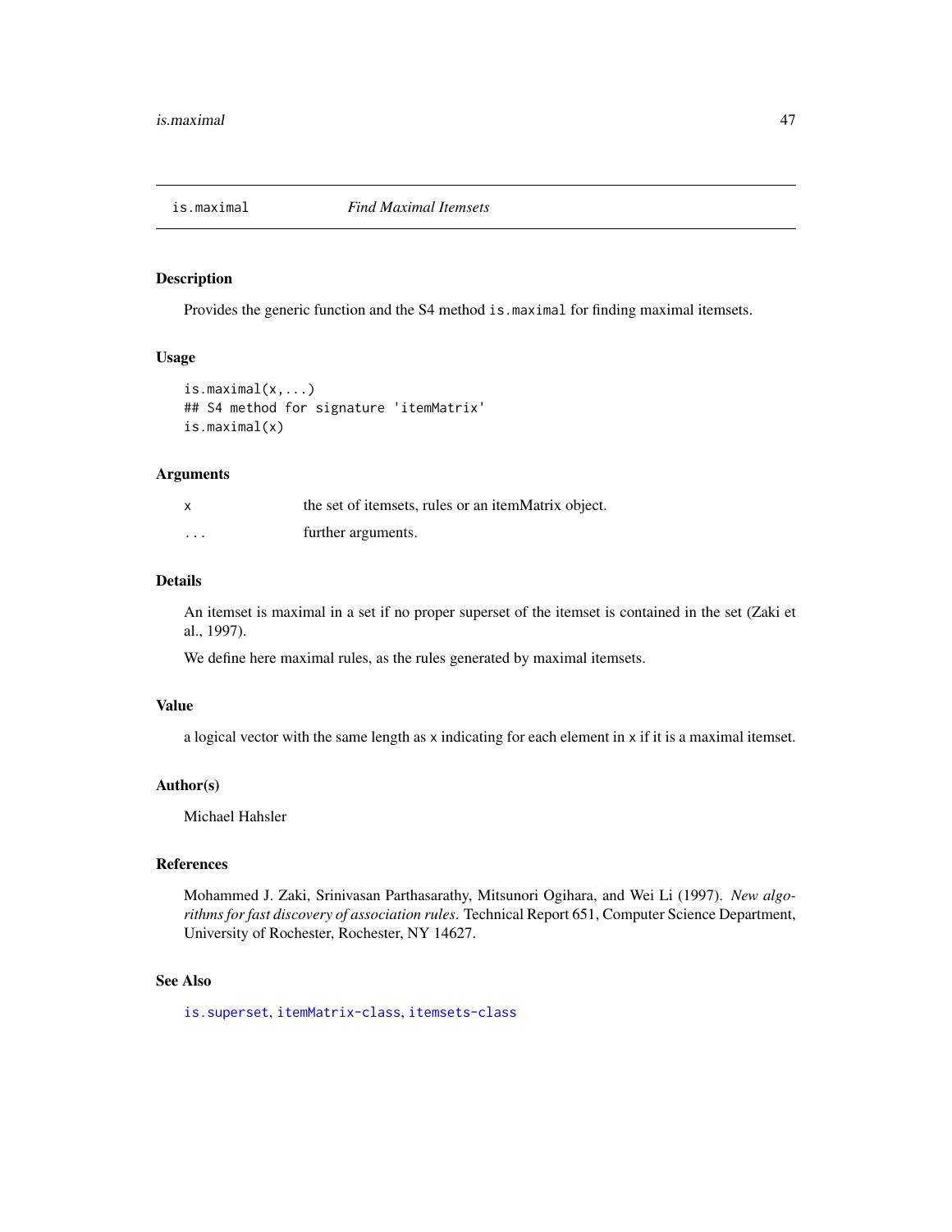# is.maximal — *Find Maximal Itemsets*

## Description

Provides the generic function and the S4 method `is.maximal` for finding maximal itemsets.

## Usage

```
is.maximal(x,...)
## S4 method for signature 'itemMatrix'
is.maximal(x)
```

## Arguments

| | |
|---|---|
| `x` | the set of itemsets, rules or an itemMatrix object. |
| `...` | further arguments. |

## Details

An itemset is maximal in a set if no proper superset of the itemset is contained in the set (Zaki et al., 1997).

We define here maximal rules, as the rules generated by maximal itemsets.

## Value

a logical vector with the same length as `x` indicating for each element in `x` if it is a maximal itemset.

## Author(s)

Michael Hahsler

## References

Mohammed J. Zaki, Srinivasan Parthasarathy, Mitsunori Ogihara, and Wei Li (1997). *New algorithms for fast discovery of association rules*. Technical Report 651, Computer Science Department, University of Rochester, Rochester, NY 14627.

## See Also

`is.superset`, `itemMatrix-class`, `itemsets-class`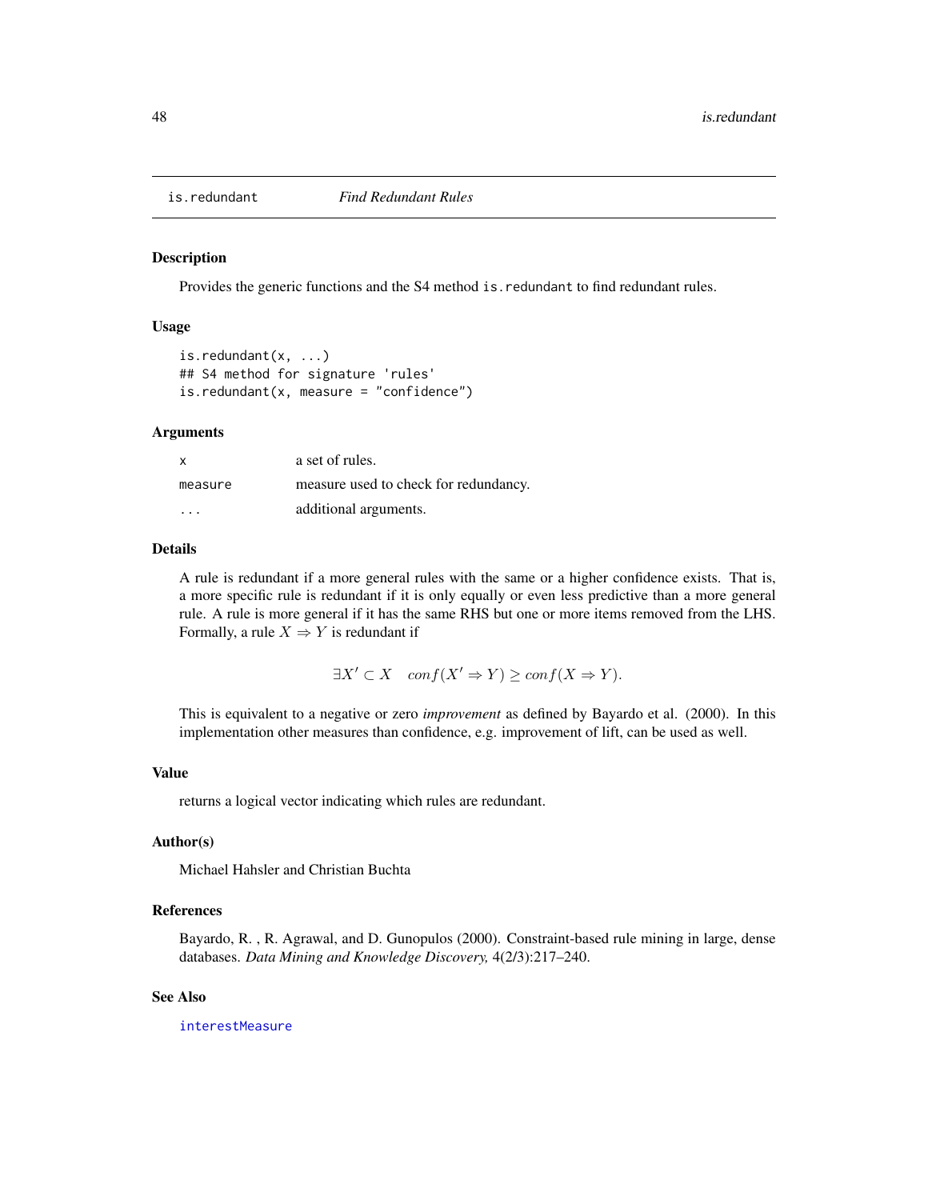# is.redundant — *Find Redundant Rules*

## Description

Provides the generic functions and the S4 method `is.redundant` to find redundant rules.

## Usage

```
is.redundant(x, ...)
## S4 method for signature 'rules'
is.redundant(x, measure = "confidence")
```

## Arguments

| | |
|---|---|
| `x` | a set of rules. |
| `measure` | measure used to check for redundancy. |
| `...` | additional arguments. |

## Details

A rule is redundant if a more general rules with the same or a higher confidence exists. That is, a more specific rule is redundant if it is only equally or even less predictive than a more general rule. A rule is more general if it has the same RHS but one or more items removed from the LHS. Formally, a rule $X \Rightarrow Y$ is redundant if

$$\exists X' \subset X \quad conf(X' \Rightarrow Y) \geq conf(X \Rightarrow Y).$$

This is equivalent to a negative or zero *improvement* as defined by Bayardo et al. (2000). In this implementation other measures than confidence, e.g. improvement of lift, can be used as well.

## Value

returns a logical vector indicating which rules are redundant.

## Author(s)

Michael Hahsler and Christian Buchta

## References

Bayardo, R. , R. Agrawal, and D. Gunopulos (2000). Constraint-based rule mining in large, dense databases. *Data Mining and Knowledge Discovery,* 4(2/3):217–240.

## See Also

`interestMeasure`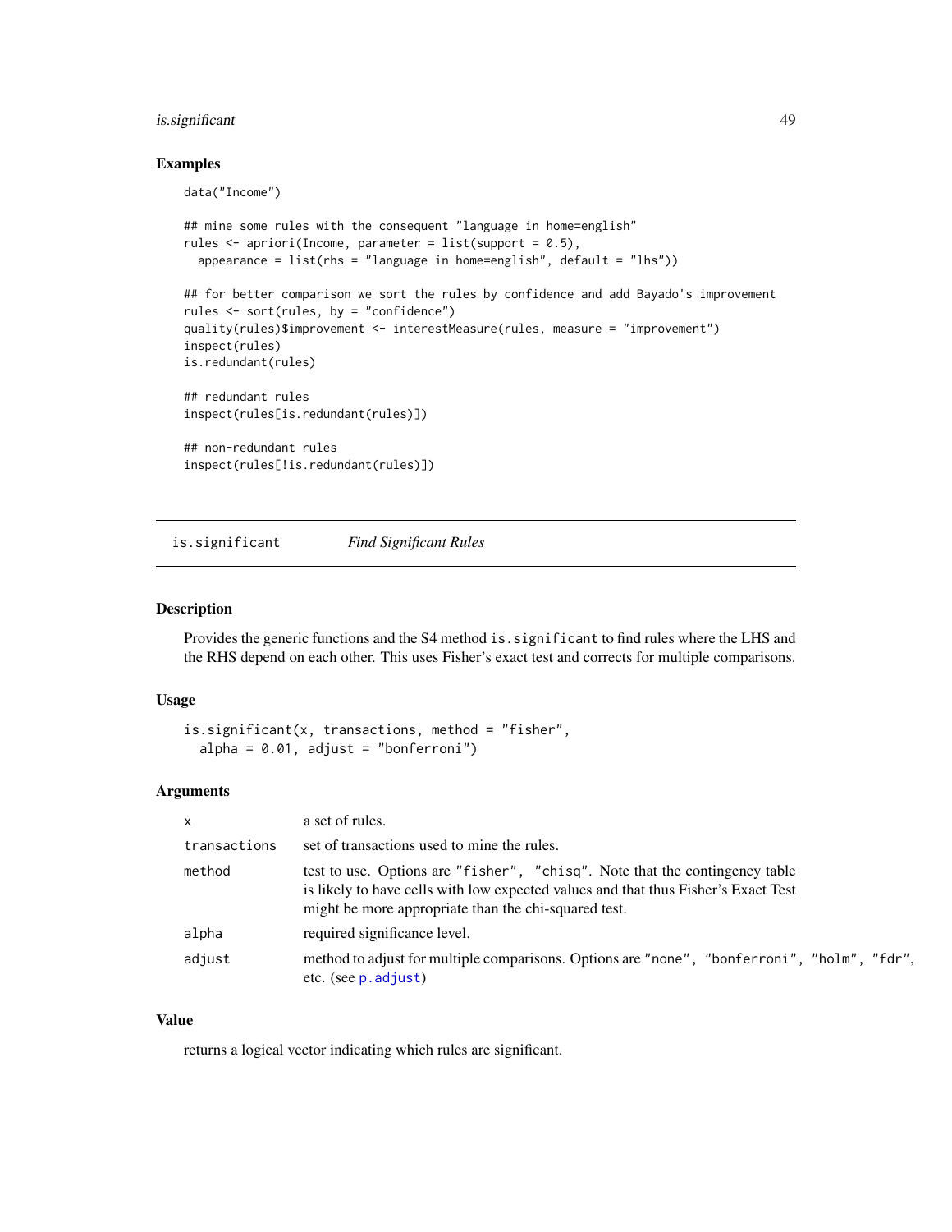### Examples

```
data("Income")

## mine some rules with the consequent "language in home=english"
rules <- apriori(Income, parameter = list(support = 0.5),
  appearance = list(rhs = "language in home=english", default = "lhs"))

## for better comparison we sort the rules by confidence and add Bayado's improvement
rules <- sort(rules, by = "confidence")
quality(rules)$improvement <- interestMeasure(rules, measure = "improvement")
inspect(rules)
is.redundant(rules)

## redundant rules
inspect(rules[is.redundant(rules)])

## non-redundant rules
inspect(rules[!is.redundant(rules)])
```

---

## is.significant    *Find Significant Rules*

---

### Description

Provides the generic functions and the S4 method `is.significant` to find rules where the LHS and the RHS depend on each other. This uses Fisher's exact test and corrects for multiple comparisons.

### Usage

```
is.significant(x, transactions, method = "fisher",
  alpha = 0.01, adjust = "bonferroni")
```

### Arguments

| | |
|---|---|
| `x` | a set of rules. |
| `transactions` | set of transactions used to mine the rules. |
| `method` | test to use. Options are `"fisher"`, `"chisq"`. Note that the contingency table is likely to have cells with low expected values and that thus Fisher's Exact Test might be more appropriate than the chi-squared test. |
| `alpha` | required significance level. |
| `adjust` | method to adjust for multiple comparisons. Options are `"none"`, `"bonferroni"`, `"holm"`, `"fdr"`, etc. (see `p.adjust`) |

### Value

returns a logical vector indicating which rules are significant.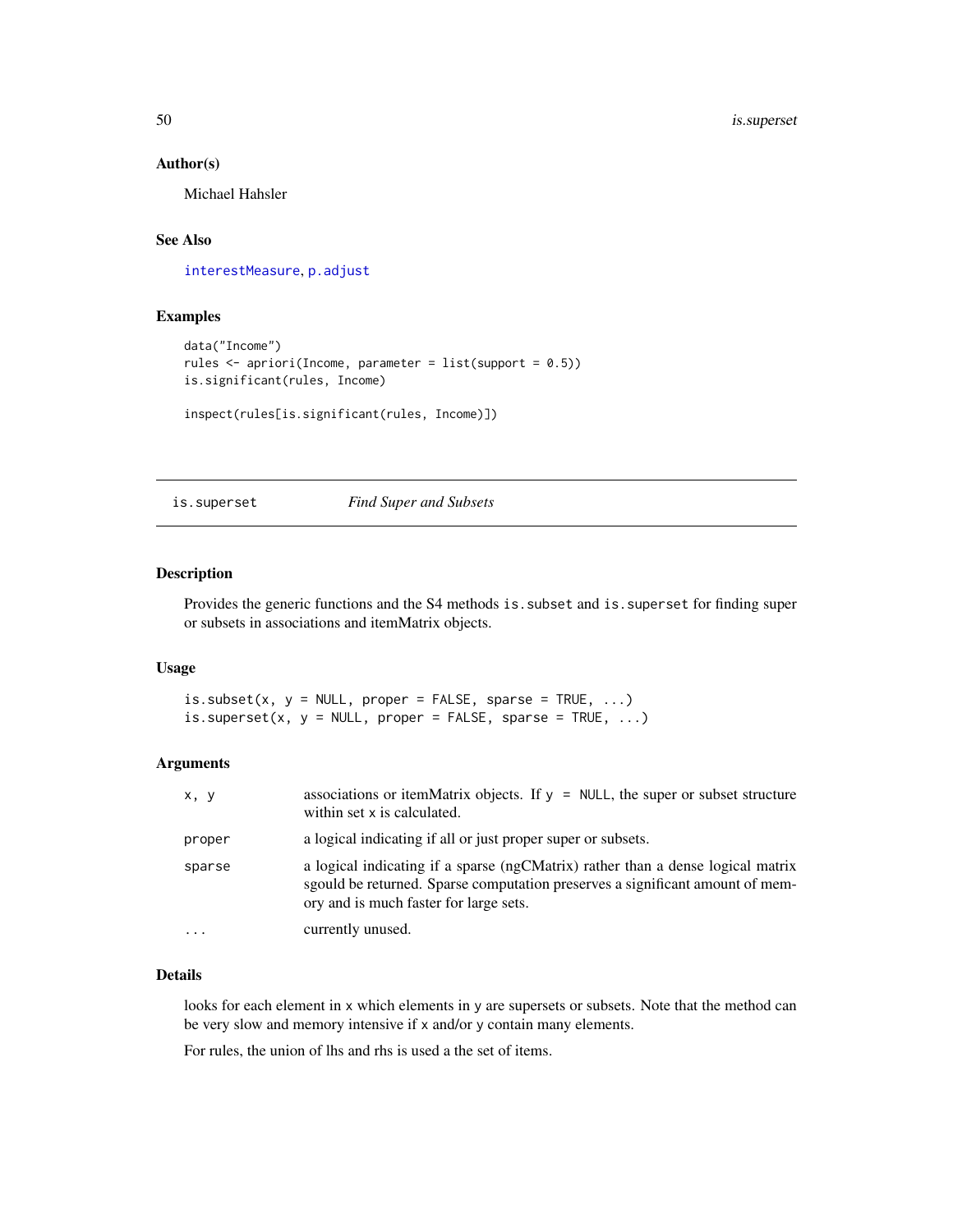### Author(s)

Michael Hahsler

### See Also

interestMeasure, p.adjust

### Examples

```
data("Income")
rules <- apriori(Income, parameter = list(support = 0.5))
is.significant(rules, Income)

inspect(rules[is.significant(rules, Income)])
```

---

## is.superset    *Find Super and Subsets*

### Description

Provides the generic functions and the S4 methods `is.subset` and `is.superset` for finding super or subsets in associations and itemMatrix objects.

### Usage

```
is.subset(x, y = NULL, proper = FALSE, sparse = TRUE, ...)
is.superset(x, y = NULL, proper = FALSE, sparse = TRUE, ...)
```

### Arguments

| | |
|---|---|
| `x, y` | associations or itemMatrix objects. If `y = NULL`, the super or subset structure within set `x` is calculated. |
| `proper` | a logical indicating if all or just proper super or subsets. |
| `sparse` | a logical indicating if a sparse (ngCMatrix) rather than a dense logical matrix sgould be returned. Sparse computation preserves a significant amount of memory and is much faster for large sets. |
| `...` | currently unused. |

### Details

looks for each element in `x` which elements in `y` are supersets or subsets. Note that the method can be very slow and memory intensive if `x` and/or `y` contain many elements.

For rules, the union of lhs and rhs is used a the set of items.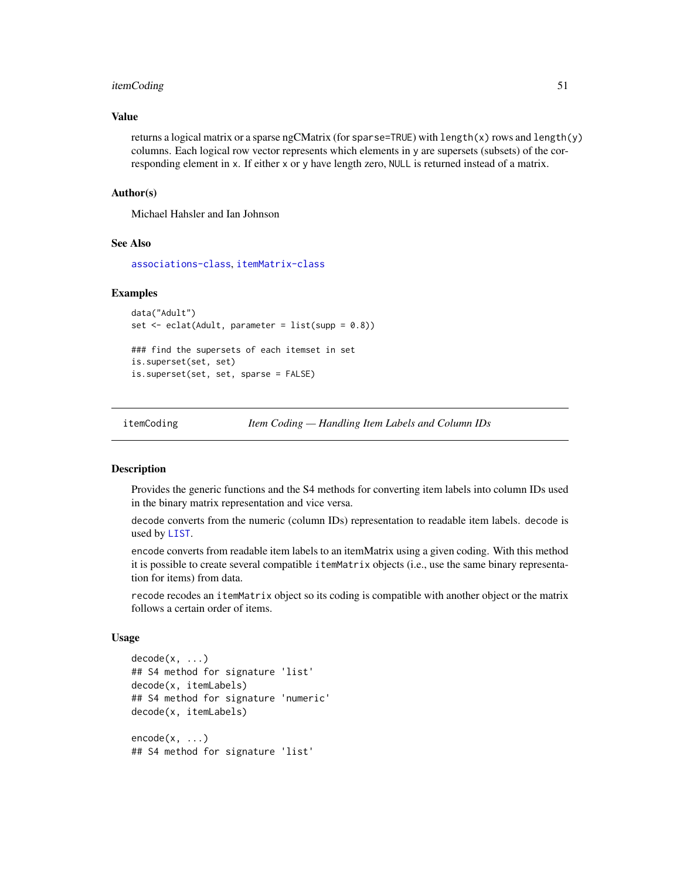### Value

returns a logical matrix or a sparse ngCMatrix (for `sparse=TRUE`) with `length(x)` rows and `length(y)` columns. Each logical row vector represents which elements in `y` are supersets (subsets) of the corresponding element in `x`. If either `x` or `y` have length zero, `NULL` is returned instead of a matrix.

### Author(s)

Michael Hahsler and Ian Johnson

### See Also

`associations-class`, `itemMatrix-class`

### Examples

```
data("Adult")
set <- eclat(Adult, parameter = list(supp = 0.8))

### find the supersets of each itemset in set
is.superset(set, set)
is.superset(set, set, sparse = FALSE)
```

---

## itemCoding — *Item Coding — Handling Item Labels and Column IDs*

### Description

Provides the generic functions and the S4 methods for converting item labels into column IDs used in the binary matrix representation and vice versa.

`decode` converts from the numeric (column IDs) representation to readable item labels. `decode` is used by `LIST`.

`encode` converts from readable item labels to an itemMatrix using a given coding. With this method it is possible to create several compatible `itemMatrix` objects (i.e., use the same binary representation for items) from data.

`recode` recodes an `itemMatrix` object so its coding is compatible with another object or the matrix follows a certain order of items.

### Usage

```
decode(x, ...)
## S4 method for signature 'list'
decode(x, itemLabels)
## S4 method for signature 'numeric'
decode(x, itemLabels)

encode(x, ...)
## S4 method for signature 'list'
```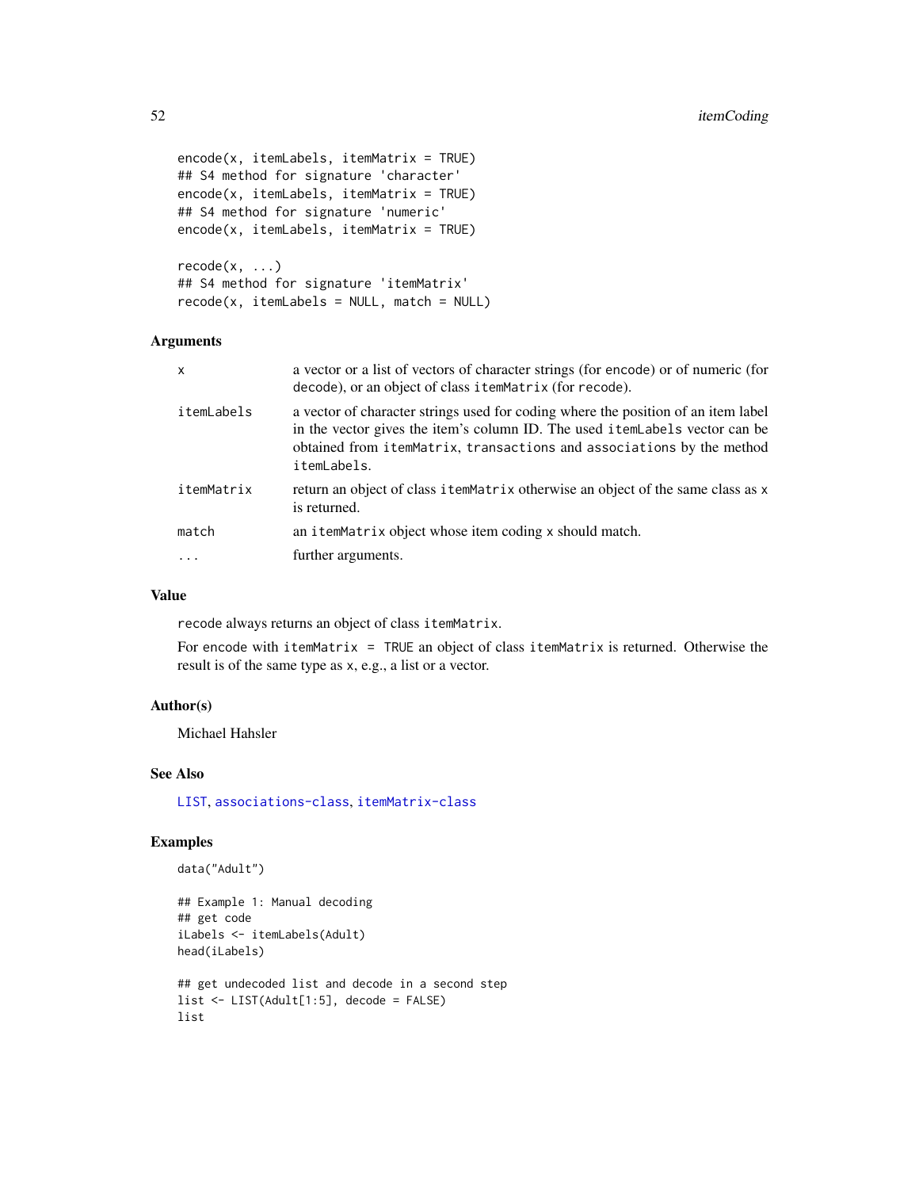```
encode(x, itemLabels, itemMatrix = TRUE)
## S4 method for signature 'character'
encode(x, itemLabels, itemMatrix = TRUE)
## S4 method for signature 'numeric'
encode(x, itemLabels, itemMatrix = TRUE)

recode(x, ...)
## S4 method for signature 'itemMatrix'
recode(x, itemLabels = NULL, match = NULL)
```

## Arguments

| | |
|---|---|
| `x` | a vector or a list of vectors of character strings (for encode) or of numeric (for decode), or an object of class `itemMatrix` (for `recode`). |
| `itemLabels` | a vector of character strings used for coding where the position of an item label in the vector gives the item's column ID. The used `itemLabels` vector can be obtained from `itemMatrix`, `transactions` and `associations` by the method `itemLabels`. |
| `itemMatrix` | return an object of class `itemMatrix` otherwise an object of the same class as `x` is returned. |
| `match` | an `itemMatrix` object whose item coding `x` should match. |
| `...` | further arguments. |

## Value

`recode` always returns an object of class `itemMatrix`.

For `encode` with `itemMatrix = TRUE` an object of class `itemMatrix` is returned. Otherwise the result is of the same type as `x`, e.g., a list or a vector.

## Author(s)

Michael Hahsler

## See Also

`LIST`, `associations-class`, `itemMatrix-class`

## Examples

```
data("Adult")

## Example 1: Manual decoding
## get code
iLabels <- itemLabels(Adult)
head(iLabels)

## get undecoded list and decode in a second step
list <- LIST(Adult[1:5], decode = FALSE)
list
```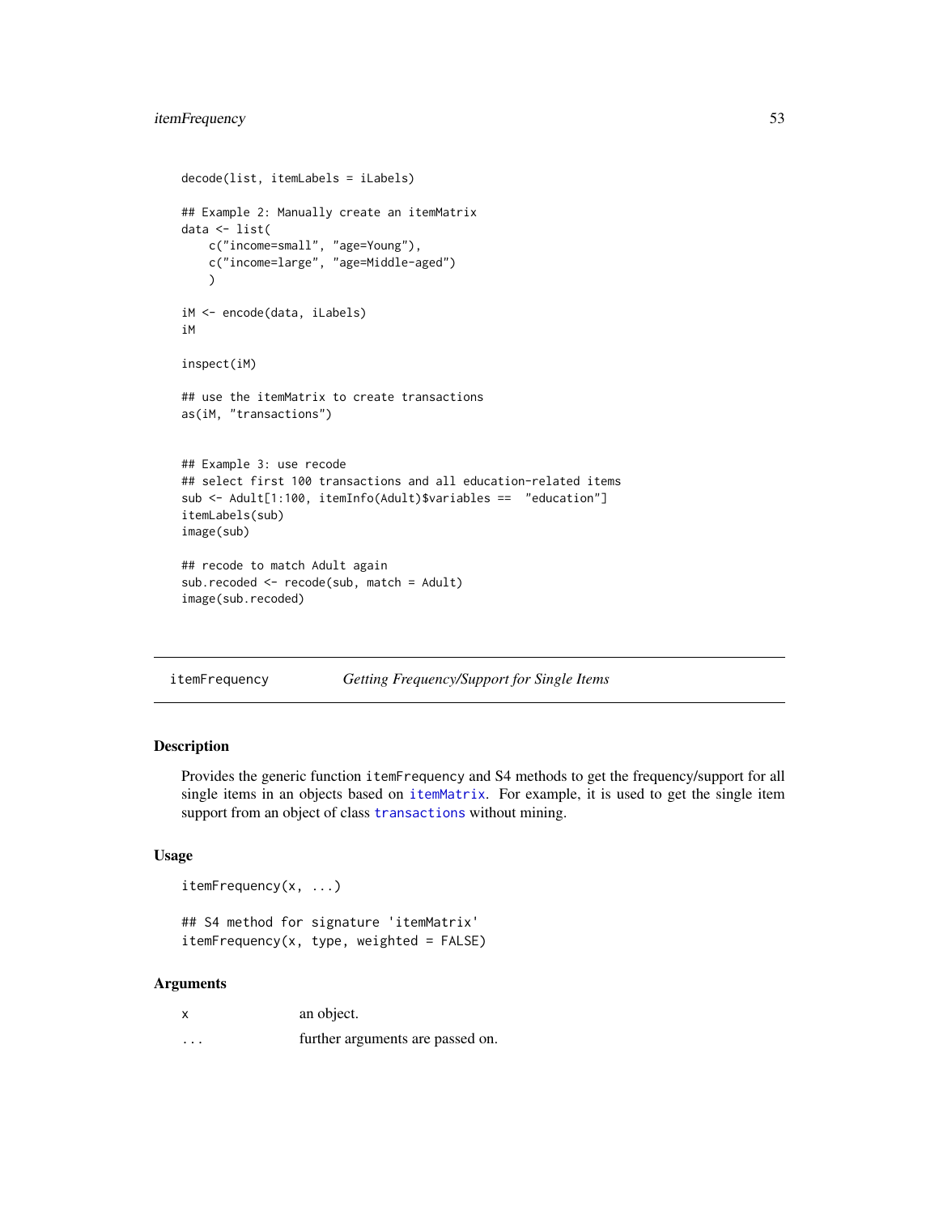```
decode(list, itemLabels = iLabels)

## Example 2: Manually create an itemMatrix
data <- list(
    c("income=small", "age=Young"),
    c("income=large", "age=Middle-aged")
    )

iM <- encode(data, iLabels)
iM

inspect(iM)

## use the itemMatrix to create transactions
as(iM, "transactions")


## Example 3: use recode
## select first 100 transactions and all education-related items
sub <- Adult[1:100, itemInfo(Adult)$variables ==  "education"]
itemLabels(sub)
image(sub)

## recode to match Adult again
sub.recoded <- recode(sub, match = Adult)
image(sub.recoded)
```

## itemFrequency *Getting Frequency/Support for Single Items*

### Description

Provides the generic function `itemFrequency` and S4 methods to get the frequency/support for all single items in an objects based on `itemMatrix`. For example, it is used to get the single item support from an object of class `transactions` without mining.

### Usage

```
itemFrequency(x, ...)

## S4 method for signature 'itemMatrix'
itemFrequency(x, type, weighted = FALSE)
```

### Arguments

| | |
|---|---|
| x | an object. |
| ... | further arguments are passed on. |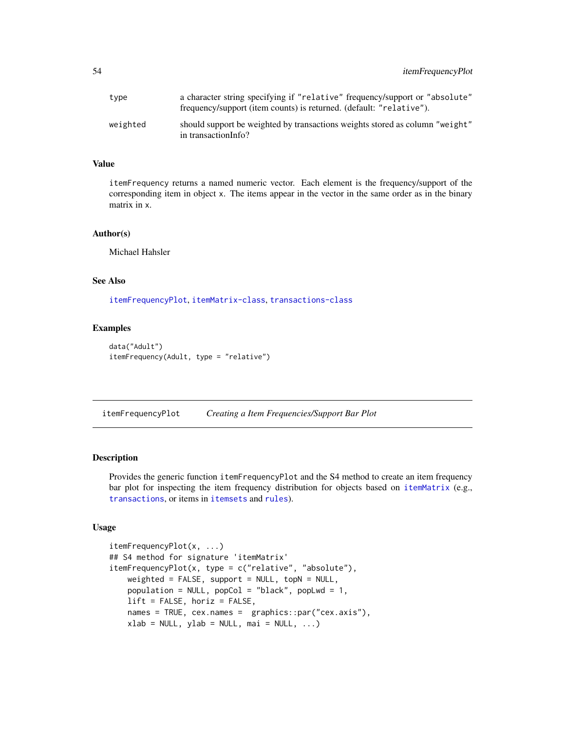| | |
|---|---|
| type | a character string specifying if "relative" frequency/support or "absolute" frequency/support (item counts) is returned. (default: "relative"). |
| weighted | should support be weighted by transactions weights stored as column "weight" in transactionInfo? |

### Value

itemFrequency returns a named numeric vector. Each element is the frequency/support of the corresponding item in object x. The items appear in the vector in the same order as in the binary matrix in x.

### Author(s)

Michael Hahsler

### See Also

itemFrequencyPlot, itemMatrix-class, transactions-class

### Examples

```
data("Adult")
itemFrequency(Adult, type = "relative")
```

---

## itemFrequencyPlot *Creating a Item Frequencies/Support Bar Plot*

---

### Description

Provides the generic function itemFrequencyPlot and the S4 method to create an item frequency bar plot for inspecting the item frequency distribution for objects based on itemMatrix (e.g., transactions, or items in itemsets and rules).

### Usage

```
itemFrequencyPlot(x, ...)
## S4 method for signature 'itemMatrix'
itemFrequencyPlot(x, type = c("relative", "absolute"),
    weighted = FALSE, support = NULL, topN = NULL,
    population = NULL, popCol = "black", popLwd = 1,
    lift = FALSE, horiz = FALSE,
    names = TRUE, cex.names =  graphics::par("cex.axis"),
    xlab = NULL, ylab = NULL, mai = NULL, ...)
```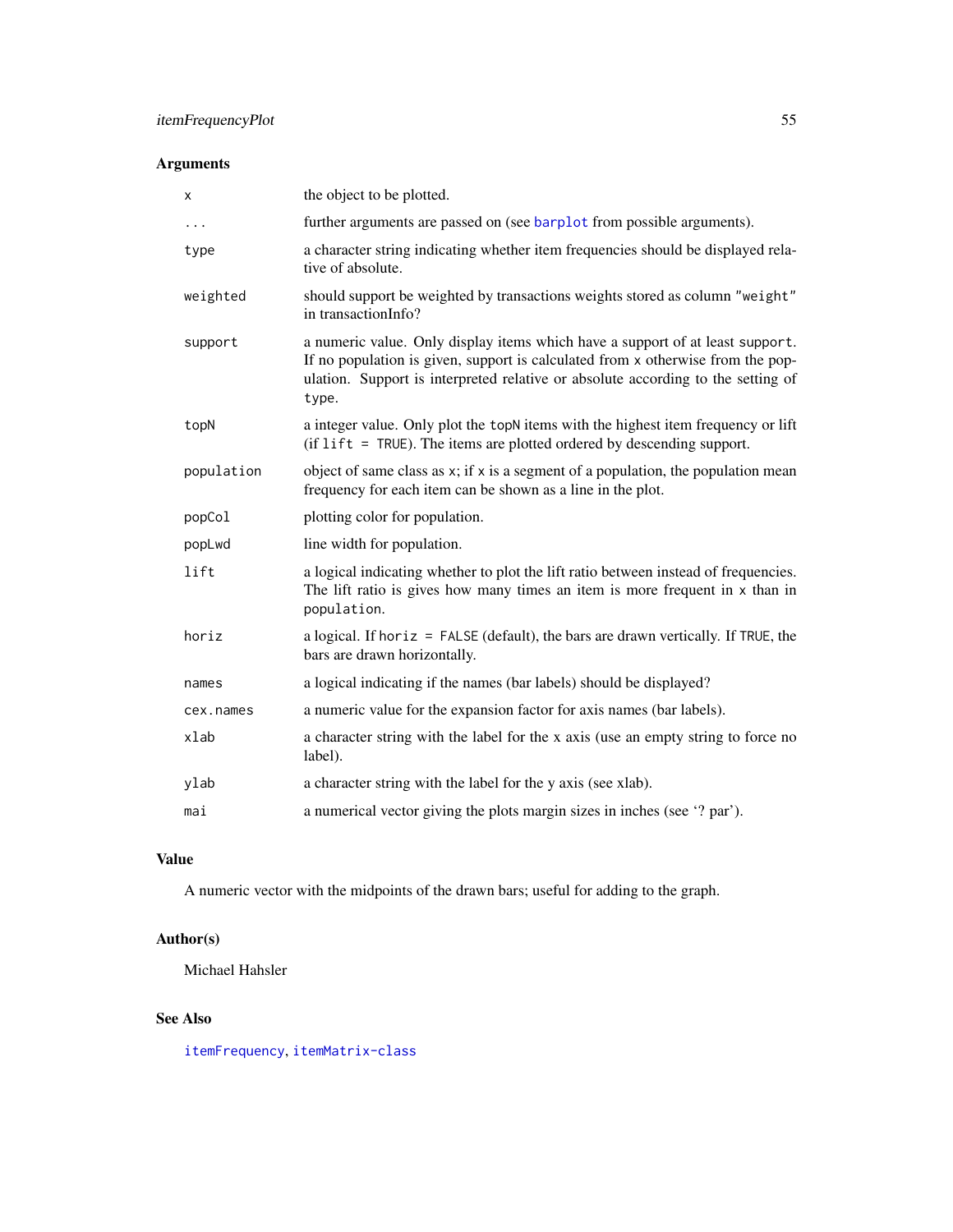## Arguments

| | |
|---|---|
| `x` | the object to be plotted. |
| `...` | further arguments are passed on (see `barplot` from possible arguments). |
| `type` | a character string indicating whether item frequencies should be displayed relative of absolute. |
| `weighted` | should support be weighted by transactions weights stored as column `"weight"` in transactionInfo? |
| `support` | a numeric value. Only display items which have a support of at least `support`. If no population is given, support is calculated from `x` otherwise from the population. Support is interpreted relative or absolute according to the setting of `type`. |
| `topN` | a integer value. Only plot the `topN` items with the highest item frequency or lift (if `lift = TRUE`). The items are plotted ordered by descending support. |
| `population` | object of same class as `x`; if `x` is a segment of a population, the population mean frequency for each item can be shown as a line in the plot. |
| `popCol` | plotting color for population. |
| `popLwd` | line width for population. |
| `lift` | a logical indicating whether to plot the lift ratio between instead of frequencies. The lift ratio is gives how many times an item is more frequent in `x` than in `population`. |
| `horiz` | a logical. If `horiz = FALSE` (default), the bars are drawn vertically. If `TRUE`, the bars are drawn horizontally. |
| `names` | a logical indicating if the names (bar labels) should be displayed? |
| `cex.names` | a numeric value for the expansion factor for axis names (bar labels). |
| `xlab` | a character string with the label for the x axis (use an empty string to force no label). |
| `ylab` | a character string with the label for the y axis (see xlab). |
| `mai` | a numerical vector giving the plots margin sizes in inches (see '? par'). |

## Value

A numeric vector with the midpoints of the drawn bars; useful for adding to the graph.

## Author(s)

Michael Hahsler

## See Also

`itemFrequency`, `itemMatrix-class`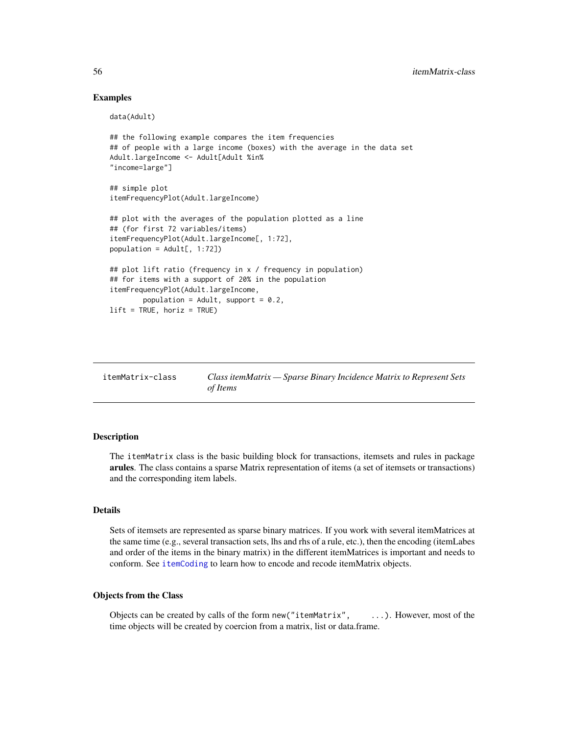### Examples

```
data(Adult)

## the following example compares the item frequencies
## of people with a large income (boxes) with the average in the data set
Adult.largeIncome <- Adult[Adult %in%
"income=large"]

## simple plot
itemFrequencyPlot(Adult.largeIncome)

## plot with the averages of the population plotted as a line
## (for first 72 variables/items)
itemFrequencyPlot(Adult.largeIncome[, 1:72],
population = Adult[, 1:72])

## plot lift ratio (frequency in x / frequency in population)
## for items with a support of 20% in the population
itemFrequencyPlot(Adult.largeIncome,
        population = Adult, support = 0.2,
lift = TRUE, horiz = TRUE)
```

---

## itemMatrix-class — *Class itemMatrix — Sparse Binary Incidence Matrix to Represent Sets of Items*

---

### Description

The `itemMatrix` class is the basic building block for transactions, itemsets and rules in package **arules**. The class contains a sparse Matrix representation of items (a set of itemsets or transactions) and the corresponding item labels.

### Details

Sets of itemsets are represented as sparse binary matrices. If you work with several itemMatrices at the same time (e.g., several transaction sets, lhs and rhs of a rule, etc.), then the encoding (itemLabes and order of the items in the binary matrix) in the different itemMatrices is important and needs to conform. See `itemCoding` to learn how to encode and recode itemMatrix objects.

### Objects from the Class

Objects can be created by calls of the form `new("itemMatrix", ...)`. However, most of the time objects will be created by coercion from a matrix, list or data.frame.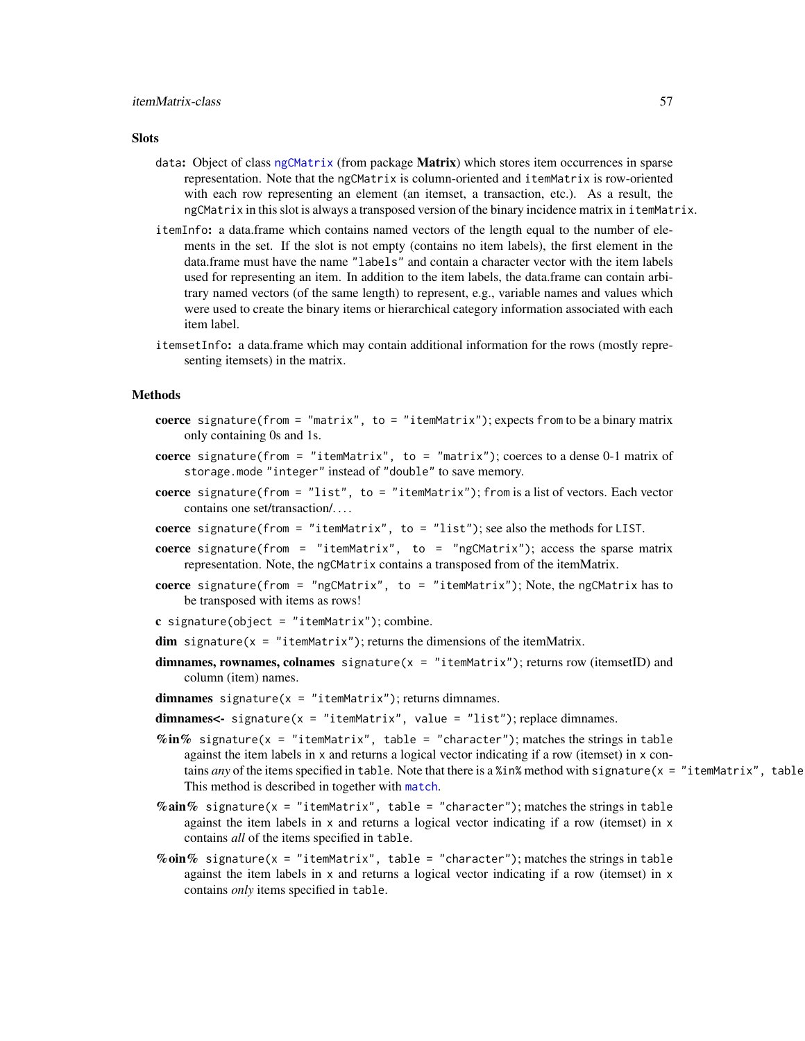### Slots

- `data`: Object of class `ngCMatrix` (from package **Matrix**) which stores item occurrences in sparse representation. Note that the `ngCMatrix` is column-oriented and `itemMatrix` is row-oriented with each row representing an element (an itemset, a transaction, etc.). As a result, the `ngCMatrix` in this slot is always a transposed version of the binary incidence matrix in `itemMatrix`.
- `itemInfo`: a data.frame which contains named vectors of the length equal to the number of elements in the set. If the slot is not empty (contains no item labels), the first element in the data.frame must have the name `"labels"` and contain a character vector with the item labels used for representing an item. In addition to the item labels, the data.frame can contain arbitrary named vectors (of the same length) to represent, e.g., variable names and values which were used to create the binary items or hierarchical category information associated with each item label.
- `itemsetInfo`: a data.frame which may contain additional information for the rows (mostly representing itemsets) in the matrix.

### Methods

- **coerce** `signature(from = "matrix", to = "itemMatrix")`; expects `from` to be a binary matrix only containing 0s and 1s.
- **coerce** `signature(from = "itemMatrix", to = "matrix")`; coerces to a dense 0-1 matrix of `storage.mode` `"integer"` instead of `"double"` to save memory.
- **coerce** `signature(from = "list", to = "itemMatrix")`; `from` is a list of vectors. Each vector contains one set/transaction/....
- **coerce** `signature(from = "itemMatrix", to = "list")`; see also the methods for `LIST`.
- **coerce** `signature(from = "itemMatrix", to = "ngCMatrix")`; access the sparse matrix representation. Note, the `ngCMatrix` contains a transposed from of the itemMatrix.
- **coerce** `signature(from = "ngCMatrix", to = "itemMatrix")`; Note, the `ngCMatrix` has to be transposed with items as rows!
- **c** `signature(object = "itemMatrix")`; combine.
- **dim** `signature(x = "itemMatrix")`; returns the dimensions of the itemMatrix.
- **dimnames, rownames, colnames** `signature(x = "itemMatrix")`; returns row (itemsetID) and column (item) names.
- **dimnames** `signature(x = "itemMatrix")`; returns dimnames.
- **dimnames<-** `signature(x = "itemMatrix", value = "list")`; replace dimnames.
- **%in%** `signature(x = "itemMatrix", table = "character")`; matches the strings in `table` against the item labels in `x` and returns a logical vector indicating if a row (itemset) in `x` contains *any* of the items specified in `table`. Note that there is a `%in%` method with `signature(x = "itemMatrix", table` This method is described in together with `match`.
- **%ain%** `signature(x = "itemMatrix", table = "character")`; matches the strings in `table` against the item labels in `x` and returns a logical vector indicating if a row (itemset) in `x` contains *all* of the items specified in `table`.
- **%oin%** `signature(x = "itemMatrix", table = "character")`; matches the strings in `table` against the item labels in `x` and returns a logical vector indicating if a row (itemset) in `x` contains *only* items specified in `table`.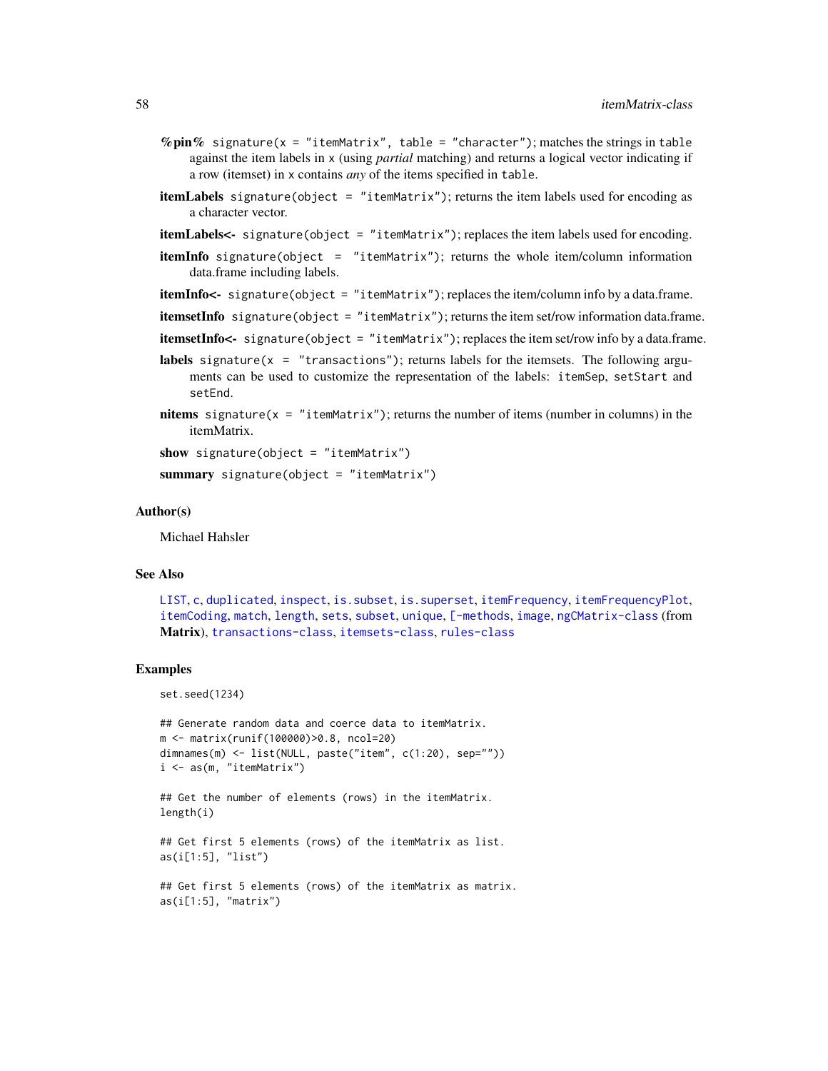**%pin%** `signature(x = "itemMatrix", table = "character")`; matches the strings in `table` against the item labels in `x` (using *partial* matching) and returns a logical vector indicating if a row (itemset) in `x` contains *any* of the items specified in `table`.

**itemLabels** `signature(object = "itemMatrix")`; returns the item labels used for encoding as a character vector.

**itemLabels<-** `signature(object = "itemMatrix")`; replaces the item labels used for encoding.

**itemInfo** `signature(object = "itemMatrix")`; returns the whole item/column information data.frame including labels.

**itemInfo<-** `signature(object = "itemMatrix")`; replaces the item/column info by a data.frame.

**itemsetInfo** `signature(object = "itemMatrix")`; returns the item set/row information data.frame.

**itemsetInfo<-** `signature(object = "itemMatrix")`; replaces the item set/row info by a data.frame.

**labels** `signature(x = "transactions")`; returns labels for the itemsets. The following arguments can be used to customize the representation of the labels: `itemSep`, `setStart` and `setEnd`.

**nitems** `signature(x = "itemMatrix")`; returns the number of items (number in columns) in the itemMatrix.

**show** `signature(object = "itemMatrix")`

**summary** `signature(object = "itemMatrix")`

## Author(s)

Michael Hahsler

## See Also

LIST, c, duplicated, inspect, is.subset, is.superset, itemFrequency, itemFrequencyPlot, itemCoding, match, length, sets, subset, unique, [-methods, image, ngCMatrix-class (from **Matrix**), transactions-class, itemsets-class, rules-class

## Examples

```
set.seed(1234)

## Generate random data and coerce data to itemMatrix.
m <- matrix(runif(100000)>0.8, ncol=20)
dimnames(m) <- list(NULL, paste("item", c(1:20), sep=""))
i <- as(m, "itemMatrix")

## Get the number of elements (rows) in the itemMatrix.
length(i)

## Get first 5 elements (rows) of the itemMatrix as list.
as(i[1:5], "list")

## Get first 5 elements (rows) of the itemMatrix as matrix.
as(i[1:5], "matrix")
```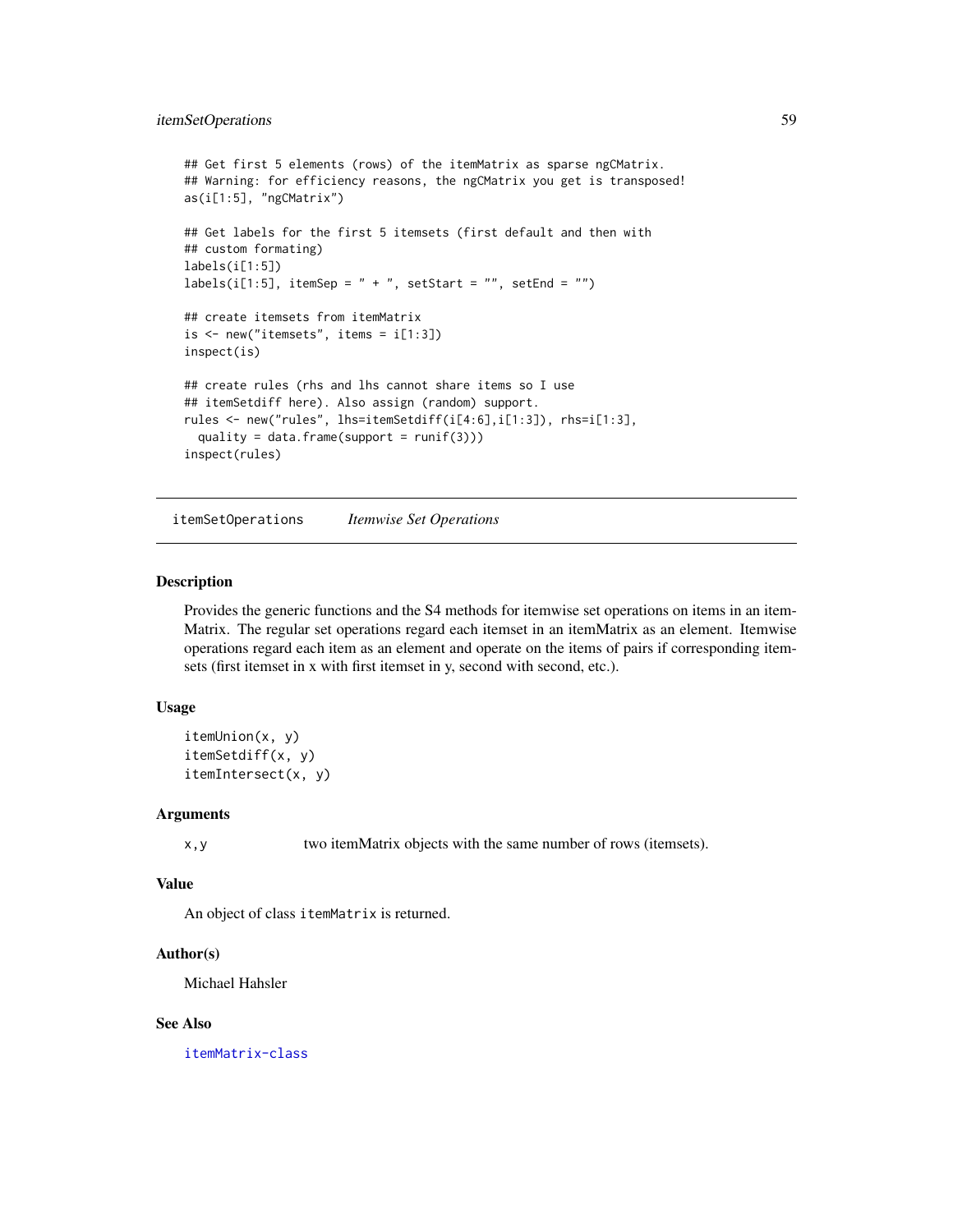```
## Get first 5 elements (rows) of the itemMatrix as sparse ngCMatrix.
## Warning: for efficiency reasons, the ngCMatrix you get is transposed!
as(i[1:5], "ngCMatrix")

## Get labels for the first 5 itemsets (first default and then with
## custom formating)
labels(i[1:5])
labels(i[1:5], itemSep = " + ", setStart = "", setEnd = "")

## create itemsets from itemMatrix
is <- new("itemsets", items = i[1:3])
inspect(is)

## create rules (rhs and lhs cannot share items so I use
## itemSetdiff here). Also assign (random) support.
rules <- new("rules", lhs=itemSetdiff(i[4:6],i[1:3]), rhs=i[1:3],
  quality = data.frame(support = runif(3)))
inspect(rules)
```

## itemSetOperations *Itemwise Set Operations*

### Description

Provides the generic functions and the S4 methods for itemwise set operations on items in an itemMatrix. The regular set operations regard each itemset in an itemMatrix as an element. Itemwise operations regard each item as an element and operate on the items of pairs if corresponding itemsets (first itemset in x with first itemset in y, second with second, etc.).

### Usage

```
itemUnion(x, y)
itemSetdiff(x, y)
itemIntersect(x, y)
```

### Arguments

| | |
|---|---|
| `x,y` | two itemMatrix objects with the same number of rows (itemsets). |

### Value

An object of class `itemMatrix` is returned.

### Author(s)

Michael Hahsler

### See Also

`itemMatrix-class`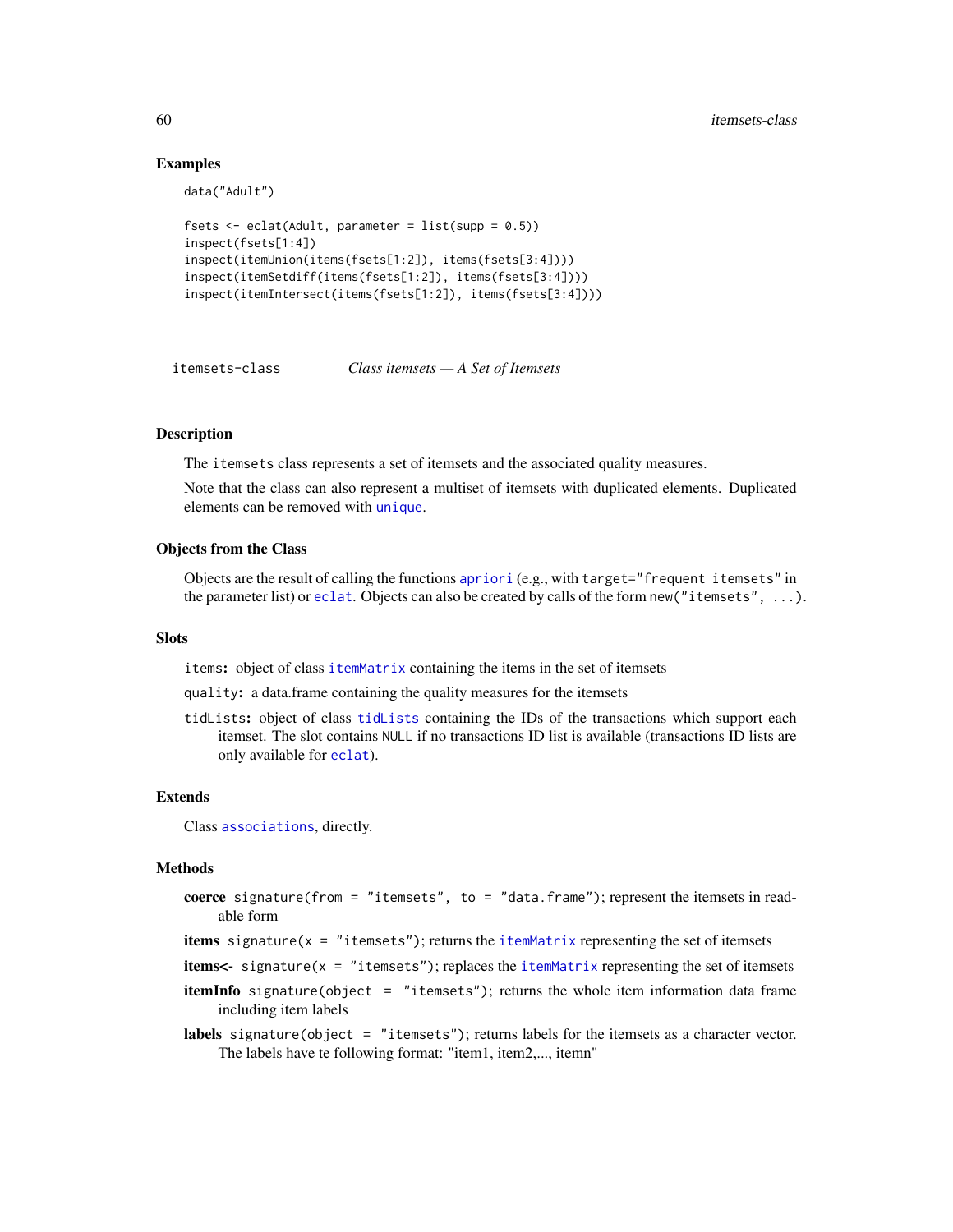### Examples

```
data("Adult")

fsets <- eclat(Adult, parameter = list(supp = 0.5))
inspect(fsets[1:4])
inspect(itemUnion(items(fsets[1:2]), items(fsets[3:4])))
inspect(itemSetdiff(items(fsets[1:2]), items(fsets[3:4])))
inspect(itemIntersect(items(fsets[1:2]), items(fsets[3:4])))
```

---

## itemsets-class *Class itemsets — A Set of Itemsets*

---

### Description

The `itemsets` class represents a set of itemsets and the associated quality measures.

Note that the class can also represent a multiset of itemsets with duplicated elements. Duplicated elements can be removed with `unique`.

### Objects from the Class

Objects are the result of calling the functions `apriori` (e.g., with `target="frequent itemsets"` in the parameter list) or `eclat`. Objects can also be created by calls of the form `new("itemsets", ...)`.

### Slots

`items`: object of class `itemMatrix` containing the items in the set of itemsets

`quality`: a data.frame containing the quality measures for the itemsets

`tidLists`: object of class `tidLists` containing the IDs of the transactions which support each itemset. The slot contains `NULL` if no transactions ID list is available (transactions ID lists are only available for `eclat`).

### Extends

Class `associations`, directly.

### Methods

**coerce** `signature(from = "itemsets", to = "data.frame")`; represent the itemsets in readable form

**items** `signature(x = "itemsets")`; returns the `itemMatrix` representing the set of itemsets

**items<-** `signature(x = "itemsets")`; replaces the `itemMatrix` representing the set of itemsets

**itemInfo** `signature(object = "itemsets")`; returns the whole item information data frame including item labels

**labels** `signature(object = "itemsets")`; returns labels for the itemsets as a character vector. The labels have te following format: "item1, item2,..., itemn"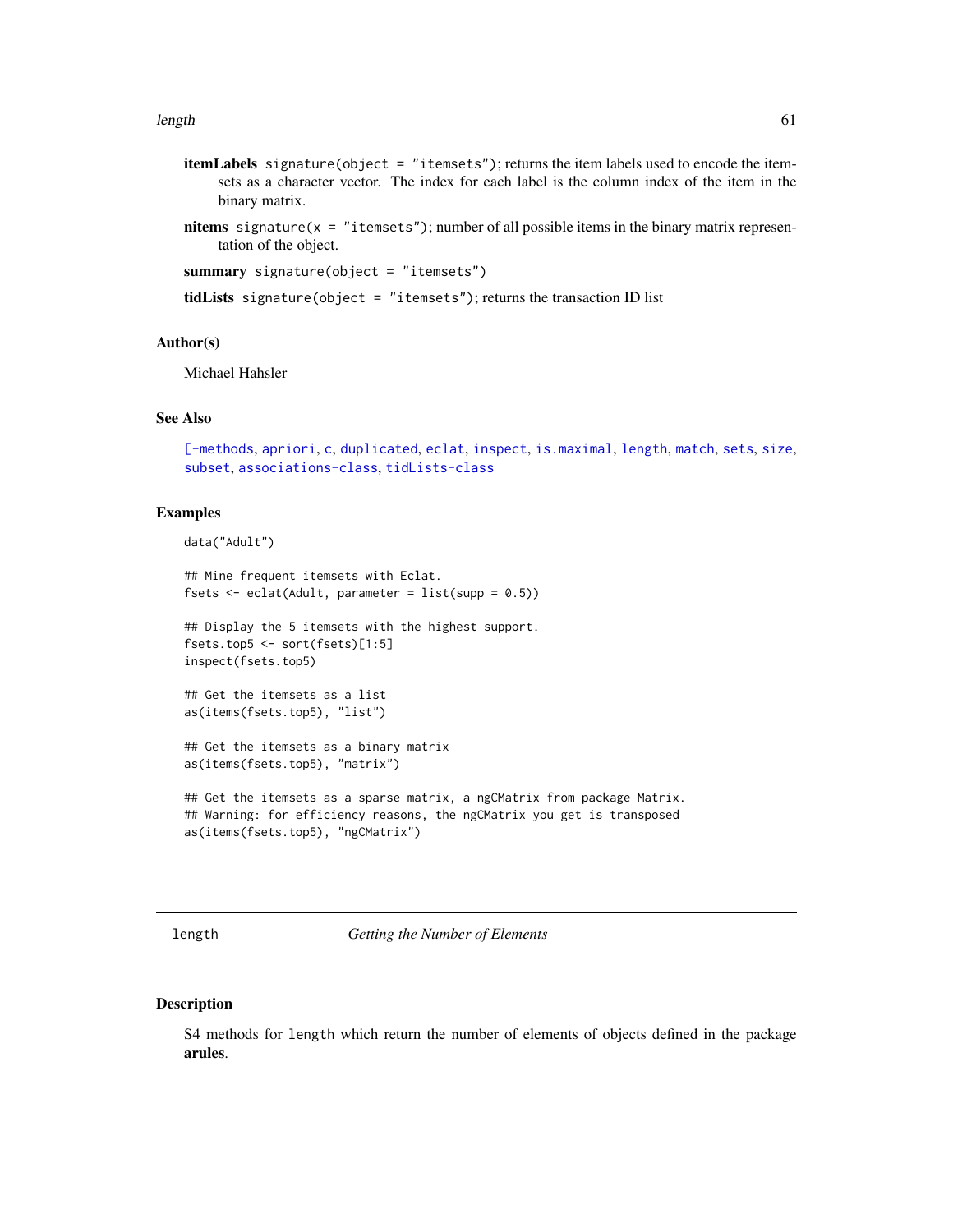**itemLabels** `signature(object = "itemsets")`; returns the item labels used to encode the itemsets as a character vector. The index for each label is the column index of the item in the binary matrix.

**nitems** `signature(x = "itemsets")`; number of all possible items in the binary matrix representation of the object.

**summary** `signature(object = "itemsets")`

**tidLists** `signature(object = "itemsets")`; returns the transaction ID list

### Author(s)

Michael Hahsler

### See Also

[-methods, apriori, c, duplicated, eclat, inspect, is.maximal, length, match, sets, size, subset, associations-class, tidLists-class

### Examples

```
data("Adult")

## Mine frequent itemsets with Eclat.
fsets <- eclat(Adult, parameter = list(supp = 0.5))

## Display the 5 itemsets with the highest support.
fsets.top5 <- sort(fsets)[1:5]
inspect(fsets.top5)

## Get the itemsets as a list
as(items(fsets.top5), "list")

## Get the itemsets as a binary matrix
as(items(fsets.top5), "matrix")

## Get the itemsets as a sparse matrix, a ngCMatrix from package Matrix.
## Warning: for efficiency reasons, the ngCMatrix you get is transposed
as(items(fsets.top5), "ngCMatrix")
```

---

## length — *Getting the Number of Elements*

---

### Description

S4 methods for `length` which return the number of elements of objects defined in the package **arules**.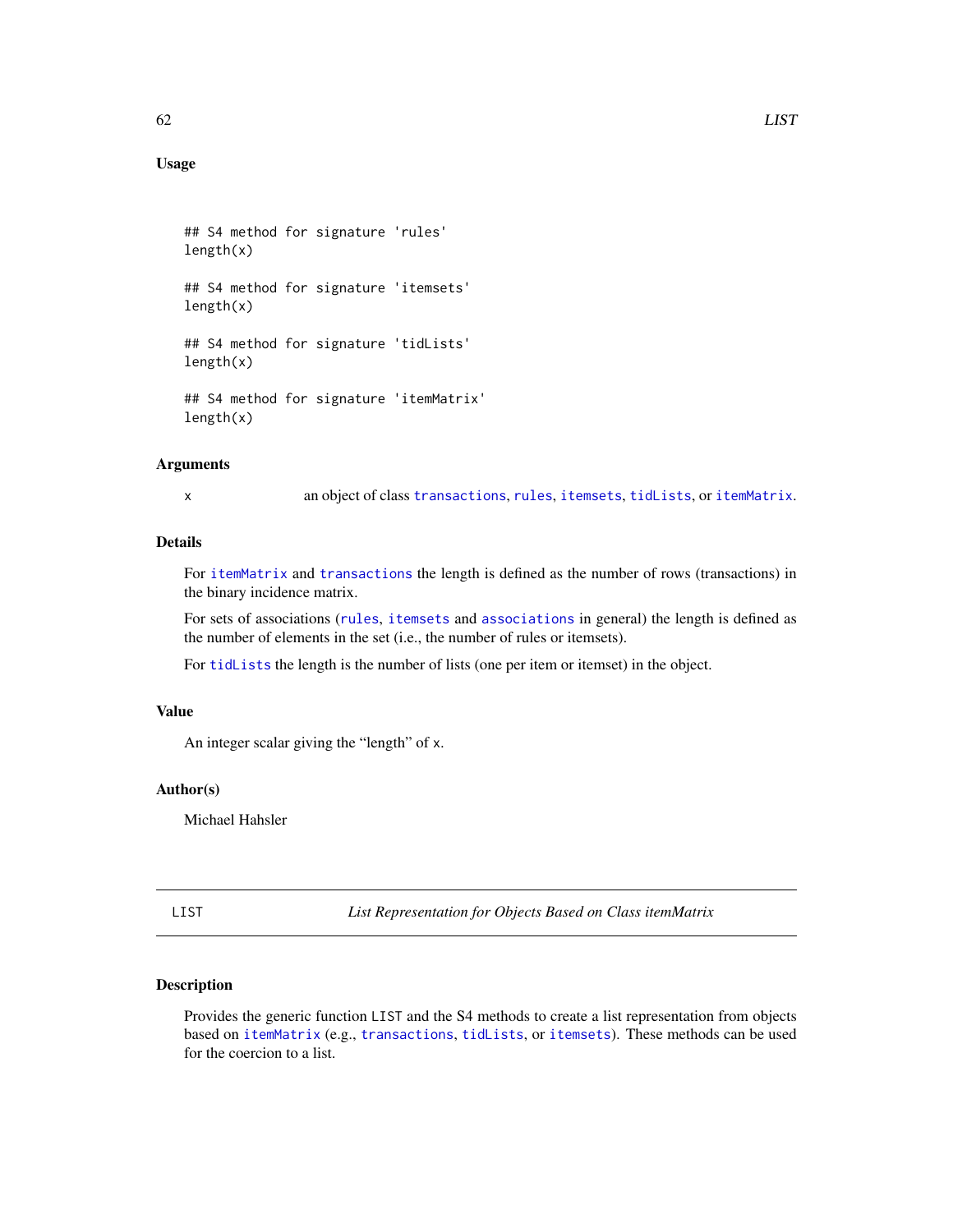### Usage

```
## S4 method for signature 'rules'
length(x)

## S4 method for signature 'itemsets'
length(x)

## S4 method for signature 'tidLists'
length(x)

## S4 method for signature 'itemMatrix'
length(x)
```

### Arguments

| | |
|---|---|
| x | an object of class transactions, rules, itemsets, tidLists, or itemMatrix. |

### Details

For itemMatrix and transactions the length is defined as the number of rows (transactions) in the binary incidence matrix.

For sets of associations (rules, itemsets and associations in general) the length is defined as the number of elements in the set (i.e., the number of rules or itemsets).

For tidLists the length is the number of lists (one per item or itemset) in the object.

### Value

An integer scalar giving the "length" of x.

### Author(s)

Michael Hahsler

---

## LIST — *List Representation for Objects Based on Class itemMatrix*

### Description

Provides the generic function LIST and the S4 methods to create a list representation from objects based on itemMatrix (e.g., transactions, tidLists, or itemsets). These methods can be used for the coercion to a list.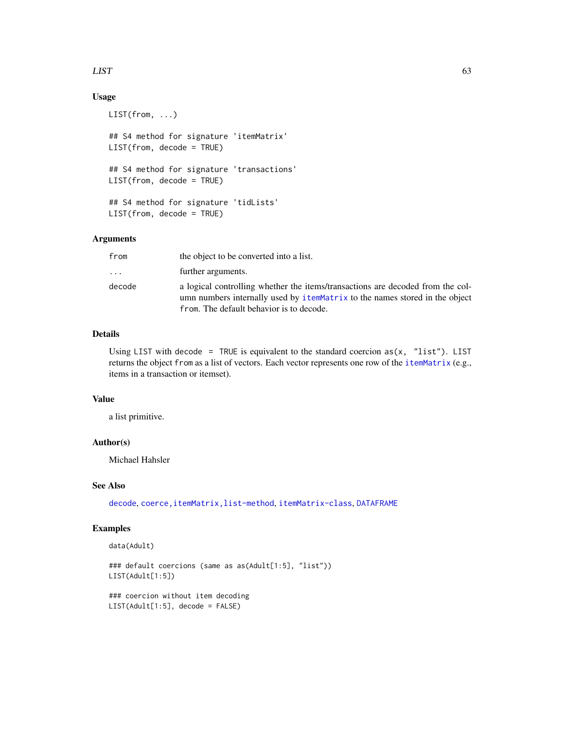## Usage

```
LIST(from, ...)

## S4 method for signature 'itemMatrix'
LIST(from, decode = TRUE)

## S4 method for signature 'transactions'
LIST(from, decode = TRUE)

## S4 method for signature 'tidLists'
LIST(from, decode = TRUE)
```

## Arguments

| | |
|---|---|
| `from` | the object to be converted into a list. |
| `...` | further arguments. |
| `decode` | a logical controlling whether the items/transactions are decoded from the column numbers internally used by `itemMatrix` to the names stored in the object `from`. The default behavior is to decode. |

## Details

Using `LIST` with `decode = TRUE` is equivalent to the standard coercion `as(x, "list")`. `LIST` returns the object `from` as a list of vectors. Each vector represents one row of the `itemMatrix` (e.g., items in a transaction or itemset).

## Value

a list primitive.

## Author(s)

Michael Hahsler

## See Also

`decode`, `coerce,itemMatrix,list-method`, `itemMatrix-class`, `DATAFRAME`

## Examples

```
data(Adult)

### default coercions (same as as(Adult[1:5], "list"))
LIST(Adult[1:5])

### coercion without item decoding
LIST(Adult[1:5], decode = FALSE)
```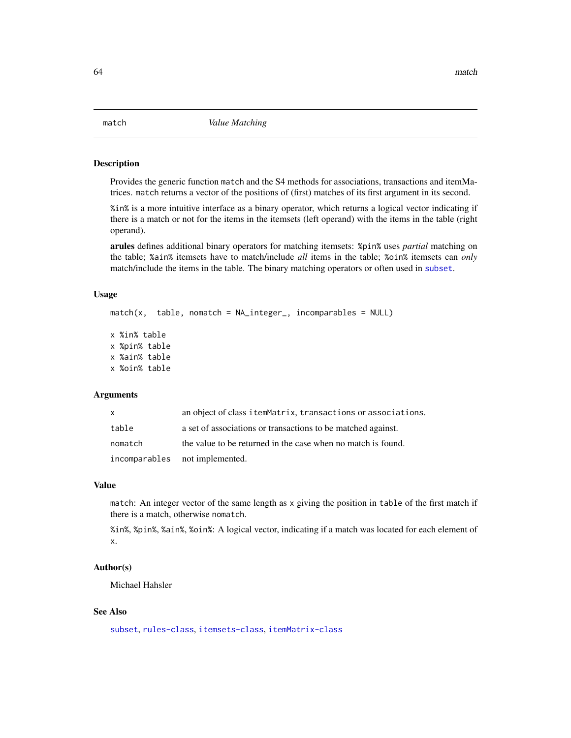# match — *Value Matching*

## Description

Provides the generic function `match` and the S4 methods for associations, transactions and itemMatrices. `match` returns a vector of the positions of (first) matches of its first argument in its second.

`%in%` is a more intuitive interface as a binary operator, which returns a logical vector indicating if there is a match or not for the items in the itemsets (left operand) with the items in the table (right operand).

**arules** defines additional binary operators for matching itemsets: `%pin%` uses *partial* matching on the table; `%ain%` itemsets have to match/include *all* items in the table; `%oin%` itemsets can *only* match/include the items in the table. The binary matching operators or often used in `subset`.

## Usage

```
match(x,  table, nomatch = NA_integer_, incomparables = NULL)

x %in% table
x %pin% table
x %ain% table
x %oin% table
```

## Arguments

| | |
|---|---|
| `x` | an object of class `itemMatrix`, `transactions` or `associations`. |
| `table` | a set of associations or transactions to be matched against. |
| `nomatch` | the value to be returned in the case when no match is found. |
| `incomparables` | not implemented. |

## Value

`match`: An integer vector of the same length as `x` giving the position in `table` of the first match if there is a match, otherwise `nomatch`.

`%in%`, `%pin%`, `%ain%`, `%oin%`: A logical vector, indicating if a match was located for each element of `x`.

## Author(s)

Michael Hahsler

## See Also

`subset`, `rules-class`, `itemsets-class`, `itemMatrix-class`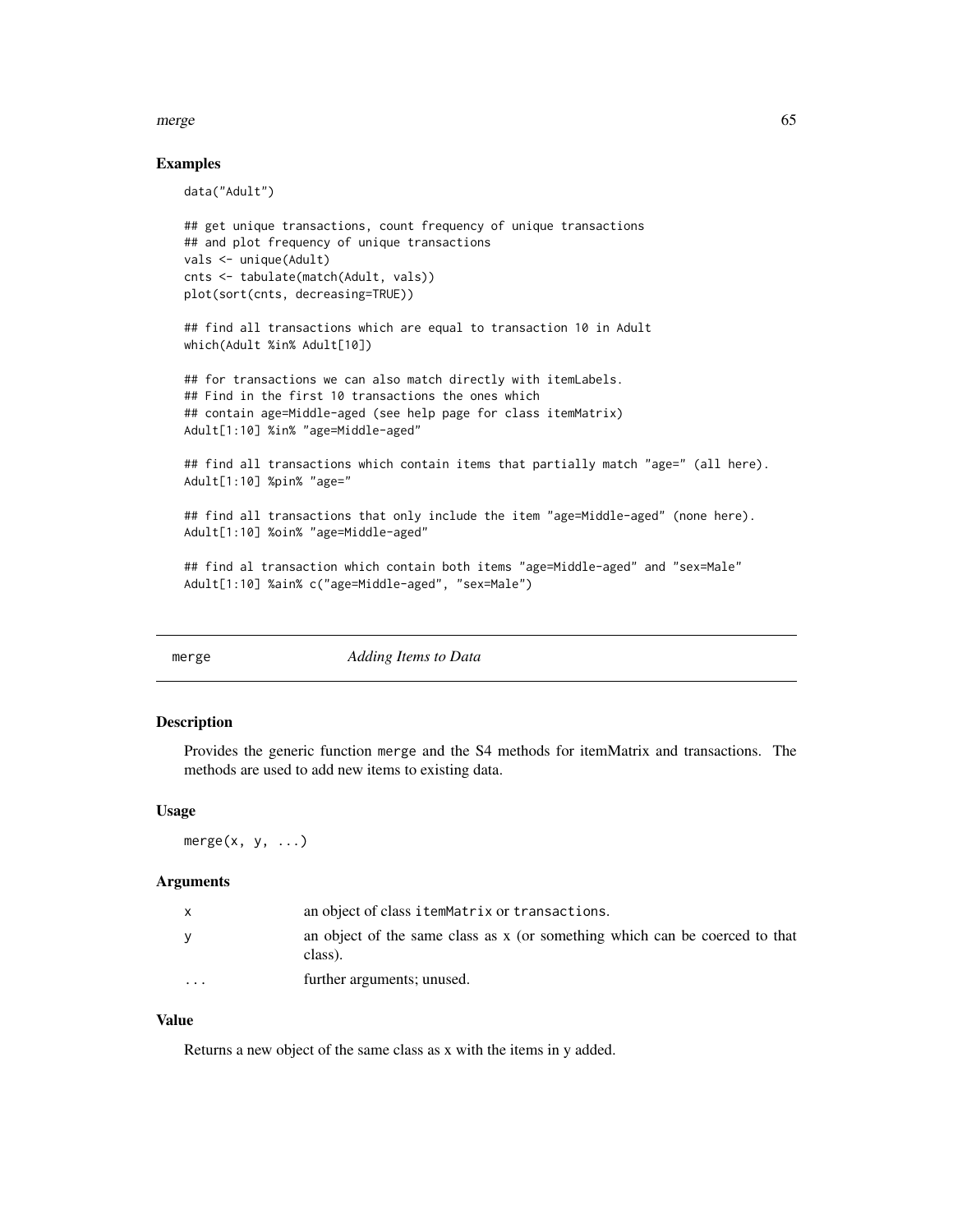## Examples

```
data("Adult")

## get unique transactions, count frequency of unique transactions
## and plot frequency of unique transactions
vals <- unique(Adult)
cnts <- tabulate(match(Adult, vals))
plot(sort(cnts, decreasing=TRUE))

## find all transactions which are equal to transaction 10 in Adult
which(Adult %in% Adult[10])

## for transactions we can also match directly with itemLabels.
## Find in the first 10 transactions the ones which
## contain age=Middle-aged (see help page for class itemMatrix)
Adult[1:10] %in% "age=Middle-aged"

## find all transactions which contain items that partially match "age=" (all here).
Adult[1:10] %pin% "age="

## find all transactions that only include the item "age=Middle-aged" (none here).
Adult[1:10] %oin% "age=Middle-aged"

## find al transaction which contain both items "age=Middle-aged" and "sex=Male"
Adult[1:10] %ain% c("age=Middle-aged", "sex=Male")
```

---

# merge — *Adding Items to Data*

---

## Description

Provides the generic function merge and the S4 methods for itemMatrix and transactions. The methods are used to add new items to existing data.

## Usage

```
merge(x, y, ...)
```

## Arguments

| | |
|---|---|
| x | an object of class `itemMatrix` or `transactions`. |
| y | an object of the same class as x (or something which can be coerced to that class). |
| ... | further arguments; unused. |

## Value

Returns a new object of the same class as x with the items in y added.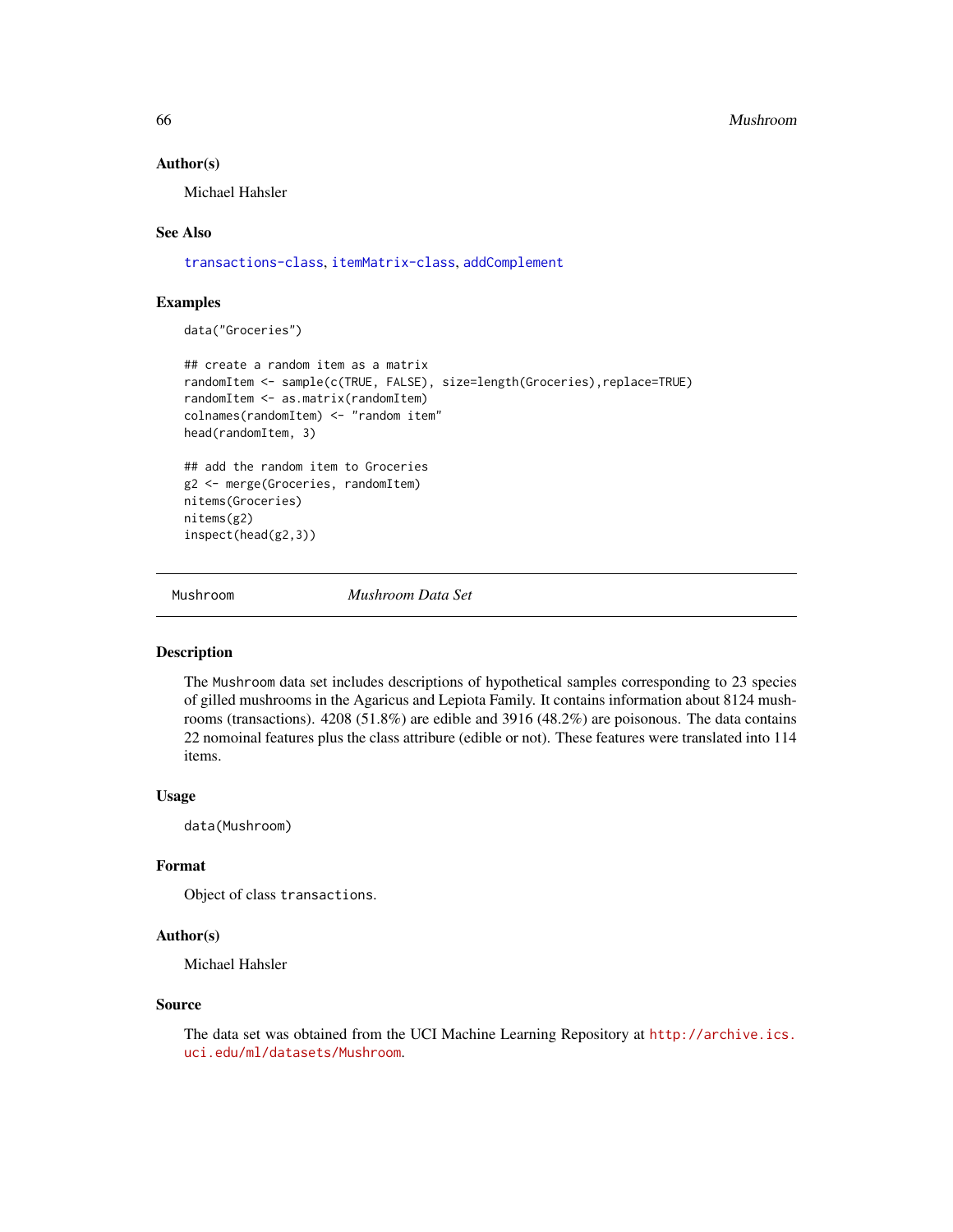### Author(s)

Michael Hahsler

### See Also

transactions-class, itemMatrix-class, addComplement

### Examples

```
data("Groceries")

## create a random item as a matrix
randomItem <- sample(c(TRUE, FALSE), size=length(Groceries),replace=TRUE)
randomItem <- as.matrix(randomItem)
colnames(randomItem) <- "random item"
head(randomItem, 3)

## add the random item to Groceries
g2 <- merge(Groceries, randomItem)
nitems(Groceries)
nitems(g2)
inspect(head(g2,3))
```

---

## Mushroom *Mushroom Data Set*

### Description

The Mushroom data set includes descriptions of hypothetical samples corresponding to 23 species of gilled mushrooms in the Agaricus and Lepiota Family. It contains information about 8124 mushrooms (transactions). 4208 (51.8%) are edible and 3916 (48.2%) are poisonous. The data contains 22 nomoinal features plus the class attribure (edible or not). These features were translated into 114 items.

### Usage

```
data(Mushroom)
```

### Format

Object of class transactions.

### Author(s)

Michael Hahsler

### Source

The data set was obtained from the UCI Machine Learning Repository at http://archive.ics.uci.edu/ml/datasets/Mushroom.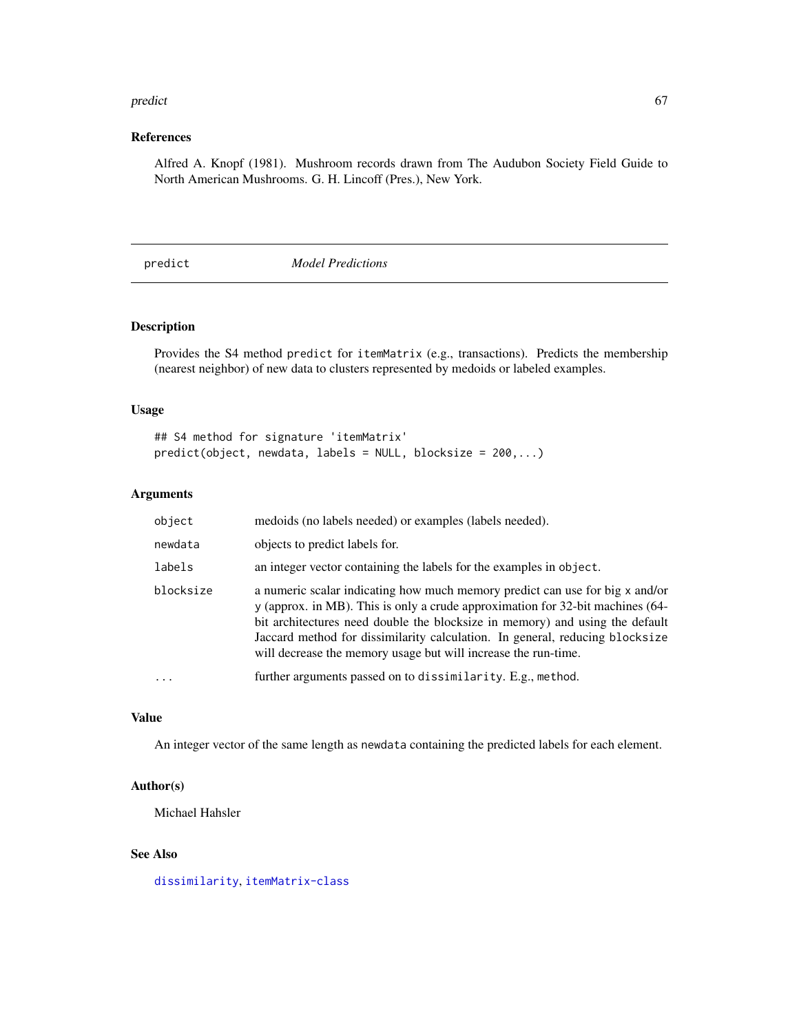## References

Alfred A. Knopf (1981). Mushroom records drawn from The Audubon Society Field Guide to North American Mushrooms. G. H. Lincoff (Pres.), New York.

---

# predict *Model Predictions*

---

## Description

Provides the S4 method `predict` for `itemMatrix` (e.g., transactions). Predicts the membership (nearest neighbor) of new data to clusters represented by medoids or labeled examples.

## Usage

```
## S4 method for signature 'itemMatrix'
predict(object, newdata, labels = NULL, blocksize = 200,...)
```

## Arguments

| | |
|---|---|
| `object` | medoids (no labels needed) or examples (labels needed). |
| `newdata` | objects to predict labels for. |
| `labels` | an integer vector containing the labels for the examples in `object`. |
| `blocksize` | a numeric scalar indicating how much memory predict can use for big `x` and/or `y` (approx. in MB). This is only a crude approximation for 32-bit machines (64-bit architectures need double the blocksize in memory) and using the default Jaccard method for dissimilarity calculation. In general, reducing `blocksize` will decrease the memory usage but will increase the run-time. |
| `...` | further arguments passed on to `dissimilarity`. E.g., `method`. |

## Value

An integer vector of the same length as `newdata` containing the predicted labels for each element.

## Author(s)

Michael Hahsler

## See Also

`dissimilarity`, `itemMatrix-class`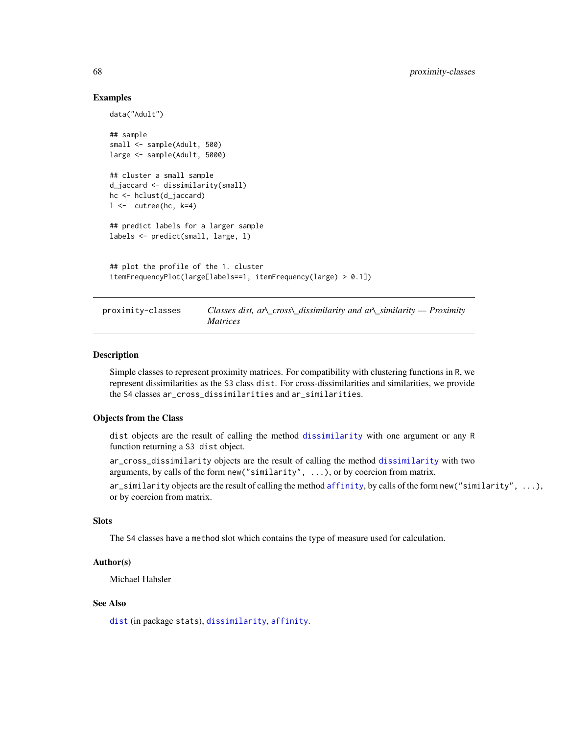### Examples

```
data("Adult")

## sample
small <- sample(Adult, 500)
large <- sample(Adult, 5000)

## cluster a small sample
d_jaccard <- dissimilarity(small)
hc <- hclust(d_jaccard)
l <-  cutree(hc, k=4)

## predict labels for a larger sample
labels <- predict(small, large, l)


## plot the profile of the 1. cluster
itemFrequencyPlot(large[labels==1, itemFrequency(large) > 0.1])
```

---

## proximity-classes — *Classes dist, ar\_cross\_dissimilarity and ar\_similarity — Proximity Matrices*

---

### Description

Simple classes to represent proximity matrices. For compatibility with clustering functions in R, we represent dissimilarities as the S3 class `dist`. For cross-dissimilarities and similarities, we provide the S4 classes `ar_cross_dissimilarities` and `ar_similarities`.

### Objects from the Class

`dist` objects are the result of calling the method `dissimilarity` with one argument or any R function returning a S3 `dist` object.

`ar_cross_dissimilarity` objects are the result of calling the method `dissimilarity` with two arguments, by calls of the form `new("similarity", ...)`, or by coercion from matrix.

`ar_similarity` objects are the result of calling the method `affinity`, by calls of the form `new("similarity", ...)`, or by coercion from matrix.

### Slots

The S4 classes have a `method` slot which contains the type of measure used for calculation.

### Author(s)

Michael Hahsler

### See Also

`dist` (in package `stats`), `dissimilarity`, `affinity`.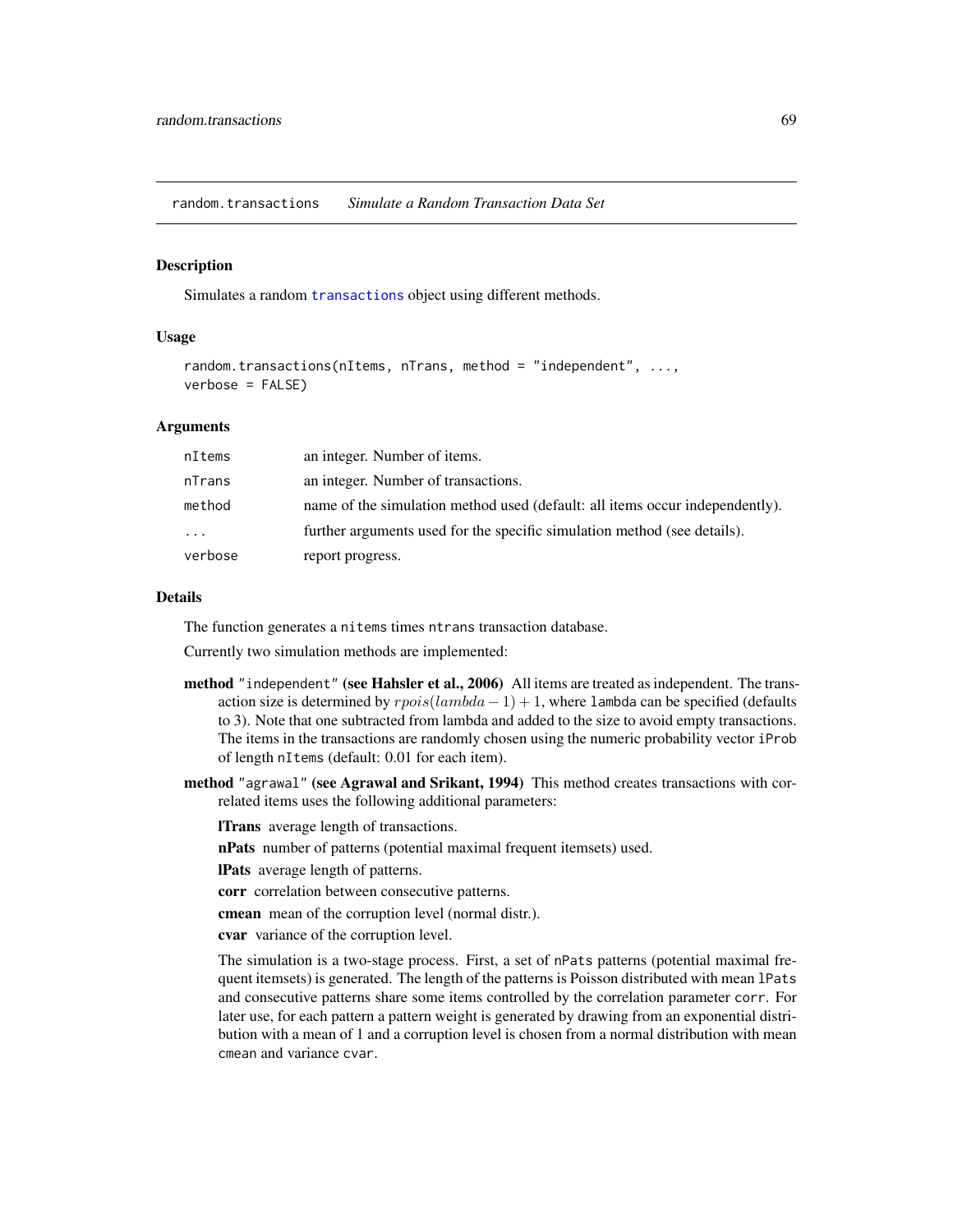## random.transactions *Simulate a Random Transaction Data Set*

### Description

Simulates a random transactions object using different methods.

### Usage

```
random.transactions(nItems, nTrans, method = "independent", ...,
verbose = FALSE)
```

### Arguments

| | |
|---|---|
| nItems | an integer. Number of items. |
| nTrans | an integer. Number of transactions. |
| method | name of the simulation method used (default: all items occur independently). |
| ... | further arguments used for the specific simulation method (see details). |
| verbose | report progress. |

### Details

The function generates a nitems times ntrans transaction database.

Currently two simulation methods are implemented:

**method "independent" (see Hahsler et al., 2006)** All items are treated as independent. The transaction size is determined by $rpois(lambda - 1) + 1$, where lambda can be specified (defaults to 3). Note that one subtracted from lambda and added to the size to avoid empty transactions. The items in the transactions are randomly chosen using the numeric probability vector iProb of length nItems (default: 0.01 for each item).

**method "agrawal" (see Agrawal and Srikant, 1994)** This method creates transactions with correlated items uses the following additional parameters:

- **lTrans** average length of transactions.
- **nPats** number of patterns (potential maximal frequent itemsets) used.
- **lPats** average length of patterns.
- **corr** correlation between consecutive patterns.
- **cmean** mean of the corruption level (normal distr.).
- **cvar** variance of the corruption level.

The simulation is a two-stage process. First, a set of nPats patterns (potential maximal frequent itemsets) is generated. The length of the patterns is Poisson distributed with mean lPats and consecutive patterns share some items controlled by the correlation parameter corr. For later use, for each pattern a pattern weight is generated by drawing from an exponential distribution with a mean of 1 and a corruption level is chosen from a normal distribution with mean cmean and variance cvar.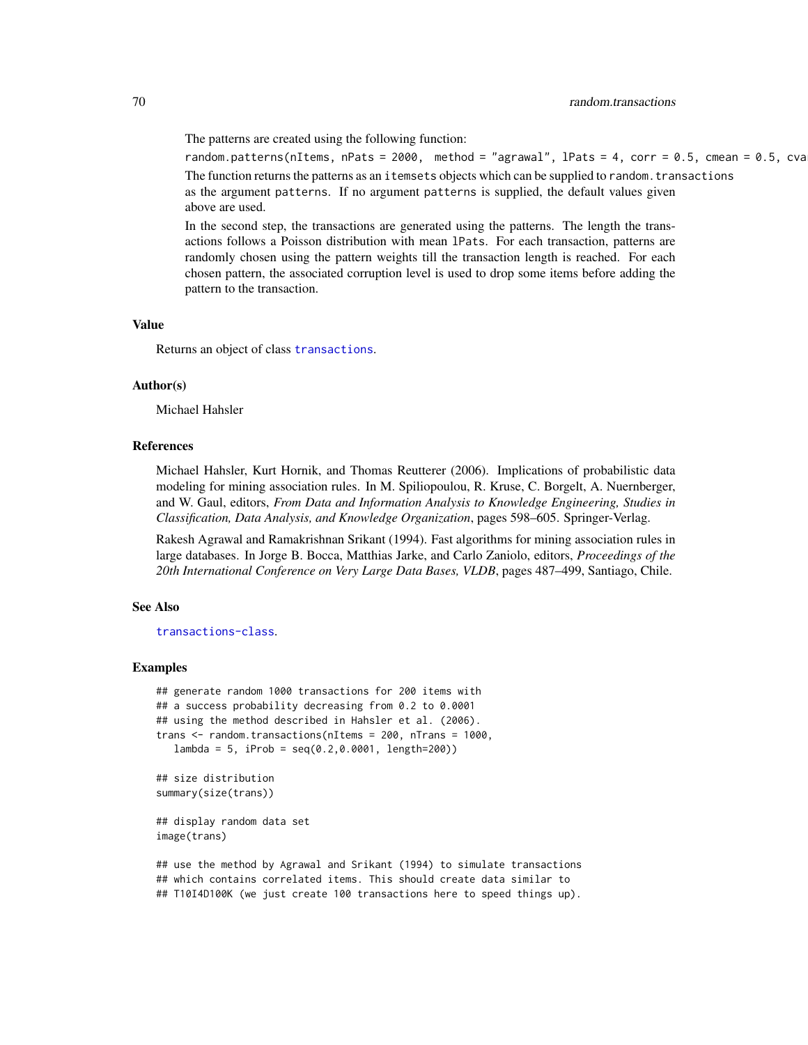The patterns are created using the following function:

```
random.patterns(nItems, nPats = 2000,  method = "agrawal", lPats = 4, corr = 0.5, cmean = 0.5, cva
```

The function returns the patterns as an `itemsets` objects which can be supplied to `random.transactions` as the argument `patterns`. If no argument `patterns` is supplied, the default values given above are used.

In the second step, the transactions are generated using the patterns. The length the transactions follows a Poisson distribution with mean `lPats`. For each transaction, patterns are randomly chosen using the pattern weights till the transaction length is reached. For each chosen pattern, the associated corruption level is used to drop some items before adding the pattern to the transaction.

## Value

Returns an object of class `transactions`.

## Author(s)

Michael Hahsler

## References

Michael Hahsler, Kurt Hornik, and Thomas Reutterer (2006). Implications of probabilistic data modeling for mining association rules. In M. Spiliopoulou, R. Kruse, C. Borgelt, A. Nuernberger, and W. Gaul, editors, *From Data and Information Analysis to Knowledge Engineering, Studies in Classification, Data Analysis, and Knowledge Organization*, pages 598–605. Springer-Verlag.

Rakesh Agrawal and Ramakrishnan Srikant (1994). Fast algorithms for mining association rules in large databases. In Jorge B. Bocca, Matthias Jarke, and Carlo Zaniolo, editors, *Proceedings of the 20th International Conference on Very Large Data Bases, VLDB*, pages 487–499, Santiago, Chile.

## See Also

`transactions-class`.

## Examples

```
## generate random 1000 transactions for 200 items with
## a success probability decreasing from 0.2 to 0.0001
## using the method described in Hahsler et al. (2006).
trans <- random.transactions(nItems = 200, nTrans = 1000,
   lambda = 5, iProb = seq(0.2,0.0001, length=200))

## size distribution
summary(size(trans))

## display random data set
image(trans)

## use the method by Agrawal and Srikant (1994) to simulate transactions
## which contains correlated items. This should create data similar to
## T10I4D100K (we just create 100 transactions here to speed things up).
```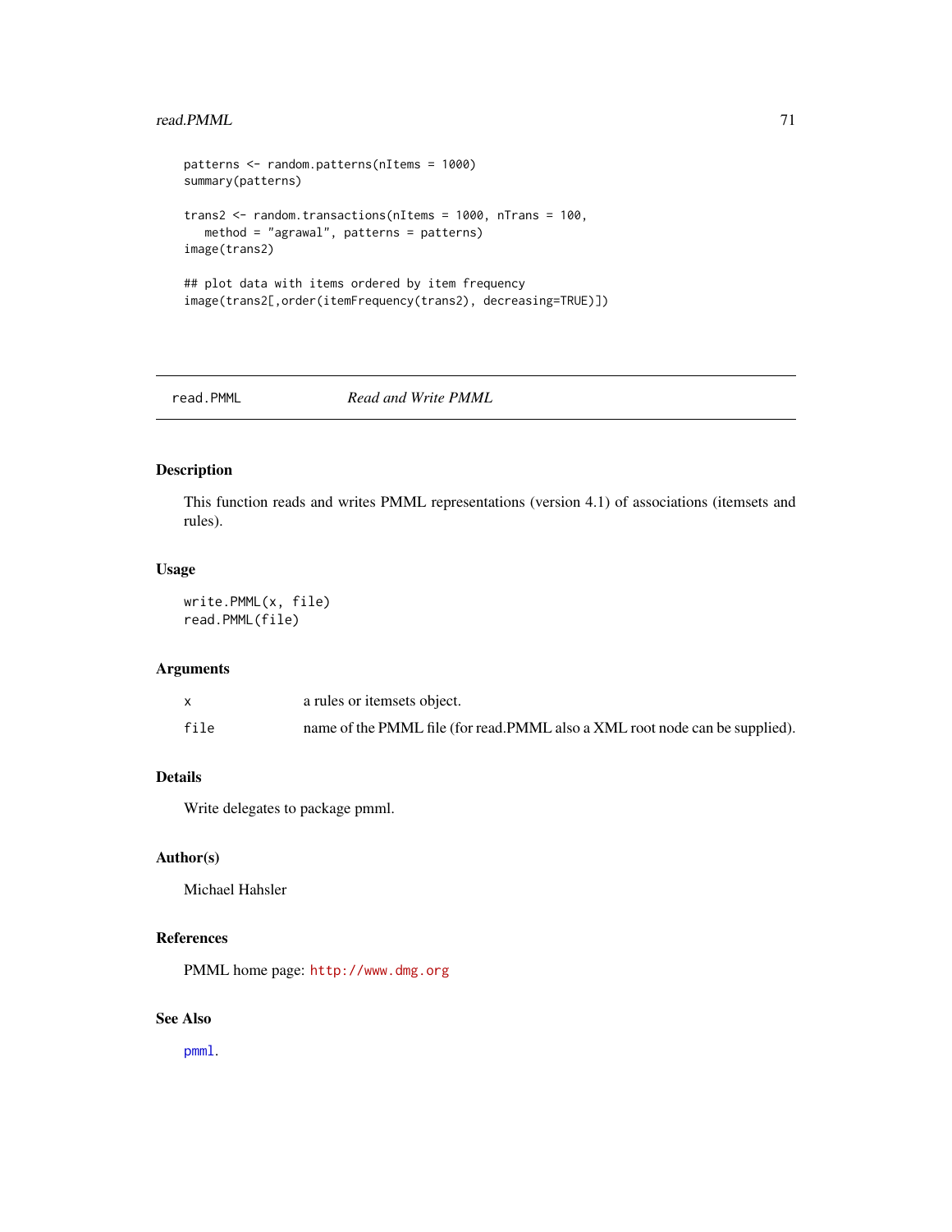```
patterns <- random.patterns(nItems = 1000)
summary(patterns)

trans2 <- random.transactions(nItems = 1000, nTrans = 100,
   method = "agrawal", patterns = patterns)
image(trans2)

## plot data with items ordered by item frequency
image(trans2[,order(itemFrequency(trans2), decreasing=TRUE)])
```

---

`read.PMML` *Read and Write PMML*

---

## Description

This function reads and writes PMML representations (version 4.1) of associations (itemsets and rules).

## Usage

```
write.PMML(x, file)
read.PMML(file)
```

## Arguments

| | |
|---|---|
| `x` | a rules or itemsets object. |
| `file` | name of the PMML file (for read.PMML also a XML root node can be supplied). |

## Details

Write delegates to package pmml.

## Author(s)

Michael Hahsler

## References

PMML home page: http://www.dmg.org

## See Also

`pmml`.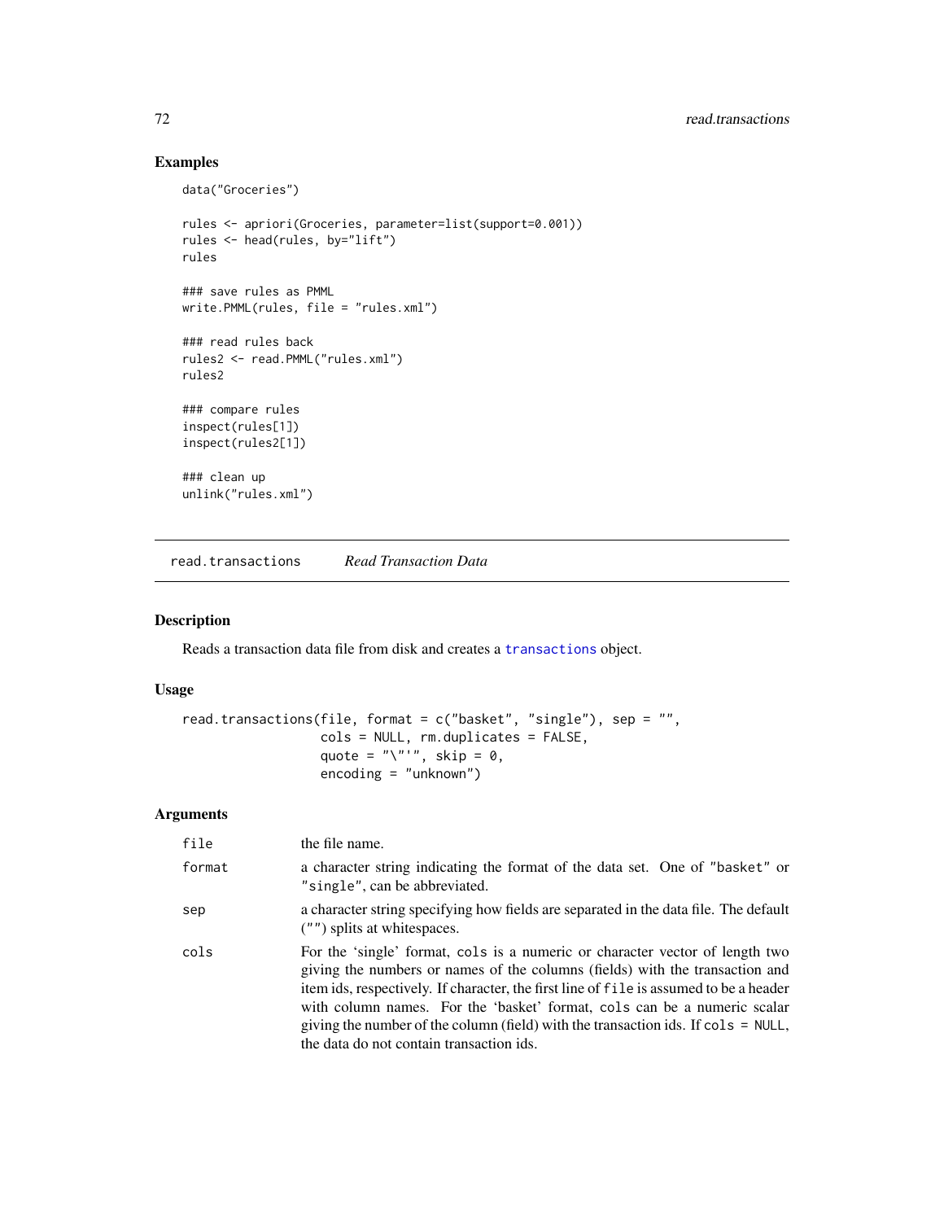## Examples

```
data("Groceries")

rules <- apriori(Groceries, parameter=list(support=0.001))
rules <- head(rules, by="lift")
rules

### save rules as PMML
write.PMML(rules, file = "rules.xml")

### read rules back
rules2 <- read.PMML("rules.xml")
rules2

### compare rules
inspect(rules[1])
inspect(rules2[1])

### clean up
unlink("rules.xml")
```

---

`read.transactions` *Read Transaction Data*

---

## Description

Reads a transaction data file from disk and creates a `transactions` object.

## Usage

```
read.transactions(file, format = c("basket", "single"), sep = "",
                  cols = NULL, rm.duplicates = FALSE,
                  quote = "\"'", skip = 0,
                  encoding = "unknown")
```

## Arguments

| | |
|---|---|
| `file` | the file name. |
| `format` | a character string indicating the format of the data set. One of `"basket"` or `"single"`, can be abbreviated. |
| `sep` | a character string specifying how fields are separated in the data file. The default (`""`) splits at whitespaces. |
| `cols` | For the 'single' format, `cols` is a numeric or character vector of length two giving the numbers or names of the columns (fields) with the transaction and item ids, respectively. If character, the first line of `file` is assumed to be a header with column names. For the 'basket' format, `cols` can be a numeric scalar giving the number of the column (field) with the transaction ids. If `cols = NULL`, the data do not contain transaction ids. |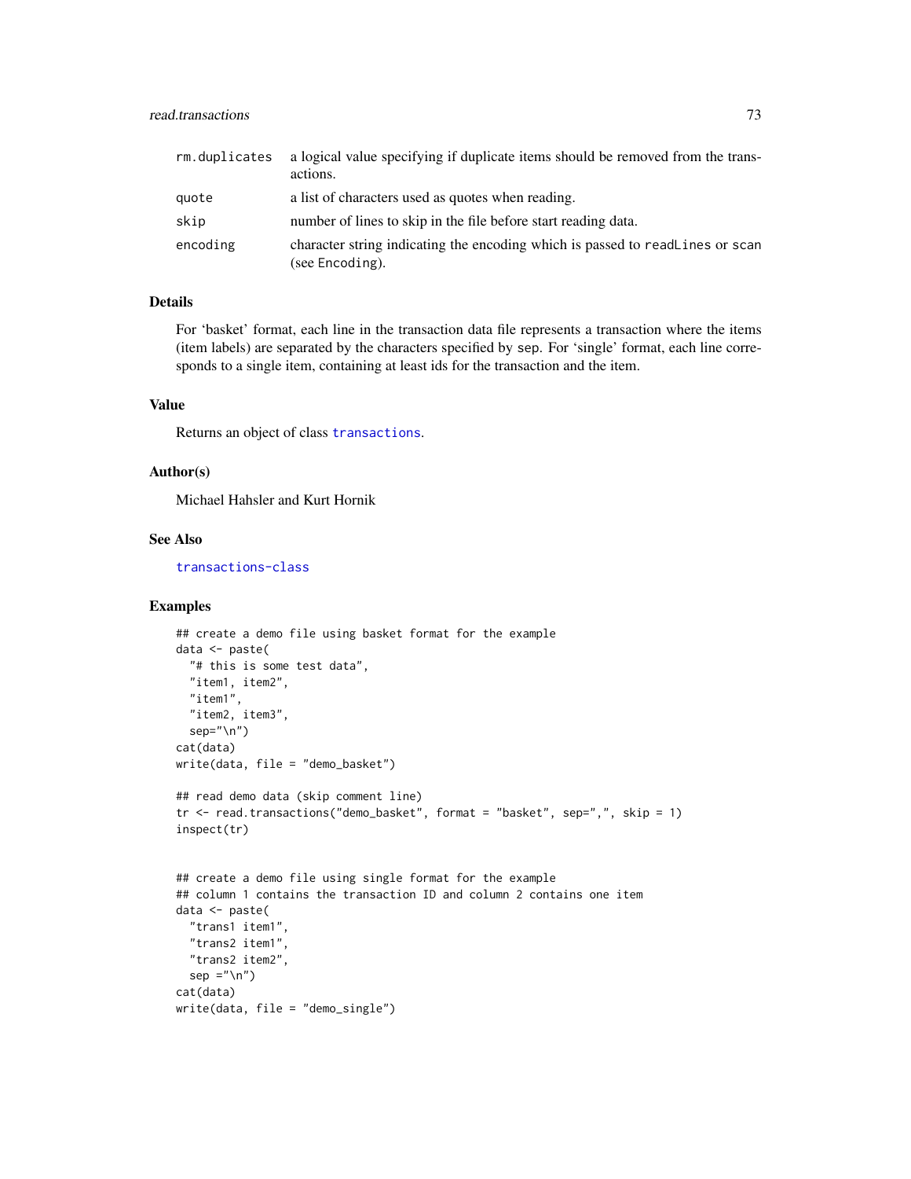| | |
|---|---|
| rm.duplicates | a logical value specifying if duplicate items should be removed from the transactions. |
| quote | a list of characters used as quotes when reading. |
| skip | number of lines to skip in the file before start reading data. |
| encoding | character string indicating the encoding which is passed to readLines or scan (see Encoding). |

### Details

For 'basket' format, each line in the transaction data file represents a transaction where the items (item labels) are separated by the characters specified by sep. For 'single' format, each line corresponds to a single item, containing at least ids for the transaction and the item.

### Value

Returns an object of class transactions.

### Author(s)

Michael Hahsler and Kurt Hornik

### See Also

transactions-class

### Examples

```
## create a demo file using basket format for the example
data <- paste(
  "# this is some test data",
  "item1, item2",
  "item1",
  "item2, item3",
  sep="\n")
cat(data)
write(data, file = "demo_basket")

## read demo data (skip comment line)
tr <- read.transactions("demo_basket", format = "basket", sep=",", skip = 1)
inspect(tr)


## create a demo file using single format for the example
## column 1 contains the transaction ID and column 2 contains one item
data <- paste(
  "trans1 item1",
  "trans2 item1",
  "trans2 item2",
  sep ="\n")
cat(data)
write(data, file = "demo_single")
```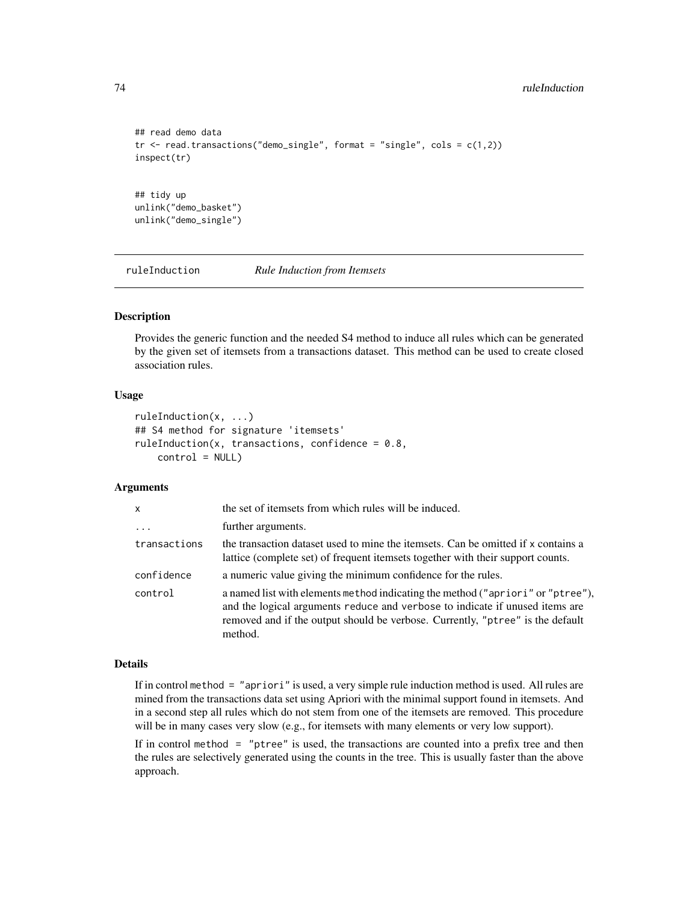```
## read demo data
tr <- read.transactions("demo_single", format = "single", cols = c(1,2))
inspect(tr)


## tidy up
unlink("demo_basket")
unlink("demo_single")
```

## ruleInduction — *Rule Induction from Itemsets*

### Description

Provides the generic function and the needed S4 method to induce all rules which can be generated by the given set of itemsets from a transactions dataset. This method can be used to create closed association rules.

### Usage

```
ruleInduction(x, ...)
## S4 method for signature 'itemsets'
ruleInduction(x, transactions, confidence = 0.8,
    control = NULL)
```

### Arguments

| | |
|---|---|
| `x` | the set of itemsets from which rules will be induced. |
| `...` | further arguments. |
| `transactions` | the transaction dataset used to mine the itemsets. Can be omitted if `x` contains a lattice (complete set) of frequent itemsets together with their support counts. |
| `confidence` | a numeric value giving the minimum confidence for the rules. |
| `control` | a named list with elements `method` indicating the method (`"apriori"` or `"ptree"`), and the logical arguments `reduce` and `verbose` to indicate if unused items are removed and if the output should be verbose. Currently, `"ptree"` is the default method. |

### Details

If in control `method = "apriori"` is used, a very simple rule induction method is used. All rules are mined from the transactions data set using Apriori with the minimal support found in itemsets. And in a second step all rules which do not stem from one of the itemsets are removed. This procedure will be in many cases very slow (e.g., for itemsets with many elements or very low support).

If in control `method = "ptree"` is used, the transactions are counted into a prefix tree and then the rules are selectively generated using the counts in the tree. This is usually faster than the above approach.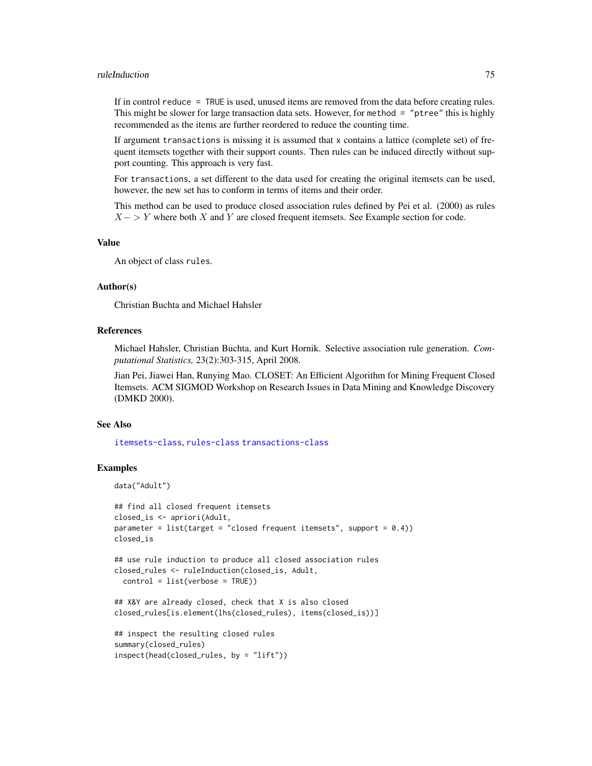If in control `reduce = TRUE` is used, unused items are removed from the data before creating rules. This might be slower for large transaction data sets. However, for `method = "ptree"` this is highly recommended as the items are further reordered to reduce the counting time.

If argument `transactions` is missing it is assumed that `x` contains a lattice (complete set) of frequent itemsets together with their support counts. Then rules can be induced directly without support counting. This approach is very fast.

For `transactions`, a set different to the data used for creating the original itemsets can be used, however, the new set has to conform in terms of items and their order.

This method can be used to produce closed association rules defined by Pei et al. (2000) as rules $X -> Y$ where both $X$ and $Y$ are closed frequent itemsets. See Example section for code.

### Value

An object of class `rules`.

### Author(s)

Christian Buchta and Michael Hahsler

### References

Michael Hahsler, Christian Buchta, and Kurt Hornik. Selective association rule generation. *Computational Statistics,* 23(2):303-315, April 2008.

Jian Pei, Jiawei Han, Runying Mao. CLOSET: An Efficient Algorithm for Mining Frequent Closed Itemsets. ACM SIGMOD Workshop on Research Issues in Data Mining and Knowledge Discovery (DMKD 2000).

### See Also

`itemsets-class`, `rules-class` `transactions-class`

### Examples

```
data("Adult")

## find all closed frequent itemsets
closed_is <- apriori(Adult,
parameter = list(target = "closed frequent itemsets", support = 0.4))
closed_is

## use rule induction to produce all closed association rules
closed_rules <- ruleInduction(closed_is, Adult,
  control = list(verbose = TRUE))

## X&Y are already closed, check that X is also closed
closed_rules[is.element(lhs(closed_rules), items(closed_is))]

## inspect the resulting closed rules
summary(closed_rules)
inspect(head(closed_rules, by = "lift"))
```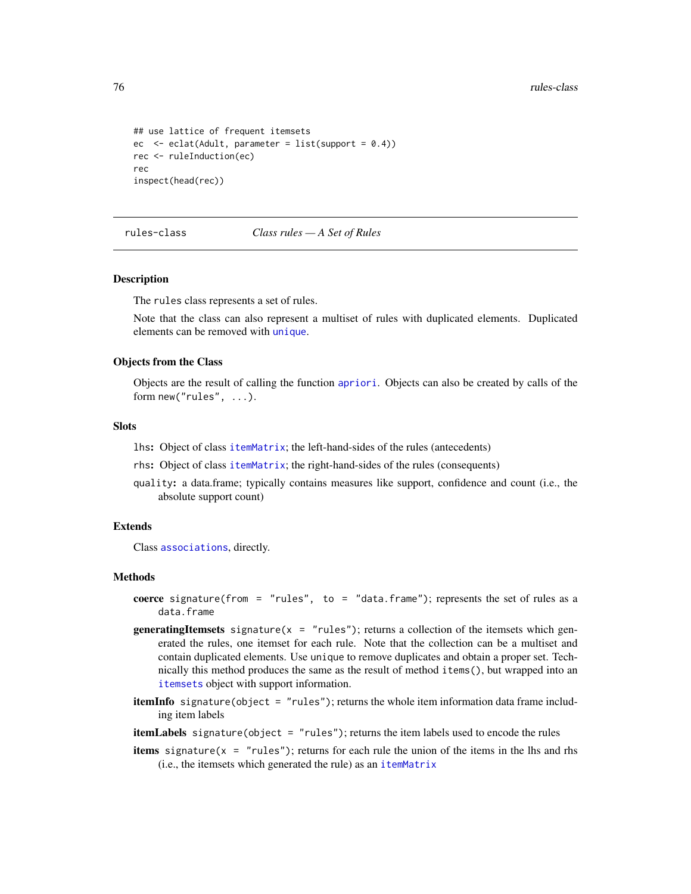```
## use lattice of frequent itemsets
ec  <- eclat(Adult, parameter = list(support = 0.4))
rec <- ruleInduction(ec)
rec
inspect(head(rec))
```

---

## rules-class    *Class rules — A Set of Rules*

### Description

The `rules` class represents a set of rules.

Note that the class can also represent a multiset of rules with duplicated elements. Duplicated elements can be removed with `unique`.

### Objects from the Class

Objects are the result of calling the function `apriori`. Objects can also be created by calls of the form `new("rules", ...)`.

### Slots

`lhs`**:** Object of class `itemMatrix`; the left-hand-sides of the rules (antecedents)

`rhs`**:** Object of class `itemMatrix`; the right-hand-sides of the rules (consequents)

`quality`**:** a data.frame; typically contains measures like support, confidence and count (i.e., the absolute support count)

### Extends

Class `associations`, directly.

### Methods

**coerce** `signature(from = "rules", to = "data.frame")`; represents the set of rules as a `data.frame`

**generatingItemsets** `signature(x = "rules")`; returns a collection of the itemsets which generated the rules, one itemset for each rule. Note that the collection can be a multiset and contain duplicated elements. Use `unique` to remove duplicates and obtain a proper set. Technically this method produces the same as the result of method `items()`, but wrapped into an `itemsets` object with support information.

**itemInfo** `signature(object = "rules")`; returns the whole item information data frame including item labels

**itemLabels** `signature(object = "rules")`; returns the item labels used to encode the rules

**items** `signature(x = "rules")`; returns for each rule the union of the items in the lhs and rhs (i.e., the itemsets which generated the rule) as an `itemMatrix`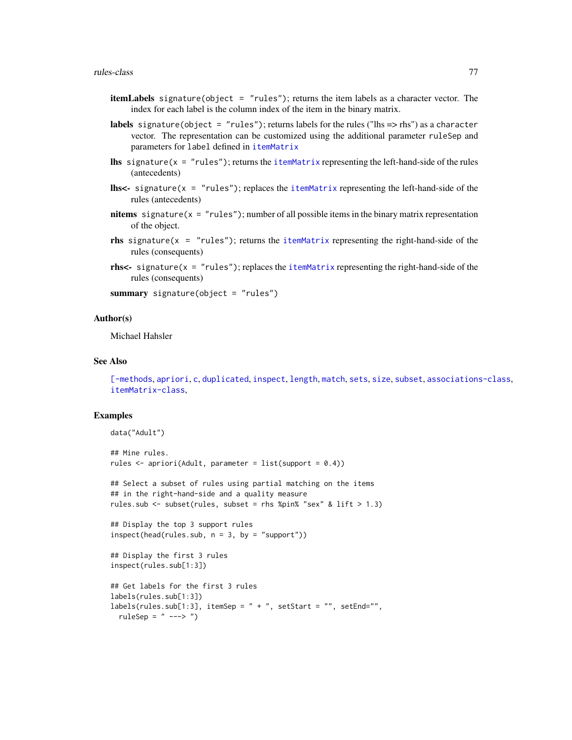**itemLabels** `signature(object = "rules")`; returns the item labels as a character vector. The index for each label is the column index of the item in the binary matrix.

**labels** `signature(object = "rules")`; returns labels for the rules ("lhs => rhs") as a `character` vector. The representation can be customized using the additional parameter `ruleSep` and parameters for `label` defined in `itemMatrix`

**lhs** `signature(x = "rules")`; returns the `itemMatrix` representing the left-hand-side of the rules (antecedents)

**lhs<-** `signature(x = "rules")`; replaces the `itemMatrix` representing the left-hand-side of the rules (antecedents)

**nitems** `signature(x = "rules")`; number of all possible items in the binary matrix representation of the object.

**rhs** `signature(x = "rules")`; returns the `itemMatrix` representing the right-hand-side of the rules (consequents)

**rhs<-** `signature(x = "rules")`; replaces the `itemMatrix` representing the right-hand-side of the rules (consequents)

**summary** `signature(object = "rules")`

## Author(s)

Michael Hahsler

## See Also

`[-methods`, `apriori`, `c`, `duplicated`, `inspect`, `length`, `match`, `sets`, `size`, `subset`, `associations-class`, `itemMatrix-class`,

## Examples

```
data("Adult")

## Mine rules.
rules <- apriori(Adult, parameter = list(support = 0.4))

## Select a subset of rules using partial matching on the items
## in the right-hand-side and a quality measure
rules.sub <- subset(rules, subset = rhs %pin% "sex" & lift > 1.3)

## Display the top 3 support rules
inspect(head(rules.sub, n = 3, by = "support"))

## Display the first 3 rules
inspect(rules.sub[1:3])

## Get labels for the first 3 rules
labels(rules.sub[1:3])
labels(rules.sub[1:3], itemSep = " + ", setStart = "", setEnd="",
  ruleSep = " ---> ")
```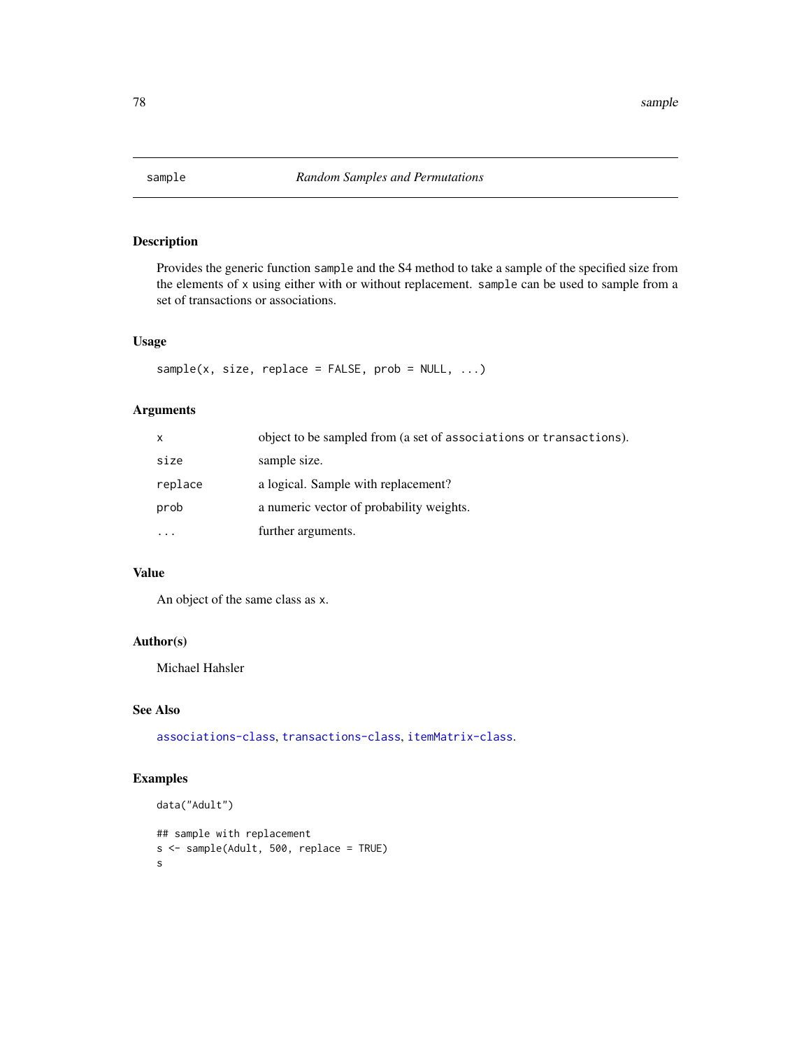# sample — *Random Samples and Permutations*

## Description

Provides the generic function `sample` and the S4 method to take a sample of the specified size from the elements of `x` using either with or without replacement. `sample` can be used to sample from a set of transactions or associations.

## Usage

```
sample(x, size, replace = FALSE, prob = NULL, ...)
```

## Arguments

| | |
|---|---|
| `x` | object to be sampled from (a set of `associations` or `transactions`). |
| `size` | sample size. |
| `replace` | a logical. Sample with replacement? |
| `prob` | a numeric vector of probability weights. |
| `...` | further arguments. |

## Value

An object of the same class as `x`.

## Author(s)

Michael Hahsler

## See Also

`associations-class`, `transactions-class`, `itemMatrix-class`.

## Examples

```
data("Adult")

## sample with replacement
s <- sample(Adult, 500, replace = TRUE)
s
```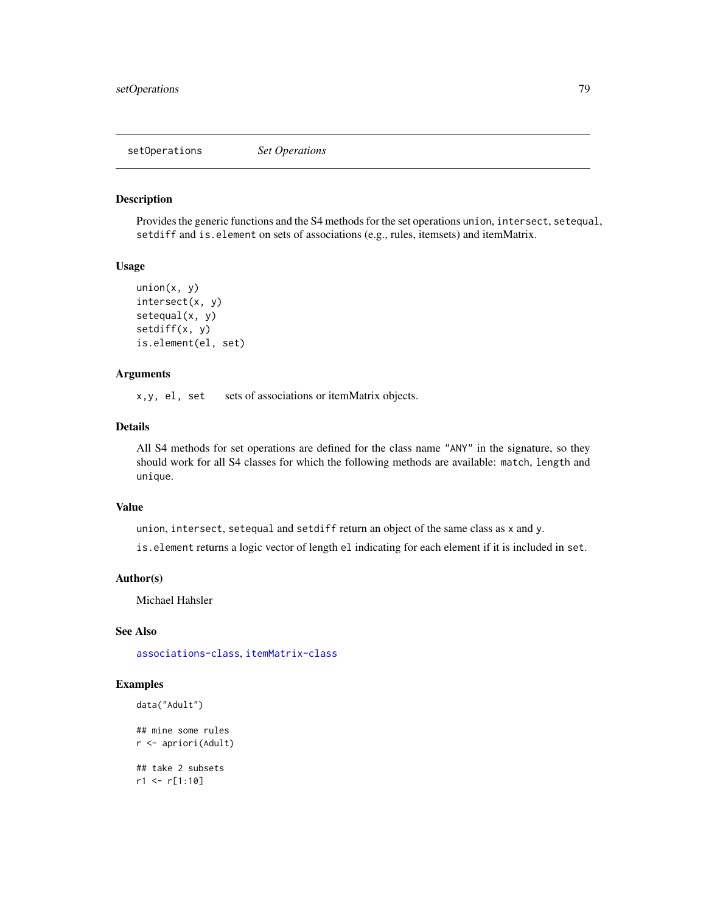setOperations    *Set Operations*

## Description

Provides the generic functions and the S4 methods for the set operations `union`, `intersect`, `setequal`, `setdiff` and `is.element` on sets of associations (e.g., rules, itemsets) and itemMatrix.

## Usage

```
union(x, y)
intersect(x, y)
setequal(x, y)
setdiff(x, y)
is.element(el, set)
```

## Arguments

`x,y, el, set` sets of associations or itemMatrix objects.

## Details

All S4 methods for set operations are defined for the class name `"ANY"` in the signature, so they should work for all S4 classes for which the following methods are available: `match`, `length` and `unique`.

## Value

`union`, `intersect`, `setequal` and `setdiff` return an object of the same class as `x` and `y`.

`is.element` returns a logic vector of length `el` indicating for each element if it is included in `set`.

## Author(s)

Michael Hahsler

## See Also

`associations-class`, `itemMatrix-class`

## Examples

```
data("Adult")

## mine some rules
r <- apriori(Adult)

## take 2 subsets
r1 <- r[1:10]
```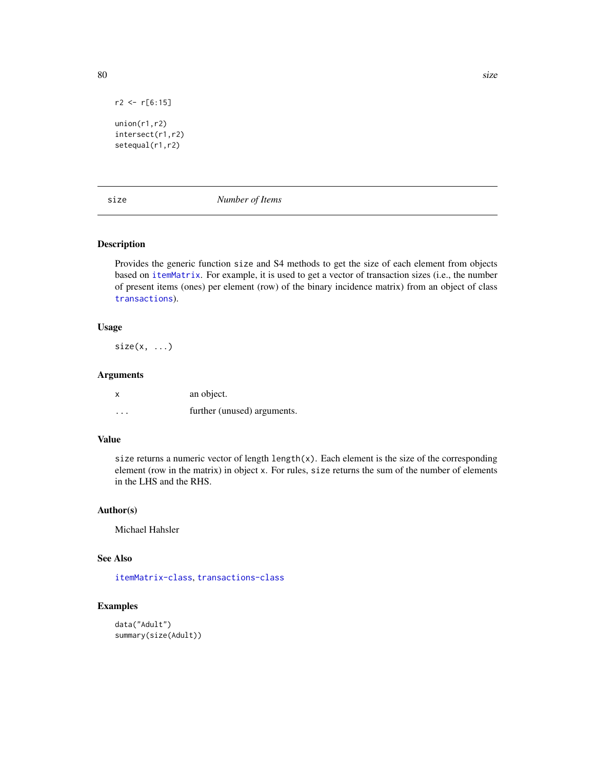```
r2 <- r[6:15]

union(r1,r2)
intersect(r1,r2)
setequal(r1,r2)
```

## size — *Number of Items*

### Description

Provides the generic function `size` and S4 methods to get the size of each element from objects based on `itemMatrix`. For example, it is used to get a vector of transaction sizes (i.e., the number of present items (ones) per element (row) of the binary incidence matrix) from an object of class `transactions`).

### Usage

```
size(x, ...)
```

### Arguments

| | |
|---|---|
| `x` | an object. |
| `...` | further (unused) arguments. |

### Value

`size` returns a numeric vector of length `length(x)`. Each element is the size of the corresponding element (row in the matrix) in object `x`. For rules, `size` returns the sum of the number of elements in the LHS and the RHS.

### Author(s)

Michael Hahsler

### See Also

`itemMatrix-class`, `transactions-class`

### Examples

```
data("Adult")
summary(size(Adult))
```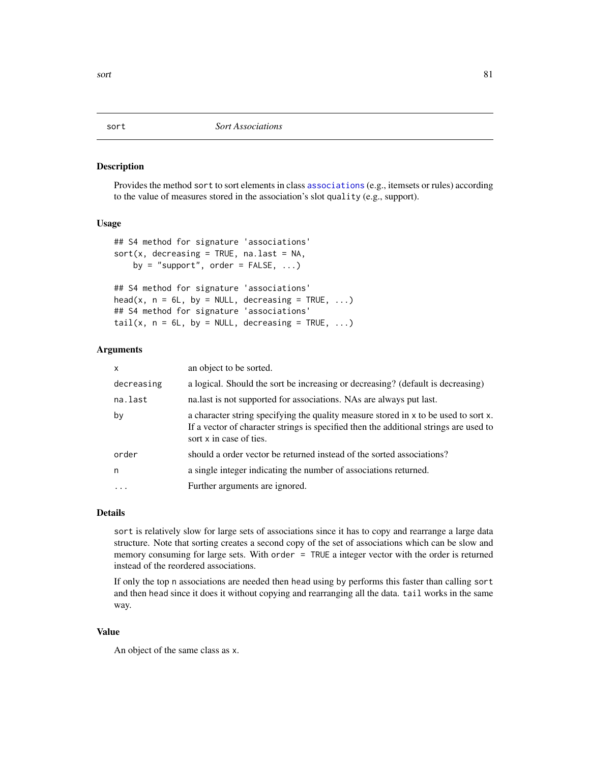## sort *Sort Associations*

### Description

Provides the method `sort` to sort elements in class `associations` (e.g., itemsets or rules) according to the value of measures stored in the association's slot `quality` (e.g., support).

### Usage

```
## S4 method for signature 'associations'
sort(x, decreasing = TRUE, na.last = NA,
    by = "support", order = FALSE, ...)

## S4 method for signature 'associations'
head(x, n = 6L, by = NULL, decreasing = TRUE, ...)
## S4 method for signature 'associations'
tail(x, n = 6L, by = NULL, decreasing = TRUE, ...)
```

### Arguments

| | |
|---|---|
| `x` | an object to be sorted. |
| `decreasing` | a logical. Should the sort be increasing or decreasing? (default is decreasing) |
| `na.last` | na.last is not supported for associations. NAs are always put last. |
| `by` | a character string specifying the quality measure stored in `x` to be used to sort `x`. If a vector of character strings is specified then the additional strings are used to sort `x` in case of ties. |
| `order` | should a order vector be returned instead of the sorted associations? |
| `n` | a single integer indicating the number of associations returned. |
| `...` | Further arguments are ignored. |

### Details

`sort` is relatively slow for large sets of associations since it has to copy and rearrange a large data structure. Note that sorting creates a second copy of the set of associations which can be slow and memory consuming for large sets. With `order = TRUE` a integer vector with the order is returned instead of the reordered associations.

If only the top `n` associations are needed then `head` using `by` performs this faster than calling `sort` and then `head` since it does it without copying and rearranging all the data. `tail` works in the same way.

### Value

An object of the same class as `x`.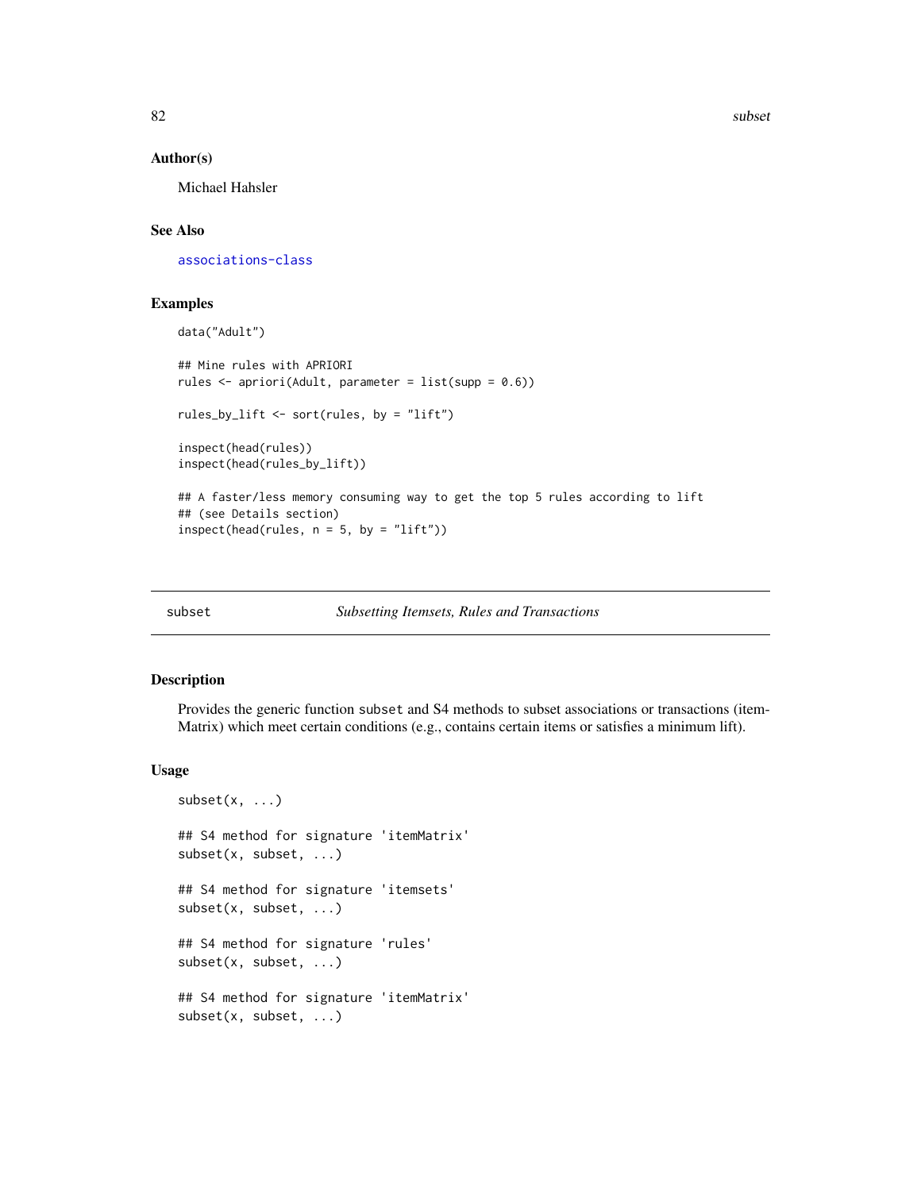## Author(s)

Michael Hahsler

## See Also

associations-class

## Examples

```
data("Adult")

## Mine rules with APRIORI
rules <- apriori(Adult, parameter = list(supp = 0.6))

rules_by_lift <- sort(rules, by = "lift")

inspect(head(rules))
inspect(head(rules_by_lift))

## A faster/less memory consuming way to get the top 5 rules according to lift
## (see Details section)
inspect(head(rules, n = 5, by = "lift"))
```

---

# subset — *Subsetting Itemsets, Rules and Transactions*

## Description

Provides the generic function subset and S4 methods to subset associations or transactions (itemMatrix) which meet certain conditions (e.g., contains certain items or satisfies a minimum lift).

## Usage

```
subset(x, ...)

## S4 method for signature 'itemMatrix'
subset(x, subset, ...)

## S4 method for signature 'itemsets'
subset(x, subset, ...)

## S4 method for signature 'rules'
subset(x, subset, ...)

## S4 method for signature 'itemMatrix'
subset(x, subset, ...)
```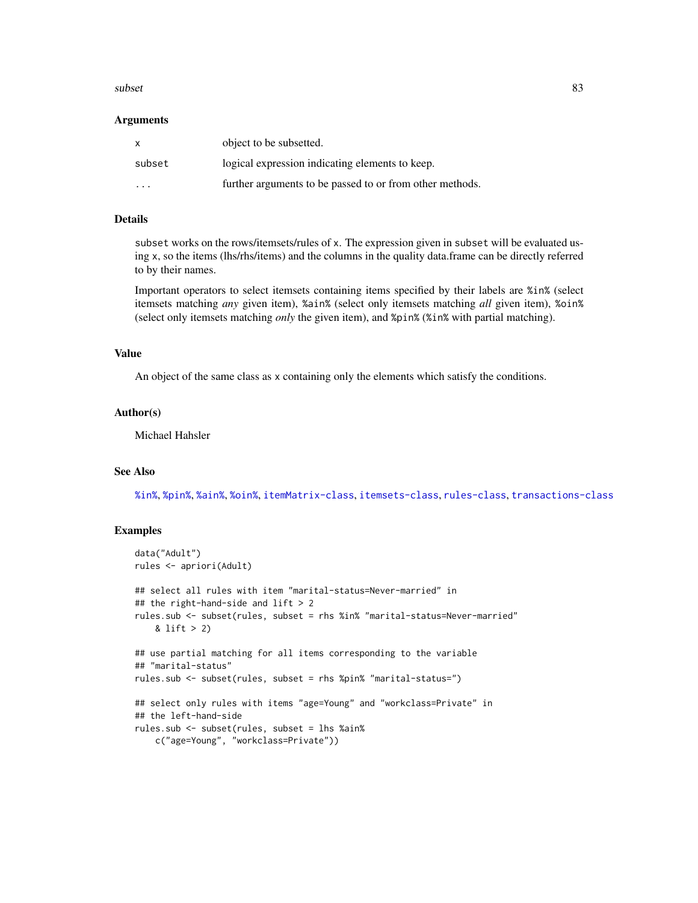### Arguments

| | |
|---|---|
| `x` | object to be subsetted. |
| `subset` | logical expression indicating elements to keep. |
| `...` | further arguments to be passed to or from other methods. |

### Details

`subset` works on the rows/itemsets/rules of `x`. The expression given in `subset` will be evaluated using `x`, so the items (lhs/rhs/items) and the columns in the quality data.frame can be directly referred to by their names.

Important operators to select itemsets containing items specified by their labels are `%in%` (select itemsets matching *any* given item), `%ain%` (select only itemsets matching *all* given item), `%oin%` (select only itemsets matching *only* the given item), and `%pin%` (`%in%` with partial matching).

### Value

An object of the same class as `x` containing only the elements which satisfy the conditions.

### Author(s)

Michael Hahsler

### See Also

`%in%`, `%pin%`, `%ain%`, `%oin%`, `itemMatrix-class`, `itemsets-class`, `rules-class`, `transactions-class`

### Examples

```
data("Adult")
rules <- apriori(Adult)

## select all rules with item "marital-status=Never-married" in
## the right-hand-side and lift > 2
rules.sub <- subset(rules, subset = rhs %in% "marital-status=Never-married"
    & lift > 2)

## use partial matching for all items corresponding to the variable
## "marital-status"
rules.sub <- subset(rules, subset = rhs %pin% "marital-status=")

## select only rules with items "age=Young" and "workclass=Private" in
## the left-hand-side
rules.sub <- subset(rules, subset = lhs %ain%
    c("age=Young", "workclass=Private"))
```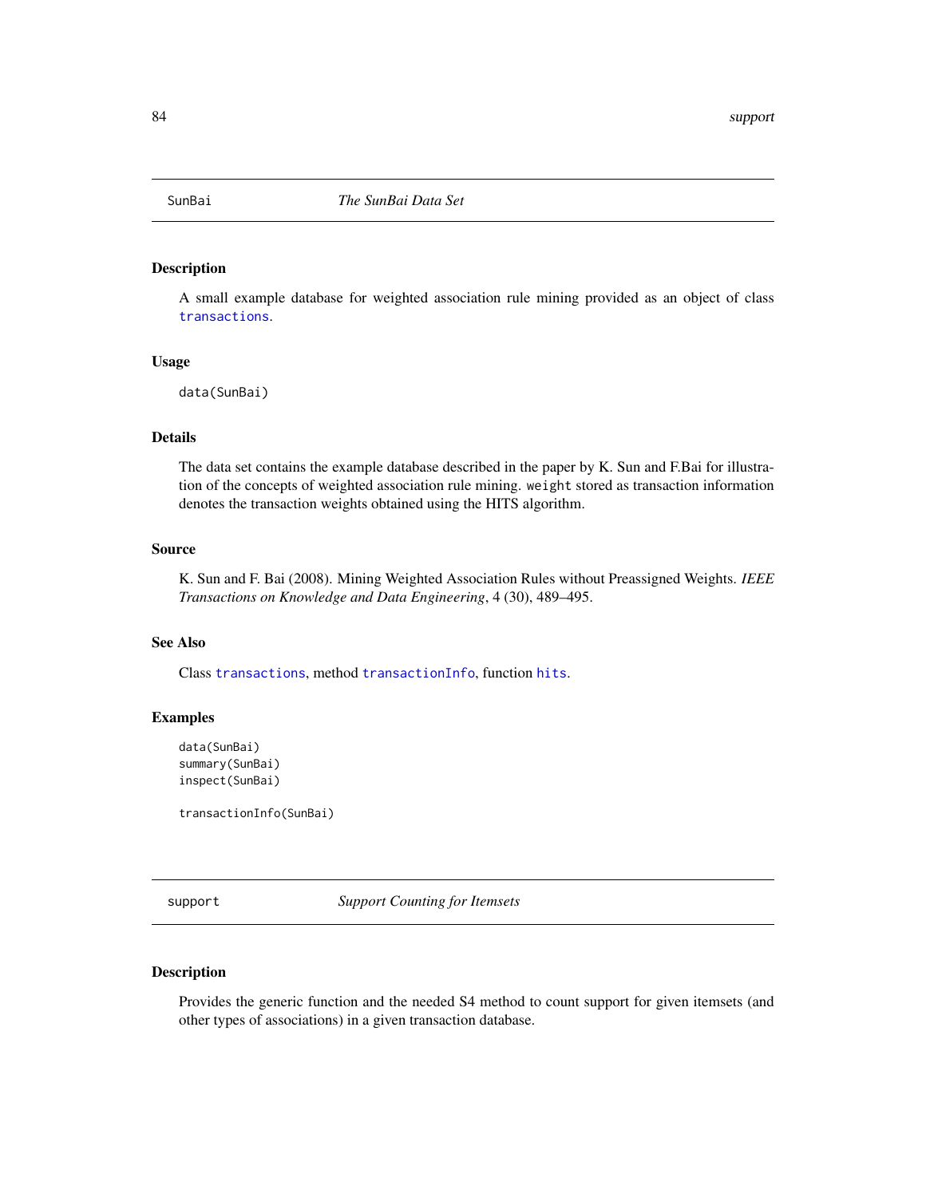## SunBai — *The SunBai Data Set*

### Description

A small example database for weighted association rule mining provided as an object of class `transactions`.

### Usage

```
data(SunBai)
```

### Details

The data set contains the example database described in the paper by K. Sun and F.Bai for illustration of the concepts of weighted association rule mining. `weight` stored as transaction information denotes the transaction weights obtained using the HITS algorithm.

### Source

K. Sun and F. Bai (2008). Mining Weighted Association Rules without Preassigned Weights. *IEEE Transactions on Knowledge and Data Engineering*, 4 (30), 489–495.

### See Also

Class `transactions`, method `transactionInfo`, function `hits`.

### Examples

```
data(SunBai)
summary(SunBai)
inspect(SunBai)

transactionInfo(SunBai)
```

## support — *Support Counting for Itemsets*

### Description

Provides the generic function and the needed S4 method to count support for given itemsets (and other types of associations) in a given transaction database.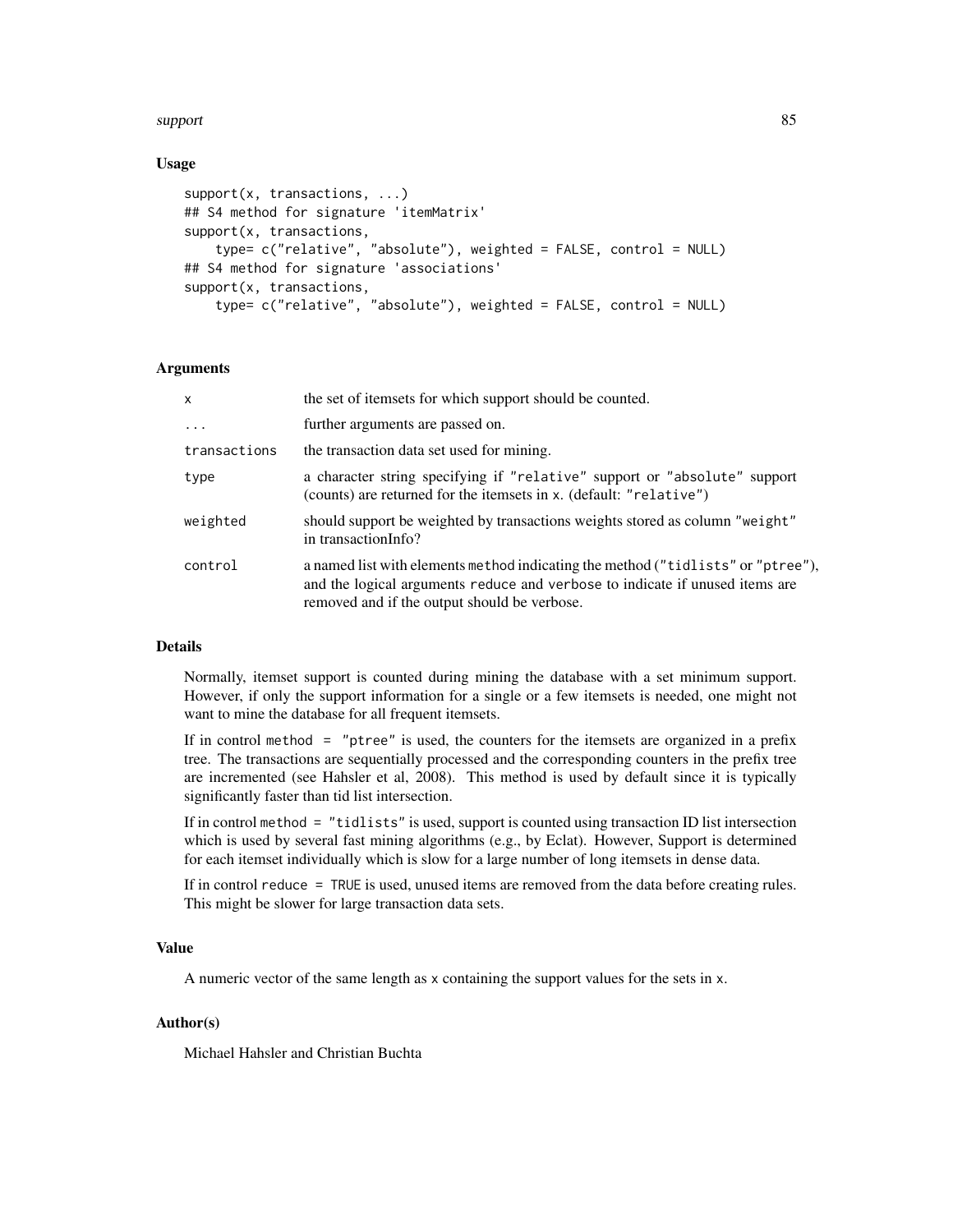### Usage

```
support(x, transactions, ...)
## S4 method for signature 'itemMatrix'
support(x, transactions,
    type= c("relative", "absolute"), weighted = FALSE, control = NULL)
## S4 method for signature 'associations'
support(x, transactions,
    type= c("relative", "absolute"), weighted = FALSE, control = NULL)
```

### Arguments

| | |
|---|---|
| `x` | the set of itemsets for which support should be counted. |
| `...` | further arguments are passed on. |
| `transactions` | the transaction data set used for mining. |
| `type` | a character string specifying if `"relative"` support or `"absolute"` support (counts) are returned for the itemsets in `x`. (default: `"relative"`) |
| `weighted` | should support be weighted by transactions weights stored as column `"weight"` in transactionInfo? |
| `control` | a named list with elements `method` indicating the method (`"tidlists"` or `"ptree"`), and the logical arguments `reduce` and `verbose` to indicate if unused items are removed and if the output should be verbose. |

### Details

Normally, itemset support is counted during mining the database with a set minimum support. However, if only the support information for a single or a few itemsets is needed, one might not want to mine the database for all frequent itemsets.

If in control `method = "ptree"` is used, the counters for the itemsets are organized in a prefix tree. The transactions are sequentially processed and the corresponding counters in the prefix tree are incremented (see Hahsler et al, 2008). This method is used by default since it is typically significantly faster than tid list intersection.

If in control `method = "tidlists"` is used, support is counted using transaction ID list intersection which is used by several fast mining algorithms (e.g., by Eclat). However, Support is determined for each itemset individually which is slow for a large number of long itemsets in dense data.

If in control `reduce = TRUE` is used, unused items are removed from the data before creating rules. This might be slower for large transaction data sets.

### Value

A numeric vector of the same length as `x` containing the support values for the sets in `x`.

### Author(s)

Michael Hahsler and Christian Buchta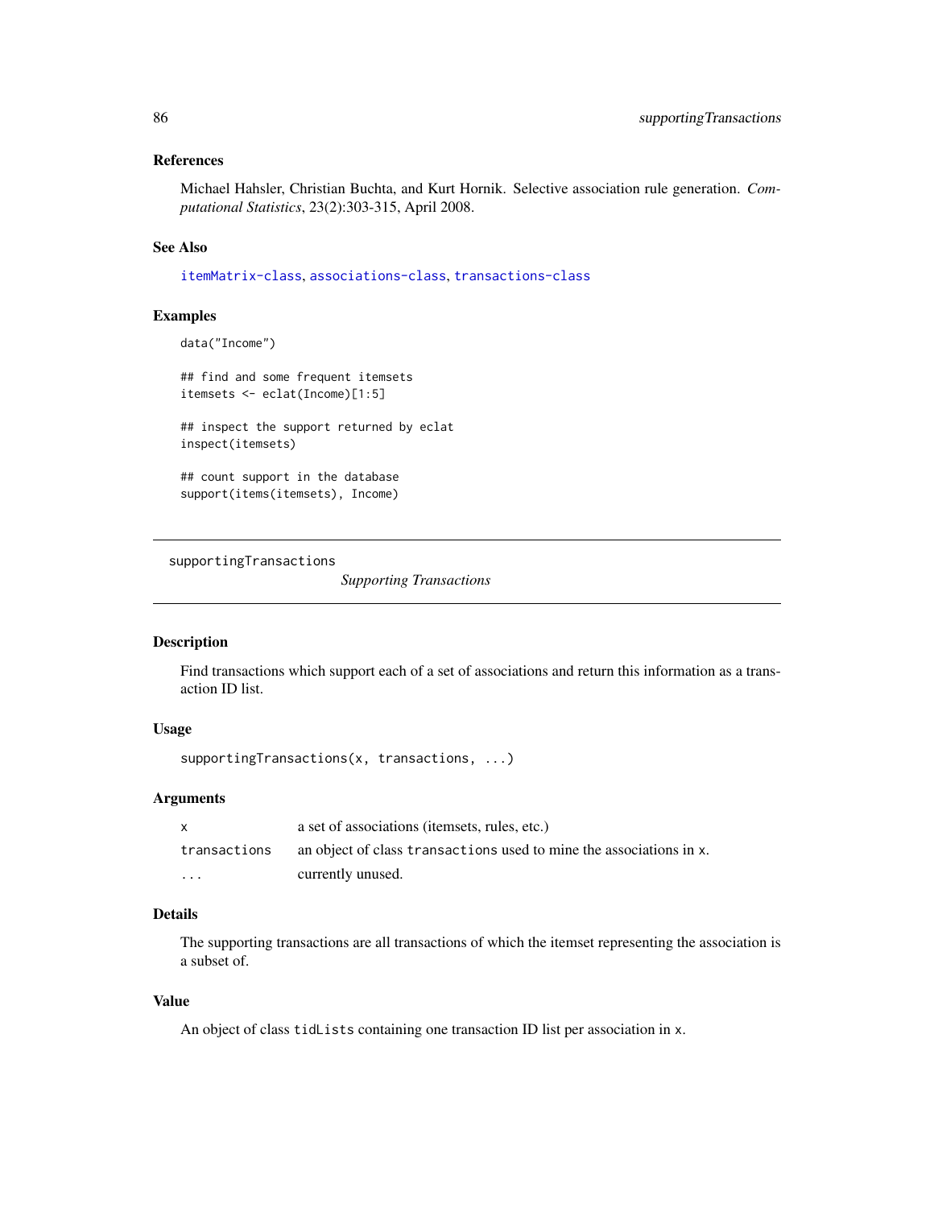### References

Michael Hahsler, Christian Buchta, and Kurt Hornik. Selective association rule generation. *Computational Statistics*, 23(2):303-315, April 2008.

### See Also

`itemMatrix-class`, `associations-class`, `transactions-class`

### Examples

```
data("Income")

## find and some frequent itemsets
itemsets <- eclat(Income)[1:5]

## inspect the support returned by eclat
inspect(itemsets)

## count support in the database
support(items(itemsets), Income)
```

---

## supportingTransactions — *Supporting Transactions*

---

### Description

Find transactions which support each of a set of associations and return this information as a transaction ID list.

### Usage

```
supportingTransactions(x, transactions, ...)
```

### Arguments

| | |
|---|---|
| `x` | a set of associations (itemsets, rules, etc.) |
| `transactions` | an object of class `transactions` used to mine the associations in `x`. |
| `...` | currently unused. |

### Details

The supporting transactions are all transactions of which the itemset representing the association is a subset of.

### Value

An object of class `tidLists` containing one transaction ID list per association in `x`.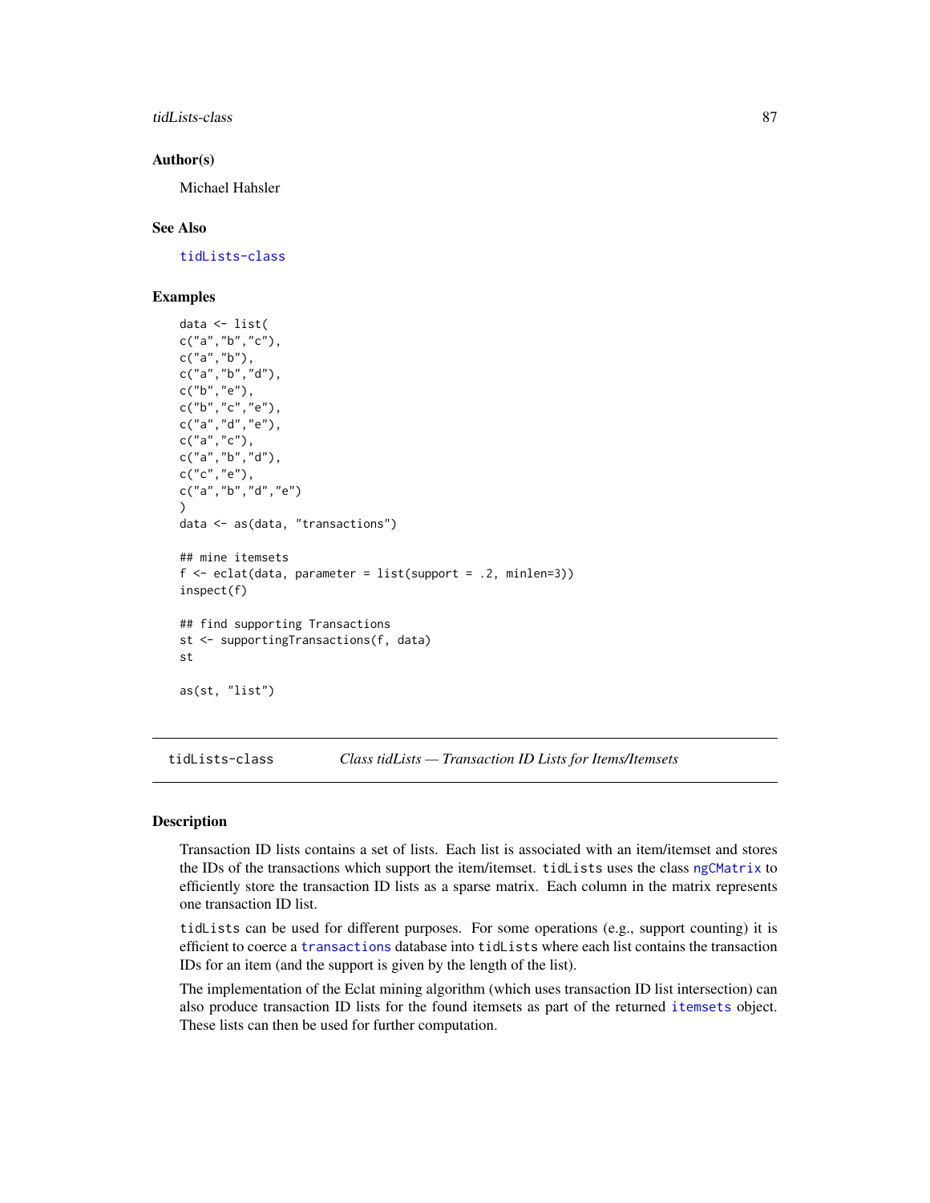### Author(s)

Michael Hahsler

### See Also

tidLists-class

### Examples

```
data <- list(
c("a","b","c"),
c("a","b"),
c("a","b","d"),
c("b","e"),
c("b","c","e"),
c("a","d","e"),
c("a","c"),
c("a","b","d"),
c("c","e"),
c("a","b","d","e")
)
data <- as(data, "transactions")

## mine itemsets
f <- eclat(data, parameter = list(support = .2, minlen=3))
inspect(f)

## find supporting Transactions
st <- supportingTransactions(f, data)
st

as(st, "list")
```

---

## tidLists-class — *Class tidLists — Transaction ID Lists for Items/Itemsets*

### Description

Transaction ID lists contains a set of lists. Each list is associated with an item/itemset and stores the IDs of the transactions which support the item/itemset. `tidLists` uses the class `ngCMatrix` to efficiently store the transaction ID lists as a sparse matrix. Each column in the matrix represents one transaction ID list.

`tidLists` can be used for different purposes. For some operations (e.g., support counting) it is efficient to coerce a `transactions` database into `tidLists` where each list contains the transaction IDs for an item (and the support is given by the length of the list).

The implementation of the Eclat mining algorithm (which uses transaction ID list intersection) can also produce transaction ID lists for the found itemsets as part of the returned `itemsets` object. These lists can then be used for further computation.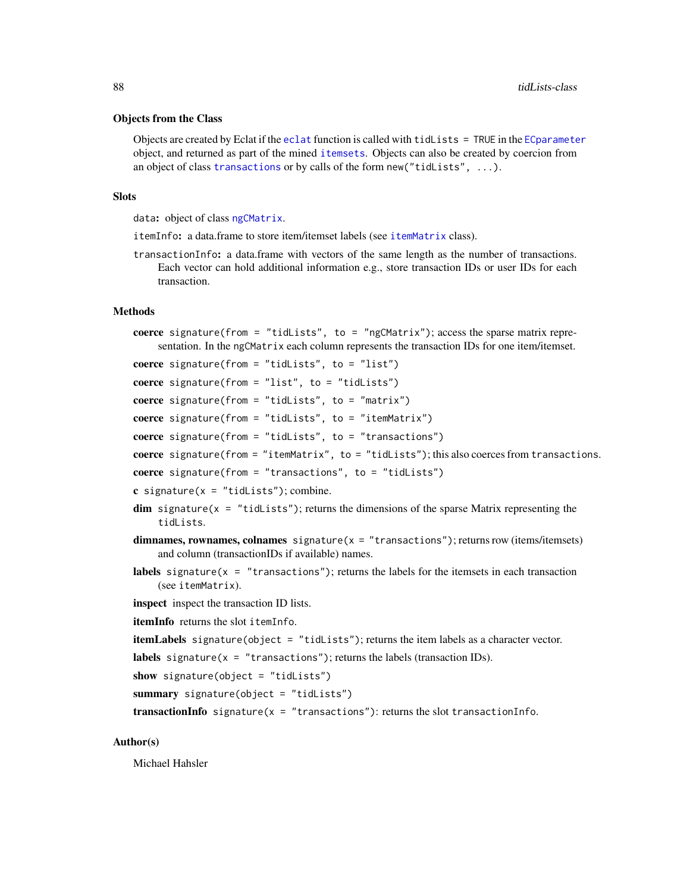### Objects from the Class

Objects are created by Eclat if the `eclat` function is called with `tidLists = TRUE` in the `ECparameter` object, and returned as part of the mined `itemsets`. Objects can also be created by coercion from an object of class `transactions` or by calls of the form `new("tidLists", ...)`.

### Slots

`data`: object of class `ngCMatrix`.

`itemInfo`: a data.frame to store item/itemset labels (see `itemMatrix` class).

`transactionInfo`: a data.frame with vectors of the same length as the number of transactions. Each vector can hold additional information e.g., store transaction IDs or user IDs for each transaction.

### Methods

**coerce** `signature(from = "tidLists", to = "ngCMatrix")`; access the sparse matrix representation. In the `ngCMatrix` each column represents the transaction IDs for one item/itemset.

**coerce** `signature(from = "tidLists", to = "list")`

**coerce** `signature(from = "list", to = "tidLists")`

**coerce** `signature(from = "tidLists", to = "matrix")`

**coerce** `signature(from = "tidLists", to = "itemMatrix")`

**coerce** `signature(from = "tidLists", to = "transactions")`

**coerce** `signature(from = "itemMatrix", to = "tidLists")`; this also coerces from `transactions`.

**coerce** `signature(from = "transactions", to = "tidLists")`

**c** `signature(x = "tidLists")`; combine.

**dim** `signature(x = "tidLists")`; returns the dimensions of the sparse Matrix representing the `tidLists`.

**dimnames, rownames, colnames** `signature(x = "transactions")`; returns row (items/itemsets) and column (transactionIDs if available) names.

**labels** `signature(x = "transactions")`; returns the labels for the itemsets in each transaction (see `itemMatrix`).

**inspect** inspect the transaction ID lists.

**itemInfo** returns the slot `itemInfo`.

**itemLabels** `signature(object = "tidLists")`; returns the item labels as a character vector.

**labels** `signature(x = "transactions")`; returns the labels (transaction IDs).

**show** `signature(object = "tidLists")`

**summary** `signature(object = "tidLists")`

**transactionInfo** `signature(x = "transactions")`: returns the slot `transactionInfo`.

### Author(s)

Michael Hahsler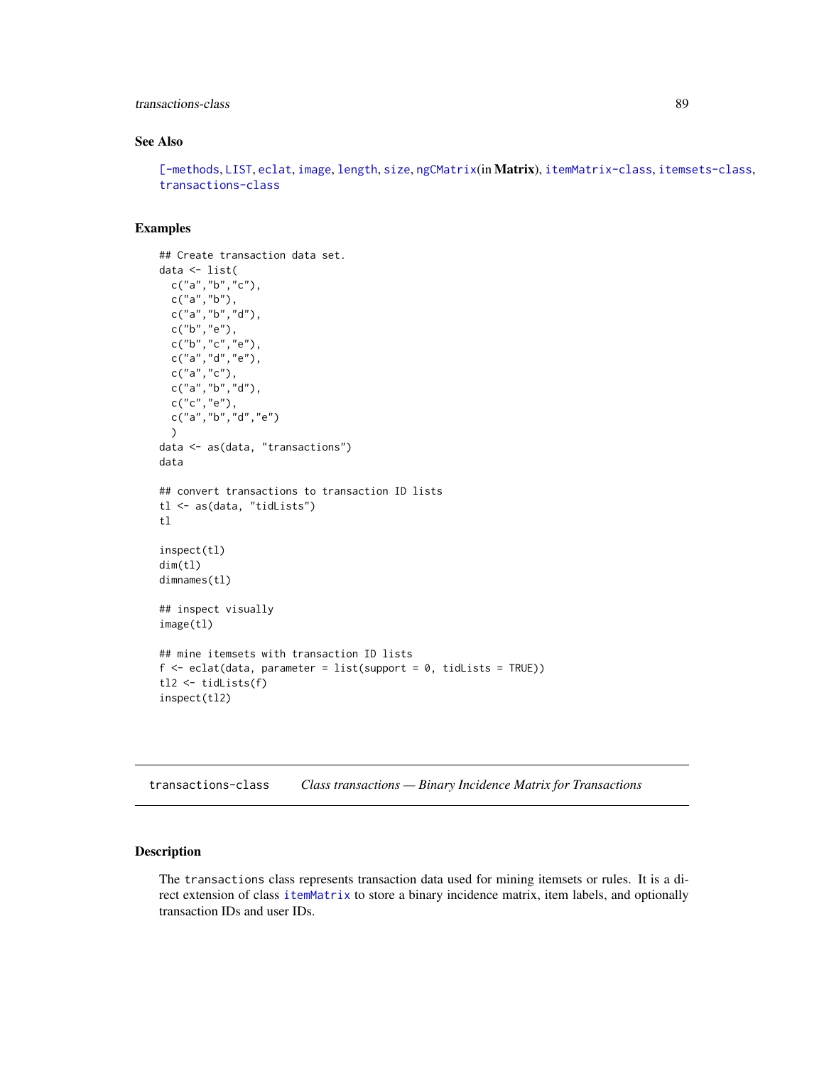## See Also

[-methods, LIST, eclat, image, length, size, ngCMatrix(in **Matrix**), itemMatrix-class, itemsets-class, transactions-class

## Examples

```
## Create transaction data set.
data <- list(
  c("a","b","c"),
  c("a","b"),
  c("a","b","d"),
  c("b","e"),
  c("b","c","e"),
  c("a","d","e"),
  c("a","c"),
  c("a","b","d"),
  c("c","e"),
  c("a","b","d","e")
  )
data <- as(data, "transactions")
data

## convert transactions to transaction ID lists
tl <- as(data, "tidLists")
tl

inspect(tl)
dim(tl)
dimnames(tl)

## inspect visually
image(tl)

## mine itemsets with transaction ID lists
f <- eclat(data, parameter = list(support = 0, tidLists = TRUE))
tl2 <- tidLists(f)
inspect(tl2)
```

---

`transactions-class` *Class transactions — Binary Incidence Matrix for Transactions*

---

## Description

The `transactions` class represents transaction data used for mining itemsets or rules. It is a direct extension of class `itemMatrix` to store a binary incidence matrix, item labels, and optionally transaction IDs and user IDs.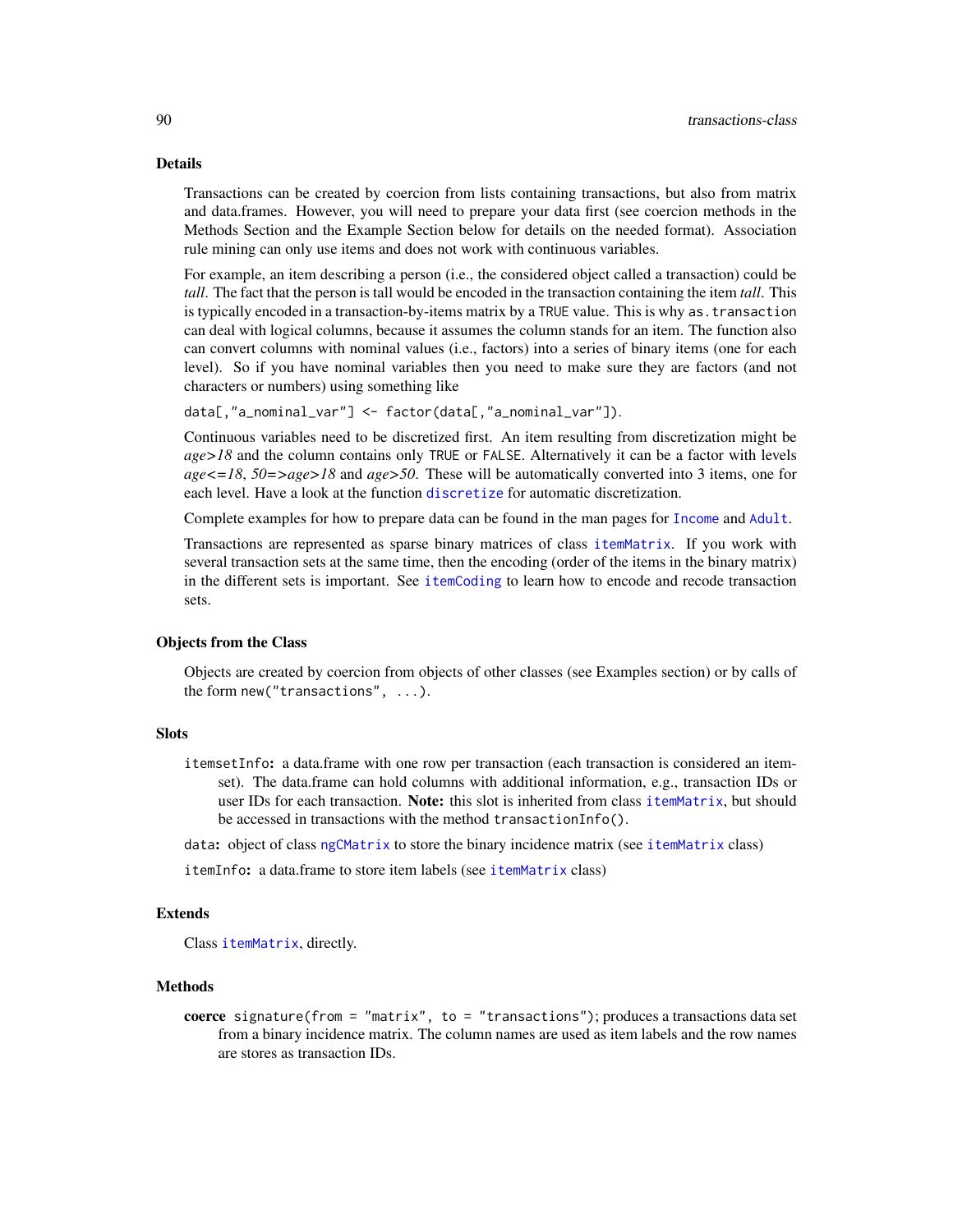## Details

Transactions can be created by coercion from lists containing transactions, but also from matrix and data.frames. However, you will need to prepare your data first (see coercion methods in the Methods Section and the Example Section below for details on the needed format). Association rule mining can only use items and does not work with continuous variables.

For example, an item describing a person (i.e., the considered object called a transaction) could be *tall*. The fact that the person is tall would be encoded in the transaction containing the item *tall*. This is typically encoded in a transaction-by-items matrix by a `TRUE` value. This is why `as.transaction` can deal with logical columns, because it assumes the column stands for an item. The function also can convert columns with nominal values (i.e., factors) into a series of binary items (one for each level). So if you have nominal variables then you need to make sure they are factors (and not characters or numbers) using something like

`data[,"a_nominal_var"] <- factor(data[,"a_nominal_var"])`.

Continuous variables need to be discretized first. An item resulting from discretization might be *age>18* and the column contains only `TRUE` or `FALSE`. Alternatively it can be a factor with levels *age<=18*, *50=>age>18* and *age>50*. These will be automatically converted into 3 items, one for each level. Have a look at the function `discretize` for automatic discretization.

Complete examples for how to prepare data can be found in the man pages for `Income` and `Adult`.

Transactions are represented as sparse binary matrices of class `itemMatrix`. If you work with several transaction sets at the same time, then the encoding (order of the items in the binary matrix) in the different sets is important. See `itemCoding` to learn how to encode and recode transaction sets.

## Objects from the Class

Objects are created by coercion from objects of other classes (see Examples section) or by calls of the form `new("transactions", ...)`.

## Slots

`itemsetInfo`: a data.frame with one row per transaction (each transaction is considered an itemset). The data.frame can hold columns with additional information, e.g., transaction IDs or user IDs for each transaction. **Note:** this slot is inherited from class `itemMatrix`, but should be accessed in transactions with the method `transactionInfo()`.

`data`: object of class `ngCMatrix` to store the binary incidence matrix (see `itemMatrix` class)

`itemInfo`: a data.frame to store item labels (see `itemMatrix` class)

## Extends

Class `itemMatrix`, directly.

## Methods

**coerce** `signature(from = "matrix", to = "transactions")`; produces a transactions data set from a binary incidence matrix. The column names are used as item labels and the row names are stores as transaction IDs.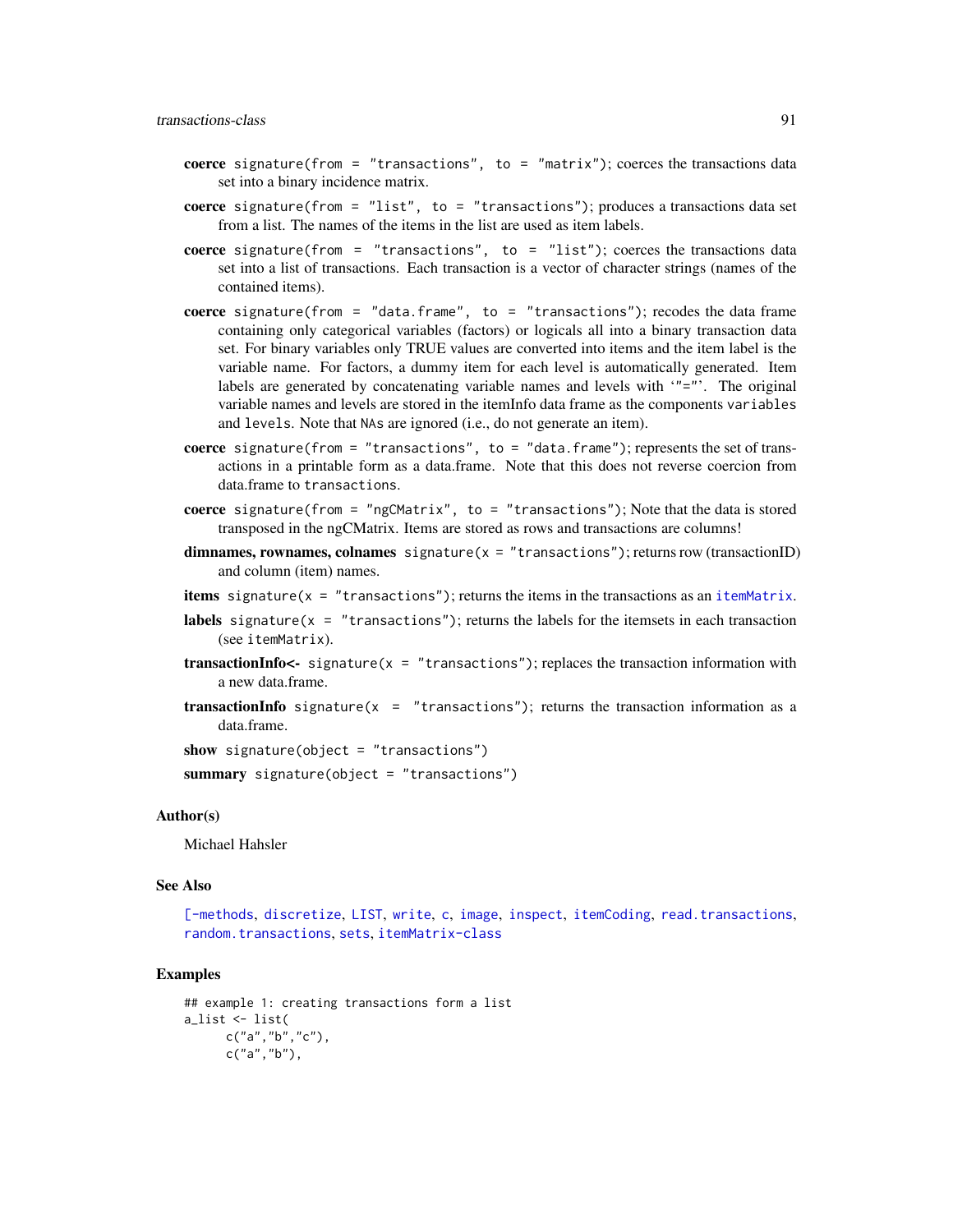**coerce** `signature(from = "transactions", to = "matrix")`; coerces the transactions data set into a binary incidence matrix.

**coerce** `signature(from = "list", to = "transactions")`; produces a transactions data set from a list. The names of the items in the list are used as item labels.

**coerce** `signature(from = "transactions", to = "list")`; coerces the transactions data set into a list of transactions. Each transaction is a vector of character strings (names of the contained items).

**coerce** `signature(from = "data.frame", to = "transactions")`; recodes the data frame containing only categorical variables (factors) or logicals all into a binary transaction data set. For binary variables only TRUE values are converted into items and the item label is the variable name. For factors, a dummy item for each level is automatically generated. Item labels are generated by concatenating variable names and levels with '"="'. The original variable names and levels are stored in the itemInfo data frame as the components `variables` and `levels`. Note that `NA`s are ignored (i.e., do not generate an item).

**coerce** `signature(from = "transactions", to = "data.frame")`; represents the set of transactions in a printable form as a data.frame. Note that this does not reverse coercion from data.frame to `transactions`.

**coerce** `signature(from = "ngCMatrix", to = "transactions")`; Note that the data is stored transposed in the ngCMatrix. Items are stored as rows and transactions are columns!

**dimnames, rownames, colnames** `signature(x = "transactions")`; returns row (transactionID) and column (item) names.

**items** `signature(x = "transactions")`; returns the items in the transactions as an `itemMatrix`.

**labels** `signature(x = "transactions")`; returns the labels for the itemsets in each transaction (see `itemMatrix`).

**transactionInfo<-** `signature(x = "transactions")`; replaces the transaction information with a new data.frame.

**transactionInfo** `signature(x = "transactions")`; returns the transaction information as a data.frame.

**show** `signature(object = "transactions")`

**summary** `signature(object = "transactions")`

## Author(s)

Michael Hahsler

## See Also

`[-methods`, `discretize`, `LIST`, `write`, `c`, `image`, `inspect`, `itemCoding`, `read.transactions`, `random.transactions`, `sets`, `itemMatrix-class`

## Examples

```
## example 1: creating transactions form a list
a_list <- list(
      c("a","b","c"),
      c("a","b"),
```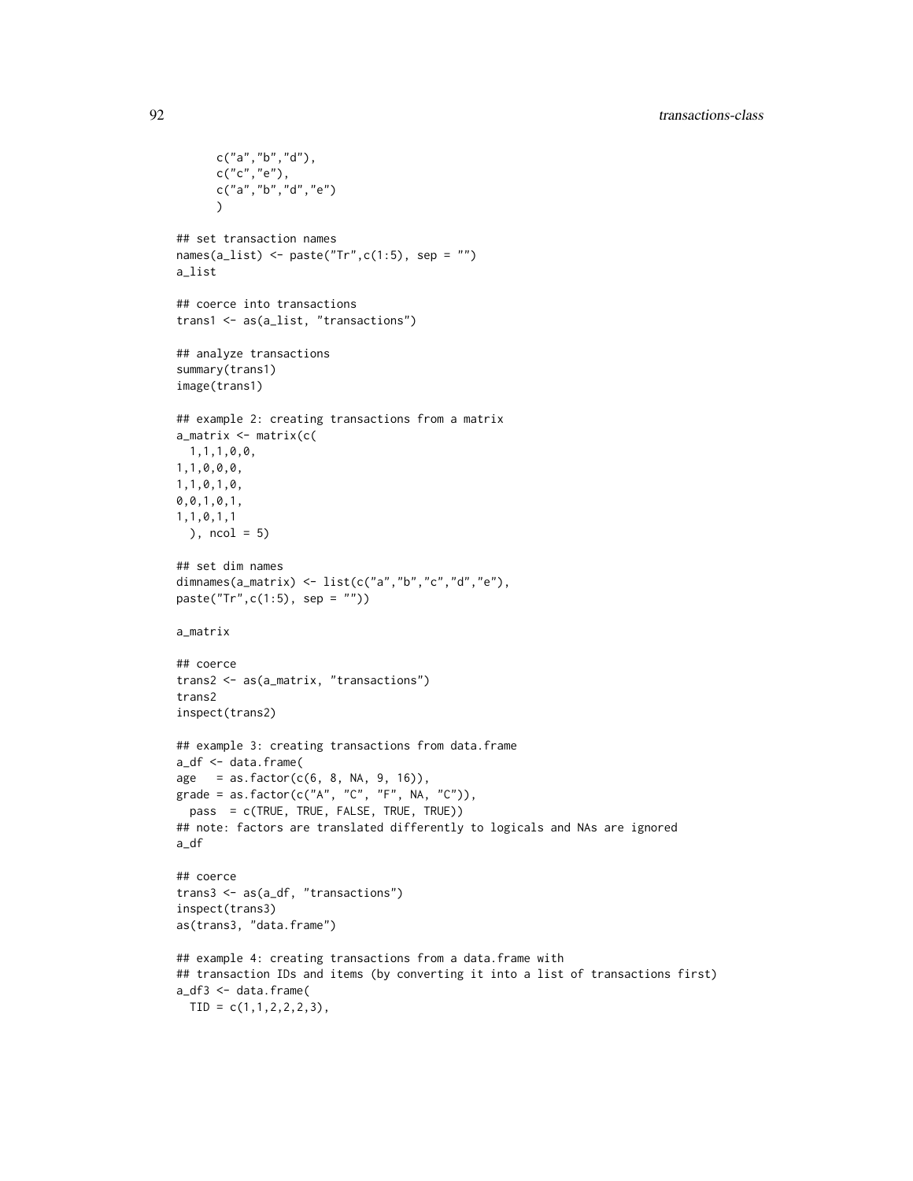```
    c("a","b","d"),
    c("c","e"),
    c("a","b","d","e")
    )

## set transaction names
names(a_list) <- paste("Tr",c(1:5), sep = "")
a_list

## coerce into transactions
trans1 <- as(a_list, "transactions")

## analyze transactions
summary(trans1)
image(trans1)

## example 2: creating transactions from a matrix
a_matrix <- matrix(c(
  1,1,1,0,0,
1,1,0,0,0,
1,1,0,1,0,
0,0,1,0,1,
1,1,0,1,1
  ), ncol = 5)

## set dim names
dimnames(a_matrix) <- list(c("a","b","c","d","e"),
paste("Tr",c(1:5), sep = ""))

a_matrix

## coerce
trans2 <- as(a_matrix, "transactions")
trans2
inspect(trans2)

## example 3: creating transactions from data.frame
a_df <- data.frame(
age   = as.factor(c(6, 8, NA, 9, 16)),
grade = as.factor(c("A", "C", "F", NA, "C")),
  pass  = c(TRUE, TRUE, FALSE, TRUE, TRUE))
## note: factors are translated differently to logicals and NAs are ignored
a_df

## coerce
trans3 <- as(a_df, "transactions")
inspect(trans3)
as(trans3, "data.frame")

## example 4: creating transactions from a data.frame with
## transaction IDs and items (by converting it into a list of transactions first)
a_df3 <- data.frame(
  TID = c(1,1,2,2,2,3),
```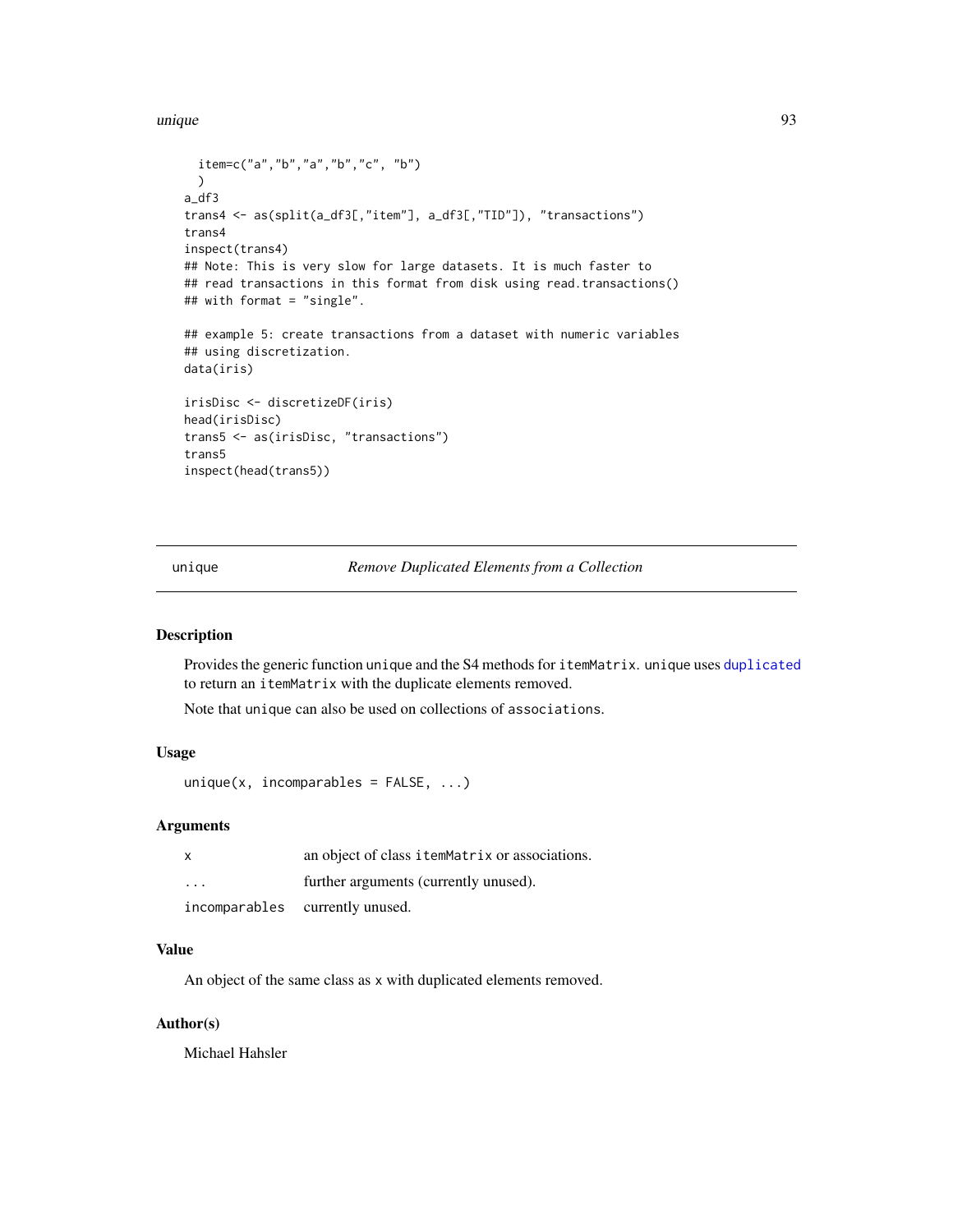```
  item=c("a","b","a","b","c", "b")
  )
a_df3
trans4 <- as(split(a_df3[,"item"], a_df3[,"TID"]), "transactions")
trans4
inspect(trans4)
## Note: This is very slow for large datasets. It is much faster to
## read transactions in this format from disk using read.transactions()
## with format = "single".

## example 5: create transactions from a dataset with numeric variables
## using discretization.
data(iris)

irisDisc <- discretizeDF(iris)
head(irisDisc)
trans5 <- as(irisDisc, "transactions")
trans5
inspect(head(trans5))
```

---

## unique — *Remove Duplicated Elements from a Collection*

### Description

Provides the generic function `unique` and the S4 methods for `itemMatrix`. `unique` uses `duplicated` to return an `itemMatrix` with the duplicate elements removed.

Note that `unique` can also be used on collections of `associations`.

### Usage

```
unique(x, incomparables = FALSE, ...)
```

### Arguments

| | |
|---|---|
| `x` | an object of class `itemMatrix` or associations. |
| `...` | further arguments (currently unused). |
| `incomparables` | currently unused. |

### Value

An object of the same class as `x` with duplicated elements removed.

### Author(s)

Michael Hahsler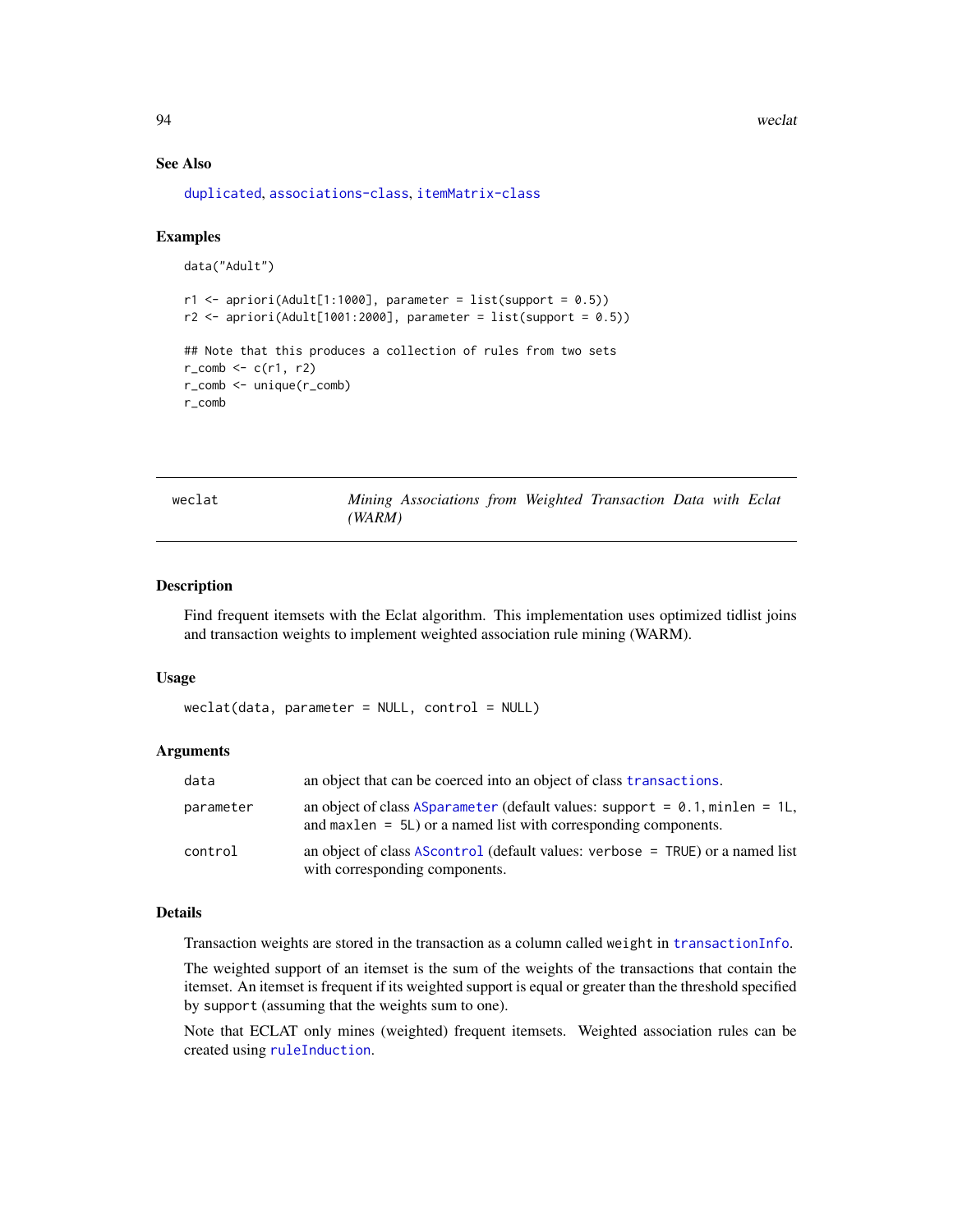## See Also

duplicated, associations-class, itemMatrix-class

## Examples

```
data("Adult")

r1 <- apriori(Adult[1:1000], parameter = list(support = 0.5))
r2 <- apriori(Adult[1001:2000], parameter = list(support = 0.5))

## Note that this produces a collection of rules from two sets
r_comb <- c(r1, r2)
r_comb <- unique(r_comb)
r_comb
```

---

# weclat — *Mining Associations from Weighted Transaction Data with Eclat (WARM)*

---

## Description

Find frequent itemsets with the Eclat algorithm. This implementation uses optimized tidlist joins and transaction weights to implement weighted association rule mining (WARM).

## Usage

```
weclat(data, parameter = NULL, control = NULL)
```

## Arguments

| | |
|---|---|
| `data` | an object that can be coerced into an object of class `transactions`. |
| `parameter` | an object of class `ASparameter` (default values: `support = 0.1`, `minlen = 1L`, and `maxlen = 5L`) or a named list with corresponding components. |
| `control` | an object of class `AScontrol` (default values: `verbose = TRUE`) or a named list with corresponding components. |

## Details

Transaction weights are stored in the transaction as a column called `weight` in `transactionInfo`.

The weighted support of an itemset is the sum of the weights of the transactions that contain the itemset. An itemset is frequent if its weighted support is equal or greater than the threshold specified by `support` (assuming that the weights sum to one).

Note that ECLAT only mines (weighted) frequent itemsets. Weighted association rules can be created using `ruleInduction`.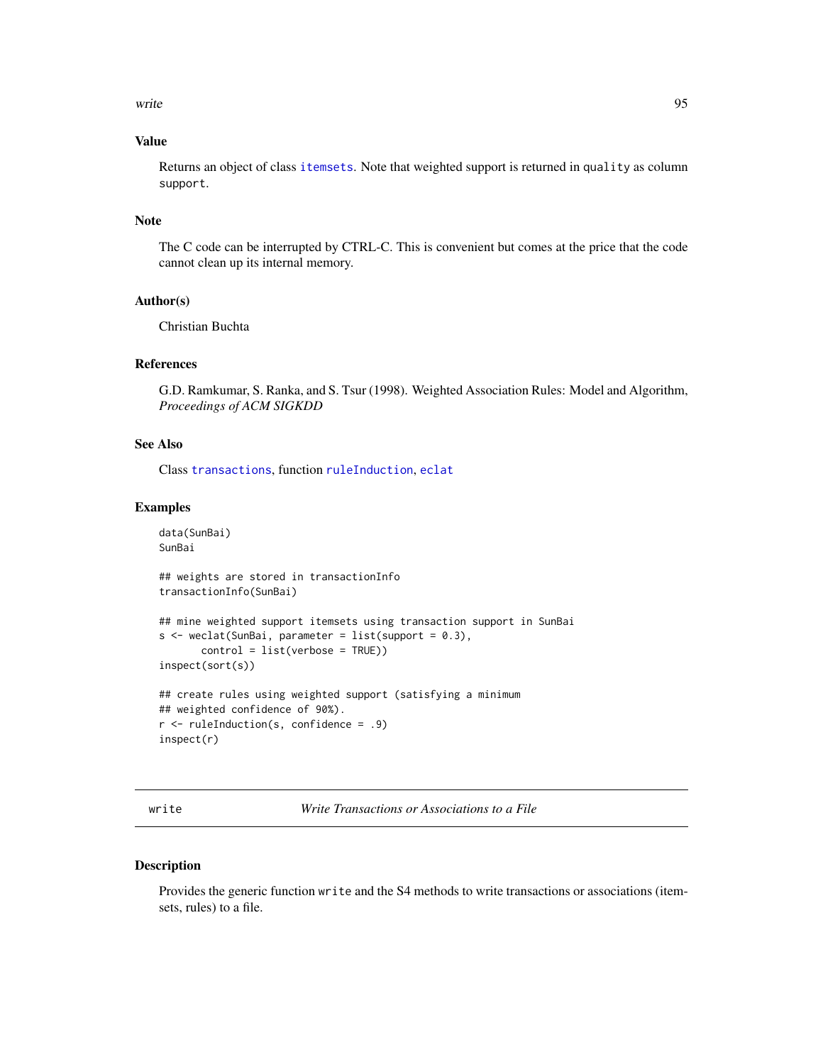## Value

Returns an object of class `itemsets`. Note that weighted support is returned in `quality` as column `support`.

## Note

The C code can be interrupted by CTRL-C. This is convenient but comes at the price that the code cannot clean up its internal memory.

## Author(s)

Christian Buchta

## References

G.D. Ramkumar, S. Ranka, and S. Tsur (1998). Weighted Association Rules: Model and Algorithm, *Proceedings of ACM SIGKDD*

## See Also

Class `transactions`, function `ruleInduction`, `eclat`

## Examples

```
data(SunBai)
SunBai

## weights are stored in transactionInfo
transactionInfo(SunBai)

## mine weighted support itemsets using transaction support in SunBai
s <- weclat(SunBai, parameter = list(support = 0.3),
       control = list(verbose = TRUE))
inspect(sort(s))

## create rules using weighted support (satisfying a minimum
## weighted confidence of 90%).
r <- ruleInduction(s, confidence = .9)
inspect(r)
```

---

# write — *Write Transactions or Associations to a File*

## Description

Provides the generic function `write` and the S4 methods to write transactions or associations (itemsets, rules) to a file.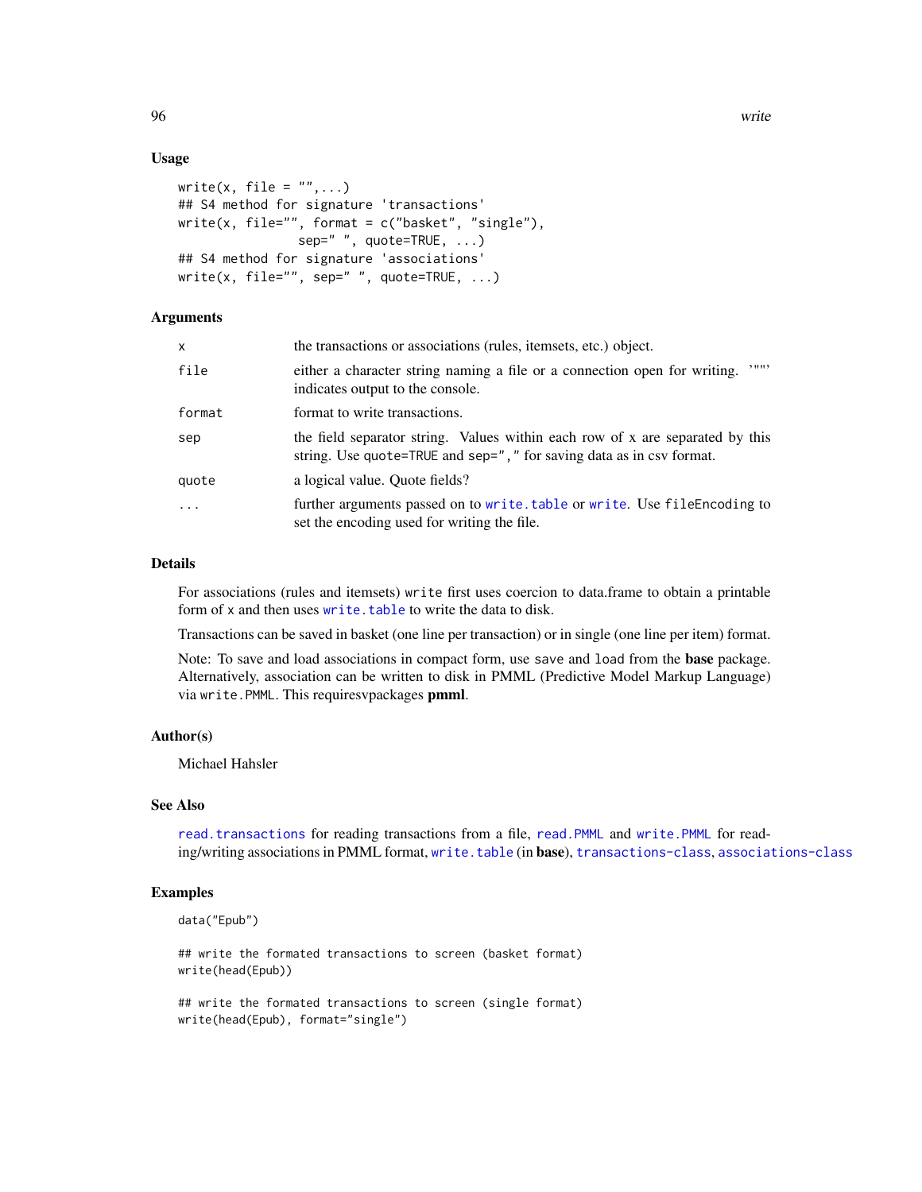### Usage

```
write(x, file = "",...)
## S4 method for signature 'transactions'
write(x, file="", format = c("basket", "single"),
                sep=" ", quote=TRUE, ...)
## S4 method for signature 'associations'
write(x, file="", sep=" ", quote=TRUE, ...)
```

### Arguments

| | |
|---|---|
| `x` | the transactions or associations (rules, itemsets, etc.) object. |
| `file` | either a character string naming a file or a connection open for writing. '""' indicates output to the console. |
| `format` | format to write transactions. |
| `sep` | the field separator string. Values within each row of x are separated by this string. Use `quote=TRUE` and `sep=","` for saving data as in csv format. |
| `quote` | a logical value. Quote fields? |
| `...` | further arguments passed on to `write.table` or `write`. Use `fileEncoding` to set the encoding used for writing the file. |

### Details

For associations (rules and itemsets) `write` first uses coercion to data.frame to obtain a printable form of `x` and then uses `write.table` to write the data to disk.

Transactions can be saved in basket (one line per transaction) or in single (one line per item) format.

Note: To save and load associations in compact form, use `save` and `load` from the **base** package. Alternatively, association can be written to disk in PMML (Predictive Model Markup Language) via `write.PMML`. This requiresvpackages **pmml**.

### Author(s)

Michael Hahsler

### See Also

`read.transactions` for reading transactions from a file, `read.PMML` and `write.PMML` for reading/writing associations in PMML format, `write.table` (in **base**), `transactions-class`, `associations-class`

### Examples

```
data("Epub")

## write the formated transactions to screen (basket format)
write(head(Epub))

## write the formated transactions to screen (single format)
write(head(Epub), format="single")
```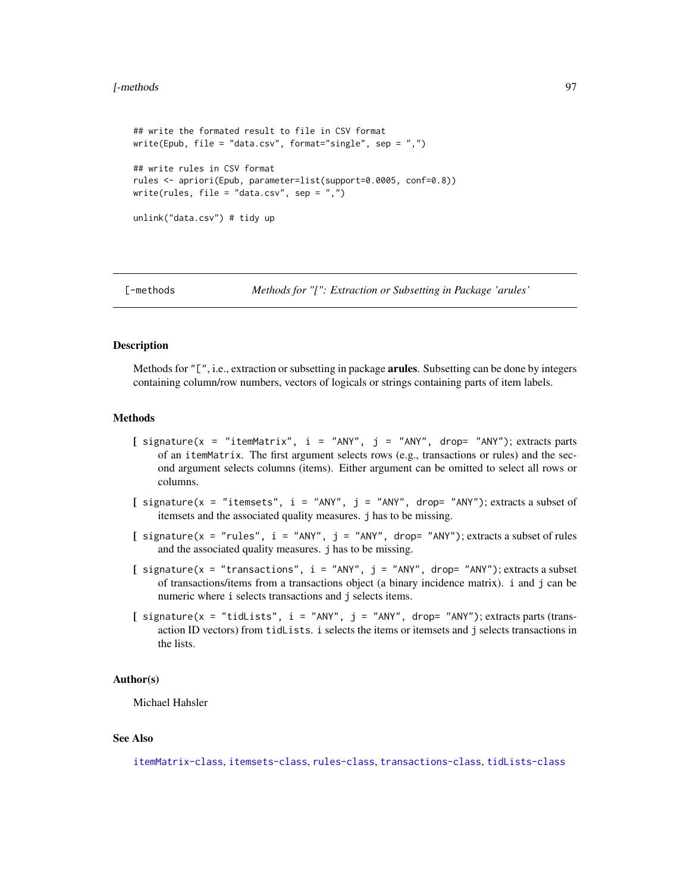```
## write the formated result to file in CSV format
write(Epub, file = "data.csv", format="single", sep = ",")

## write rules in CSV format
rules <- apriori(Epub, parameter=list(support=0.0005, conf=0.8))
write(rules, file = "data.csv", sep = ",")

unlink("data.csv") # tidy up
```

## [-methods — *Methods for "[": Extraction or Subsetting in Package 'arules'*

### Description

Methods for "[", i.e., extraction or subsetting in package **arules**. Subsetting can be done by integers containing column/row numbers, vectors of logicals or strings containing parts of item labels.

### Methods

- **[** `signature(x = "itemMatrix", i = "ANY", j = "ANY", drop= "ANY")`; extracts parts of an `itemMatrix`. The first argument selects rows (e.g., transactions or rules) and the second argument selects columns (items). Either argument can be omitted to select all rows or columns.
- **[** `signature(x = "itemsets", i = "ANY", j = "ANY", drop= "ANY")`; extracts a subset of itemsets and the associated quality measures. `j` has to be missing.
- **[** `signature(x = "rules", i = "ANY", j = "ANY", drop= "ANY")`; extracts a subset of rules and the associated quality measures. `j` has to be missing.
- **[** `signature(x = "transactions", i = "ANY", j = "ANY", drop= "ANY")`; extracts a subset of transactions/items from a transactions object (a binary incidence matrix). `i` and `j` can be numeric where `i` selects transactions and `j` selects items.
- **[** `signature(x = "tidLists", i = "ANY", j = "ANY", drop= "ANY")`; extracts parts (transaction ID vectors) from `tidLists`. `i` selects the items or itemsets and `j` selects transactions in the lists.

### Author(s)

Michael Hahsler

### See Also

itemMatrix-class, itemsets-class, rules-class, transactions-class, tidLists-class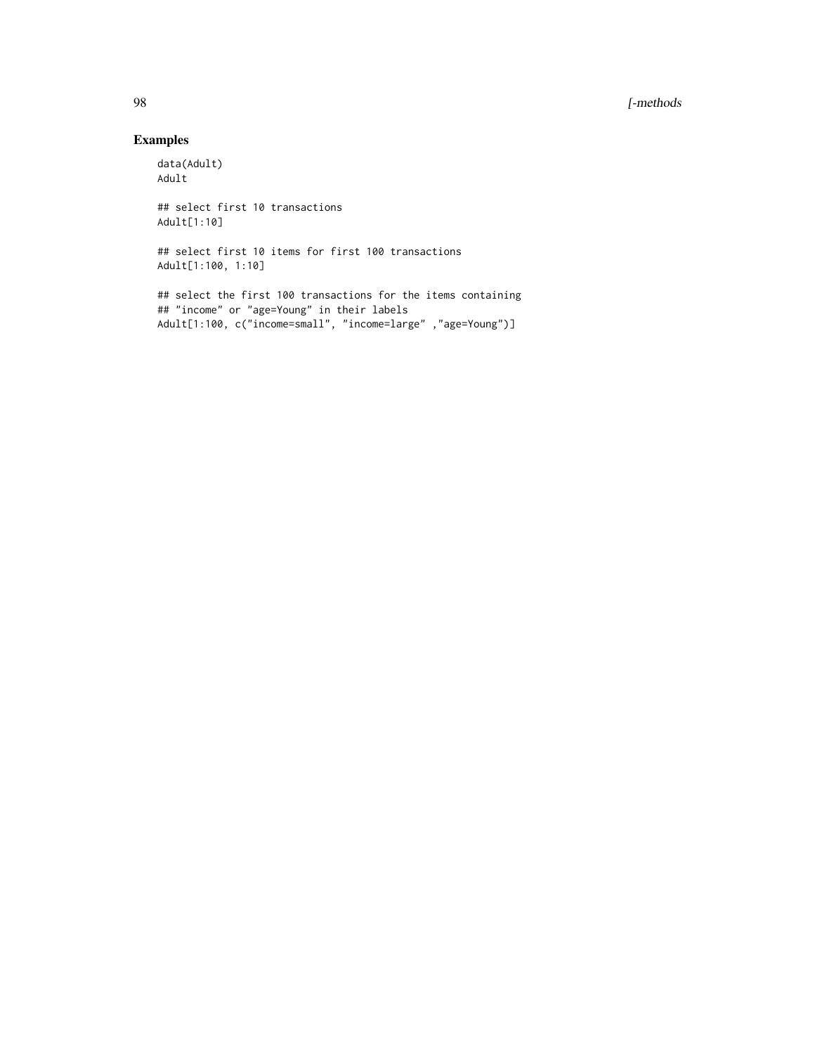## Examples

```
data(Adult)
Adult

## select first 10 transactions
Adult[1:10]

## select first 10 items for first 100 transactions
Adult[1:100, 1:10]

## select the first 100 transactions for the items containing
## "income" or "age=Young" in their labels
Adult[1:100, c("income=small", "income=large" ,"age=Young")]
```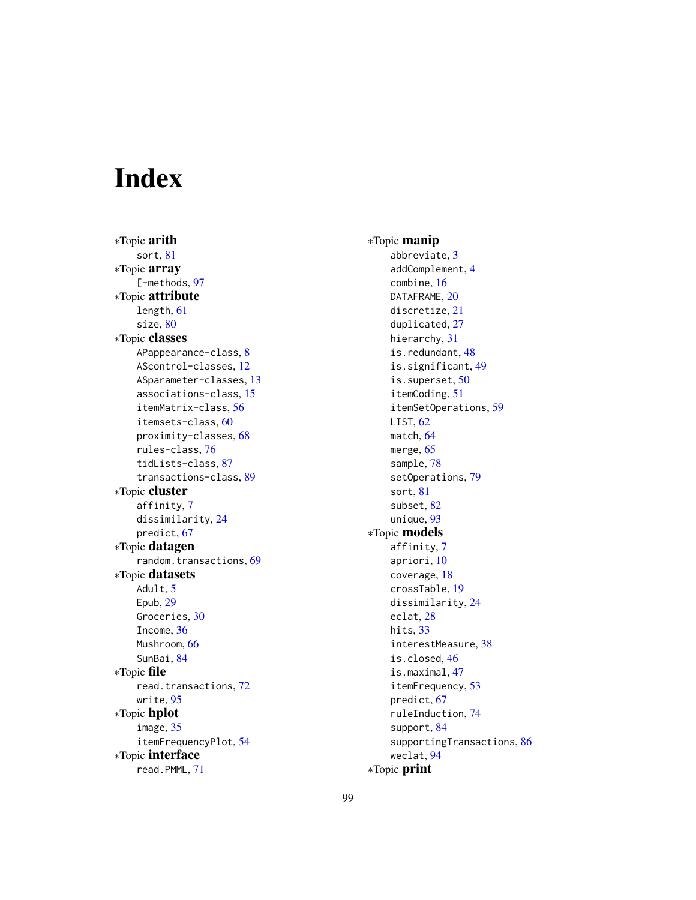# Index

∗Topic **arith**
    sort, 81
∗Topic **array**
    [-methods, 97
∗Topic **attribute**
    length, 61
    size, 80
∗Topic **classes**
    APappearance-class, 8
    AScontrol-classes, 12
    ASparameter-classes, 13
    associations-class, 15
    itemMatrix-class, 56
    itemsets-class, 60
    proximity-classes, 68
    rules-class, 76
    tidLists-class, 87
    transactions-class, 89
∗Topic **cluster**
    affinity, 7
    dissimilarity, 24
    predict, 67
∗Topic **datagen**
    random.transactions, 69
∗Topic **datasets**
    Adult, 5
    Epub, 29
    Groceries, 30
    Income, 36
    Mushroom, 66
    SunBai, 84
∗Topic **file**
    read.transactions, 72
    write, 95
∗Topic **hplot**
    image, 35
    itemFrequencyPlot, 54
∗Topic **interface**
    read.PMML, 71
∗Topic **manip**
    abbreviate, 3
    addComplement, 4
    combine, 16
    DATAFRAME, 20
    discretize, 21
    duplicated, 27
    hierarchy, 31
    is.redundant, 48
    is.significant, 49
    is.superset, 50
    itemCoding, 51
    itemSetOperations, 59
    LIST, 62
    match, 64
    merge, 65
    sample, 78
    setOperations, 79
    sort, 81
    subset, 82
    unique, 93
∗Topic **models**
    affinity, 7
    apriori, 10
    coverage, 18
    crossTable, 19
    dissimilarity, 24
    eclat, 28
    hits, 33
    interestMeasure, 38
    is.closed, 46
    is.maximal, 47
    itemFrequency, 53
    predict, 67
    ruleInduction, 74
    support, 84
    supportingTransactions, 86
    weclat, 94
∗Topic **print**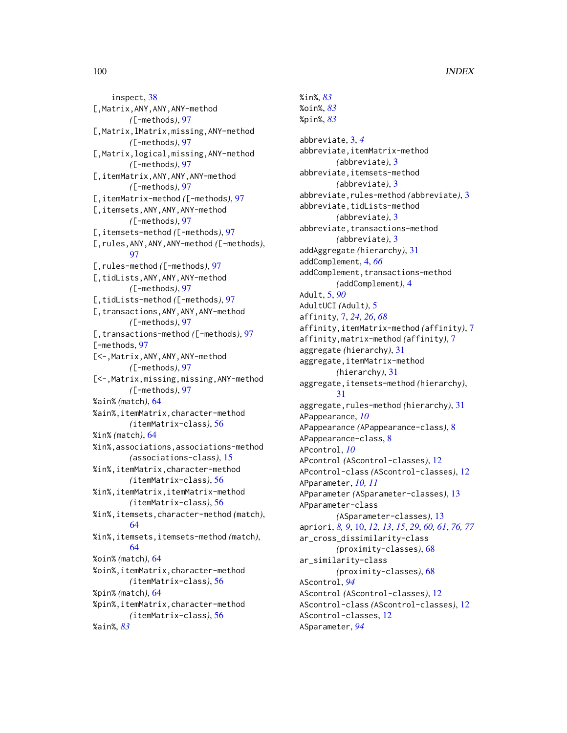inspect, 38
[,Matrix,ANY,ANY,ANY-method
([-methods), 97
[,Matrix,lMatrix,missing,ANY-method
([-methods), 97
[,Matrix,logical,missing,ANY-method
([-methods), 97
[,itemMatrix,ANY,ANY,ANY-method
([-methods), 97
[,itemMatrix-method ([-methods), 97
[,itemsets,ANY,ANY,ANY-method
([-methods), 97
[,itemsets-method ([-methods), 97
[,rules,ANY,ANY,ANY-method ([-methods),
97
[,rules-method ([-methods), 97
[,tidLists,ANY,ANY,ANY-method
([-methods), 97
[,tidLists-method ([-methods), 97
[,transactions,ANY,ANY,ANY-method
([-methods), 97
[,transactions-method ([-methods), 97
[-methods, 97
[<-,Matrix,ANY,ANY,ANY-method
([-methods), 97
[<-,Matrix,missing,missing,ANY-method
([-methods), 97
%ain% (match), 64
%ain%,itemMatrix,character-method
(itemMatrix-class), 56
%in% (match), 64
%in%,associations,associations-method
(associations-class), 15
%in%,itemMatrix,character-method
(itemMatrix-class), 56
%in%,itemMatrix,itemMatrix-method
(itemMatrix-class), 56
%in%,itemsets,character-method (match),
64
%in%,itemsets,itemsets-method (match),
64
%oin% (match), 64
%oin%,itemMatrix,character-method
(itemMatrix-class), 56
%pin% (match), 64
%pin%,itemMatrix,character-method
(itemMatrix-class), 56
%ain%, *83*
%in%, *83*
%oin%, *83*
%pin%, *83*

abbreviate, 3, *4*
abbreviate,itemMatrix-method
(abbreviate), 3
abbreviate,itemsets-method
(abbreviate), 3
abbreviate,rules-method (abbreviate), 3
abbreviate,tidLists-method
(abbreviate), 3
abbreviate,transactions-method
(abbreviate), 3
addAggregate (hierarchy), 31
addComplement, 4, *66*
addComplement,transactions-method
(addComplement), 4
Adult, 5, *90*
AdultUCI (Adult), 5
affinity, 7, *24*, *26*, *68*
affinity,itemMatrix-method (affinity), 7
affinity,matrix-method (affinity), 7
aggregate (hierarchy), 31
aggregate,itemMatrix-method
(hierarchy), 31
aggregate,itemsets-method (hierarchy),
31
aggregate,rules-method (hierarchy), 31
APappearance, *10*
APappearance (APappearance-class), 8
APappearance-class, 8
APcontrol, *10*
APcontrol (AScontrol-classes), 12
APcontrol-class (AScontrol-classes), 12
APparameter, *10*, *11*
APparameter (ASparameter-classes), 13
APparameter-class
(ASparameter-classes), 13
apriori, *8*, *9*, 10, *12*, *13*, *15*, *29*, *60*, *61*, *76*, *77*
ar_cross_dissimilarity-class
(proximity-classes), 68
ar_similarity-class
(proximity-classes), 68
AScontrol, *94*
AScontrol (AScontrol-classes), 12
AScontrol-class (AScontrol-classes), 12
AScontrol-classes, 12
ASparameter, *94*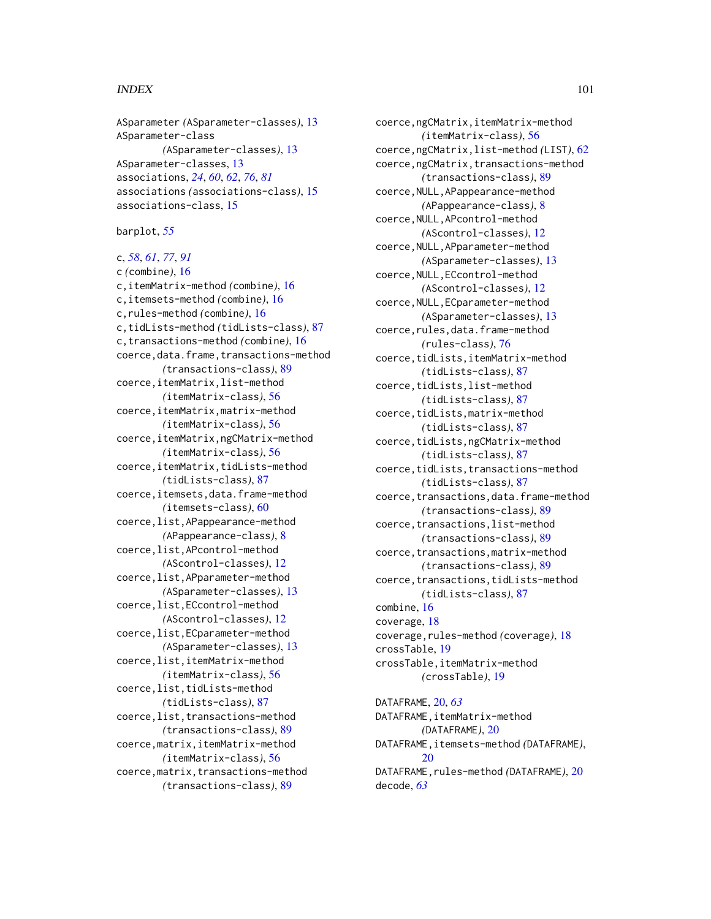ASparameter *(*ASparameter-classes*)*, 13
ASparameter-class
*(*ASparameter-classes*)*, 13
ASparameter-classes, 13
associations, *24*, *60*, *62*, *76*, *81*
associations *(*associations-class*)*, 15
associations-class, 15

barplot, *55*

c, *58*, *61*, *77*, *91*
c *(*combine*)*, 16
c,itemMatrix-method *(*combine*)*, 16
c,itemsets-method *(*combine*)*, 16
c,rules-method *(*combine*)*, 16
c,tidLists-method *(*tidLists-class*)*, 87
c,transactions-method *(*combine*)*, 16
coerce,data.frame,transactions-method
*(*transactions-class*)*, 89
coerce,itemMatrix,list-method
*(*itemMatrix-class*)*, 56
coerce,itemMatrix,matrix-method
*(*itemMatrix-class*)*, 56
coerce,itemMatrix,ngCMatrix-method
*(*itemMatrix-class*)*, 56
coerce,itemMatrix,tidLists-method
*(*tidLists-class*)*, 87
coerce,itemsets,data.frame-method
*(*itemsets-class*)*, 60
coerce,list,APappearance-method
*(*APappearance-class*)*, 8
coerce,list,APcontrol-method
*(*AScontrol-classes*)*, 12
coerce,list,APparameter-method
*(*ASparameter-classes*)*, 13
coerce,list,ECcontrol-method
*(*AScontrol-classes*)*, 12
coerce,list,ECparameter-method
*(*ASparameter-classes*)*, 13
coerce,list,itemMatrix-method
*(*itemMatrix-class*)*, 56
coerce,list,tidLists-method
*(*tidLists-class*)*, 87
coerce,list,transactions-method
*(*transactions-class*)*, 89
coerce,matrix,itemMatrix-method
*(*itemMatrix-class*)*, 56
coerce,matrix,transactions-method
*(*transactions-class*)*, 89
coerce,ngCMatrix,itemMatrix-method
*(*itemMatrix-class*)*, 56
coerce,ngCMatrix,list-method *(*LIST*)*, 62
coerce,ngCMatrix,transactions-method
*(*transactions-class*)*, 89
coerce,NULL,APappearance-method
*(*APappearance-class*)*, 8
coerce,NULL,APcontrol-method
*(*AScontrol-classes*)*, 12
coerce,NULL,APparameter-method
*(*ASparameter-classes*)*, 13
coerce,NULL,ECcontrol-method
*(*AScontrol-classes*)*, 12
coerce,NULL,ECparameter-method
*(*ASparameter-classes*)*, 13
coerce,rules,data.frame-method
*(*rules-class*)*, 76
coerce,tidLists,itemMatrix-method
*(*tidLists-class*)*, 87
coerce,tidLists,list-method
*(*tidLists-class*)*, 87
coerce,tidLists,matrix-method
*(*tidLists-class*)*, 87
coerce,tidLists,ngCMatrix-method
*(*tidLists-class*)*, 87
coerce,tidLists,transactions-method
*(*tidLists-class*)*, 87
coerce,transactions,data.frame-method
*(*transactions-class*)*, 89
coerce,transactions,list-method
*(*transactions-class*)*, 89
coerce,transactions,matrix-method
*(*transactions-class*)*, 89
coerce,transactions,tidLists-method
*(*tidLists-class*)*, 87
combine, 16
coverage, 18
coverage,rules-method *(*coverage*)*, 18
crossTable, 19
crossTable,itemMatrix-method
*(*crossTable*)*, 19

DATAFRAME, 20, *63*
DATAFRAME,itemMatrix-method
*(*DATAFRAME*)*, 20
DATAFRAME,itemsets-method *(*DATAFRAME*)*,
20
DATAFRAME,rules-method *(*DATAFRAME*)*, 20
decode, *63*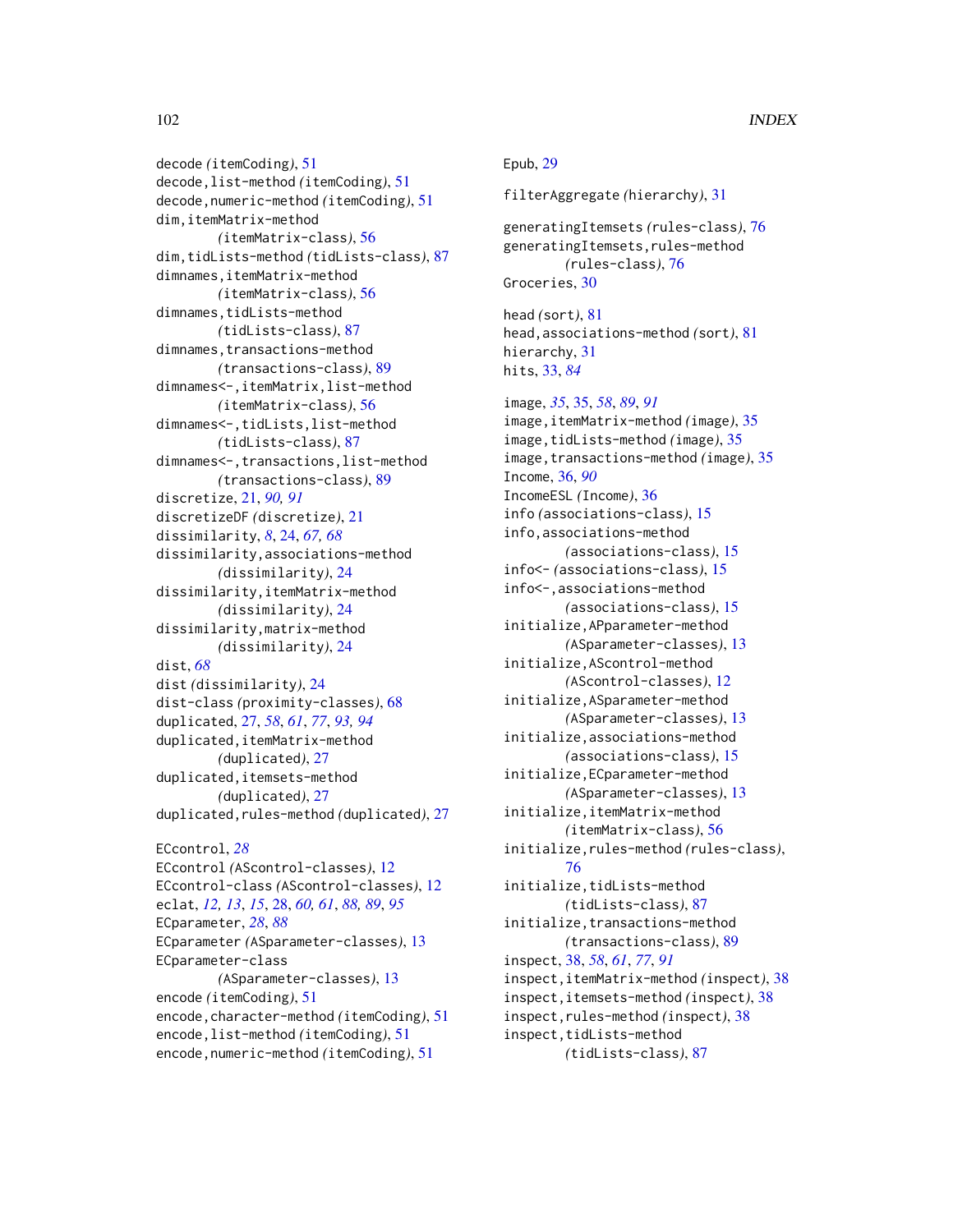decode *(itemCoding)*, 51
decode,list-method *(itemCoding)*, 51
decode,numeric-method *(itemCoding)*, 51
dim,itemMatrix-method
*(itemMatrix-class)*, 56
dim,tidLists-method *(tidLists-class)*, 87
dimnames,itemMatrix-method
*(itemMatrix-class)*, 56
dimnames,tidLists-method
*(tidLists-class)*, 87
dimnames,transactions-method
*(transactions-class)*, 89
dimnames<-,itemMatrix,list-method
*(itemMatrix-class)*, 56
dimnames<-,tidLists,list-method
*(tidLists-class)*, 87
dimnames<-,transactions,list-method
*(transactions-class)*, 89
discretize, 21, *90, 91*
discretizeDF *(discretize)*, 21
dissimilarity, *8*, 24, *67, 68*
dissimilarity,associations-method
*(dissimilarity)*, 24
dissimilarity,itemMatrix-method
*(dissimilarity)*, 24
dissimilarity,matrix-method
*(dissimilarity)*, 24
dist, *68*
dist *(dissimilarity)*, 24
dist-class *(proximity-classes)*, 68
duplicated, 27, *58*, *61*, *77*, *93, 94*
duplicated,itemMatrix-method
*(duplicated)*, 27
duplicated,itemsets-method
*(duplicated)*, 27
duplicated,rules-method *(duplicated)*, 27

ECcontrol, *28*
ECcontrol *(AScontrol-classes)*, 12
ECcontrol-class *(AScontrol-classes)*, 12
eclat, *12, 13*, *15*, 28, *60, 61*, *88, 89*, *95*
ECparameter, *28*, *88*
ECparameter *(ASparameter-classes)*, 13
ECparameter-class
*(ASparameter-classes)*, 13
encode *(itemCoding)*, 51
encode,character-method *(itemCoding)*, 51
encode,list-method *(itemCoding)*, 51
encode,numeric-method *(itemCoding)*, 51

Epub, 29

filterAggregate *(hierarchy)*, 31

generatingItemsets *(rules-class)*, 76
generatingItemsets,rules-method
*(rules-class)*, 76
Groceries, 30

head *(sort)*, 81
head,associations-method *(sort)*, 81
hierarchy, 31
hits, 33, *84*

image, *35*, 35, *58*, *89*, *91*
image,itemMatrix-method *(image)*, 35
image,tidLists-method *(image)*, 35
image,transactions-method *(image)*, 35
Income, 36, *90*
IncomeESL *(Income)*, 36
info *(associations-class)*, 15
info,associations-method
*(associations-class)*, 15
info<- *(associations-class)*, 15
info<-,associations-method
*(associations-class)*, 15
initialize,APparameter-method
*(ASparameter-classes)*, 13
initialize,AScontrol-method
*(AScontrol-classes)*, 12
initialize,ASparameter-method
*(ASparameter-classes)*, 13
initialize,associations-method
*(associations-class)*, 15
initialize,ECparameter-method
*(ASparameter-classes)*, 13
initialize,itemMatrix-method
*(itemMatrix-class)*, 56
initialize,rules-method *(rules-class)*, 76
initialize,tidLists-method
*(tidLists-class)*, 87
initialize,transactions-method
*(transactions-class)*, 89
inspect, 38, *58*, *61*, *77*, *91*
inspect,itemMatrix-method *(inspect)*, 38
inspect,itemsets-method *(inspect)*, 38
inspect,rules-method *(inspect)*, 38
inspect,tidLists-method
*(tidLists-class)*, 87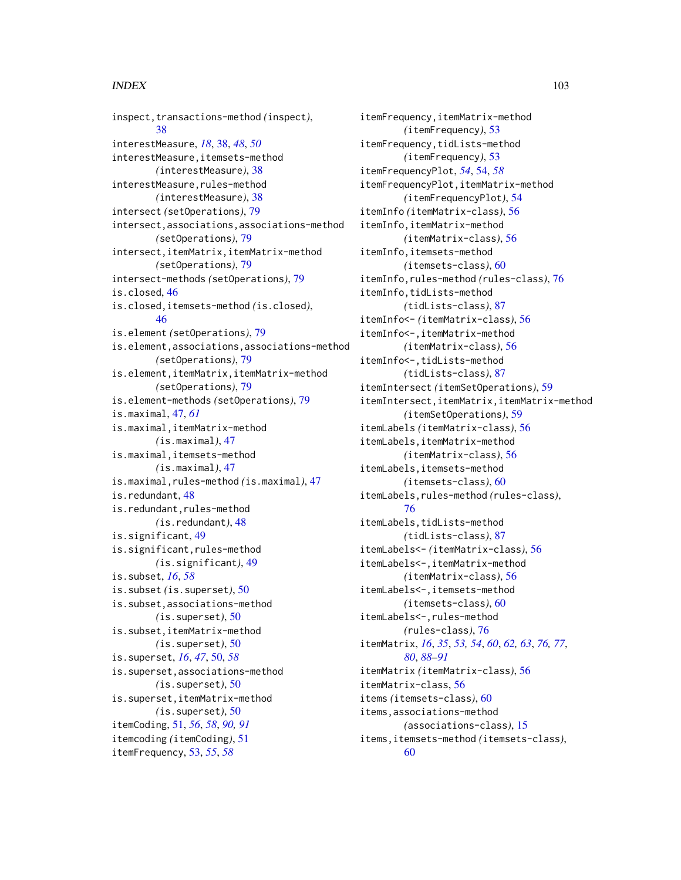inspect,transactions-method *(inspect)*, 38
interestMeasure, *18*, 38, *48*, *50*
interestMeasure,itemsets-method *(interestMeasure)*, 38
interestMeasure,rules-method *(interestMeasure)*, 38
intersect *(setOperations)*, 79
intersect,associations,associations-method *(setOperations)*, 79
intersect,itemMatrix,itemMatrix-method *(setOperations)*, 79
intersect-methods *(setOperations)*, 79
is.closed, 46
is.closed,itemsets-method *(is.closed)*, 46
is.element *(setOperations)*, 79
is.element,associations,associations-method *(setOperations)*, 79
is.element,itemMatrix,itemMatrix-method *(setOperations)*, 79
is.element-methods *(setOperations)*, 79
is.maximal, 47, *61*
is.maximal,itemMatrix-method *(is.maximal)*, 47
is.maximal,itemsets-method *(is.maximal)*, 47
is.maximal,rules-method *(is.maximal)*, 47
is.redundant, 48
is.redundant,rules-method *(is.redundant)*, 48
is.significant, 49
is.significant,rules-method *(is.significant)*, 49
is.subset, *16*, *58*
is.subset *(is.superset)*, 50
is.subset,associations-method *(is.superset)*, 50
is.subset,itemMatrix-method *(is.superset)*, 50
is.superset, *16*, *47*, 50, *58*
is.superset,associations-method *(is.superset)*, 50
is.superset,itemMatrix-method *(is.superset)*, 50
itemCoding, 51, *56*, *58*, *90, 91*
itemcoding *(itemCoding)*, 51
itemFrequency, 53, *55*, *58*
itemFrequency,itemMatrix-method *(itemFrequency)*, 53
itemFrequency,tidLists-method *(itemFrequency)*, 53
itemFrequencyPlot, *54*, 54, *58*
itemFrequencyPlot,itemMatrix-method *(itemFrequencyPlot)*, 54
itemInfo *(itemMatrix-class)*, 56
itemInfo,itemMatrix-method *(itemMatrix-class)*, 56
itemInfo,itemsets-method *(itemsets-class)*, 60
itemInfo,rules-method *(rules-class)*, 76
itemInfo,tidLists-method *(tidLists-class)*, 87
itemInfo<- *(itemMatrix-class)*, 56
itemInfo<-,itemMatrix-method *(itemMatrix-class)*, 56
itemInfo<-,tidLists-method *(tidLists-class)*, 87
itemIntersect *(itemSetOperations)*, 59
itemIntersect,itemMatrix,itemMatrix-method *(itemSetOperations)*, 59
itemLabels *(itemMatrix-class)*, 56
itemLabels,itemMatrix-method *(itemMatrix-class)*, 56
itemLabels,itemsets-method *(itemsets-class)*, 60
itemLabels,rules-method *(rules-class)*, 76
itemLabels,tidLists-method *(tidLists-class)*, 87
itemLabels<- *(itemMatrix-class)*, 56
itemLabels<-,itemMatrix-method *(itemMatrix-class)*, 56
itemLabels<-,itemsets-method *(itemsets-class)*, 60
itemLabels<-,rules-method *(rules-class)*, 76
itemMatrix, *16*, *35*, *53, 54*, *60*, *62, 63*, *76, 77*, *80*, *88–91*
itemMatrix *(itemMatrix-class)*, 56
itemMatrix-class, 56
items *(itemsets-class)*, 60
items,associations-method *(associations-class)*, 15
items,itemsets-method *(itemsets-class)*, 60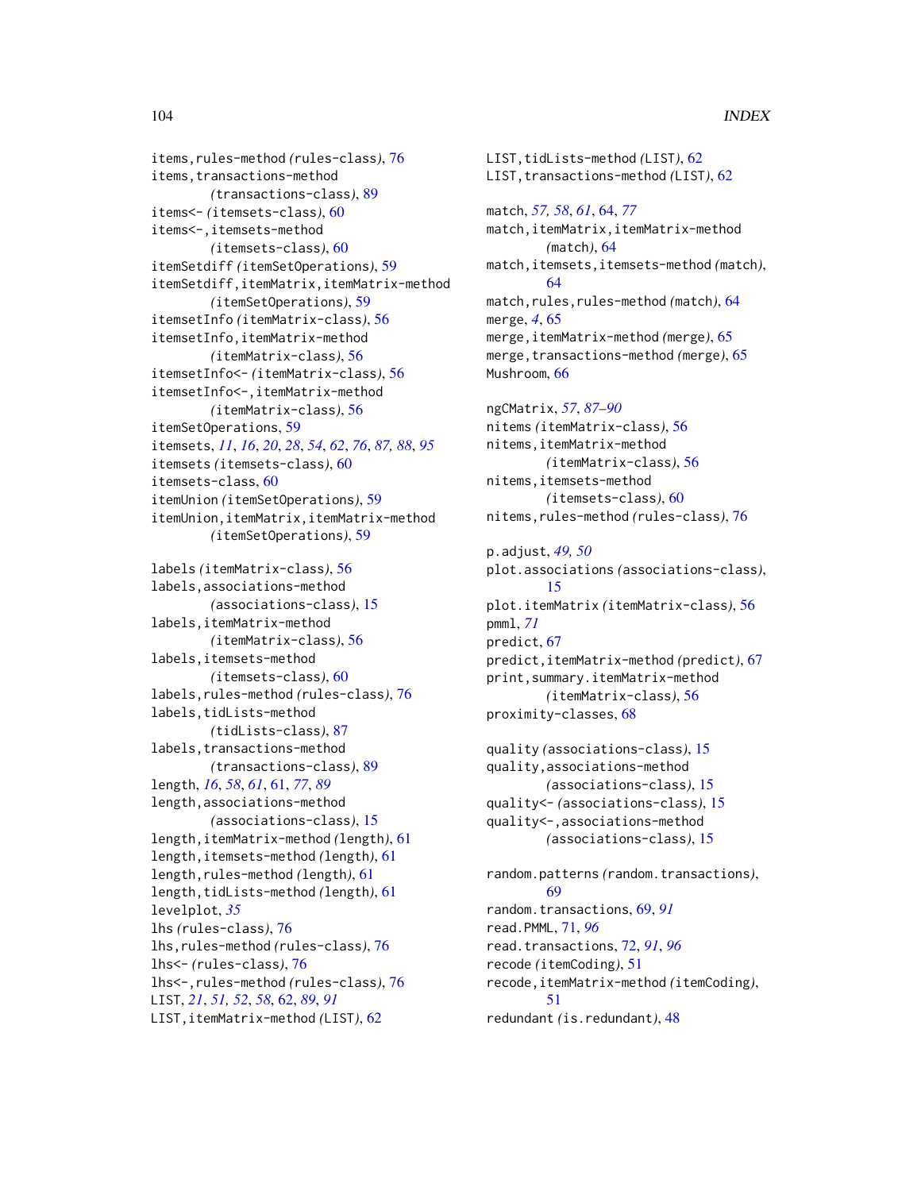items,rules-method *(*rules-class*)*, 76
items,transactions-method *(*transactions-class*)*, 89
items<- *(*itemsets-class*)*, 60
items<-,itemsets-method *(*itemsets-class*)*, 60
itemSetdiff *(*itemSetOperations*)*, 59
itemSetdiff,itemMatrix,itemMatrix-method *(*itemSetOperations*)*, 59
itemsetInfo *(*itemMatrix-class*)*, 56
itemsetInfo,itemMatrix-method *(*itemMatrix-class*)*, 56
itemsetInfo<- *(*itemMatrix-class*)*, 56
itemsetInfo<-,itemMatrix-method *(*itemMatrix-class*)*, 56
itemSetOperations, 59
itemsets, *11*, *16*, *20*, *28*, *54*, *62*, *76*, *87, 88*, *95*
itemsets *(*itemsets-class*)*, 60
itemsets-class, 60
itemUnion *(*itemSetOperations*)*, 59
itemUnion,itemMatrix,itemMatrix-method *(*itemSetOperations*)*, 59

labels *(*itemMatrix-class*)*, 56
labels,associations-method *(*associations-class*)*, 15
labels,itemMatrix-method *(*itemMatrix-class*)*, 56
labels,itemsets-method *(*itemsets-class*)*, 60
labels,rules-method *(*rules-class*)*, 76
labels,tidLists-method *(*tidLists-class*)*, 87
labels,transactions-method *(*transactions-class*)*, 89
length, *16*, *58*, *61*, 61, *77*, *89*
length,associations-method *(*associations-class*)*, 15
length,itemMatrix-method *(*length*)*, 61
length,itemsets-method *(*length*)*, 61
length,rules-method *(*length*)*, 61
length,tidLists-method *(*length*)*, 61
levelplot, *35*
lhs *(*rules-class*)*, 76
lhs,rules-method *(*rules-class*)*, 76
lhs<- *(*rules-class*)*, 76
lhs<-,rules-method *(*rules-class*)*, 76
LIST, *21*, *51, 52*, *58*, 62, *89*, *91*
LIST,itemMatrix-method *(*LIST*)*, 62
LIST,tidLists-method *(*LIST*)*, 62
LIST,transactions-method *(*LIST*)*, 62

match, *57, 58*, *61*, 64, *77*
match,itemMatrix,itemMatrix-method *(*match*)*, 64
match,itemsets,itemsets-method *(*match*)*, 64
match,rules,rules-method *(*match*)*, 64
merge, *4*, 65
merge,itemMatrix-method *(*merge*)*, 65
merge,transactions-method *(*merge*)*, 65
Mushroom, 66

ngCMatrix, *57*, *87–90*
nitems *(*itemMatrix-class*)*, 56
nitems,itemMatrix-method *(*itemMatrix-class*)*, 56
nitems,itemsets-method *(*itemsets-class*)*, 60
nitems,rules-method *(*rules-class*)*, 76

p.adjust, *49, 50*
plot.associations *(*associations-class*)*, 15
plot.itemMatrix *(*itemMatrix-class*)*, 56
pmml, *71*
predict, 67
predict,itemMatrix-method *(*predict*)*, 67
print,summary.itemMatrix-method *(*itemMatrix-class*)*, 56
proximity-classes, 68

quality *(*associations-class*)*, 15
quality,associations-method *(*associations-class*)*, 15
quality<- *(*associations-class*)*, 15
quality<-,associations-method *(*associations-class*)*, 15

random.patterns *(*random.transactions*)*, 69
random.transactions, 69, *91*
read.PMML, 71, *96*
read.transactions, 72, *91*, *96*
recode *(*itemCoding*)*, 51
recode,itemMatrix-method *(*itemCoding*)*, 51
redundant *(*is.redundant*)*, 48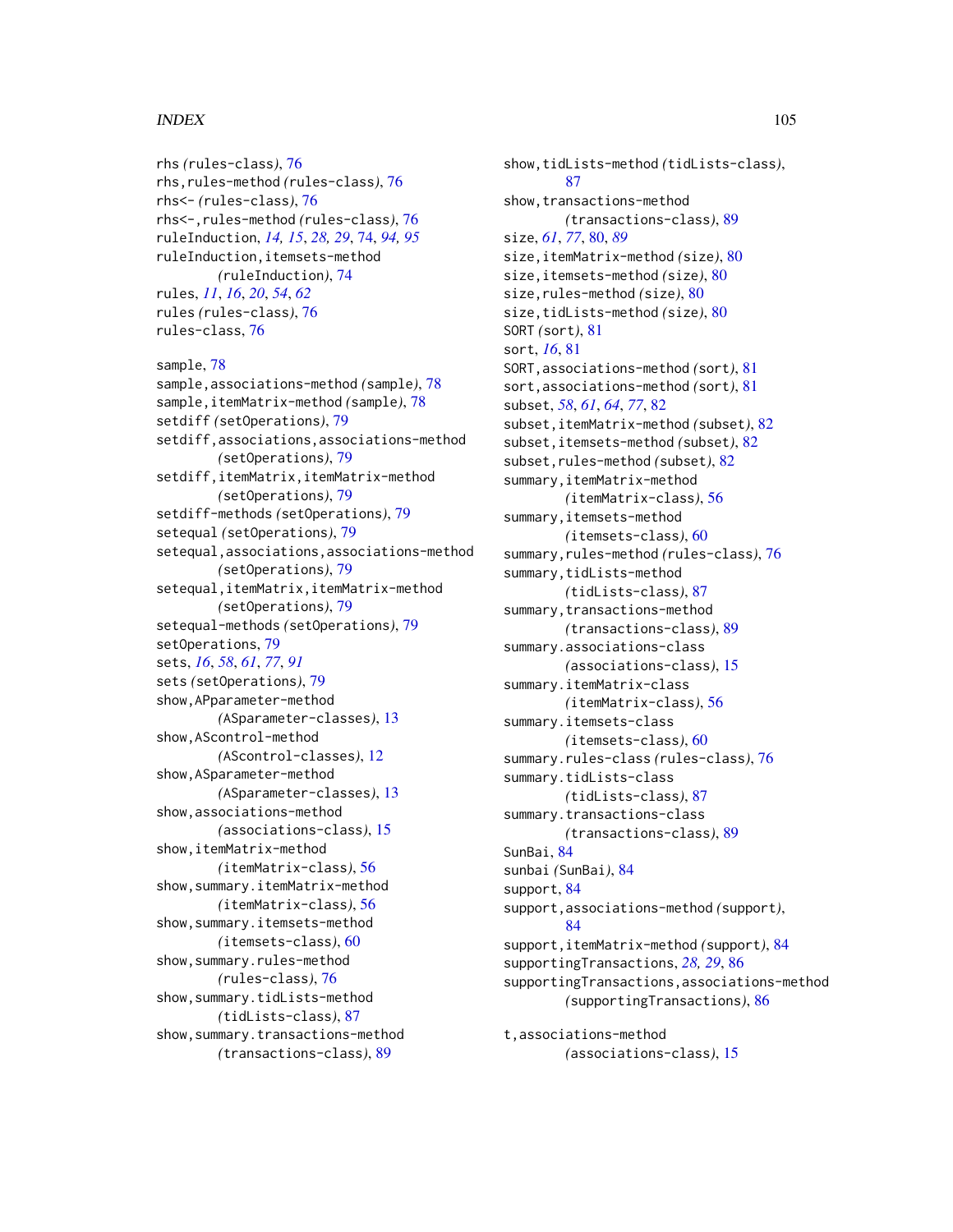rhs *(*rules-class*)*, 76
rhs,rules-method *(*rules-class*)*, 76
rhs<- *(*rules-class*)*, 76
rhs<-,rules-method *(*rules-class*)*, 76
ruleInduction, *14, 15*, *28, 29*, 74, *94, 95*
ruleInduction,itemsets-method
*(*ruleInduction*)*, 74
rules, *11*, *16*, *20*, *54*, *62*
rules *(*rules-class*)*, 76
rules-class, 76

sample, 78
sample,associations-method *(*sample*)*, 78
sample,itemMatrix-method *(*sample*)*, 78
setdiff *(*setOperations*)*, 79
setdiff,associations,associations-method
*(*setOperations*)*, 79
setdiff,itemMatrix,itemMatrix-method
*(*setOperations*)*, 79
setdiff-methods *(*setOperations*)*, 79
setequal *(*setOperations*)*, 79
setequal,associations,associations-method
*(*setOperations*)*, 79
setequal,itemMatrix,itemMatrix-method
*(*setOperations*)*, 79
setequal-methods *(*setOperations*)*, 79
setOperations, 79
sets, *16*, *58*, *61*, *77*, *91*
sets *(*setOperations*)*, 79
show,APparameter-method
*(*ASparameter-classes*)*, 13
show,AScontrol-method
*(*AScontrol-classes*)*, 12
show,ASparameter-method
*(*ASparameter-classes*)*, 13
show,associations-method
*(*associations-class*)*, 15
show,itemMatrix-method
*(*itemMatrix-class*)*, 56
show,summary.itemMatrix-method
*(*itemMatrix-class*)*, 56
show,summary.itemsets-method
*(*itemsets-class*)*, 60
show,summary.rules-method
*(*rules-class*)*, 76
show,summary.tidLists-method
*(*tidLists-class*)*, 87
show,summary.transactions-method
*(*transactions-class*)*, 89
show,tidLists-method *(*tidLists-class*)*,
87
show,transactions-method
*(*transactions-class*)*, 89
size, *61*, *77*, 80, *89*
size,itemMatrix-method *(*size*)*, 80
size,itemsets-method *(*size*)*, 80
size,rules-method *(*size*)*, 80
size,tidLists-method *(*size*)*, 80
SORT *(*sort*)*, 81
sort, *16*, 81
SORT,associations-method *(*sort*)*, 81
sort,associations-method *(*sort*)*, 81
subset, *58*, *61*, *64*, *77*, 82
subset,itemMatrix-method *(*subset*)*, 82
subset,itemsets-method *(*subset*)*, 82
subset,rules-method *(*subset*)*, 82
summary,itemMatrix-method
*(*itemMatrix-class*)*, 56
summary,itemsets-method
*(*itemsets-class*)*, 60
summary,rules-method *(*rules-class*)*, 76
summary,tidLists-method
*(*tidLists-class*)*, 87
summary,transactions-method
*(*transactions-class*)*, 89
summary.associations-class
*(*associations-class*)*, 15
summary.itemMatrix-class
*(*itemMatrix-class*)*, 56
summary.itemsets-class
*(*itemsets-class*)*, 60
summary.rules-class *(*rules-class*)*, 76
summary.tidLists-class
*(*tidLists-class*)*, 87
summary.transactions-class
*(*transactions-class*)*, 89
SunBai, 84
sunbai *(*SunBai*)*, 84
support, 84
support,associations-method *(*support*)*,
84
support,itemMatrix-method *(*support*)*, 84
supportingTransactions, *28, 29*, 86
supportingTransactions,associations-method
*(*supportingTransactions*)*, 86

t,associations-method
*(*associations-class*)*, 15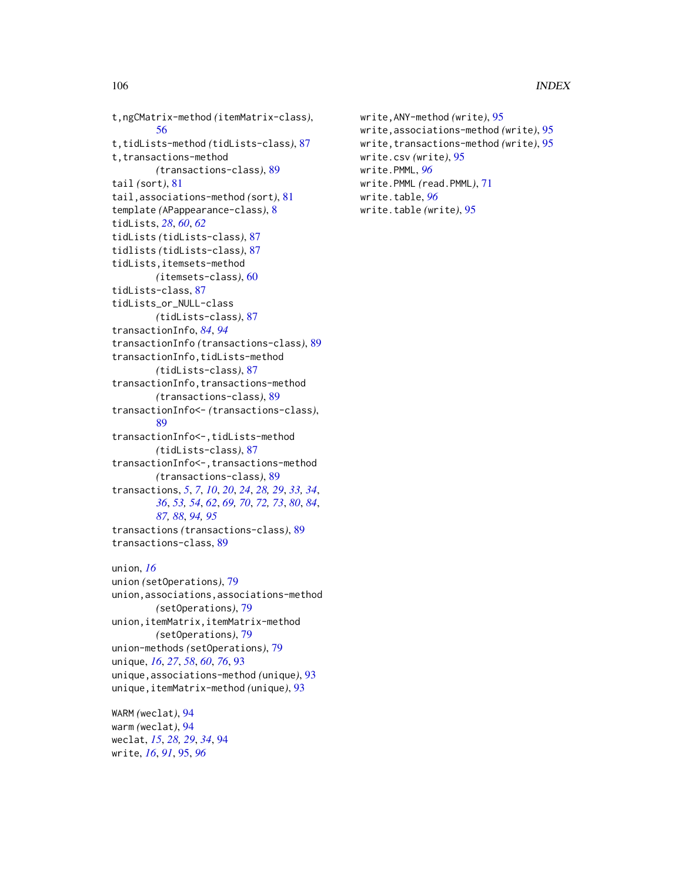t,ngCMatrix-method *(*itemMatrix-class*)*, 56
t,tidLists-method *(*tidLists-class*)*, 87
t,transactions-method *(*transactions-class*)*, 89
tail *(*sort*)*, 81
tail,associations-method *(*sort*)*, 81
template *(*APappearance-class*)*, 8
tidLists, *28*, *60*, *62*
tidLists *(*tidLists-class*)*, 87
tidlists *(*tidLists-class*)*, 87
tidLists,itemsets-method *(*itemsets-class*)*, 60
tidLists-class, 87
tidLists_or_NULL-class *(*tidLists-class*)*, 87
transactionInfo, *84*, *94*
transactionInfo *(*transactions-class*)*, 89
transactionInfo,tidLists-method *(*tidLists-class*)*, 87
transactionInfo,transactions-method *(*transactions-class*)*, 89
transactionInfo<- *(*transactions-class*)*, 89
transactionInfo<-,tidLists-method *(*tidLists-class*)*, 87
transactionInfo<-,transactions-method *(*transactions-class*)*, 89
transactions, *5*, *7*, *10*, *20*, *24*, *28, 29*, *33, 34*, *36*, *53, 54*, *62*, *69, 70*, *72, 73*, *80*, *84*, *87, 88*, *94, 95*
transactions *(*transactions-class*)*, 89
transactions-class, 89

union, *16*
union *(*setOperations*)*, 79
union,associations,associations-method *(*setOperations*)*, 79
union,itemMatrix,itemMatrix-method *(*setOperations*)*, 79
union-methods *(*setOperations*)*, 79
unique, *16*, *27*, *58*, *60*, *76*, 93
unique,associations-method *(*unique*)*, 93
unique,itemMatrix-method *(*unique*)*, 93

WARM *(*weclat*)*, 94
warm *(*weclat*)*, 94
weclat, *15*, *28, 29*, *34*, 94
write, *16*, *91*, 95, *96*
write,ANY-method *(*write*)*, 95
write,associations-method *(*write*)*, 95
write,transactions-method *(*write*)*, 95
write.csv *(*write*)*, 95
write.PMML, *96*
write.PMML *(*read.PMML*)*, 71
write.table, *96*
write.table *(*write*)*, 95